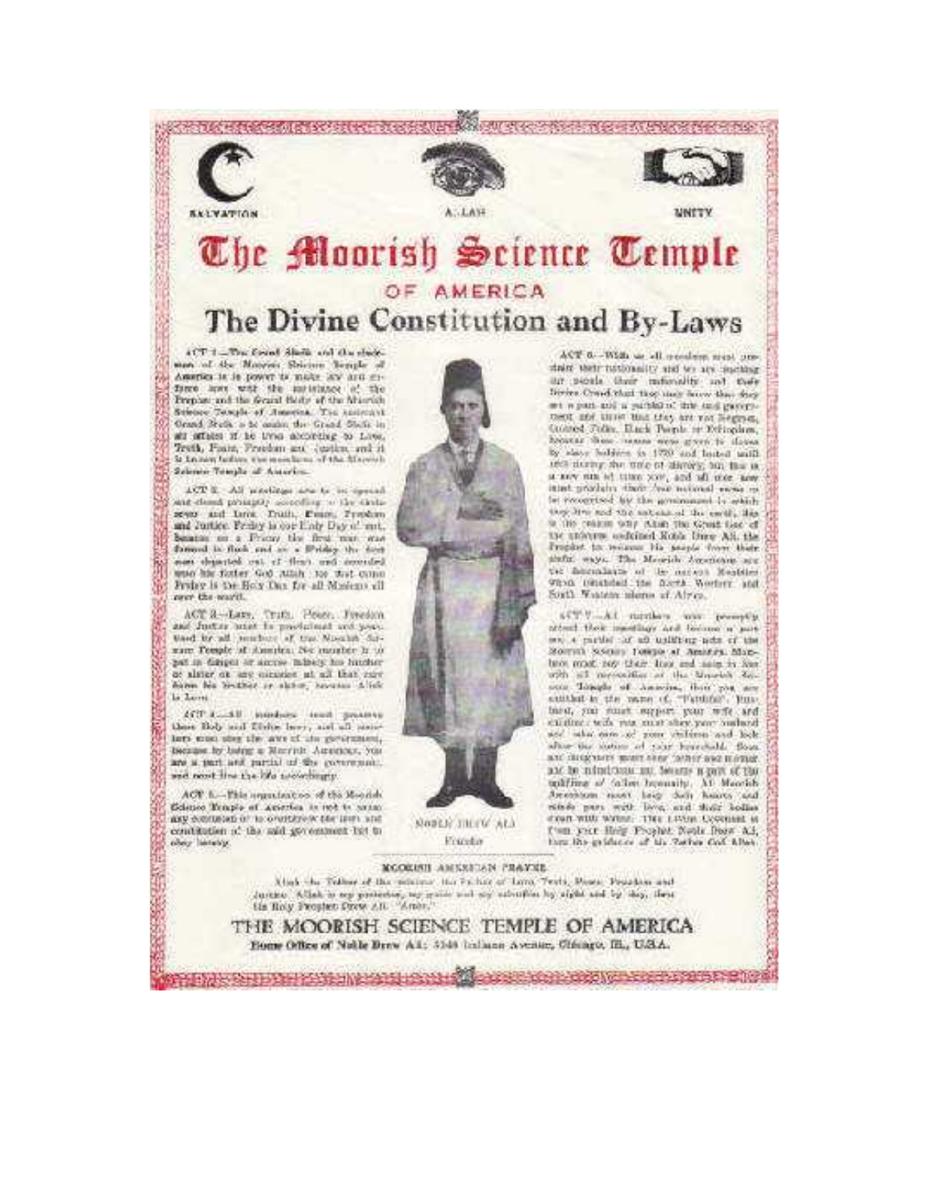SALVATION — ALLAH — UNITY

# The Moorish Science Temple
## OF AMERICA
# The Divine Constitution and By-Laws

ACT 1.—The Grand Sheik and the chairman of the Moorish Science Temple of America is in power to make law and enforce laws with the assistance of the Prophet and the Grand Body of the Moorish Science Temple of America. The assistant Grand Sheik is to assist the Grand Sheik in all affairs if he lives according to Love, Truth, Peace, Freedom and Justice, and it is known before the members of the Moorish Science Temple of America.

ACT 2.—All meetings are to be opened and closed promptly according to the circle seven and Love, Truth, Peace, Freedom and Justice. Friday is our Holy Day of rest, because on a Friday the first man was formed in flesh and on a Friday the first man departed out of flesh and ascended unto his father God Allah, for that cause Friday is the Holy Day for all Moslems all over the world.

ACT 3.—Love, Truth, Peace, Freedom and Justice must be proclaimed and practiced by all members of the Moorish Science Temple of America. No member is to put in danger or accuse falsely his brother or sister on any occasion at all that may harm his brother or sister, because Allah is Love.

ACT 4.—All members must preserve these Holy and Divine laws, and all members must obey the laws of the government, because by being a Moorish American, you are a part and partial of the government, and must live the life accordingly.

ACT 5.—This organization of the Moorish Science Temple of America is not to cause any confusion or to overthrow the laws and constitution of the said government but to obey hereby.

NOBLE DREW ALI
Founder

ACT 6.—With us all members must proclaim their nationality and we are teaching our people their nationality and their Divine Creed that they may know that they are a part and a partake of this said government, and know that they are not Negroes, Colored Folks, Black People or Ethiopians, because these names were given to slaves by slave holders in 1779 and lasted until 1865 during the time of slavery, but this is a new era of time now, and all men now must proclaim their free national name to be recognized by the government in which they live and the nations of the earth, this is the reason why Allah the Great God of the universe ordained Noble Drew Ali, the Prophet to redeem his people from their sinful ways. The Moorish Americans are the descendants of the ancient Moabites whom inhabited the North Western and South Western shores of Africa.

ACT 7.—All members must promptly attend their meetings and become a part and a partake of all uplifting acts of the Moorish Science Temple of America. Members must pay their dues and keep in line with all necessities of the Moorish Science Temple of America, then you are entitled to the name of, "Faithful". Husband, you must support your wife and children; wife, you must obey your husband and take care of your children and look after the duties of your household. Sons and daughters must obey father and mother and be industrious and become a part of the uplifting of fallen humanity. All Moorish Americans must keep their hearts and minds pure with love, and their bodies clean with water. This Divine Covenant is from your Holy Prophet Noble Drew Ali, thru the guidance of his Father God Allah.

### MOORISH AMERICAN PRAYER

Allah the Father of the universe, the Father of Love, Truth, Peace, Freedom and Justice. Allah is my protector, my guide and my salvation by night and by day, thru his Holy Prophet Drew Ali. "Amen."

## THE MOORISH SCIENCE TEMPLE OF AMERICA

Home Office of Noble Drew Ali; 3140 Indiana Avenue, Chicago, Ill., U.S.A.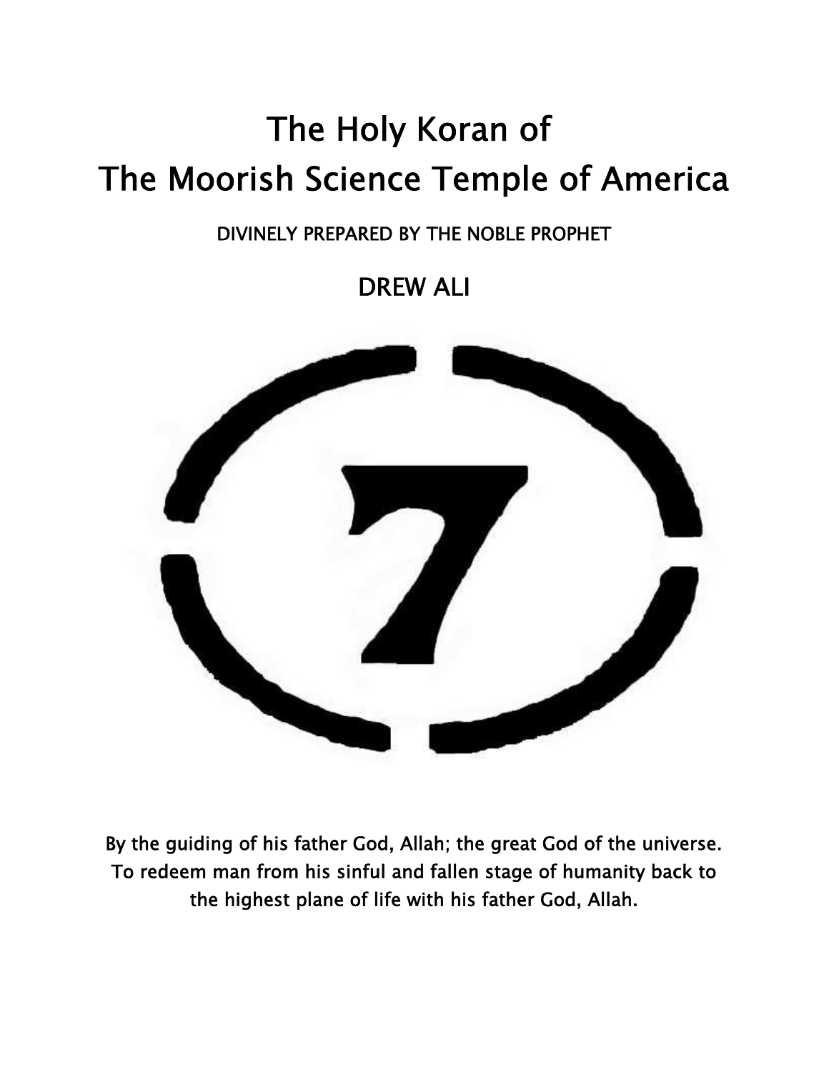# The Holy Koran of
# The Moorish Science Temple of America

DIVINELY PREPARED BY THE NOBLE PROPHET

## DREW ALI

By the guiding of his father God, Allah; the great God of the universe. To redeem man from his sinful and fallen stage of humanity back to the highest plane of life with his father God, Allah.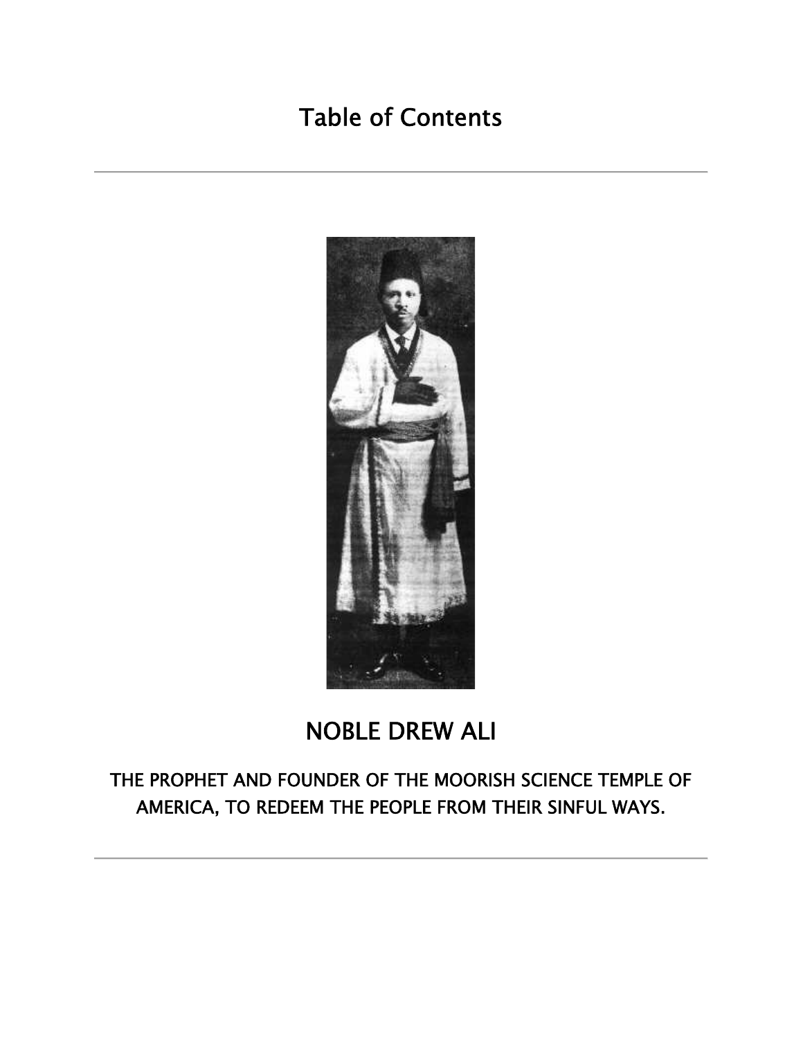Table of Contents

---

# NOBLE DREW ALI

## THE PROPHET AND FOUNDER OF THE MOORISH SCIENCE TEMPLE OF AMERICA, TO REDEEM THE PEOPLE FROM THEIR SINFUL WAYS.

---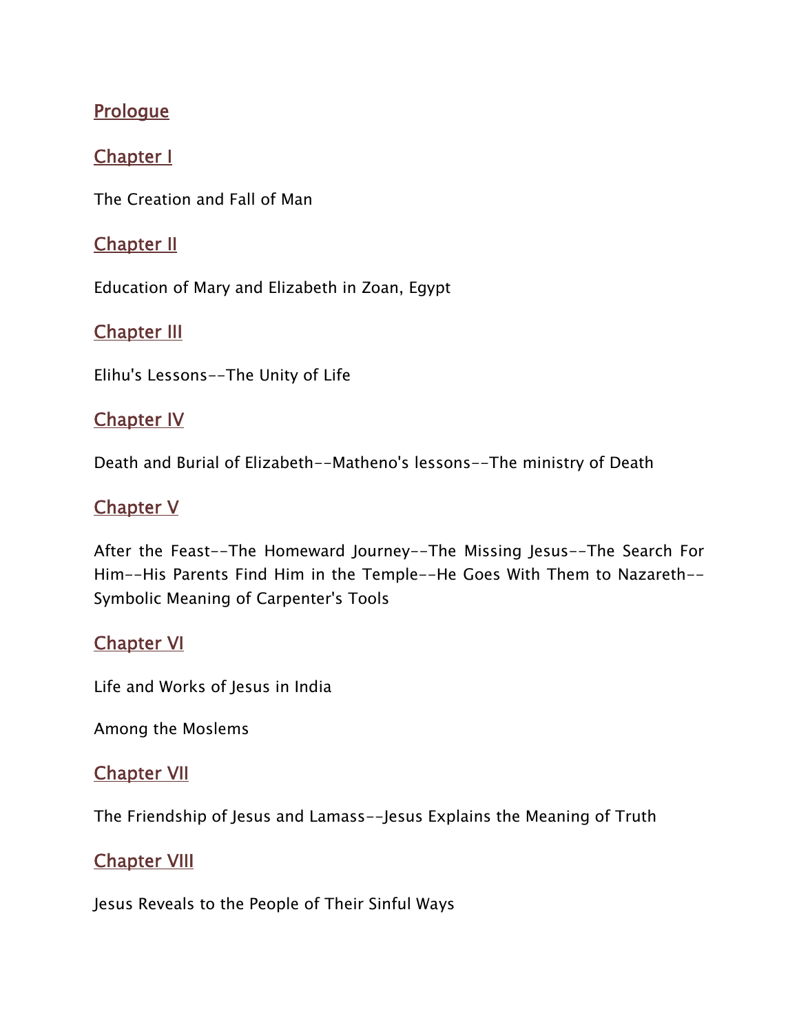[Prologue]()

[Chapter I]()

The Creation and Fall of Man

[Chapter II]()

Education of Mary and Elizabeth in Zoan, Egypt

[Chapter III]()

Elihu's Lessons--The Unity of Life

[Chapter IV]()

Death and Burial of Elizabeth--Matheno's lessons--The ministry of Death

[Chapter V]()

After the Feast--The Homeward Journey--The Missing Jesus--The Search For Him--His Parents Find Him in the Temple--He Goes With Them to Nazareth--Symbolic Meaning of Carpenter's Tools

[Chapter VI]()

Life and Works of Jesus in India

Among the Moslems

[Chapter VII]()

The Friendship of Jesus and Lamass--Jesus Explains the Meaning of Truth

[Chapter VIII]()

Jesus Reveals to the People of Their Sinful Ways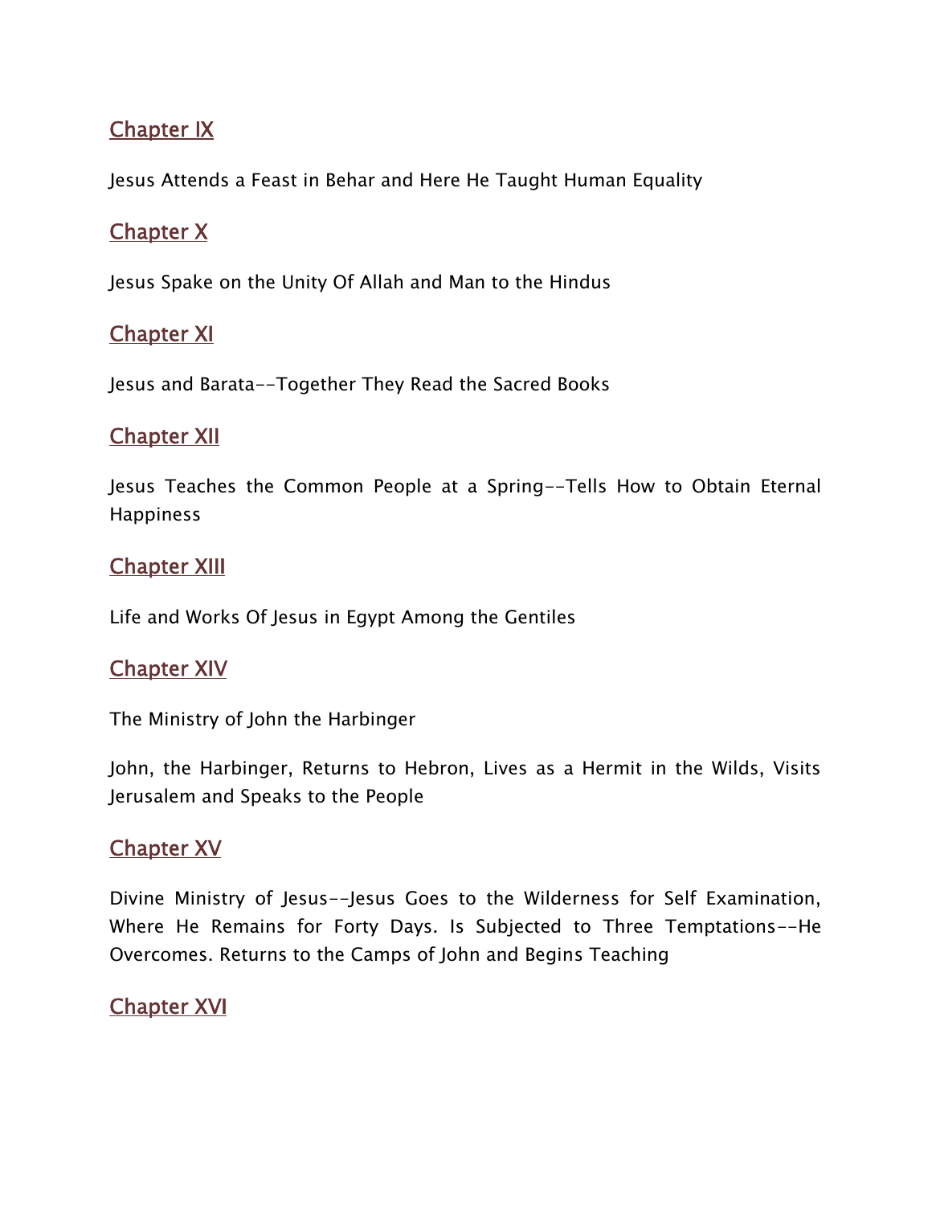## Chapter IX

Jesus Attends a Feast in Behar and Here He Taught Human Equality

## Chapter X

Jesus Spake on the Unity Of Allah and Man to the Hindus

## Chapter XI

Jesus and Barata--Together They Read the Sacred Books

## Chapter XII

Jesus Teaches the Common People at a Spring--Tells How to Obtain Eternal Happiness

## Chapter XIII

Life and Works Of Jesus in Egypt Among the Gentiles

## Chapter XIV

The Ministry of John the Harbinger

John, the Harbinger, Returns to Hebron, Lives as a Hermit in the Wilds, Visits Jerusalem and Speaks to the People

## Chapter XV

Divine Ministry of Jesus--Jesus Goes to the Wilderness for Self Examination, Where He Remains for Forty Days. Is Subjected to Three Temptations--He Overcomes. Returns to the Camps of John and Begins Teaching

## Chapter XVI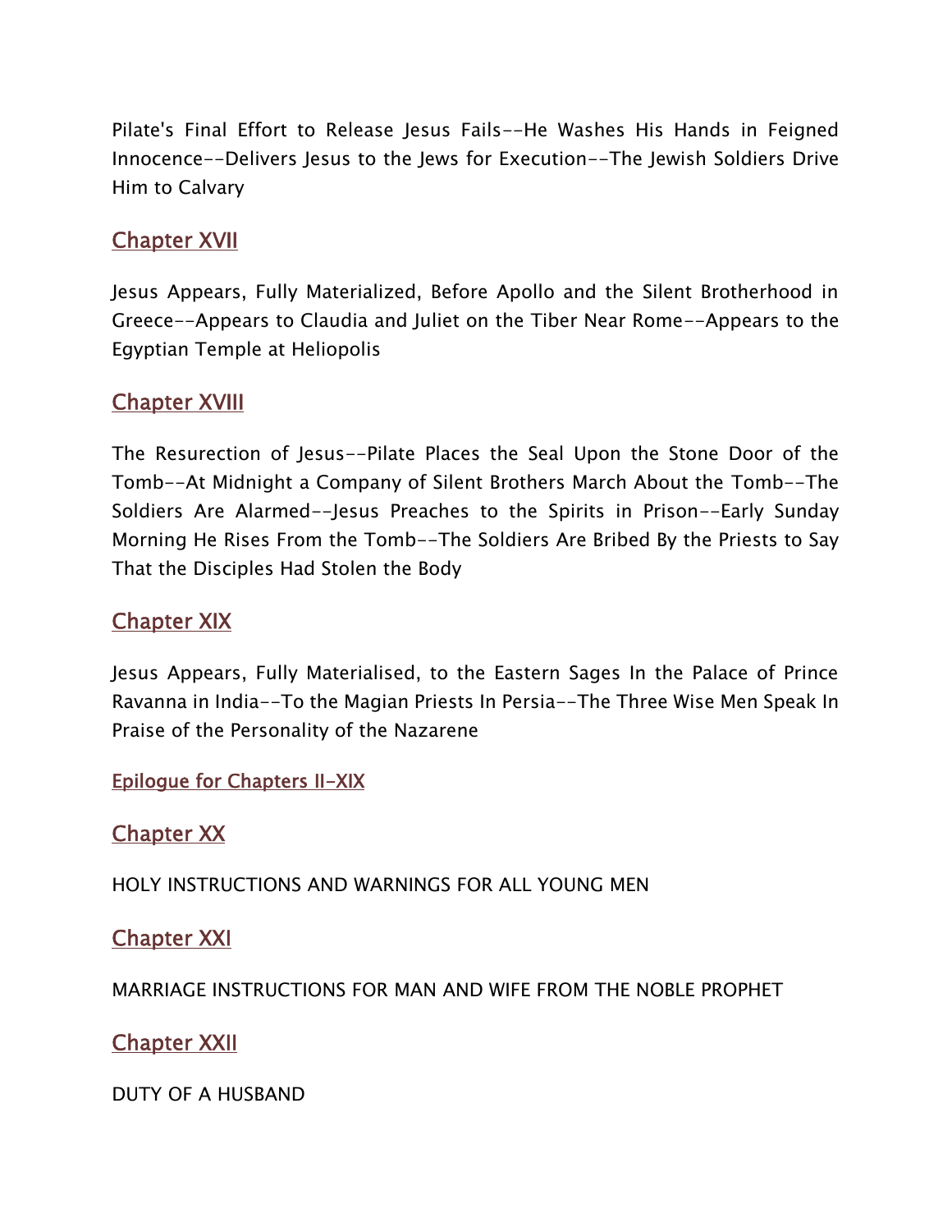Pilate's Final Effort to Release Jesus Fails--He Washes His Hands in Feigned Innocence--Delivers Jesus to the Jews for Execution--The Jewish Soldiers Drive Him to Calvary

## Chapter XVII

Jesus Appears, Fully Materialized, Before Apollo and the Silent Brotherhood in Greece--Appears to Claudia and Juliet on the Tiber Near Rome--Appears to the Egyptian Temple at Heliopolis

## Chapter XVIII

The Resurection of Jesus--Pilate Places the Seal Upon the Stone Door of the Tomb--At Midnight a Company of Silent Brothers March About the Tomb--The Soldiers Are Alarmed--Jesus Preaches to the Spirits in Prison--Early Sunday Morning He Rises From the Tomb--The Soldiers Are Bribed By the Priests to Say That the Disciples Had Stolen the Body

## Chapter XIX

Jesus Appears, Fully Materialised, to the Eastern Sages In the Palace of Prince Ravanna in India--To the Magian Priests In Persia--The Three Wise Men Speak In Praise of the Personality of the Nazarene

### Epilogue for Chapters II-XIX

## Chapter XX

HOLY INSTRUCTIONS AND WARNINGS FOR ALL YOUNG MEN

## Chapter XXI

MARRIAGE INSTRUCTIONS FOR MAN AND WIFE FROM THE NOBLE PROPHET

## Chapter XXII

DUTY OF A HUSBAND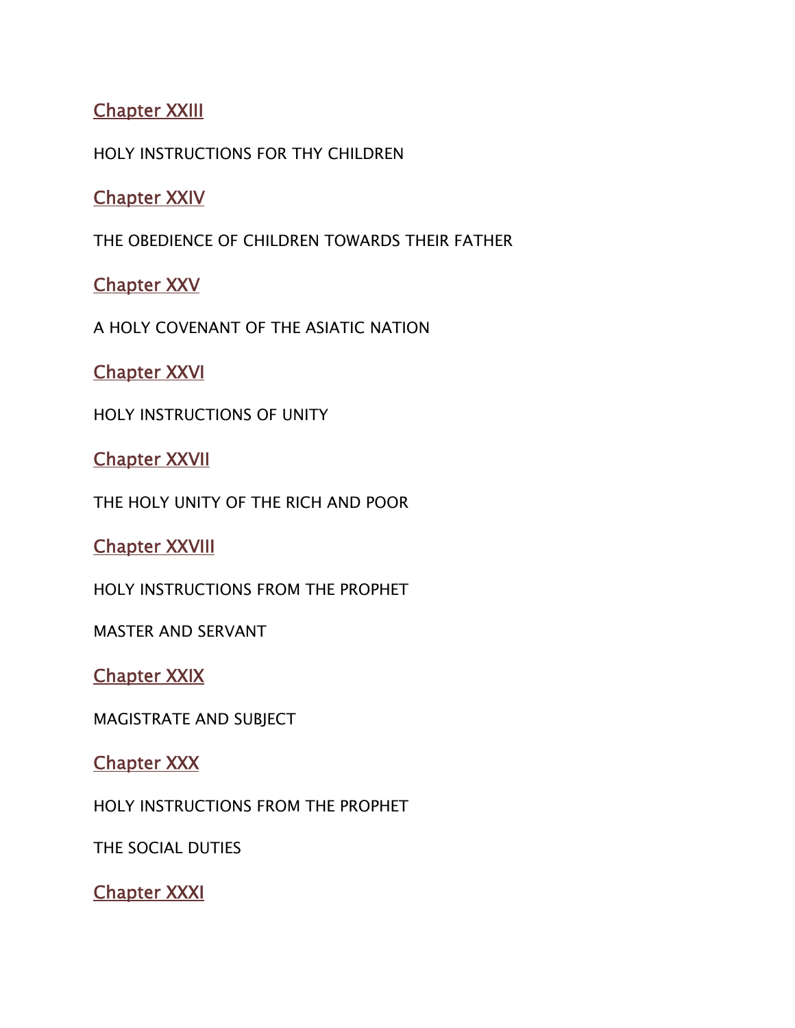[Chapter XXIII](#)

HOLY INSTRUCTIONS FOR THY CHILDREN

[Chapter XXIV](#)

THE OBEDIENCE OF CHILDREN TOWARDS THEIR FATHER

[Chapter XXV](#)

A HOLY COVENANT OF THE ASIATIC NATION

[Chapter XXVI](#)

HOLY INSTRUCTIONS OF UNITY

[Chapter XXVII](#)

THE HOLY UNITY OF THE RICH AND POOR

[Chapter XXVIII](#)

HOLY INSTRUCTIONS FROM THE PROPHET

MASTER AND SERVANT

[Chapter XXIX](#)

MAGISTRATE AND SUBJECT

[Chapter XXX](#)

HOLY INSTRUCTIONS FROM THE PROPHET

THE SOCIAL DUTIES

[Chapter XXXI](#)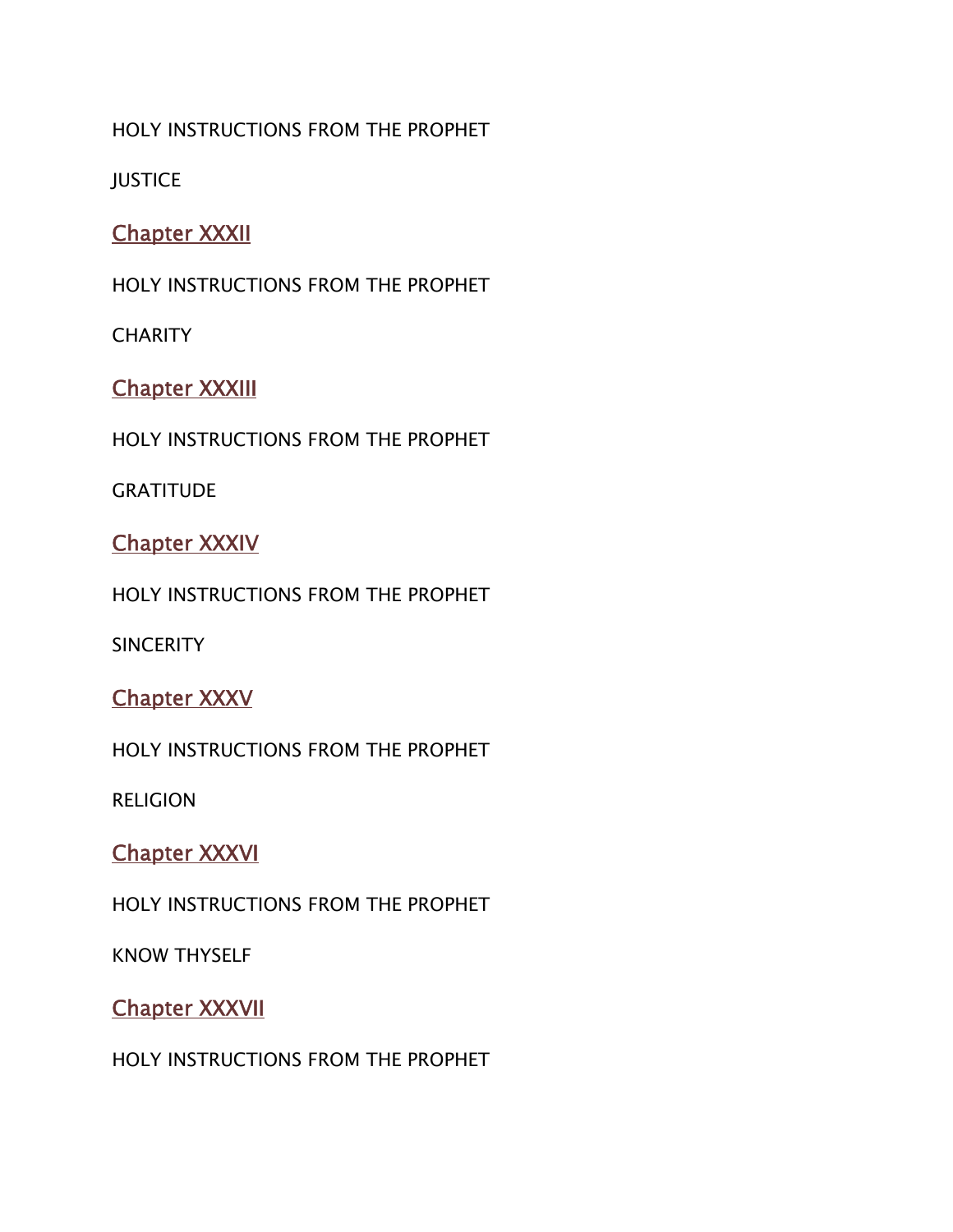HOLY INSTRUCTIONS FROM THE PROPHET

JUSTICE

Chapter XXXII

HOLY INSTRUCTIONS FROM THE PROPHET

CHARITY

Chapter XXXIII

HOLY INSTRUCTIONS FROM THE PROPHET

GRATITUDE

Chapter XXXIV

HOLY INSTRUCTIONS FROM THE PROPHET

SINCERITY

Chapter XXXV

HOLY INSTRUCTIONS FROM THE PROPHET

RELIGION

Chapter XXXVI

HOLY INSTRUCTIONS FROM THE PROPHET

KNOW THYSELF

Chapter XXXVII

HOLY INSTRUCTIONS FROM THE PROPHET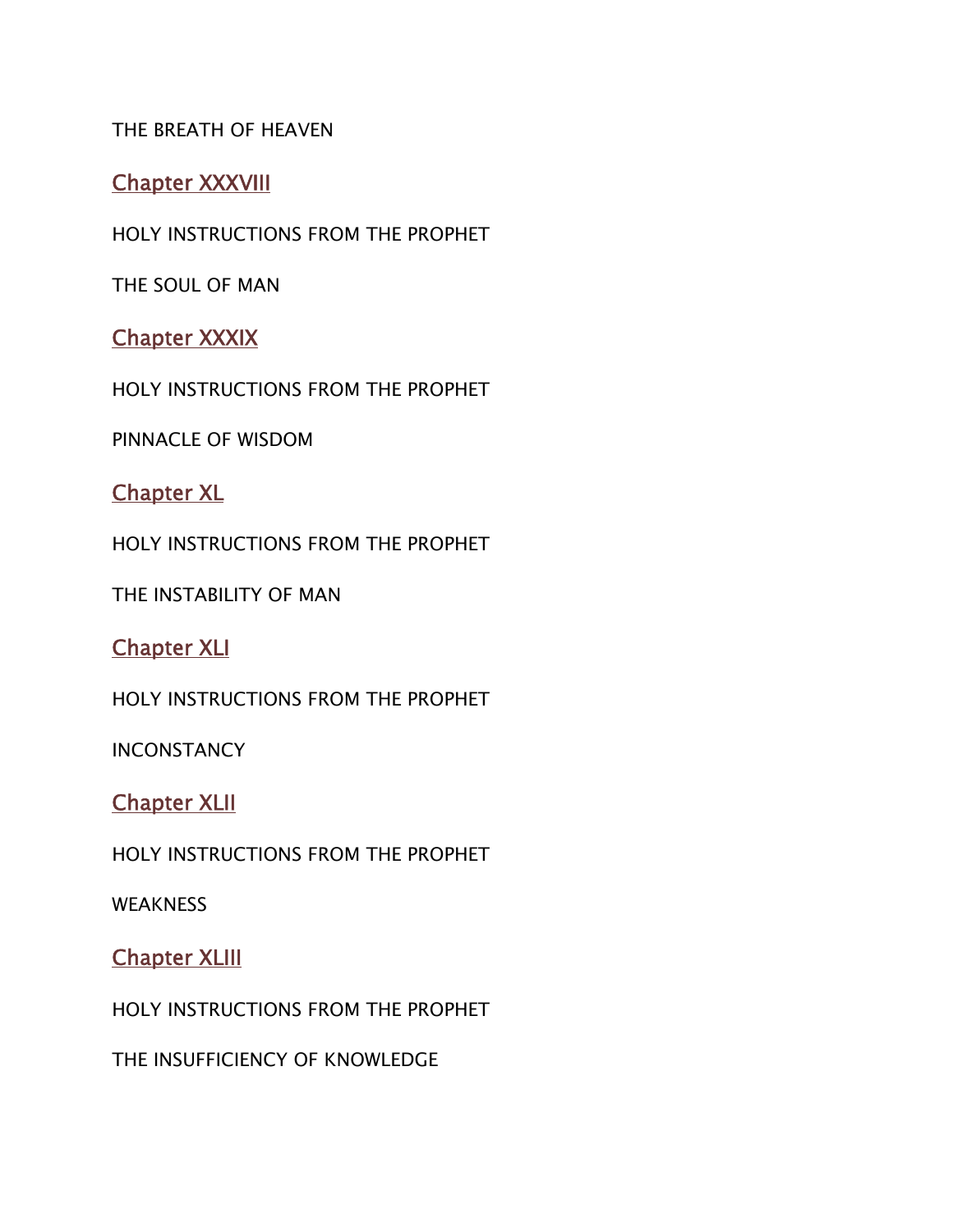THE BREATH OF HEAVEN

Chapter XXXVIII

HOLY INSTRUCTIONS FROM THE PROPHET

THE SOUL OF MAN

Chapter XXXIX

HOLY INSTRUCTIONS FROM THE PROPHET

PINNACLE OF WISDOM

Chapter XL

HOLY INSTRUCTIONS FROM THE PROPHET

THE INSTABILITY OF MAN

Chapter XLI

HOLY INSTRUCTIONS FROM THE PROPHET

INCONSTANCY

Chapter XLII

HOLY INSTRUCTIONS FROM THE PROPHET

WEAKNESS

Chapter XLIII

HOLY INSTRUCTIONS FROM THE PROPHET

THE INSUFFICIENCY OF KNOWLEDGE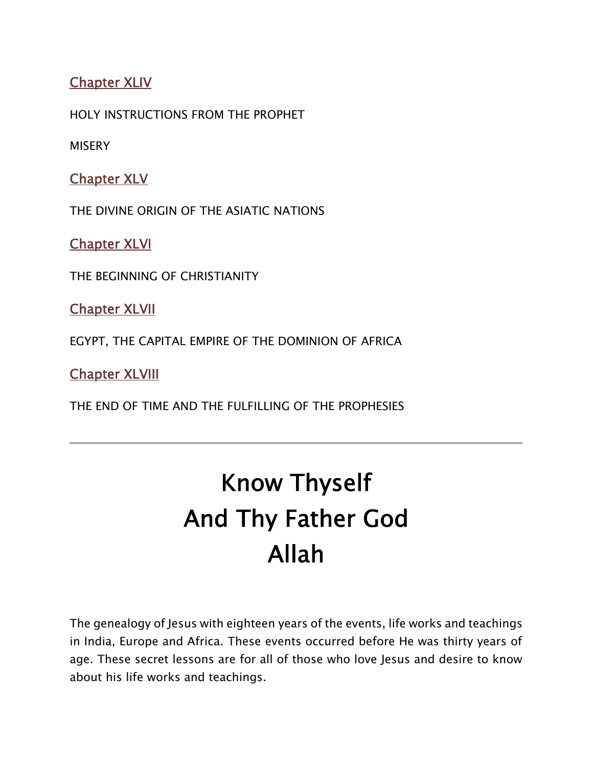[Chapter XLIV](#)

HOLY INSTRUCTIONS FROM THE PROPHET

MISERY

[Chapter XLV](#)

THE DIVINE ORIGIN OF THE ASIATIC NATIONS

[Chapter XLVI](#)

THE BEGINNING OF CHRISTIANITY

[Chapter XLVII](#)

EGYPT, THE CAPITAL EMPIRE OF THE DOMINION OF AFRICA

[Chapter XLVIII](#)

THE END OF TIME AND THE FULFILLING OF THE PROPHESIES

---

# Know Thyself And Thy Father God Allah

The genealogy of Jesus with eighteen years of the events, life works and teachings in India, Europe and Africa. These events occurred before He was thirty years of age. These secret lessons are for all of those who love Jesus and desire to know about his life works and teachings.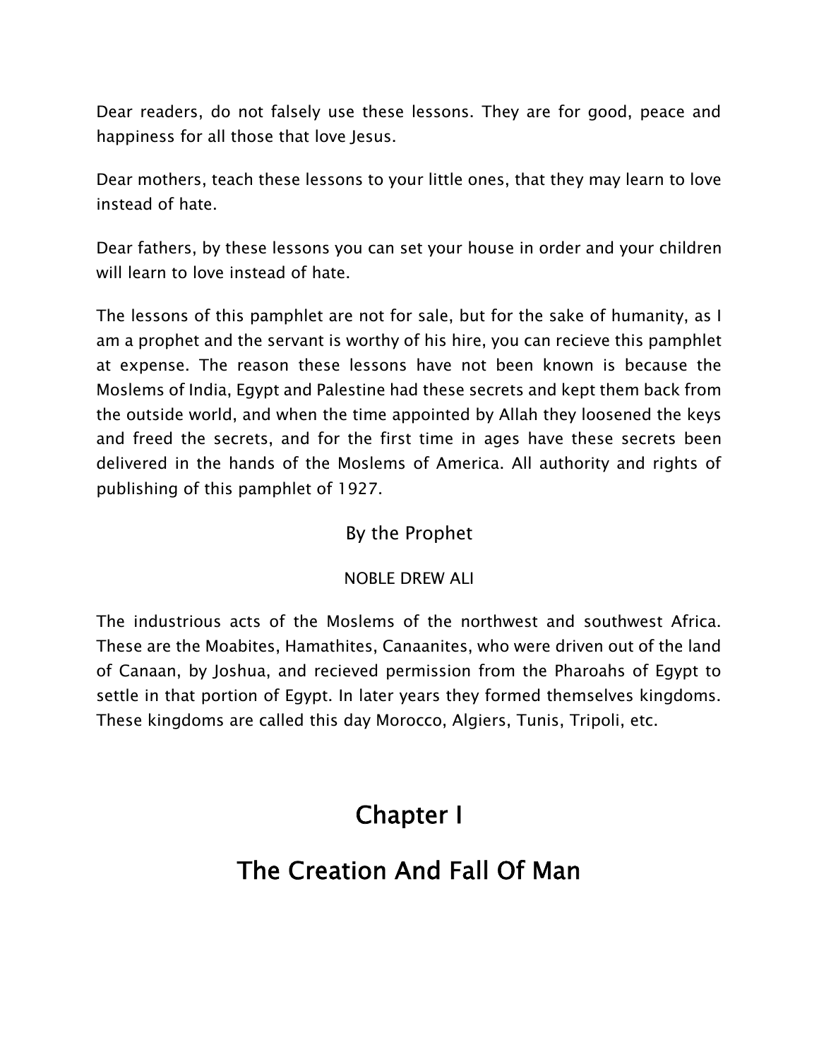Dear readers, do not falsely use these lessons. They are for good, peace and happiness for all those that love Jesus.

Dear mothers, teach these lessons to your little ones, that they may learn to love instead of hate.

Dear fathers, by these lessons you can set your house in order and your children will learn to love instead of hate.

The lessons of this pamphlet are not for sale, but for the sake of humanity, as I am a prophet and the servant is worthy of his hire, you can recieve this pamphlet at expense. The reason these lessons have not been known is because the Moslems of India, Egypt and Palestine had these secrets and kept them back from the outside world, and when the time appointed by Allah they loosened the keys and freed the secrets, and for the first time in ages have these secrets been delivered in the hands of the Moslems of America. All authority and rights of publishing of this pamphlet of 1927.

By the Prophet

NOBLE DREW ALI

The industrious acts of the Moslems of the northwest and southwest Africa. These are the Moabites, Hamathites, Canaanites, who were driven out of the land of Canaan, by Joshua, and recieved permission from the Pharoahs of Egypt to settle in that portion of Egypt. In later years they formed themselves kingdoms. These kingdoms are called this day Morocco, Algiers, Tunis, Tripoli, etc.

# Chapter I

# The Creation And Fall Of Man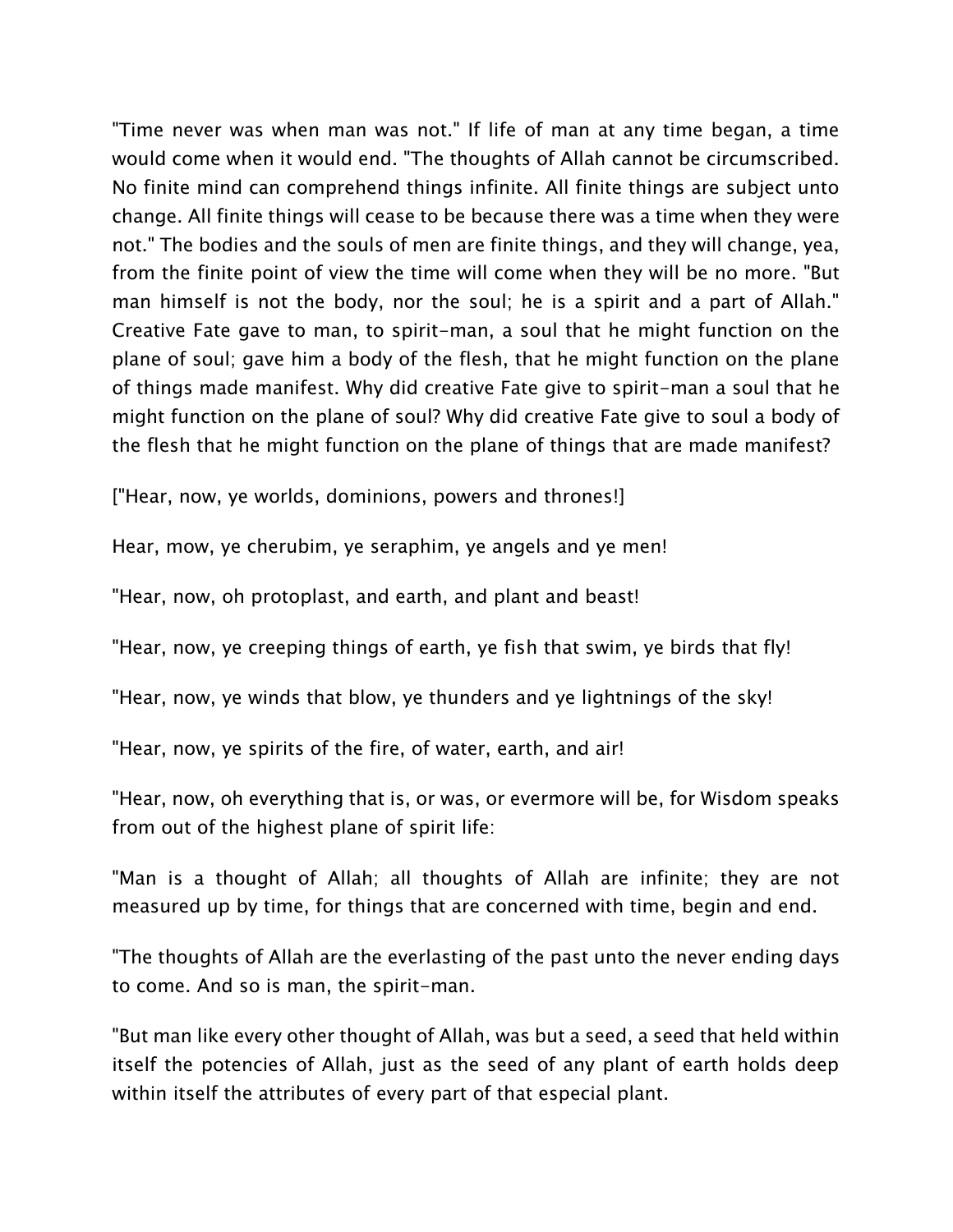"Time never was when man was not." If life of man at any time began, a time would come when it would end. "The thoughts of Allah cannot be circumscribed. No finite mind can comprehend things infinite. All finite things are subject unto change. All finite things will cease to be because there was a time when they were not." The bodies and the souls of men are finite things, and they will change, yea, from the finite point of view the time will come when they will be no more. "But man himself is not the body, nor the soul; he is a spirit and a part of Allah." Creative Fate gave to man, to spirit-man, a soul that he might function on the plane of soul; gave him a body of the flesh, that he might function on the plane of things made manifest. Why did creative Fate give to spirit-man a soul that he might function on the plane of soul? Why did creative Fate give to soul a body of the flesh that he might function on the plane of things that are made manifest?

["Hear, now, ye worlds, dominions, powers and thrones!]

Hear, mow, ye cherubim, ye seraphim, ye angels and ye men!

"Hear, now, oh protoplast, and earth, and plant and beast!

"Hear, now, ye creeping things of earth, ye fish that swim, ye birds that fly!

"Hear, now, ye winds that blow, ye thunders and ye lightnings of the sky!

"Hear, now, ye spirits of the fire, of water, earth, and air!

"Hear, now, oh everything that is, or was, or evermore will be, for Wisdom speaks from out of the highest plane of spirit life:

"Man is a thought of Allah; all thoughts of Allah are infinite; they are not measured up by time, for things that are concerned with time, begin and end.

"The thoughts of Allah are the everlasting of the past unto the never ending days to come. And so is man, the spirit-man.

"But man like every other thought of Allah, was but a seed, a seed that held within itself the potencies of Allah, just as the seed of any plant of earth holds deep within itself the attributes of every part of that especial plant.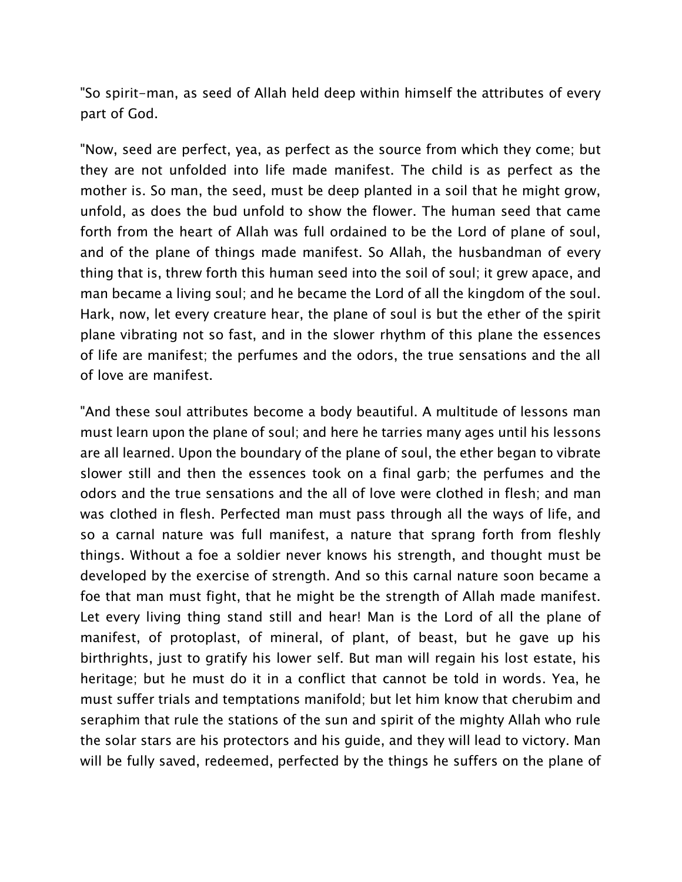"So spirit-man, as seed of Allah held deep within himself the attributes of every part of God.

"Now, seed are perfect, yea, as perfect as the source from which they come; but they are not unfolded into life made manifest. The child is as perfect as the mother is. So man, the seed, must be deep planted in a soil that he might grow, unfold, as does the bud unfold to show the flower. The human seed that came forth from the heart of Allah was full ordained to be the Lord of plane of soul, and of the plane of things made manifest. So Allah, the husbandman of every thing that is, threw forth this human seed into the soil of soul; it grew apace, and man became a living soul; and he became the Lord of all the kingdom of the soul. Hark, now, let every creature hear, the plane of soul is but the ether of the spirit plane vibrating not so fast, and in the slower rhythm of this plane the essences of life are manifest; the perfumes and the odors, the true sensations and the all of love are manifest.

"And these soul attributes become a body beautiful. A multitude of lessons man must learn upon the plane of soul; and here he tarries many ages until his lessons are all learned. Upon the boundary of the plane of soul, the ether began to vibrate slower still and then the essences took on a final garb; the perfumes and the odors and the true sensations and the all of love were clothed in flesh; and man was clothed in flesh. Perfected man must pass through all the ways of life, and so a carnal nature was full manifest, a nature that sprang forth from fleshly things. Without a foe a soldier never knows his strength, and thought must be developed by the exercise of strength. And so this carnal nature soon became a foe that man must fight, that he might be the strength of Allah made manifest. Let every living thing stand still and hear! Man is the Lord of all the plane of manifest, of protoplast, of mineral, of plant, of beast, but he gave up his birthrights, just to gratify his lower self. But man will regain his lost estate, his heritage; but he must do it in a conflict that cannot be told in words. Yea, he must suffer trials and temptations manifold; but let him know that cherubim and seraphim that rule the stations of the sun and spirit of the mighty Allah who rule the solar stars are his protectors and his guide, and they will lead to victory. Man will be fully saved, redeemed, perfected by the things he suffers on the plane of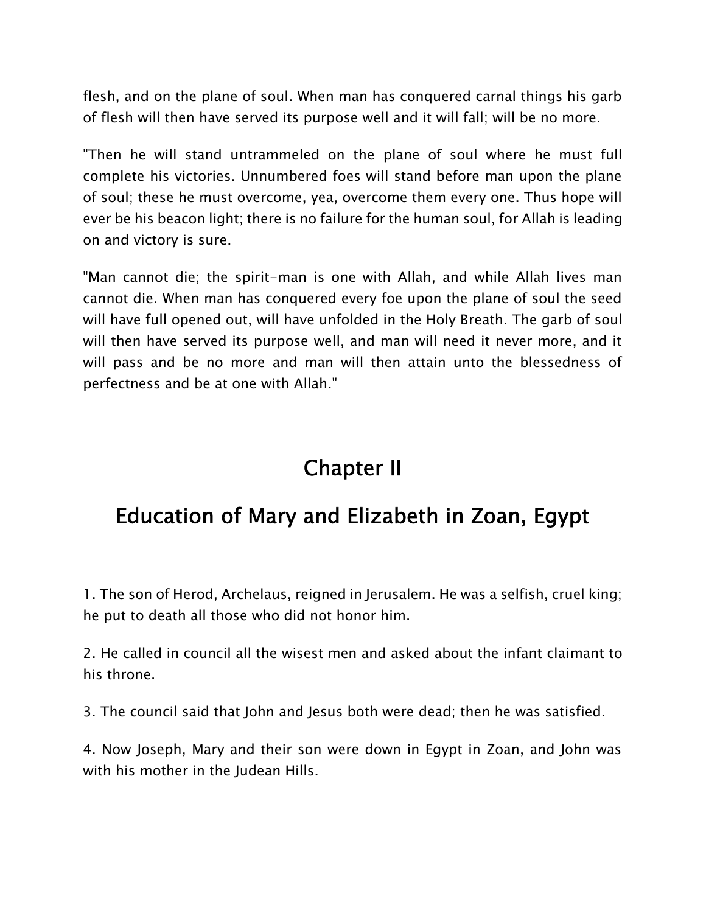flesh, and on the plane of soul. When man has conquered carnal things his garb of flesh will then have served its purpose well and it will fall; will be no more.

"Then he will stand untrammeled on the plane of soul where he must full complete his victories. Unnumbered foes will stand before man upon the plane of soul; these he must overcome, yea, overcome them every one. Thus hope will ever be his beacon light; there is no failure for the human soul, for Allah is leading on and victory is sure.

"Man cannot die; the spirit-man is one with Allah, and while Allah lives man cannot die. When man has conquered every foe upon the plane of soul the seed will have full opened out, will have unfolded in the Holy Breath. The garb of soul will then have served its purpose well, and man will need it never more, and it will pass and be no more and man will then attain unto the blessedness of perfectness and be at one with Allah."

## Chapter II

## Education of Mary and Elizabeth in Zoan, Egypt

1. The son of Herod, Archelaus, reigned in Jerusalem. He was a selfish, cruel king; he put to death all those who did not honor him.

2. He called in council all the wisest men and asked about the infant claimant to his throne.

3. The council said that John and Jesus both were dead; then he was satisfied.

4. Now Joseph, Mary and their son were down in Egypt in Zoan, and John was with his mother in the Judean Hills.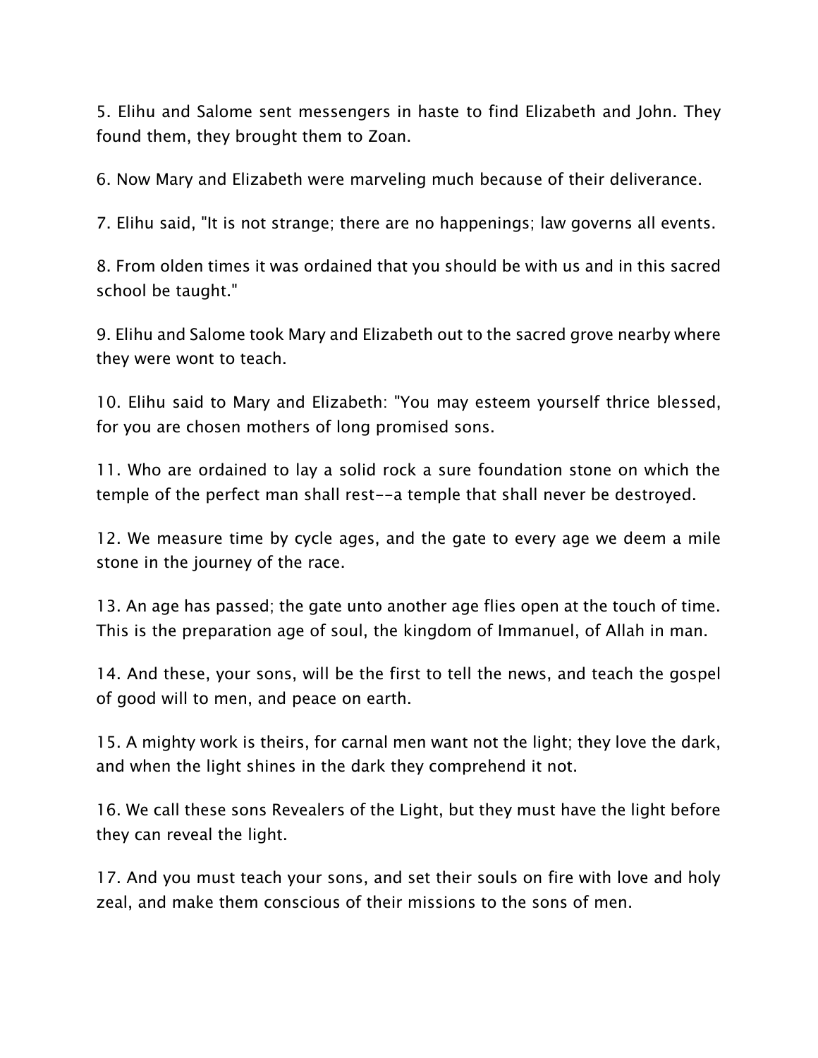5. Elihu and Salome sent messengers in haste to find Elizabeth and John. They found them, they brought them to Zoan.

6. Now Mary and Elizabeth were marveling much because of their deliverance.

7. Elihu said, "It is not strange; there are no happenings; law governs all events.

8. From olden times it was ordained that you should be with us and in this sacred school be taught."

9. Elihu and Salome took Mary and Elizabeth out to the sacred grove nearby where they were wont to teach.

10. Elihu said to Mary and Elizabeth: "You may esteem yourself thrice blessed, for you are chosen mothers of long promised sons.

11. Who are ordained to lay a solid rock a sure foundation stone on which the temple of the perfect man shall rest--a temple that shall never be destroyed.

12. We measure time by cycle ages, and the gate to every age we deem a mile stone in the journey of the race.

13. An age has passed; the gate unto another age flies open at the touch of time. This is the preparation age of soul, the kingdom of Immanuel, of Allah in man.

14. And these, your sons, will be the first to tell the news, and teach the gospel of good will to men, and peace on earth.

15. A mighty work is theirs, for carnal men want not the light; they love the dark, and when the light shines in the dark they comprehend it not.

16. We call these sons Revealers of the Light, but they must have the light before they can reveal the light.

17. And you must teach your sons, and set their souls on fire with love and holy zeal, and make them conscious of their missions to the sons of men.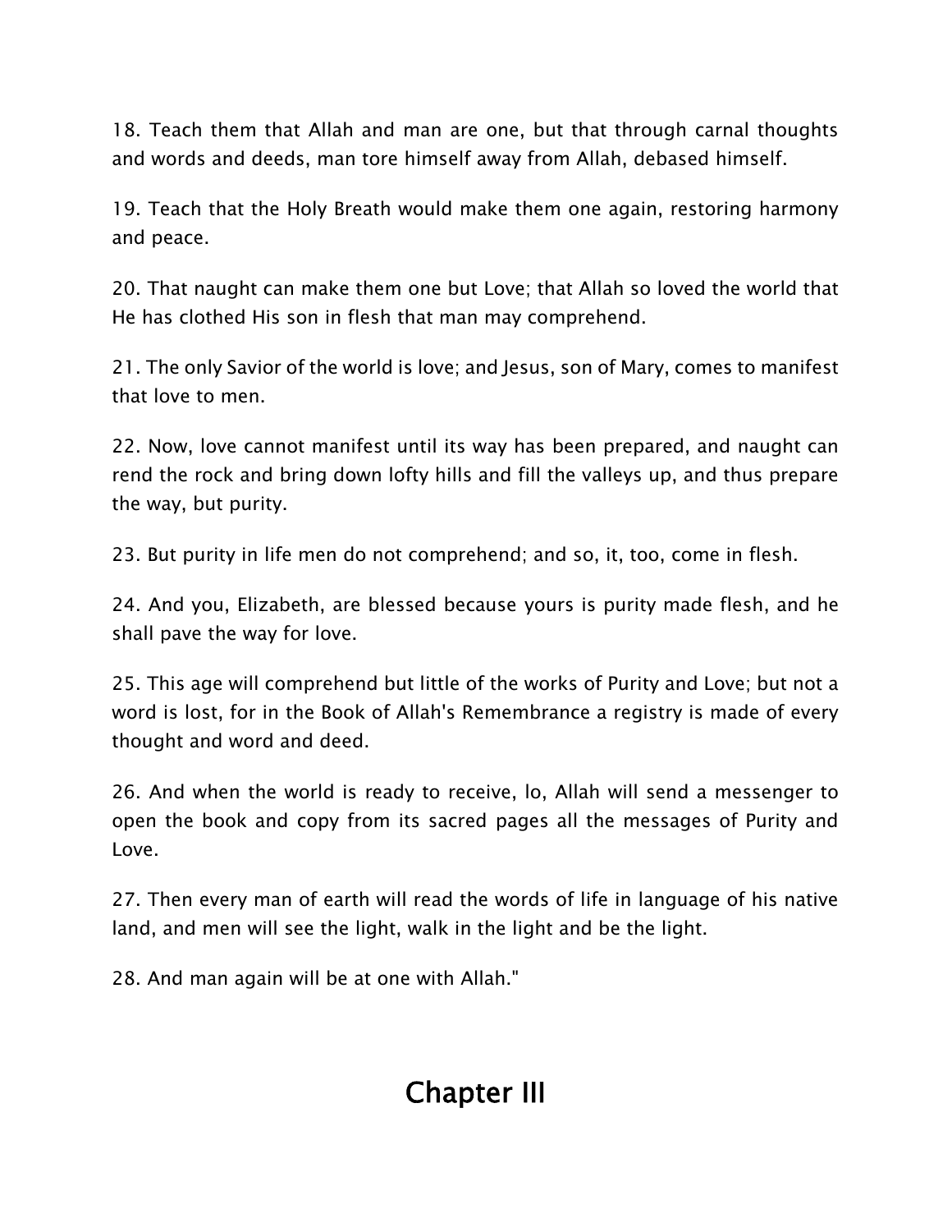18. Teach them that Allah and man are one, but that through carnal thoughts and words and deeds, man tore himself away from Allah, debased himself.

19. Teach that the Holy Breath would make them one again, restoring harmony and peace.

20. That naught can make them one but Love; that Allah so loved the world that He has clothed His son in flesh that man may comprehend.

21. The only Savior of the world is love; and Jesus, son of Mary, comes to manifest that love to men.

22. Now, love cannot manifest until its way has been prepared, and naught can rend the rock and bring down lofty hills and fill the valleys up, and thus prepare the way, but purity.

23. But purity in life men do not comprehend; and so, it, too, come in flesh.

24. And you, Elizabeth, are blessed because yours is purity made flesh, and he shall pave the way for love.

25. This age will comprehend but little of the works of Purity and Love; but not a word is lost, for in the Book of Allah's Remembrance a registry is made of every thought and word and deed.

26. And when the world is ready to receive, lo, Allah will send a messenger to open the book and copy from its sacred pages all the messages of Purity and Love.

27. Then every man of earth will read the words of life in language of his native land, and men will see the light, walk in the light and be the light.

28. And man again will be at one with Allah."

# Chapter III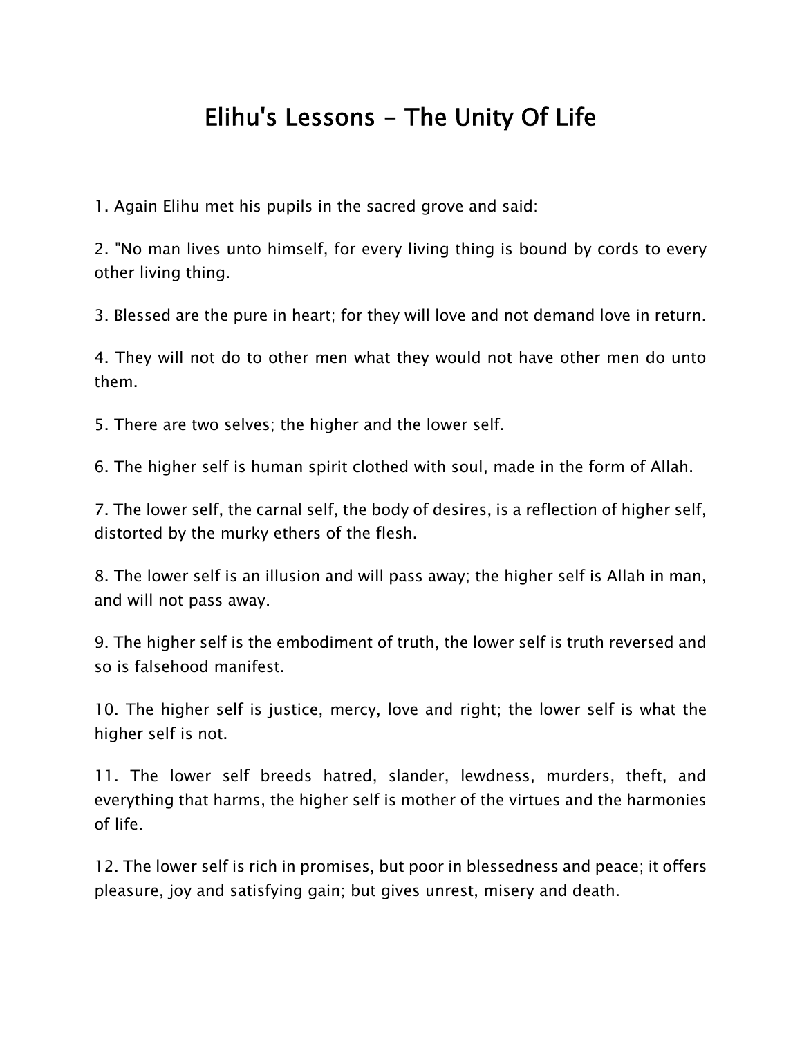# Elihu's Lessons - The Unity Of Life

1. Again Elihu met his pupils in the sacred grove and said:

2. "No man lives unto himself, for every living thing is bound by cords to every other living thing.

3. Blessed are the pure in heart; for they will love and not demand love in return.

4. They will not do to other men what they would not have other men do unto them.

5. There are two selves; the higher and the lower self.

6. The higher self is human spirit clothed with soul, made in the form of Allah.

7. The lower self, the carnal self, the body of desires, is a reflection of higher self, distorted by the murky ethers of the flesh.

8. The lower self is an illusion and will pass away; the higher self is Allah in man, and will not pass away.

9. The higher self is the embodiment of truth, the lower self is truth reversed and so is falsehood manifest.

10. The higher self is justice, mercy, love and right; the lower self is what the higher self is not.

11. The lower self breeds hatred, slander, lewdness, murders, theft, and everything that harms, the higher self is mother of the virtues and the harmonies of life.

12. The lower self is rich in promises, but poor in blessedness and peace; it offers pleasure, joy and satisfying gain; but gives unrest, misery and death.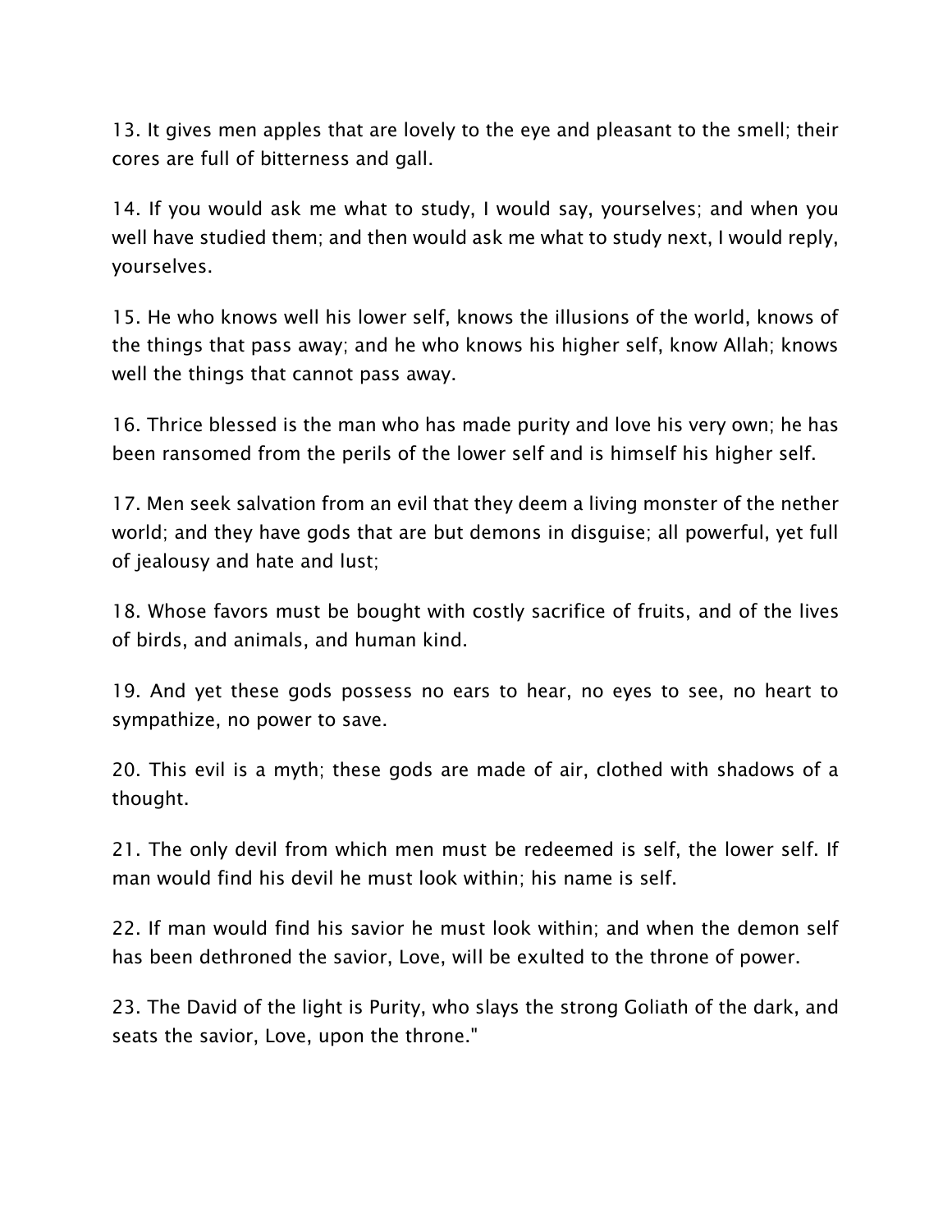13. It gives men apples that are lovely to the eye and pleasant to the smell; their cores are full of bitterness and gall.

14. If you would ask me what to study, I would say, yourselves; and when you well have studied them; and then would ask me what to study next, I would reply, yourselves.

15. He who knows well his lower self, knows the illusions of the world, knows of the things that pass away; and he who knows his higher self, know Allah; knows well the things that cannot pass away.

16. Thrice blessed is the man who has made purity and love his very own; he has been ransomed from the perils of the lower self and is himself his higher self.

17. Men seek salvation from an evil that they deem a living monster of the nether world; and they have gods that are but demons in disguise; all powerful, yet full of jealousy and hate and lust;

18. Whose favors must be bought with costly sacrifice of fruits, and of the lives of birds, and animals, and human kind.

19. And yet these gods possess no ears to hear, no eyes to see, no heart to sympathize, no power to save.

20. This evil is a myth; these gods are made of air, clothed with shadows of a thought.

21. The only devil from which men must be redeemed is self, the lower self. If man would find his devil he must look within; his name is self.

22. If man would find his savior he must look within; and when the demon self has been dethroned the savior, Love, will be exulted to the throne of power.

23. The David of the light is Purity, who slays the strong Goliath of the dark, and seats the savior, Love, upon the throne."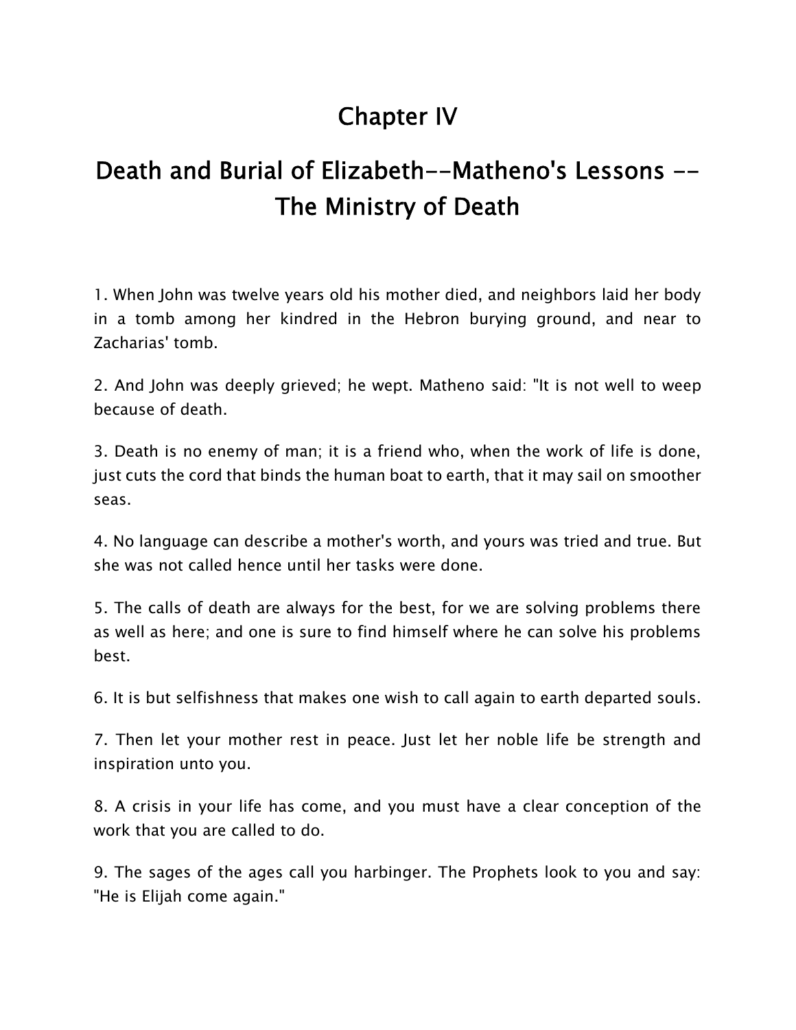# Chapter IV

## Death and Burial of Elizabeth--Matheno's Lessons -- The Ministry of Death

1. When John was twelve years old his mother died, and neighbors laid her body in a tomb among her kindred in the Hebron burying ground, and near to Zacharias' tomb.

2. And John was deeply grieved; he wept. Matheno said: "It is not well to weep because of death.

3. Death is no enemy of man; it is a friend who, when the work of life is done, just cuts the cord that binds the human boat to earth, that it may sail on smoother seas.

4. No language can describe a mother's worth, and yours was tried and true. But she was not called hence until her tasks were done.

5. The calls of death are always for the best, for we are solving problems there as well as here; and one is sure to find himself where he can solve his problems best.

6. It is but selfishness that makes one wish to call again to earth departed souls.

7. Then let your mother rest in peace. Just let her noble life be strength and inspiration unto you.

8. A crisis in your life has come, and you must have a clear conception of the work that you are called to do.

9. The sages of the ages call you harbinger. The Prophets look to you and say: "He is Elijah come again."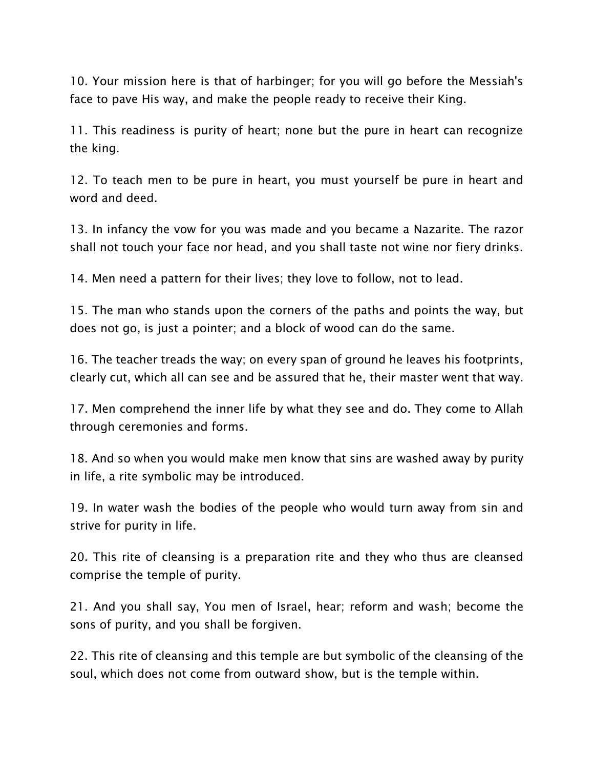10. Your mission here is that of harbinger; for you will go before the Messiah's face to pave His way, and make the people ready to receive their King.

11. This readiness is purity of heart; none but the pure in heart can recognize the king.

12. To teach men to be pure in heart, you must yourself be pure in heart and word and deed.

13. In infancy the vow for you was made and you became a Nazarite. The razor shall not touch your face nor head, and you shall taste not wine nor fiery drinks.

14. Men need a pattern for their lives; they love to follow, not to lead.

15. The man who stands upon the corners of the paths and points the way, but does not go, is just a pointer; and a block of wood can do the same.

16. The teacher treads the way; on every span of ground he leaves his footprints, clearly cut, which all can see and be assured that he, their master went that way.

17. Men comprehend the inner life by what they see and do. They come to Allah through ceremonies and forms.

18. And so when you would make men know that sins are washed away by purity in life, a rite symbolic may be introduced.

19. In water wash the bodies of the people who would turn away from sin and strive for purity in life.

20. This rite of cleansing is a preparation rite and they who thus are cleansed comprise the temple of purity.

21. And you shall say, You men of Israel, hear; reform and wash; become the sons of purity, and you shall be forgiven.

22. This rite of cleansing and this temple are but symbolic of the cleansing of the soul, which does not come from outward show, but is the temple within.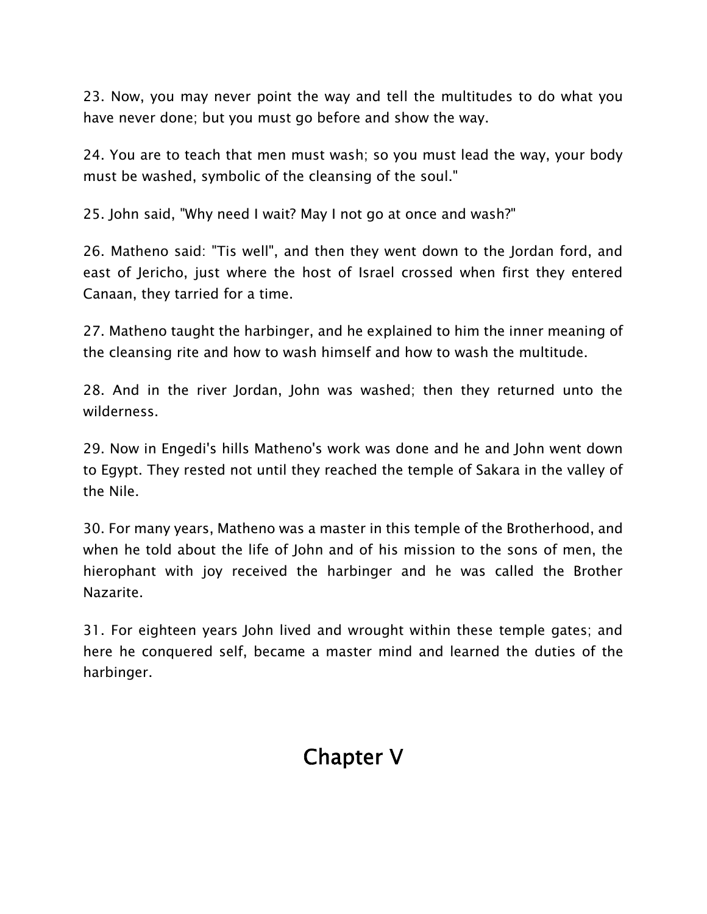23. Now, you may never point the way and tell the multitudes to do what you have never done; but you must go before and show the way.

24. You are to teach that men must wash; so you must lead the way, your body must be washed, symbolic of the cleansing of the soul."

25. John said, "Why need I wait? May I not go at once and wash?"

26. Matheno said: "Tis well", and then they went down to the Jordan ford, and east of Jericho, just where the host of Israel crossed when first they entered Canaan, they tarried for a time.

27. Matheno taught the harbinger, and he explained to him the inner meaning of the cleansing rite and how to wash himself and how to wash the multitude.

28. And in the river Jordan, John was washed; then they returned unto the wilderness.

29. Now in Engedi's hills Matheno's work was done and he and John went down to Egypt. They rested not until they reached the temple of Sakara in the valley of the Nile.

30. For many years, Matheno was a master in this temple of the Brotherhood, and when he told about the life of John and of his mission to the sons of men, the hierophant with joy received the harbinger and he was called the Brother Nazarite.

31. For eighteen years John lived and wrought within these temple gates; and here he conquered self, became a master mind and learned the duties of the harbinger.

# Chapter V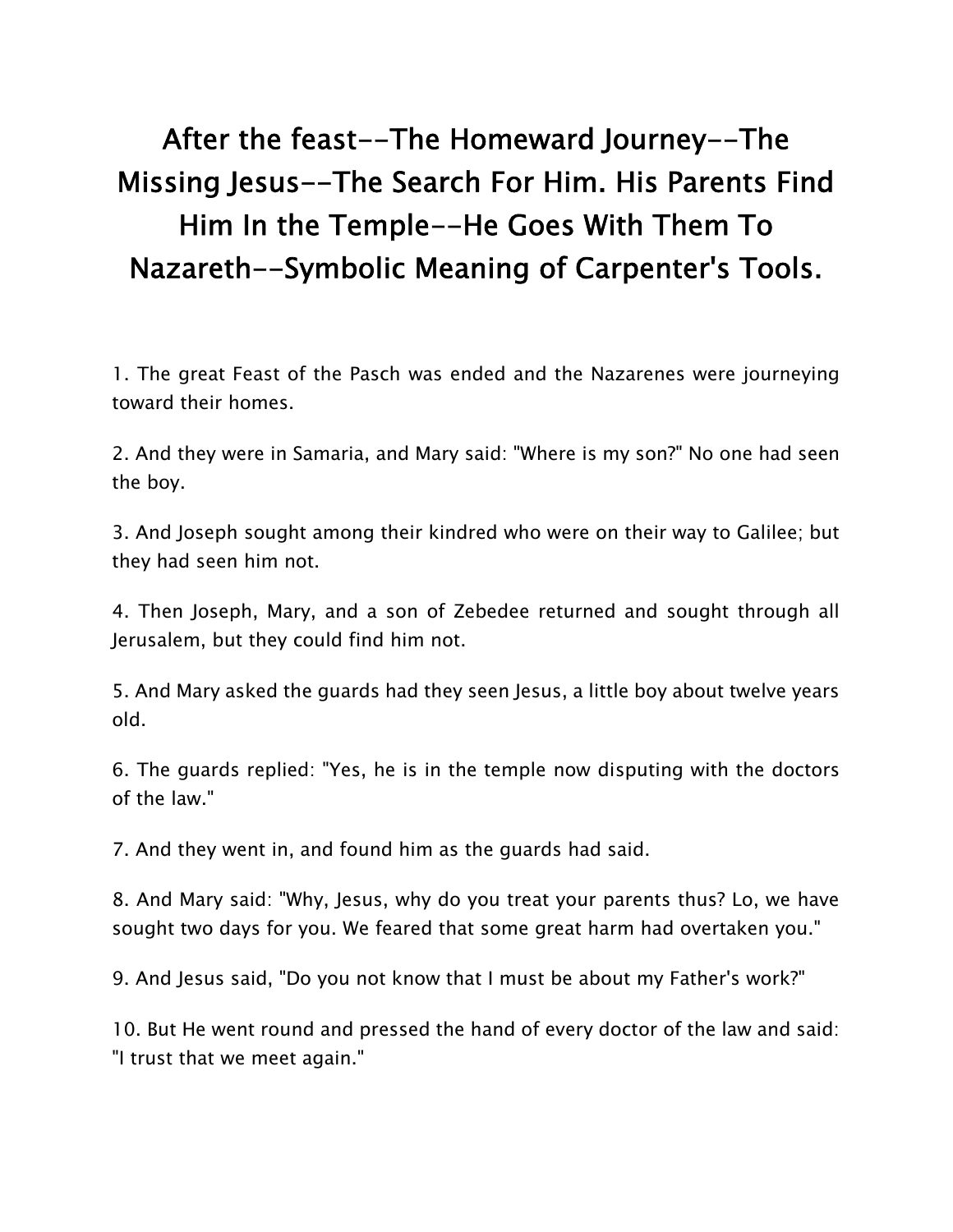# After the feast--The Homeward Journey--The Missing Jesus--The Search For Him. His Parents Find Him In the Temple--He Goes With Them To Nazareth--Symbolic Meaning of Carpenter's Tools.

1. The great Feast of the Pasch was ended and the Nazarenes were journeying toward their homes.

2. And they were in Samaria, and Mary said: "Where is my son?" No one had seen the boy.

3. And Joseph sought among their kindred who were on their way to Galilee; but they had seen him not.

4. Then Joseph, Mary, and a son of Zebedee returned and sought through all Jerusalem, but they could find him not.

5. And Mary asked the guards had they seen Jesus, a little boy about twelve years old.

6. The guards replied: "Yes, he is in the temple now disputing with the doctors of the law."

7. And they went in, and found him as the guards had said.

8. And Mary said: "Why, Jesus, why do you treat your parents thus? Lo, we have sought two days for you. We feared that some great harm had overtaken you."

9. And Jesus said, "Do you not know that I must be about my Father's work?"

10. But He went round and pressed the hand of every doctor of the law and said: "I trust that we meet again."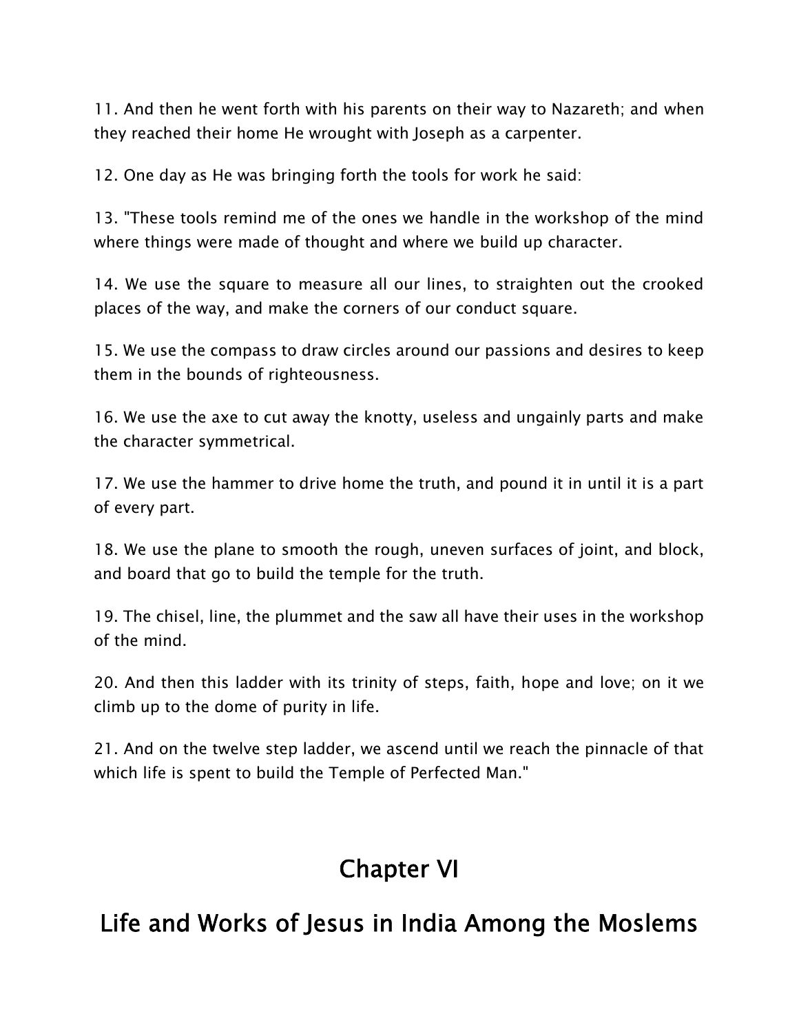11. And then he went forth with his parents on their way to Nazareth; and when they reached their home He wrought with Joseph as a carpenter.

12. One day as He was bringing forth the tools for work he said:

13. "These tools remind me of the ones we handle in the workshop of the mind where things were made of thought and where we build up character.

14. We use the square to measure all our lines, to straighten out the crooked places of the way, and make the corners of our conduct square.

15. We use the compass to draw circles around our passions and desires to keep them in the bounds of righteousness.

16. We use the axe to cut away the knotty, useless and ungainly parts and make the character symmetrical.

17. We use the hammer to drive home the truth, and pound it in until it is a part of every part.

18. We use the plane to smooth the rough, uneven surfaces of joint, and block, and board that go to build the temple for the truth.

19. The chisel, line, the plummet and the saw all have their uses in the workshop of the mind.

20. And then this ladder with its trinity of steps, faith, hope and love; on it we climb up to the dome of purity in life.

21. And on the twelve step ladder, we ascend until we reach the pinnacle of that which life is spent to build the Temple of Perfected Man."

# Chapter VI

# Life and Works of Jesus in India Among the Moslems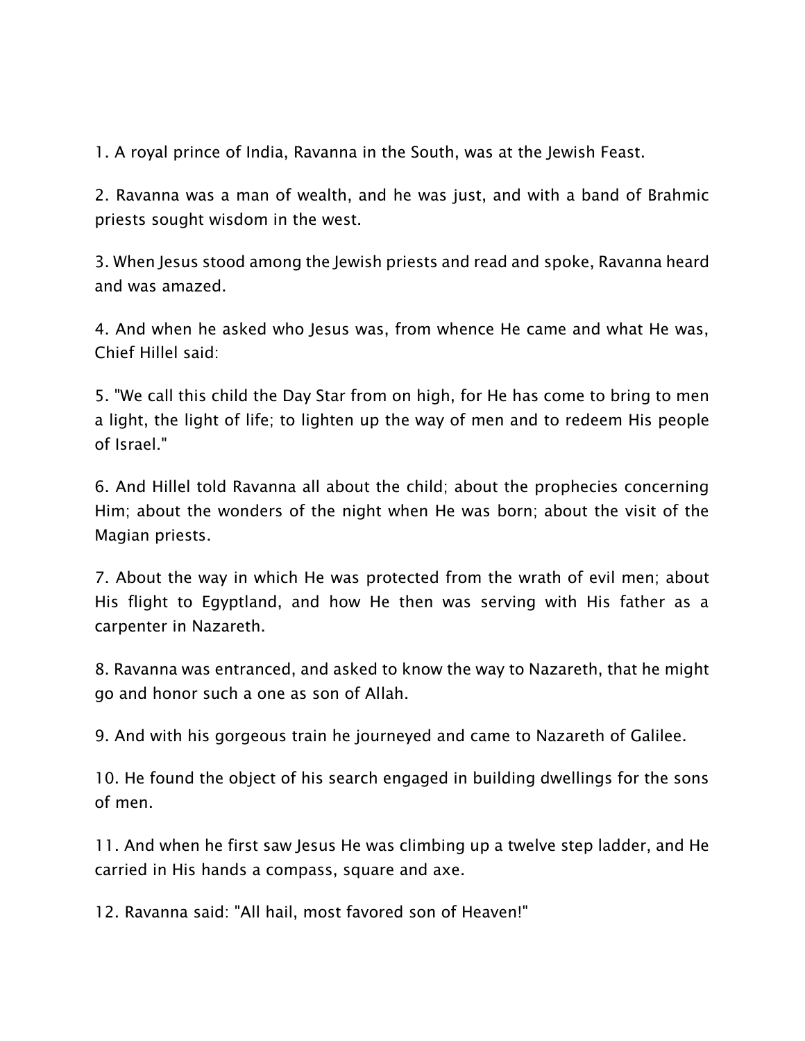1. A royal prince of India, Ravanna in the South, was at the Jewish Feast.

2. Ravanna was a man of wealth, and he was just, and with a band of Brahmic priests sought wisdom in the west.

3. When Jesus stood among the Jewish priests and read and spoke, Ravanna heard and was amazed.

4. And when he asked who Jesus was, from whence He came and what He was, Chief Hillel said:

5. "We call this child the Day Star from on high, for He has come to bring to men a light, the light of life; to lighten up the way of men and to redeem His people of Israel."

6. And Hillel told Ravanna all about the child; about the prophecies concerning Him; about the wonders of the night when He was born; about the visit of the Magian priests.

7. About the way in which He was protected from the wrath of evil men; about His flight to Egyptland, and how He then was serving with His father as a carpenter in Nazareth.

8. Ravanna was entranced, and asked to know the way to Nazareth, that he might go and honor such a one as son of Allah.

9. And with his gorgeous train he journeyed and came to Nazareth of Galilee.

10. He found the object of his search engaged in building dwellings for the sons of men.

11. And when he first saw Jesus He was climbing up a twelve step ladder, and He carried in His hands a compass, square and axe.

12. Ravanna said: "All hail, most favored son of Heaven!"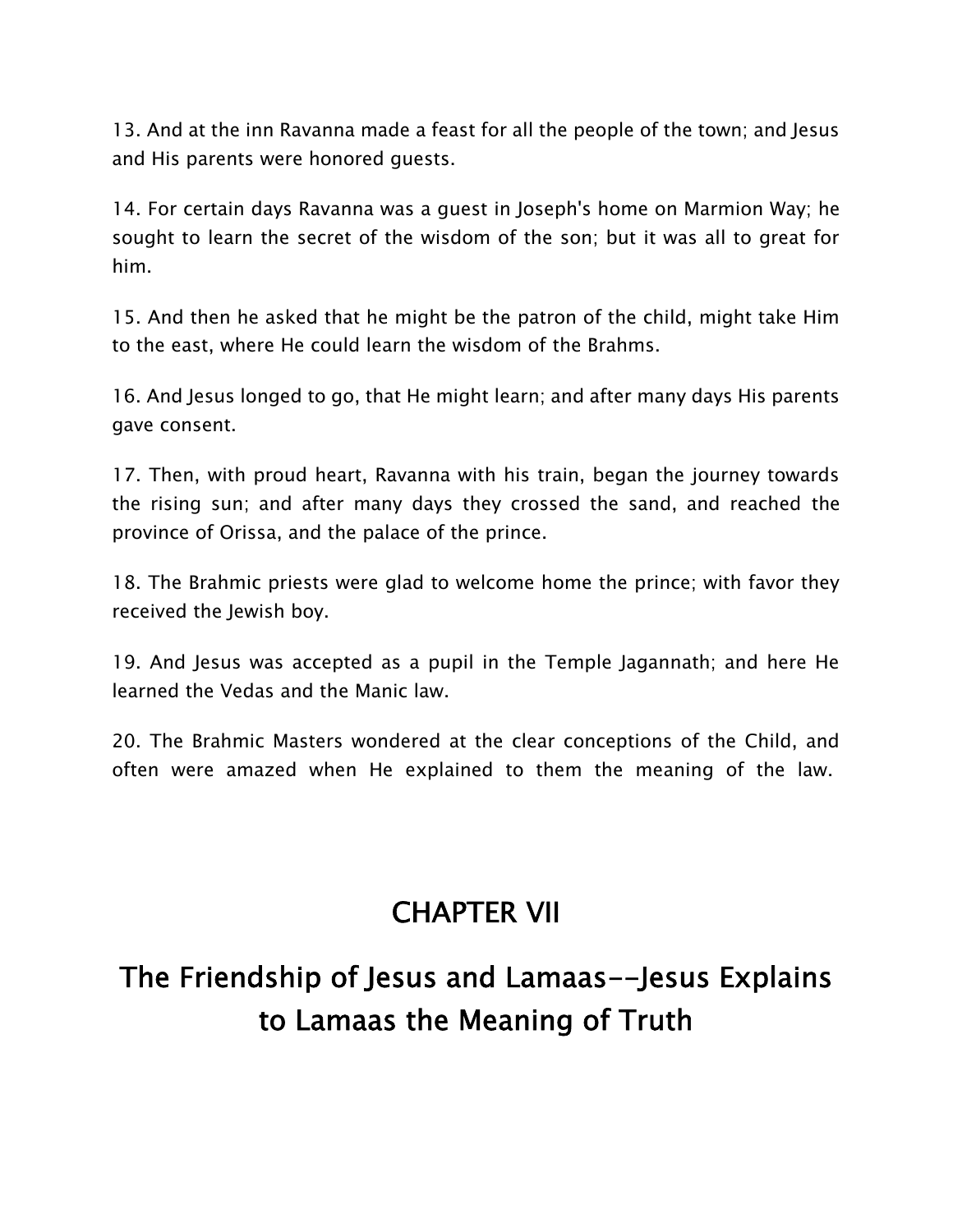13. And at the inn Ravanna made a feast for all the people of the town; and Jesus and His parents were honored guests.

14. For certain days Ravanna was a guest in Joseph's home on Marmion Way; he sought to learn the secret of the wisdom of the son; but it was all to great for him.

15. And then he asked that he might be the patron of the child, might take Him to the east, where He could learn the wisdom of the Brahms.

16. And Jesus longed to go, that He might learn; and after many days His parents gave consent.

17. Then, with proud heart, Ravanna with his train, began the journey towards the rising sun; and after many days they crossed the sand, and reached the province of Orissa, and the palace of the prince.

18. The Brahmic priests were glad to welcome home the prince; with favor they received the Jewish boy.

19. And Jesus was accepted as a pupil in the Temple Jagannath; and here He learned the Vedas and the Manic law.

20. The Brahmic Masters wondered at the clear conceptions of the Child, and often were amazed when He explained to them the meaning of the law.

# CHAPTER VII

## The Friendship of Jesus and Lamaas--Jesus Explains to Lamaas the Meaning of Truth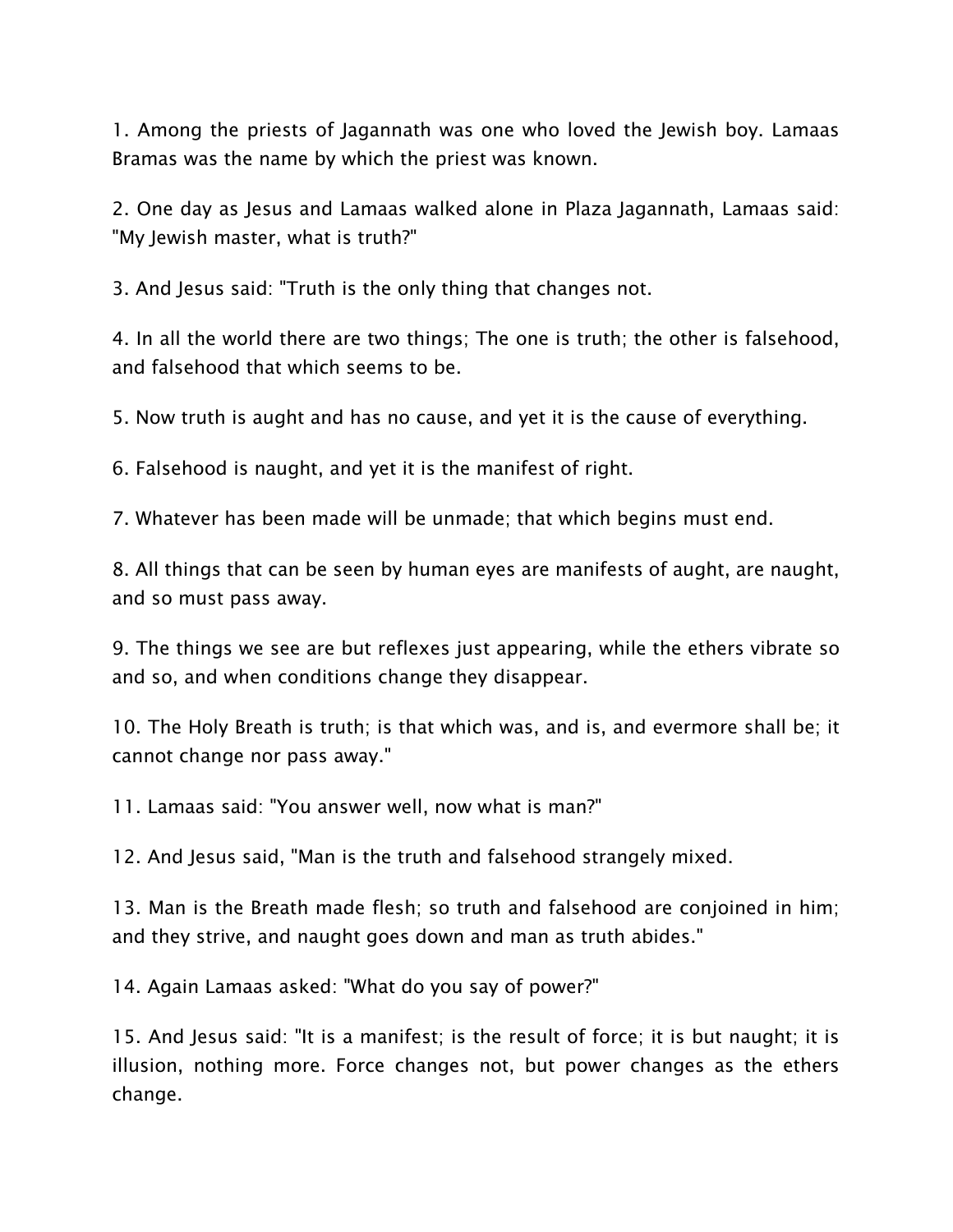1. Among the priests of Jagannath was one who loved the Jewish boy. Lamaas Bramas was the name by which the priest was known.

2. One day as Jesus and Lamaas walked alone in Plaza Jagannath, Lamaas said: "My Jewish master, what is truth?"

3. And Jesus said: "Truth is the only thing that changes not.

4. In all the world there are two things; The one is truth; the other is falsehood, and falsehood that which seems to be.

5. Now truth is aught and has no cause, and yet it is the cause of everything.

6. Falsehood is naught, and yet it is the manifest of right.

7. Whatever has been made will be unmade; that which begins must end.

8. All things that can be seen by human eyes are manifests of aught, are naught, and so must pass away.

9. The things we see are but reflexes just appearing, while the ethers vibrate so and so, and when conditions change they disappear.

10. The Holy Breath is truth; is that which was, and is, and evermore shall be; it cannot change nor pass away."

11. Lamaas said: "You answer well, now what is man?"

12. And Jesus said, "Man is the truth and falsehood strangely mixed.

13. Man is the Breath made flesh; so truth and falsehood are conjoined in him; and they strive, and naught goes down and man as truth abides."

14. Again Lamaas asked: "What do you say of power?"

15. And Jesus said: "It is a manifest; is the result of force; it is but naught; it is illusion, nothing more. Force changes not, but power changes as the ethers change.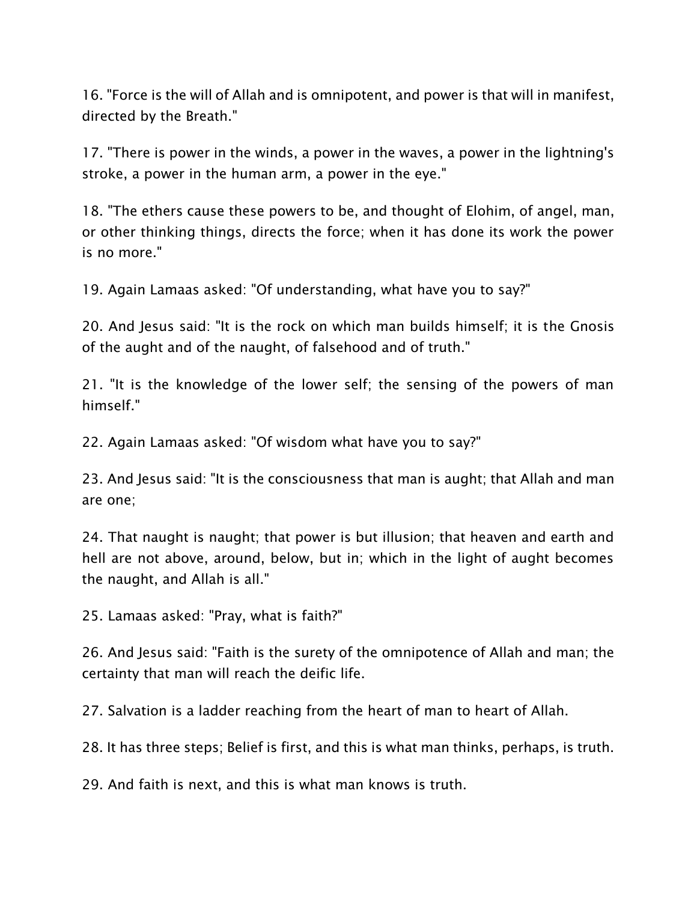16. "Force is the will of Allah and is omnipotent, and power is that will in manifest, directed by the Breath."

17. "There is power in the winds, a power in the waves, a power in the lightning's stroke, a power in the human arm, a power in the eye."

18. "The ethers cause these powers to be, and thought of Elohim, of angel, man, or other thinking things, directs the force; when it has done its work the power is no more."

19. Again Lamaas asked: "Of understanding, what have you to say?"

20. And Jesus said: "It is the rock on which man builds himself; it is the Gnosis of the aught and of the naught, of falsehood and of truth."

21. "It is the knowledge of the lower self; the sensing of the powers of man himself."

22. Again Lamaas asked: "Of wisdom what have you to say?"

23. And Jesus said: "It is the consciousness that man is aught; that Allah and man are one;

24. That naught is naught; that power is but illusion; that heaven and earth and hell are not above, around, below, but in; which in the light of aught becomes the naught, and Allah is all."

25. Lamaas asked: "Pray, what is faith?"

26. And Jesus said: "Faith is the surety of the omnipotence of Allah and man; the certainty that man will reach the deific life.

27. Salvation is a ladder reaching from the heart of man to heart of Allah.

28. It has three steps; Belief is first, and this is what man thinks, perhaps, is truth.

29. And faith is next, and this is what man knows is truth.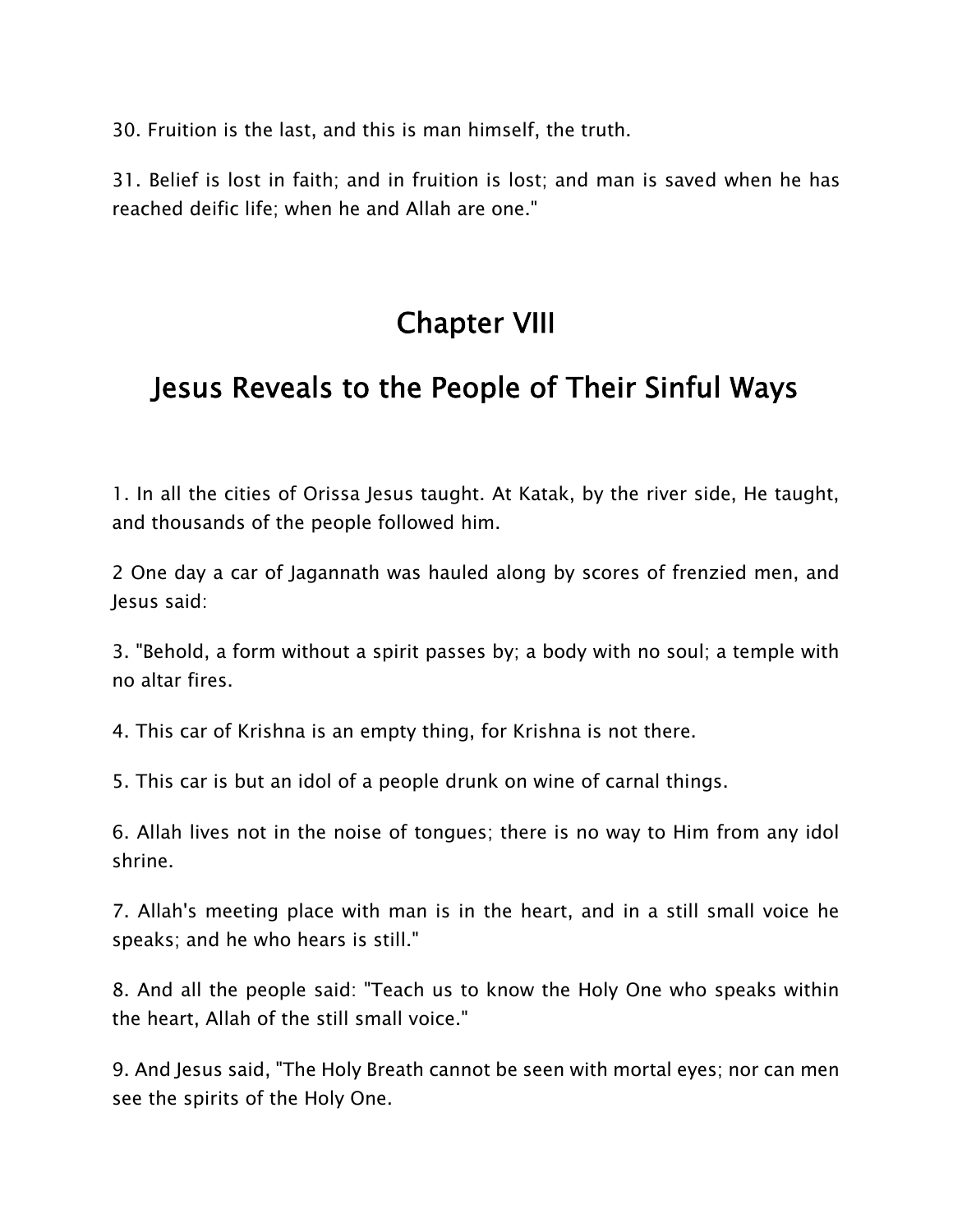30. Fruition is the last, and this is man himself, the truth.

31. Belief is lost in faith; and in fruition is lost; and man is saved when he has reached deific life; when he and Allah are one."

# Chapter VIII

# Jesus Reveals to the People of Their Sinful Ways

1. In all the cities of Orissa Jesus taught. At Katak, by the river side, He taught, and thousands of the people followed him.

2 One day a car of Jagannath was hauled along by scores of frenzied men, and Jesus said:

3. "Behold, a form without a spirit passes by; a body with no soul; a temple with no altar fires.

4. This car of Krishna is an empty thing, for Krishna is not there.

5. This car is but an idol of a people drunk on wine of carnal things.

6. Allah lives not in the noise of tongues; there is no way to Him from any idol shrine.

7. Allah's meeting place with man is in the heart, and in a still small voice he speaks; and he who hears is still."

8. And all the people said: "Teach us to know the Holy One who speaks within the heart, Allah of the still small voice."

9. And Jesus said, "The Holy Breath cannot be seen with mortal eyes; nor can men see the spirits of the Holy One.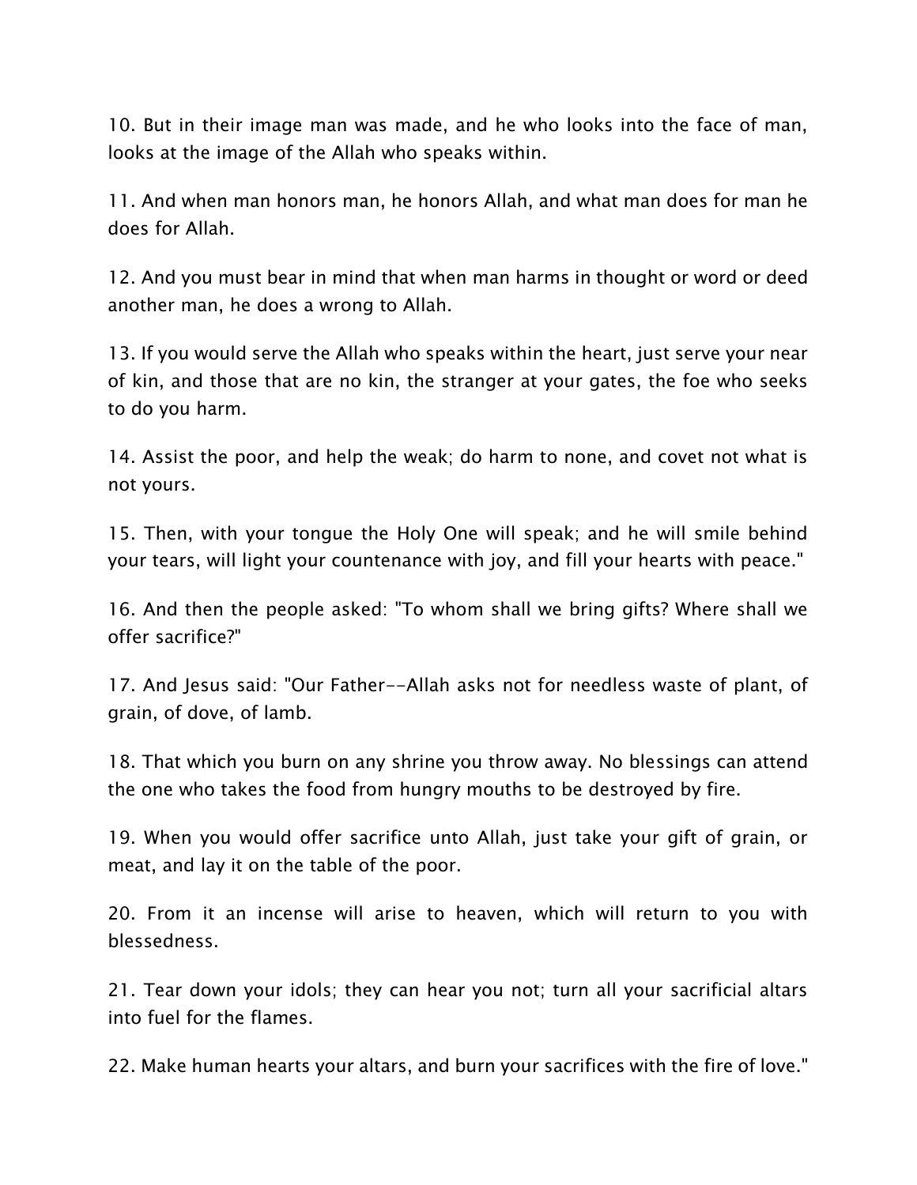10. But in their image man was made, and he who looks into the face of man, looks at the image of the Allah who speaks within.

11. And when man honors man, he honors Allah, and what man does for man he does for Allah.

12. And you must bear in mind that when man harms in thought or word or deed another man, he does a wrong to Allah.

13. If you would serve the Allah who speaks within the heart, just serve your near of kin, and those that are no kin, the stranger at your gates, the foe who seeks to do you harm.

14. Assist the poor, and help the weak; do harm to none, and covet not what is not yours.

15. Then, with your tongue the Holy One will speak; and he will smile behind your tears, will light your countenance with joy, and fill your hearts with peace."

16. And then the people asked: "To whom shall we bring gifts? Where shall we offer sacrifice?"

17. And Jesus said: "Our Father--Allah asks not for needless waste of plant, of grain, of dove, of lamb.

18. That which you burn on any shrine you throw away. No blessings can attend the one who takes the food from hungry mouths to be destroyed by fire.

19. When you would offer sacrifice unto Allah, just take your gift of grain, or meat, and lay it on the table of the poor.

20. From it an incense will arise to heaven, which will return to you with blessedness.

21. Tear down your idols; they can hear you not; turn all your sacrificial altars into fuel for the flames.

22. Make human hearts your altars, and burn your sacrifices with the fire of love."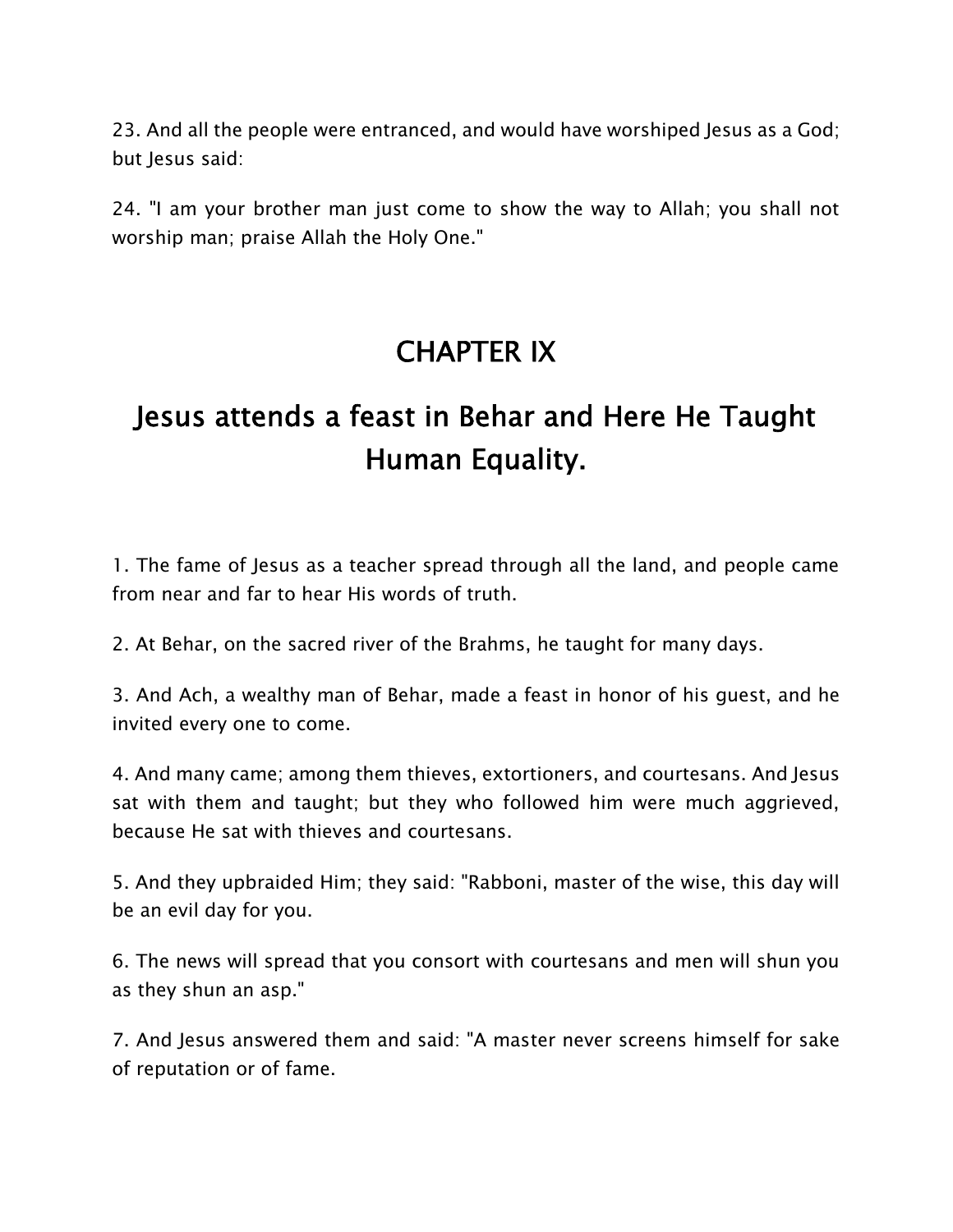23. And all the people were entranced, and would have worshiped Jesus as a God; but Jesus said:

24. "I am your brother man just come to show the way to Allah; you shall not worship man; praise Allah the Holy One."

# CHAPTER IX

# Jesus attends a feast in Behar and Here He Taught Human Equality.

1. The fame of Jesus as a teacher spread through all the land, and people came from near and far to hear His words of truth.

2. At Behar, on the sacred river of the Brahms, he taught for many days.

3. And Ach, a wealthy man of Behar, made a feast in honor of his guest, and he invited every one to come.

4. And many came; among them thieves, extortioners, and courtesans. And Jesus sat with them and taught; but they who followed him were much aggrieved, because He sat with thieves and courtesans.

5. And they upbraided Him; they said: "Rabboni, master of the wise, this day will be an evil day for you.

6. The news will spread that you consort with courtesans and men will shun you as they shun an asp."

7. And Jesus answered them and said: "A master never screens himself for sake of reputation or of fame.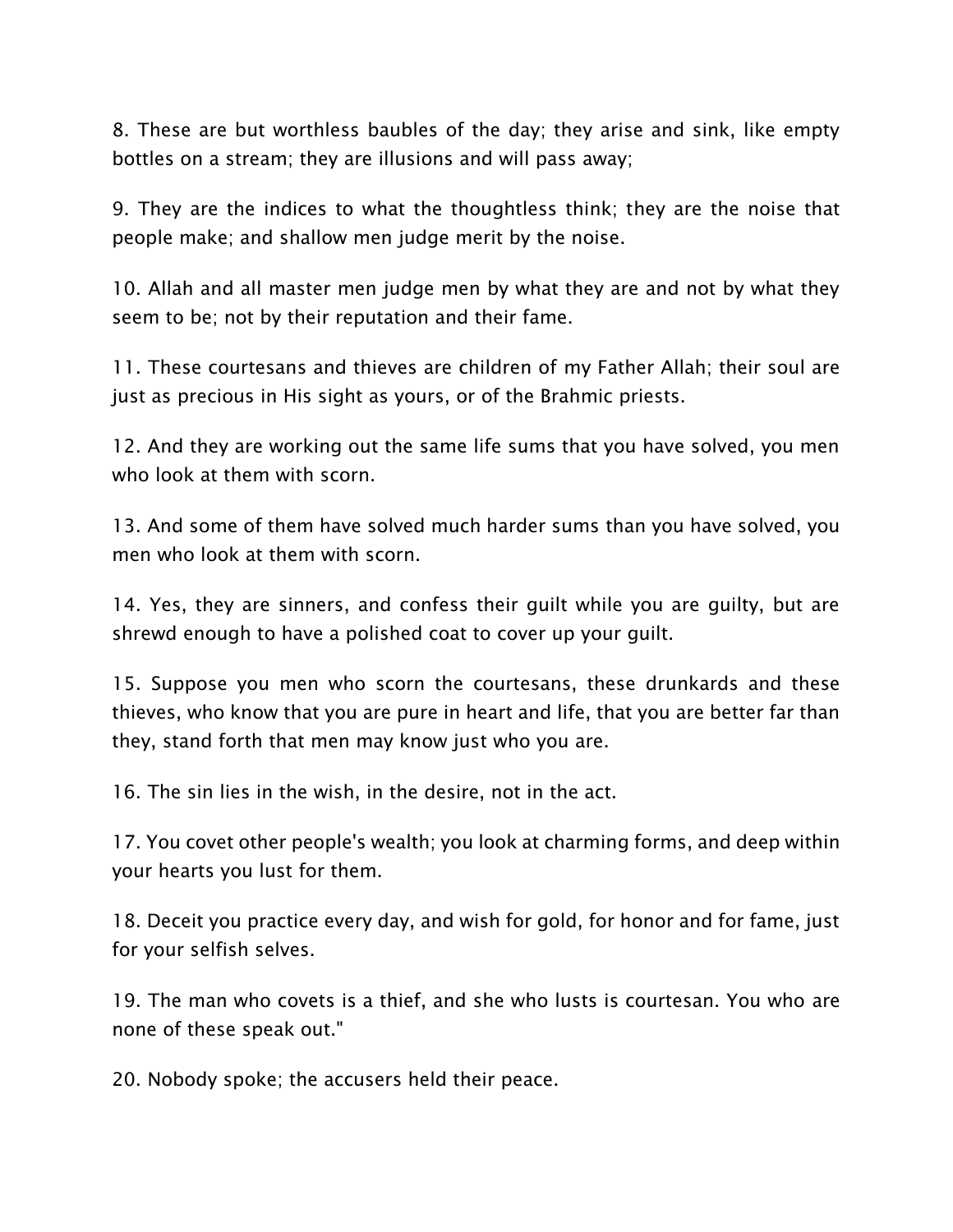8. These are but worthless baubles of the day; they arise and sink, like empty bottles on a stream; they are illusions and will pass away;

9. They are the indices to what the thoughtless think; they are the noise that people make; and shallow men judge merit by the noise.

10. Allah and all master men judge men by what they are and not by what they seem to be; not by their reputation and their fame.

11. These courtesans and thieves are children of my Father Allah; their soul are just as precious in His sight as yours, or of the Brahmic priests.

12. And they are working out the same life sums that you have solved, you men who look at them with scorn.

13. And some of them have solved much harder sums than you have solved, you men who look at them with scorn.

14. Yes, they are sinners, and confess their guilt while you are guilty, but are shrewd enough to have a polished coat to cover up your guilt.

15. Suppose you men who scorn the courtesans, these drunkards and these thieves, who know that you are pure in heart and life, that you are better far than they, stand forth that men may know just who you are.

16. The sin lies in the wish, in the desire, not in the act.

17. You covet other people's wealth; you look at charming forms, and deep within your hearts you lust for them.

18. Deceit you practice every day, and wish for gold, for honor and for fame, just for your selfish selves.

19. The man who covets is a thief, and she who lusts is courtesan. You who are none of these speak out."

20. Nobody spoke; the accusers held their peace.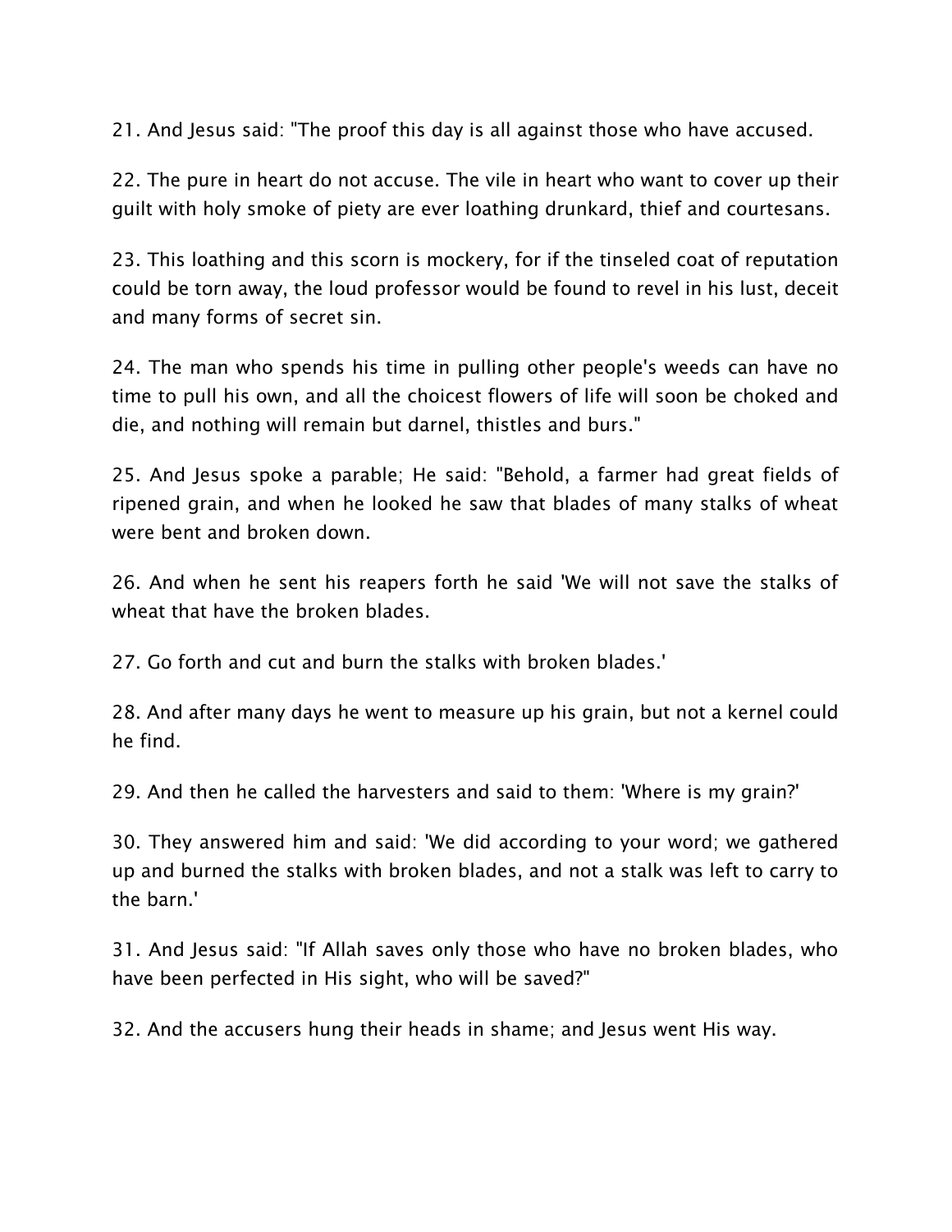21. And Jesus said: "The proof this day is all against those who have accused.

22. The pure in heart do not accuse. The vile in heart who want to cover up their guilt with holy smoke of piety are ever loathing drunkard, thief and courtesans.

23. This loathing and this scorn is mockery, for if the tinseled coat of reputation could be torn away, the loud professor would be found to revel in his lust, deceit and many forms of secret sin.

24. The man who spends his time in pulling other people's weeds can have no time to pull his own, and all the choicest flowers of life will soon be choked and die, and nothing will remain but darnel, thistles and burs."

25. And Jesus spoke a parable; He said: "Behold, a farmer had great fields of ripened grain, and when he looked he saw that blades of many stalks of wheat were bent and broken down.

26. And when he sent his reapers forth he said 'We will not save the stalks of wheat that have the broken blades.

27. Go forth and cut and burn the stalks with broken blades.'

28. And after many days he went to measure up his grain, but not a kernel could he find.

29. And then he called the harvesters and said to them: 'Where is my grain?'

30. They answered him and said: 'We did according to your word; we gathered up and burned the stalks with broken blades, and not a stalk was left to carry to the barn.'

31. And Jesus said: "If Allah saves only those who have no broken blades, who have been perfected in His sight, who will be saved?"

32. And the accusers hung their heads in shame; and Jesus went His way.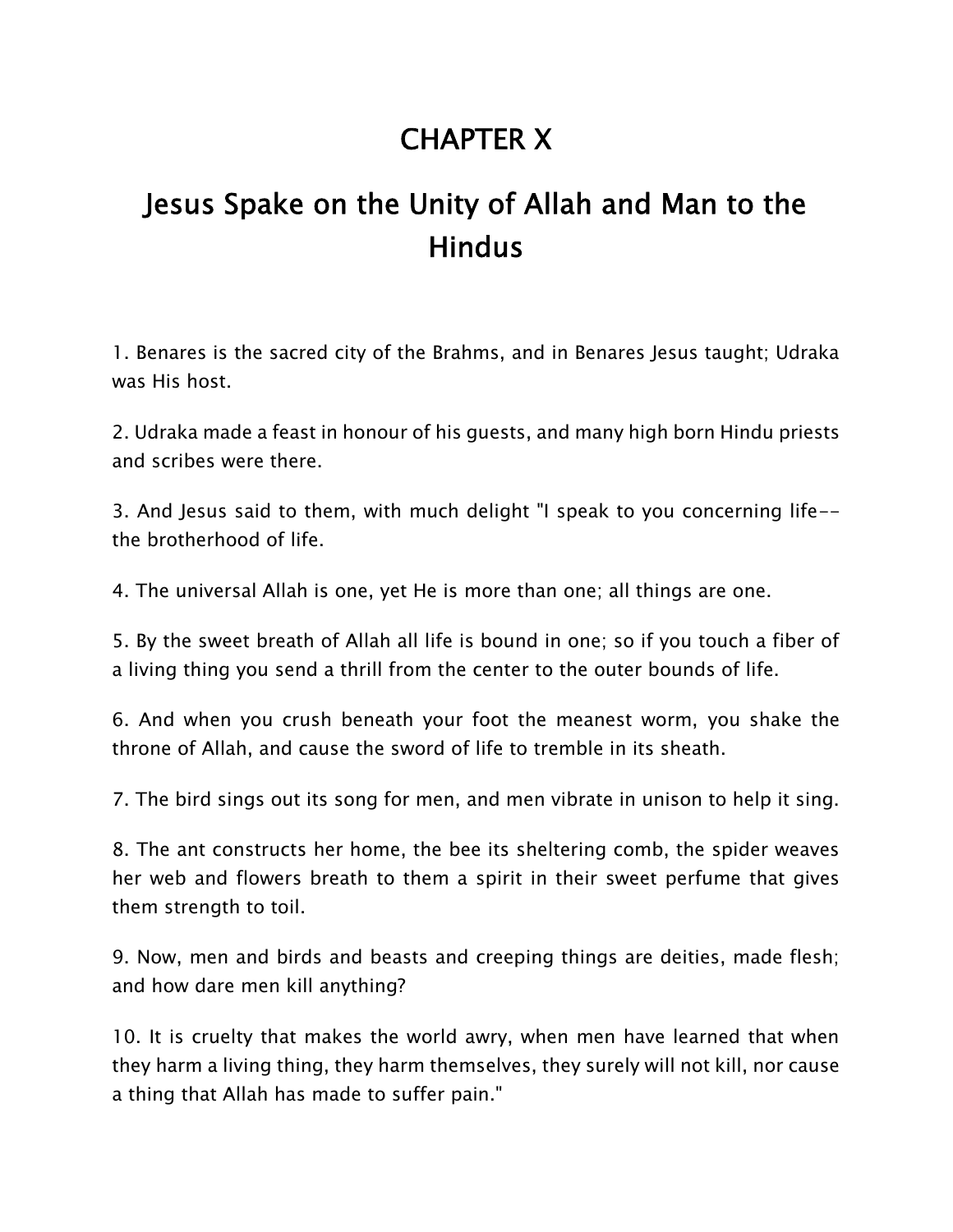# CHAPTER X

## Jesus Spake on the Unity of Allah and Man to the Hindus

1. Benares is the sacred city of the Brahms, and in Benares Jesus taught; Udraka was His host.

2. Udraka made a feast in honour of his guests, and many high born Hindu priests and scribes were there.

3. And Jesus said to them, with much delight "I speak to you concerning life-- the brotherhood of life.

4. The universal Allah is one, yet He is more than one; all things are one.

5. By the sweet breath of Allah all life is bound in one; so if you touch a fiber of a living thing you send a thrill from the center to the outer bounds of life.

6. And when you crush beneath your foot the meanest worm, you shake the throne of Allah, and cause the sword of life to tremble in its sheath.

7. The bird sings out its song for men, and men vibrate in unison to help it sing.

8. The ant constructs her home, the bee its sheltering comb, the spider weaves her web and flowers breath to them a spirit in their sweet perfume that gives them strength to toil.

9. Now, men and birds and beasts and creeping things are deities, made flesh; and how dare men kill anything?

10. It is cruelty that makes the world awry, when men have learned that when they harm a living thing, they harm themselves, they surely will not kill, nor cause a thing that Allah has made to suffer pain."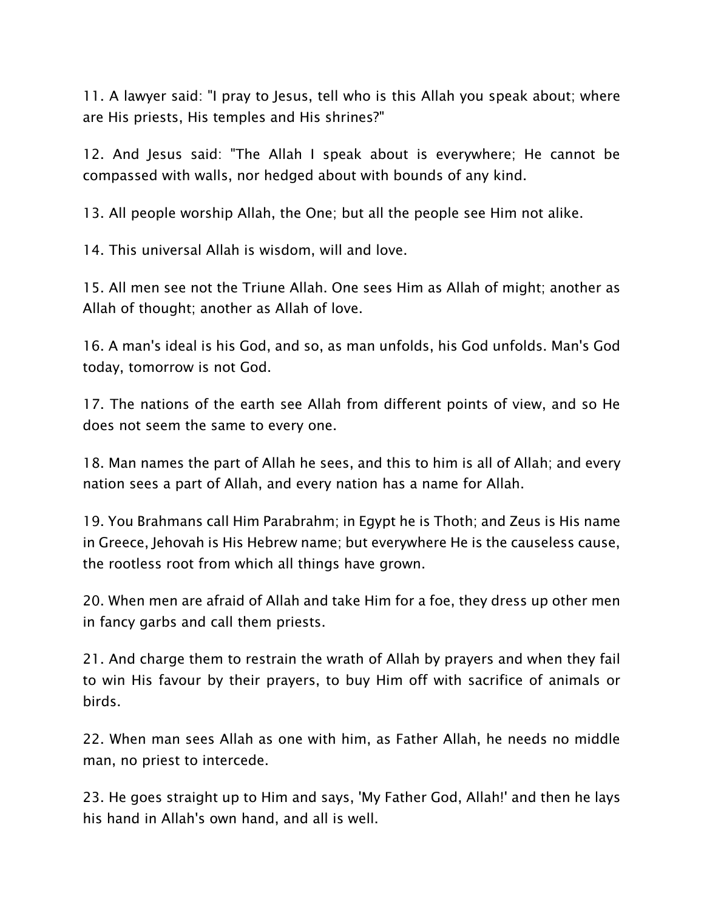11. A lawyer said: "I pray to Jesus, tell who is this Allah you speak about; where are His priests, His temples and His shrines?"

12. And Jesus said: "The Allah I speak about is everywhere; He cannot be compassed with walls, nor hedged about with bounds of any kind.

13. All people worship Allah, the One; but all the people see Him not alike.

14. This universal Allah is wisdom, will and love.

15. All men see not the Triune Allah. One sees Him as Allah of might; another as Allah of thought; another as Allah of love.

16. A man's ideal is his God, and so, as man unfolds, his God unfolds. Man's God today, tomorrow is not God.

17. The nations of the earth see Allah from different points of view, and so He does not seem the same to every one.

18. Man names the part of Allah he sees, and this to him is all of Allah; and every nation sees a part of Allah, and every nation has a name for Allah.

19. You Brahmans call Him Parabrahm; in Egypt he is Thoth; and Zeus is His name in Greece, Jehovah is His Hebrew name; but everywhere He is the causeless cause, the rootless root from which all things have grown.

20. When men are afraid of Allah and take Him for a foe, they dress up other men in fancy garbs and call them priests.

21. And charge them to restrain the wrath of Allah by prayers and when they fail to win His favour by their prayers, to buy Him off with sacrifice of animals or birds.

22. When man sees Allah as one with him, as Father Allah, he needs no middle man, no priest to intercede.

23. He goes straight up to Him and says, 'My Father God, Allah!' and then he lays his hand in Allah's own hand, and all is well.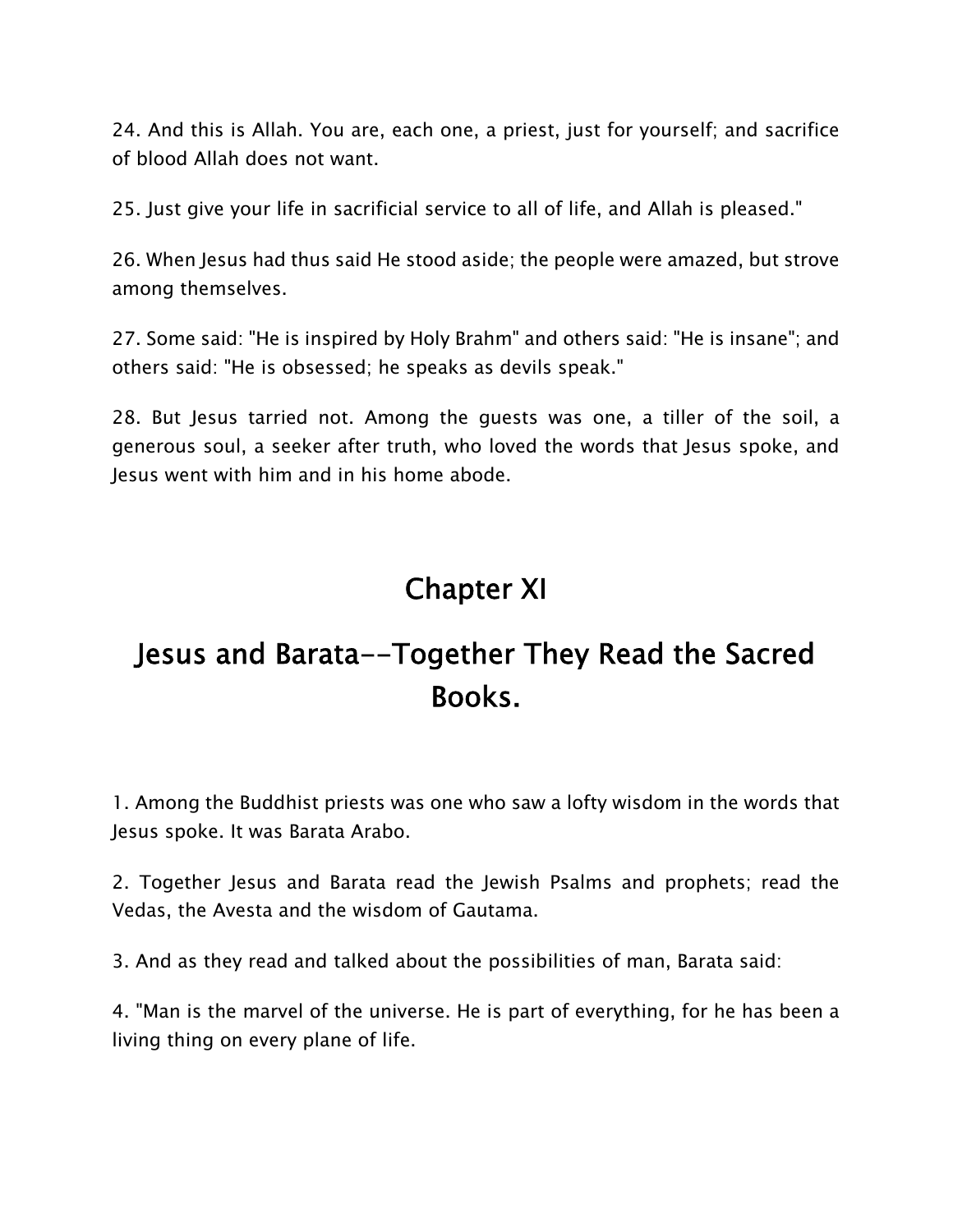24. And this is Allah. You are, each one, a priest, just for yourself; and sacrifice of blood Allah does not want.

25. Just give your life in sacrificial service to all of life, and Allah is pleased."

26. When Jesus had thus said He stood aside; the people were amazed, but strove among themselves.

27. Some said: "He is inspired by Holy Brahm" and others said: "He is insane"; and others said: "He is obsessed; he speaks as devils speak."

28. But Jesus tarried not. Among the guests was one, a tiller of the soil, a generous soul, a seeker after truth, who loved the words that Jesus spoke, and Jesus went with him and in his home abode.

# Chapter XI

# Jesus and Barata--Together They Read the Sacred Books.

1. Among the Buddhist priests was one who saw a lofty wisdom in the words that Jesus spoke. It was Barata Arabo.

2. Together Jesus and Barata read the Jewish Psalms and prophets; read the Vedas, the Avesta and the wisdom of Gautama.

3. And as they read and talked about the possibilities of man, Barata said:

4. "Man is the marvel of the universe. He is part of everything, for he has been a living thing on every plane of life.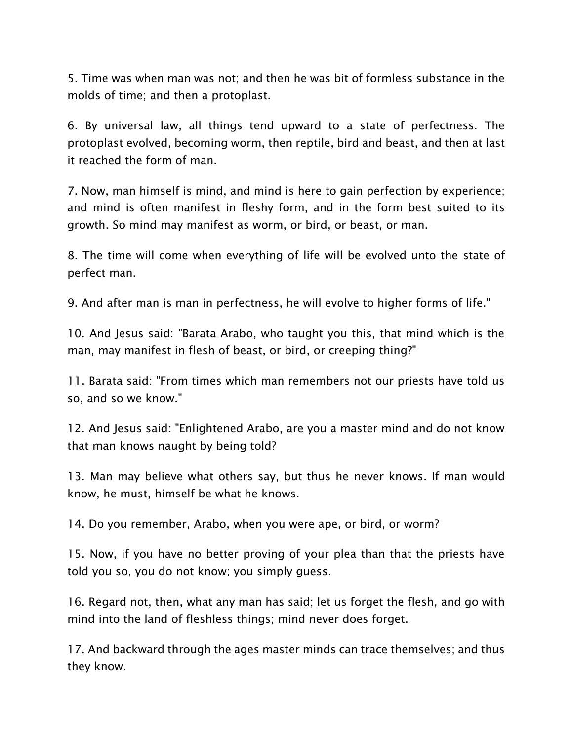5. Time was when man was not; and then he was bit of formless substance in the molds of time; and then a protoplast.

6. By universal law, all things tend upward to a state of perfectness. The protoplast evolved, becoming worm, then reptile, bird and beast, and then at last it reached the form of man.

7. Now, man himself is mind, and mind is here to gain perfection by experience; and mind is often manifest in fleshy form, and in the form best suited to its growth. So mind may manifest as worm, or bird, or beast, or man.

8. The time will come when everything of life will be evolved unto the state of perfect man.

9. And after man is man in perfectness, he will evolve to higher forms of life."

10. And Jesus said: "Barata Arabo, who taught you this, that mind which is the man, may manifest in flesh of beast, or bird, or creeping thing?"

11. Barata said: "From times which man remembers not our priests have told us so, and so we know."

12. And Jesus said: "Enlightened Arabo, are you a master mind and do not know that man knows naught by being told?

13. Man may believe what others say, but thus he never knows. If man would know, he must, himself be what he knows.

14. Do you remember, Arabo, when you were ape, or bird, or worm?

15. Now, if you have no better proving of your plea than that the priests have told you so, you do not know; you simply guess.

16. Regard not, then, what any man has said; let us forget the flesh, and go with mind into the land of fleshless things; mind never does forget.

17. And backward through the ages master minds can trace themselves; and thus they know.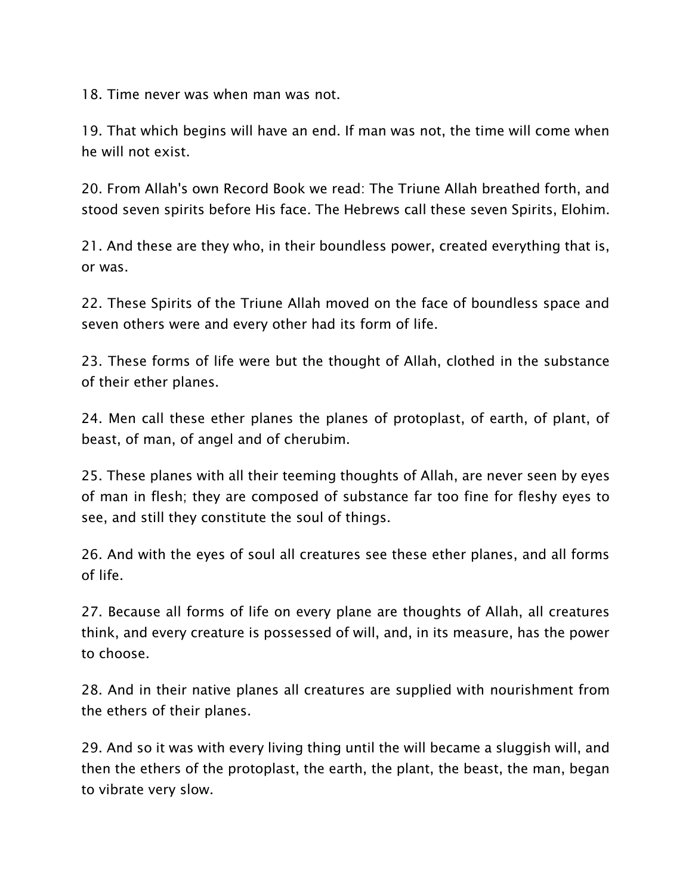18. Time never was when man was not.

19. That which begins will have an end. If man was not, the time will come when he will not exist.

20. From Allah's own Record Book we read: The Triune Allah breathed forth, and stood seven spirits before His face. The Hebrews call these seven Spirits, Elohim.

21. And these are they who, in their boundless power, created everything that is, or was.

22. These Spirits of the Triune Allah moved on the face of boundless space and seven others were and every other had its form of life.

23. These forms of life were but the thought of Allah, clothed in the substance of their ether planes.

24. Men call these ether planes the planes of protoplast, of earth, of plant, of beast, of man, of angel and of cherubim.

25. These planes with all their teeming thoughts of Allah, are never seen by eyes of man in flesh; they are composed of substance far too fine for fleshy eyes to see, and still they constitute the soul of things.

26. And with the eyes of soul all creatures see these ether planes, and all forms of life.

27. Because all forms of life on every plane are thoughts of Allah, all creatures think, and every creature is possessed of will, and, in its measure, has the power to choose.

28. And in their native planes all creatures are supplied with nourishment from the ethers of their planes.

29. And so it was with every living thing until the will became a sluggish will, and then the ethers of the protoplast, the earth, the plant, the beast, the man, began to vibrate very slow.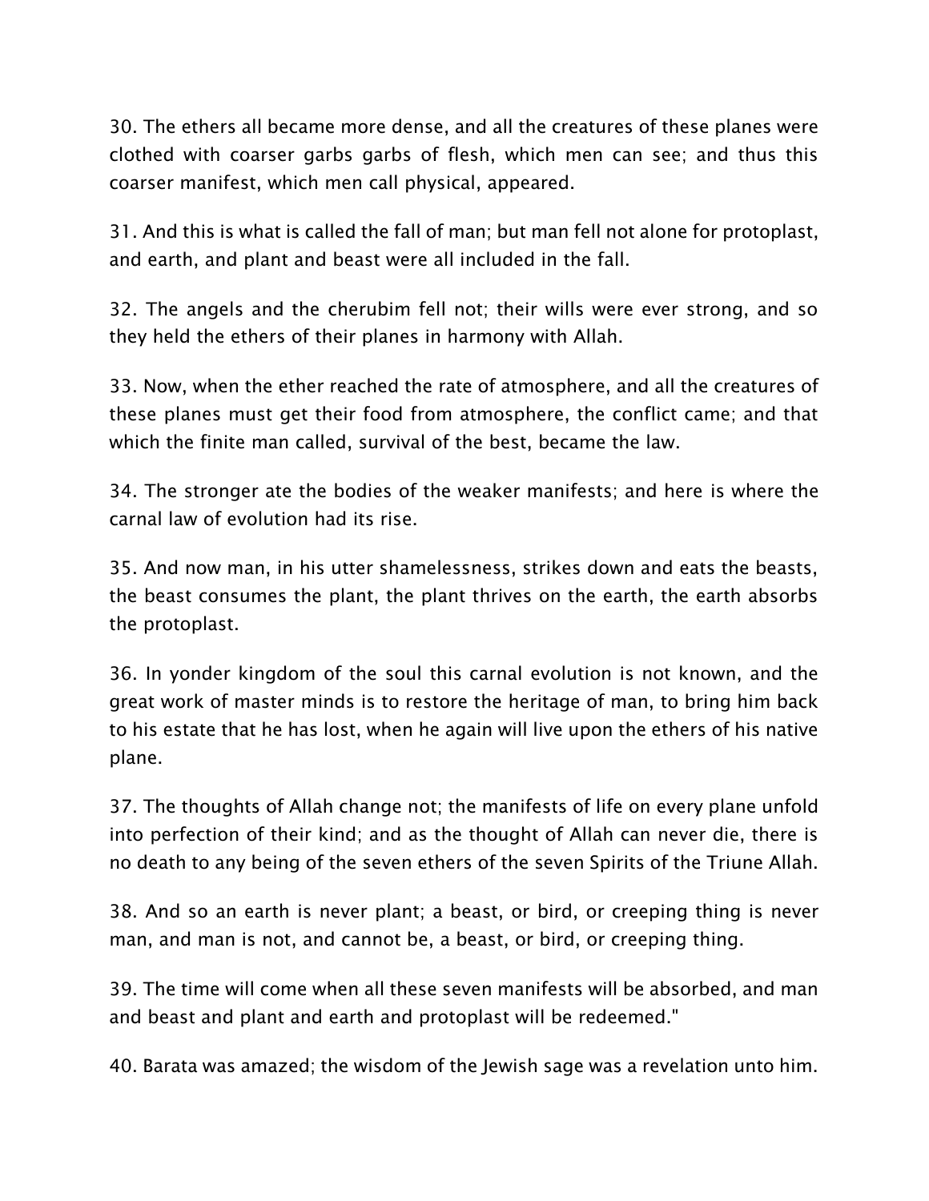30. The ethers all became more dense, and all the creatures of these planes were clothed with coarser garbs garbs of flesh, which men can see; and thus this coarser manifest, which men call physical, appeared.

31. And this is what is called the fall of man; but man fell not alone for protoplast, and earth, and plant and beast were all included in the fall.

32. The angels and the cherubim fell not; their wills were ever strong, and so they held the ethers of their planes in harmony with Allah.

33. Now, when the ether reached the rate of atmosphere, and all the creatures of these planes must get their food from atmosphere, the conflict came; and that which the finite man called, survival of the best, became the law.

34. The stronger ate the bodies of the weaker manifests; and here is where the carnal law of evolution had its rise.

35. And now man, in his utter shamelessness, strikes down and eats the beasts, the beast consumes the plant, the plant thrives on the earth, the earth absorbs the protoplast.

36. In yonder kingdom of the soul this carnal evolution is not known, and the great work of master minds is to restore the heritage of man, to bring him back to his estate that he has lost, when he again will live upon the ethers of his native plane.

37. The thoughts of Allah change not; the manifests of life on every plane unfold into perfection of their kind; and as the thought of Allah can never die, there is no death to any being of the seven ethers of the seven Spirits of the Triune Allah.

38. And so an earth is never plant; a beast, or bird, or creeping thing is never man, and man is not, and cannot be, a beast, or bird, or creeping thing.

39. The time will come when all these seven manifests will be absorbed, and man and beast and plant and earth and protoplast will be redeemed."

40. Barata was amazed; the wisdom of the Jewish sage was a revelation unto him.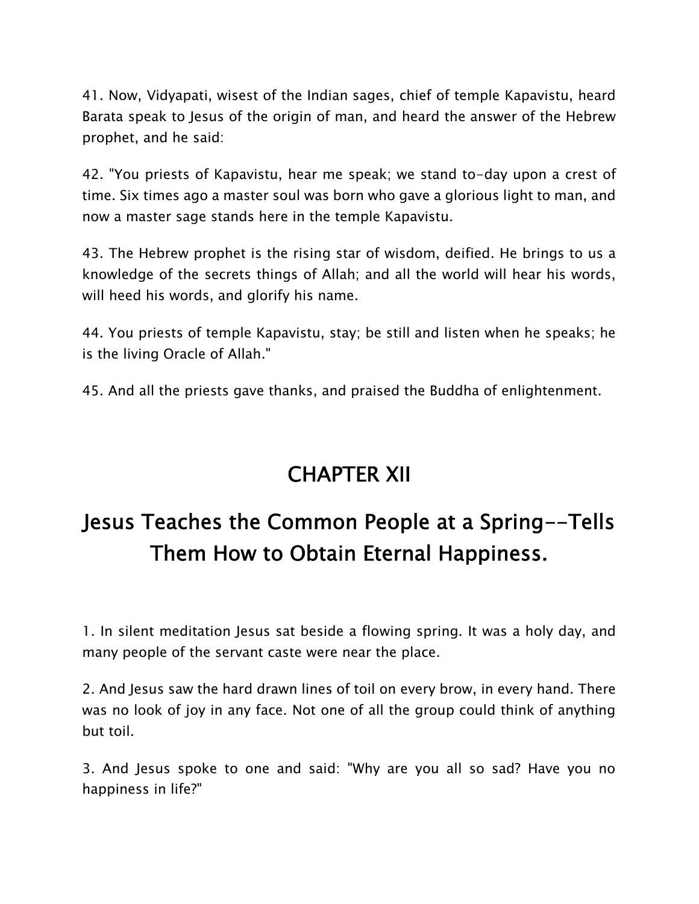41. Now, Vidyapati, wisest of the Indian sages, chief of temple Kapavistu, heard Barata speak to Jesus of the origin of man, and heard the answer of the Hebrew prophet, and he said:

42. "You priests of Kapavistu, hear me speak; we stand to-day upon a crest of time. Six times ago a master soul was born who gave a glorious light to man, and now a master sage stands here in the temple Kapavistu.

43. The Hebrew prophet is the rising star of wisdom, deified. He brings to us a knowledge of the secrets things of Allah; and all the world will hear his words, will heed his words, and glorify his name.

44. You priests of temple Kapavistu, stay; be still and listen when he speaks; he is the living Oracle of Allah."

45. And all the priests gave thanks, and praised the Buddha of enlightenment.

# CHAPTER XII

# Jesus Teaches the Common People at a Spring--Tells Them How to Obtain Eternal Happiness.

1. In silent meditation Jesus sat beside a flowing spring. It was a holy day, and many people of the servant caste were near the place.

2. And Jesus saw the hard drawn lines of toil on every brow, in every hand. There was no look of joy in any face. Not one of all the group could think of anything but toil.

3. And Jesus spoke to one and said: "Why are you all so sad? Have you no happiness in life?"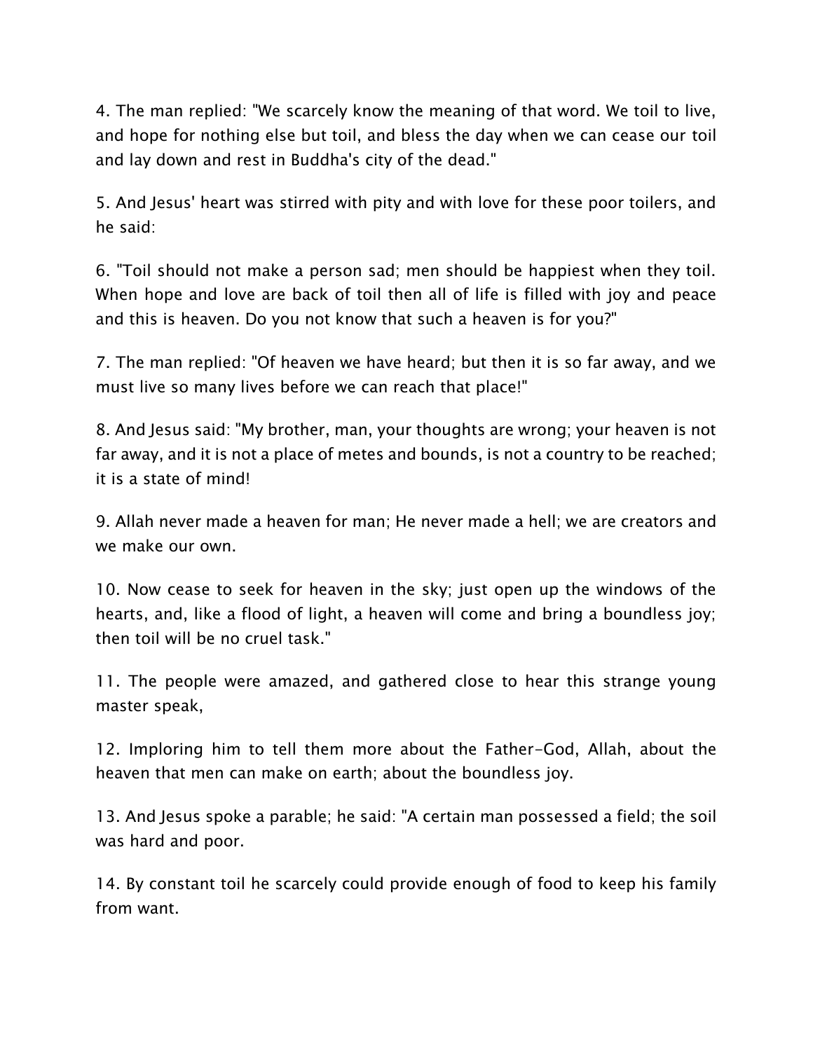4. The man replied: "We scarcely know the meaning of that word. We toil to live, and hope for nothing else but toil, and bless the day when we can cease our toil and lay down and rest in Buddha's city of the dead."

5. And Jesus' heart was stirred with pity and with love for these poor toilers, and he said:

6. "Toil should not make a person sad; men should be happiest when they toil. When hope and love are back of toil then all of life is filled with joy and peace and this is heaven. Do you not know that such a heaven is for you?"

7. The man replied: "Of heaven we have heard; but then it is so far away, and we must live so many lives before we can reach that place!"

8. And Jesus said: "My brother, man, your thoughts are wrong; your heaven is not far away, and it is not a place of metes and bounds, is not a country to be reached; it is a state of mind!

9. Allah never made a heaven for man; He never made a hell; we are creators and we make our own.

10. Now cease to seek for heaven in the sky; just open up the windows of the hearts, and, like a flood of light, a heaven will come and bring a boundless joy; then toil will be no cruel task."

11. The people were amazed, and gathered close to hear this strange young master speak,

12. Imploring him to tell them more about the Father-God, Allah, about the heaven that men can make on earth; about the boundless joy.

13. And Jesus spoke a parable; he said: "A certain man possessed a field; the soil was hard and poor.

14. By constant toil he scarcely could provide enough of food to keep his family from want.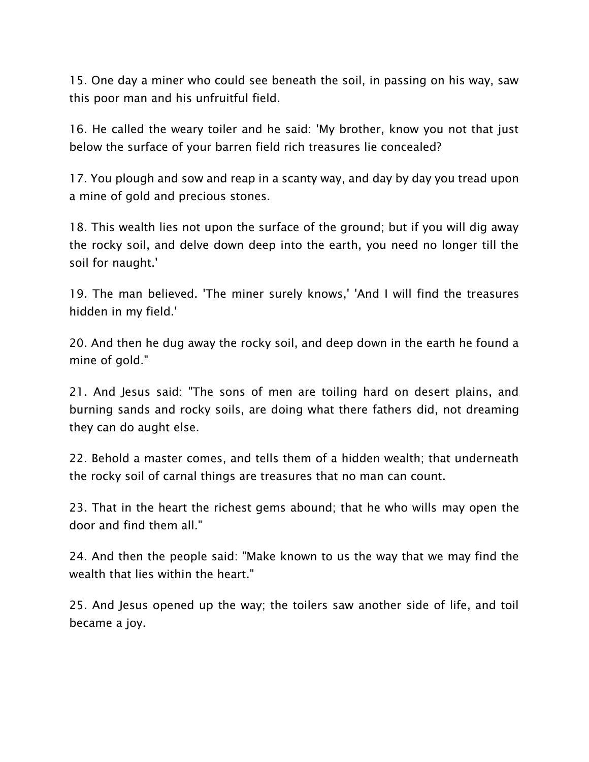15. One day a miner who could see beneath the soil, in passing on his way, saw this poor man and his unfruitful field.

16. He called the weary toiler and he said: 'My brother, know you not that just below the surface of your barren field rich treasures lie concealed?

17. You plough and sow and reap in a scanty way, and day by day you tread upon a mine of gold and precious stones.

18. This wealth lies not upon the surface of the ground; but if you will dig away the rocky soil, and delve down deep into the earth, you need no longer till the soil for naught.'

19. The man believed. 'The miner surely knows,' 'And I will find the treasures hidden in my field.'

20. And then he dug away the rocky soil, and deep down in the earth he found a mine of gold."

21. And Jesus said: "The sons of men are toiling hard on desert plains, and burning sands and rocky soils, are doing what there fathers did, not dreaming they can do aught else.

22. Behold a master comes, and tells them of a hidden wealth; that underneath the rocky soil of carnal things are treasures that no man can count.

23. That in the heart the richest gems abound; that he who wills may open the door and find them all."

24. And then the people said: "Make known to us the way that we may find the wealth that lies within the heart."

25. And Jesus opened up the way; the toilers saw another side of life, and toil became a joy.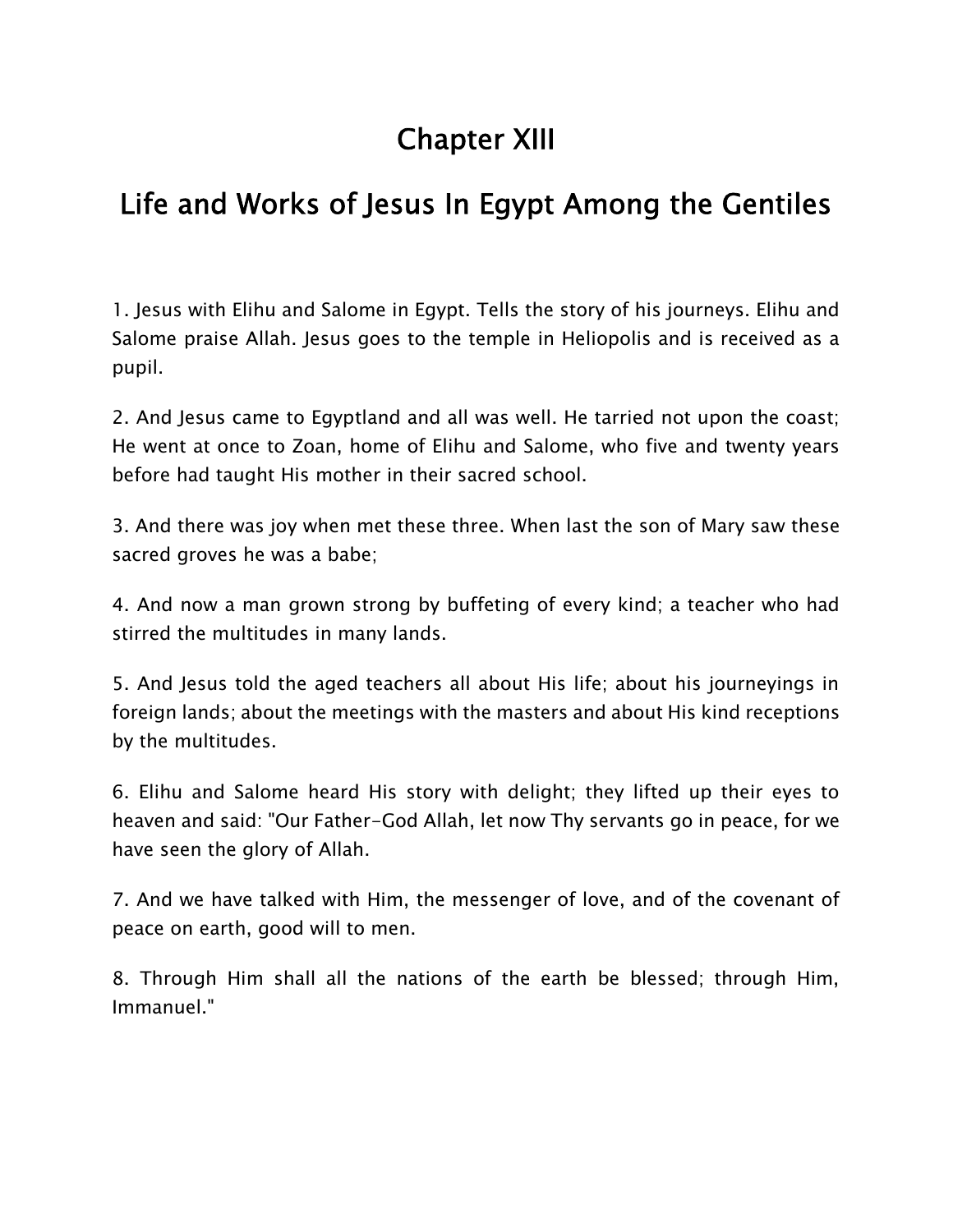# Chapter XIII

## Life and Works of Jesus In Egypt Among the Gentiles

1. Jesus with Elihu and Salome in Egypt. Tells the story of his journeys. Elihu and Salome praise Allah. Jesus goes to the temple in Heliopolis and is received as a pupil.

2. And Jesus came to Egyptland and all was well. He tarried not upon the coast; He went at once to Zoan, home of Elihu and Salome, who five and twenty years before had taught His mother in their sacred school.

3. And there was joy when met these three. When last the son of Mary saw these sacred groves he was a babe;

4. And now a man grown strong by buffeting of every kind; a teacher who had stirred the multitudes in many lands.

5. And Jesus told the aged teachers all about His life; about his journeyings in foreign lands; about the meetings with the masters and about His kind receptions by the multitudes.

6. Elihu and Salome heard His story with delight; they lifted up their eyes to heaven and said: "Our Father-God Allah, let now Thy servants go in peace, for we have seen the glory of Allah.

7. And we have talked with Him, the messenger of love, and of the covenant of peace on earth, good will to men.

8. Through Him shall all the nations of the earth be blessed; through Him, Immanuel."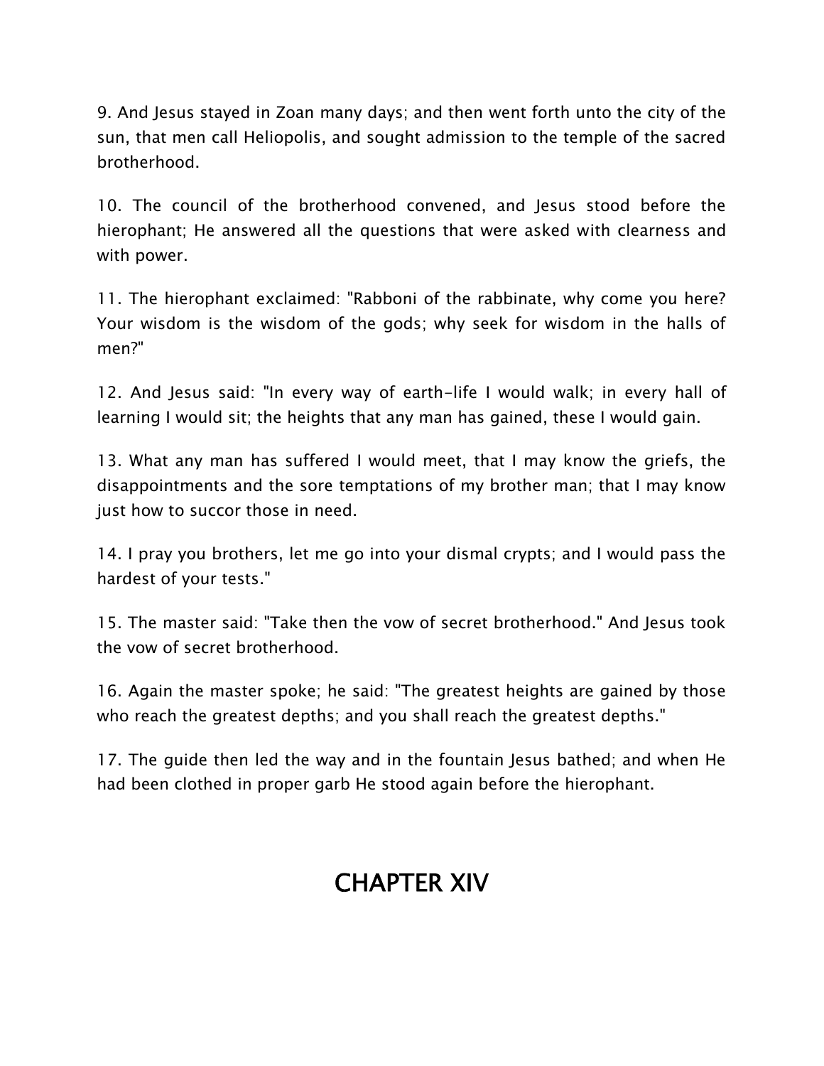9. And Jesus stayed in Zoan many days; and then went forth unto the city of the sun, that men call Heliopolis, and sought admission to the temple of the sacred brotherhood.

10. The council of the brotherhood convened, and Jesus stood before the hierophant; He answered all the questions that were asked with clearness and with power.

11. The hierophant exclaimed: "Rabboni of the rabbinate, why come you here? Your wisdom is the wisdom of the gods; why seek for wisdom in the halls of men?"

12. And Jesus said: "In every way of earth-life I would walk; in every hall of learning I would sit; the heights that any man has gained, these I would gain.

13. What any man has suffered I would meet, that I may know the griefs, the disappointments and the sore temptations of my brother man; that I may know just how to succor those in need.

14. I pray you brothers, let me go into your dismal crypts; and I would pass the hardest of your tests."

15. The master said: "Take then the vow of secret brotherhood." And Jesus took the vow of secret brotherhood.

16. Again the master spoke; he said: "The greatest heights are gained by those who reach the greatest depths; and you shall reach the greatest depths."

17. The guide then led the way and in the fountain Jesus bathed; and when He had been clothed in proper garb He stood again before the hierophant.

# CHAPTER XIV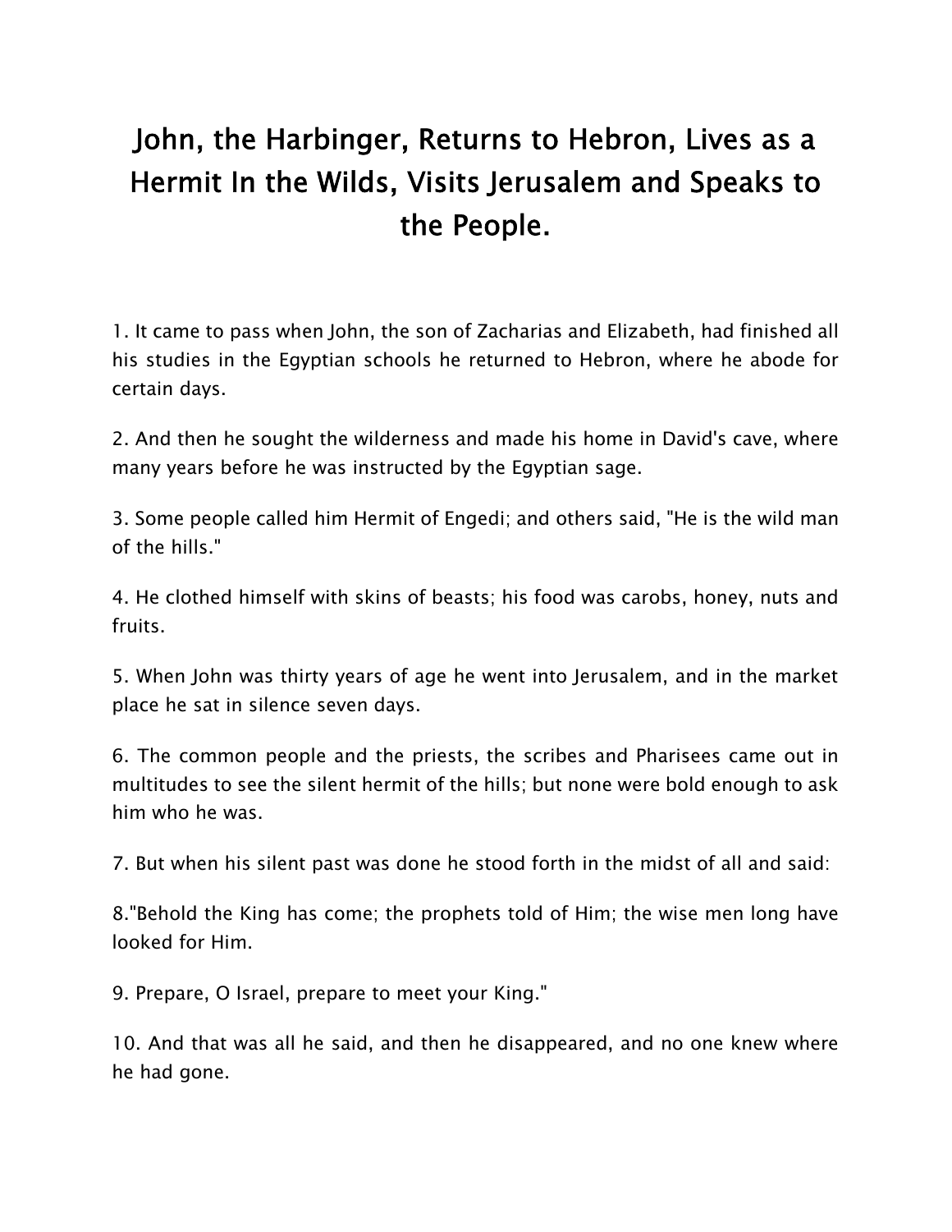# John, the Harbinger, Returns to Hebron, Lives as a Hermit In the Wilds, Visits Jerusalem and Speaks to the People.

1. It came to pass when John, the son of Zacharias and Elizabeth, had finished all his studies in the Egyptian schools he returned to Hebron, where he abode for certain days.

2. And then he sought the wilderness and made his home in David's cave, where many years before he was instructed by the Egyptian sage.

3. Some people called him Hermit of Engedi; and others said, "He is the wild man of the hills."

4. He clothed himself with skins of beasts; his food was carobs, honey, nuts and fruits.

5. When John was thirty years of age he went into Jerusalem, and in the market place he sat in silence seven days.

6. The common people and the priests, the scribes and Pharisees came out in multitudes to see the silent hermit of the hills; but none were bold enough to ask him who he was.

7. But when his silent past was done he stood forth in the midst of all and said:

8."Behold the King has come; the prophets told of Him; the wise men long have looked for Him.

9. Prepare, O Israel, prepare to meet your King."

10. And that was all he said, and then he disappeared, and no one knew where he had gone.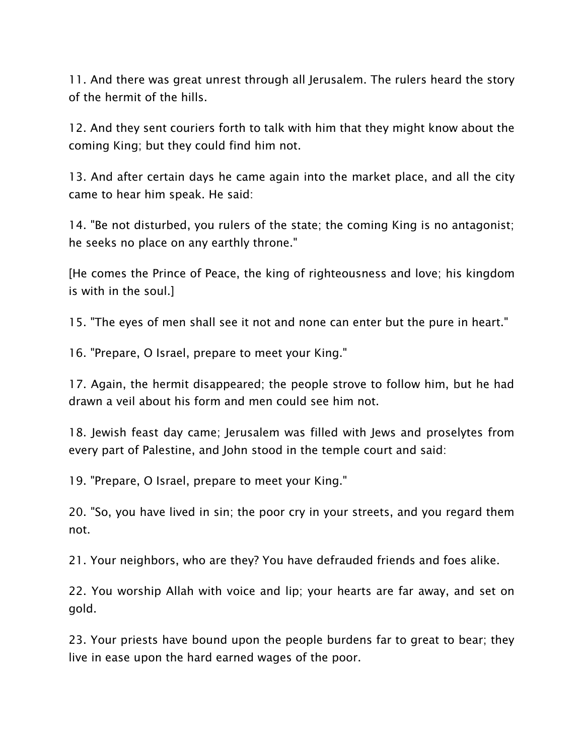11. And there was great unrest through all Jerusalem. The rulers heard the story of the hermit of the hills.

12. And they sent couriers forth to talk with him that they might know about the coming King; but they could find him not.

13. And after certain days he came again into the market place, and all the city came to hear him speak. He said:

14. "Be not disturbed, you rulers of the state; the coming King is no antagonist; he seeks no place on any earthly throne."

[He comes the Prince of Peace, the king of righteousness and love; his kingdom is with in the soul.]

15. "The eyes of men shall see it not and none can enter but the pure in heart."

16. "Prepare, O Israel, prepare to meet your King."

17. Again, the hermit disappeared; the people strove to follow him, but he had drawn a veil about his form and men could see him not.

18. Jewish feast day came; Jerusalem was filled with Jews and proselytes from every part of Palestine, and John stood in the temple court and said:

19. "Prepare, O Israel, prepare to meet your King."

20. "So, you have lived in sin; the poor cry in your streets, and you regard them not.

21. Your neighbors, who are they? You have defrauded friends and foes alike.

22. You worship Allah with voice and lip; your hearts are far away, and set on gold.

23. Your priests have bound upon the people burdens far to great to bear; they live in ease upon the hard earned wages of the poor.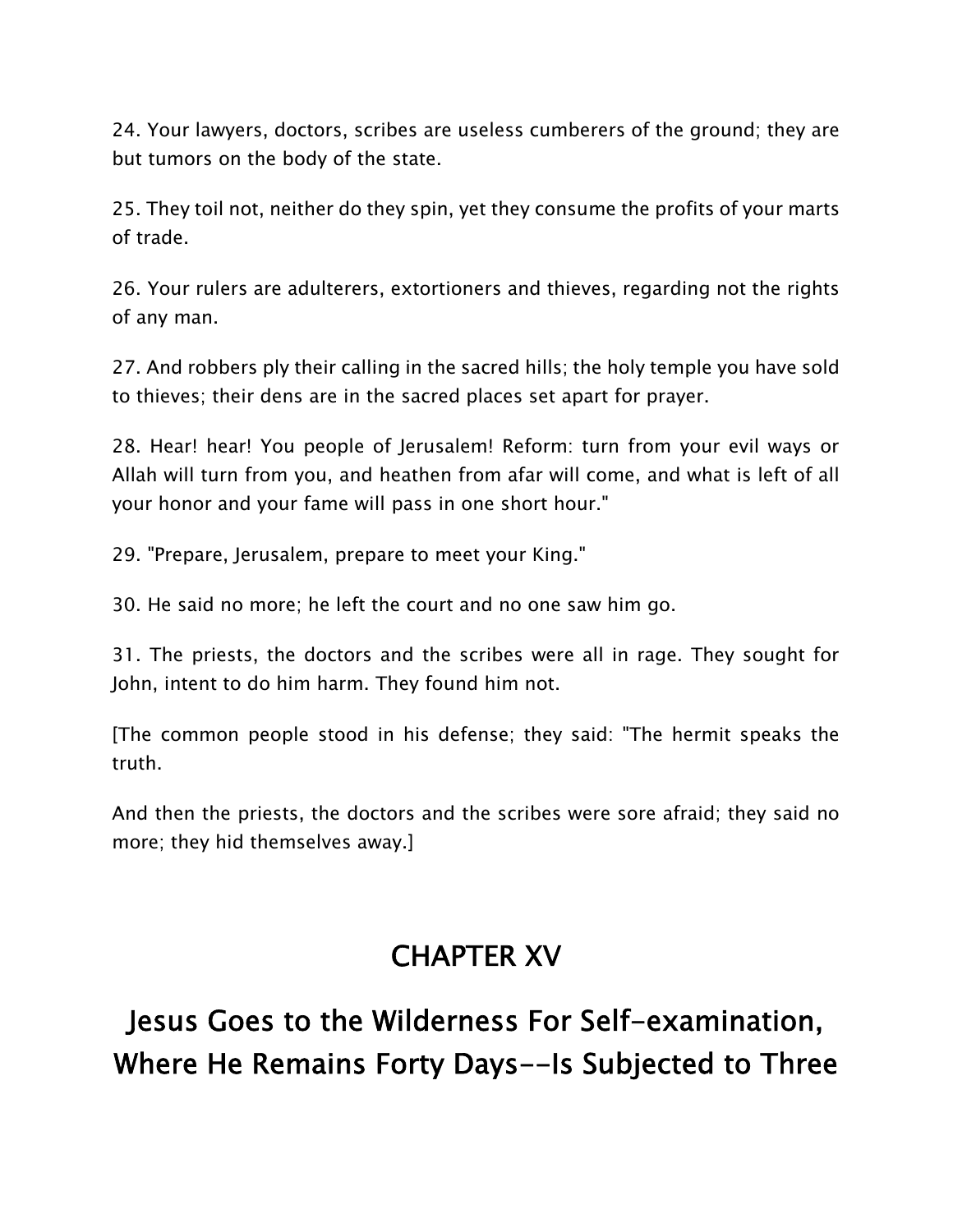24. Your lawyers, doctors, scribes are useless cumberers of the ground; they are but tumors on the body of the state.

25. They toil not, neither do they spin, yet they consume the profits of your marts of trade.

26. Your rulers are adulterers, extortioners and thieves, regarding not the rights of any man.

27. And robbers ply their calling in the sacred hills; the holy temple you have sold to thieves; their dens are in the sacred places set apart for prayer.

28. Hear! hear! You people of Jerusalem! Reform: turn from your evil ways or Allah will turn from you, and heathen from afar will come, and what is left of all your honor and your fame will pass in one short hour."

29. "Prepare, Jerusalem, prepare to meet your King."

30. He said no more; he left the court and no one saw him go.

31. The priests, the doctors and the scribes were all in rage. They sought for John, intent to do him harm. They found him not.

[The common people stood in his defense; they said: "The hermit speaks the truth.

And then the priests, the doctors and the scribes were sore afraid; they said no more; they hid themselves away.]

## CHAPTER XV

## Jesus Goes to the Wilderness For Self-examination, Where He Remains Forty Days--Is Subjected to Three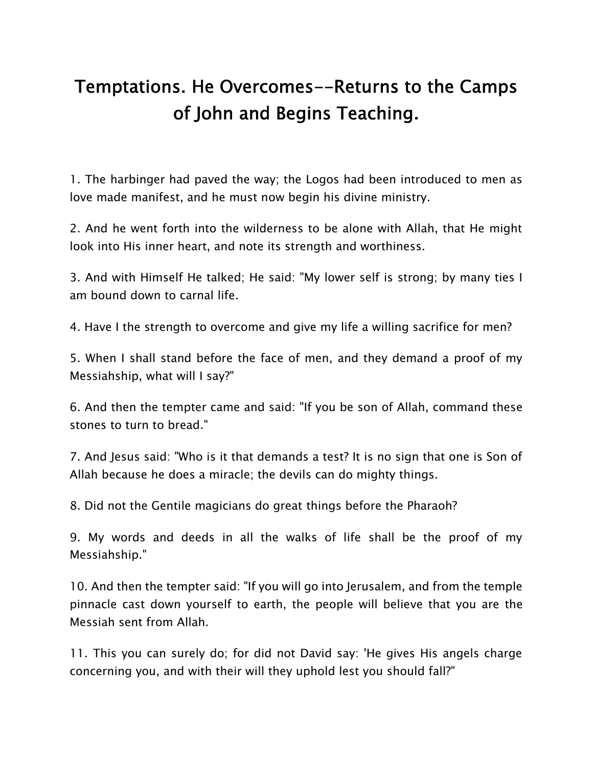# Temptations. He Overcomes--Returns to the Camps of John and Begins Teaching.

1. The harbinger had paved the way; the Logos had been introduced to men as love made manifest, and he must now begin his divine ministry.

2. And he went forth into the wilderness to be alone with Allah, that He might look into His inner heart, and note its strength and worthiness.

3. And with Himself He talked; He said: "My lower self is strong; by many ties I am bound down to carnal life.

4. Have I the strength to overcome and give my life a willing sacrifice for men?

5. When I shall stand before the face of men, and they demand a proof of my Messiahship, what will I say?"

6. And then the tempter came and said: "If you be son of Allah, command these stones to turn to bread."

7. And Jesus said: "Who is it that demands a test? It is no sign that one is Son of Allah because he does a miracle; the devils can do mighty things.

8. Did not the Gentile magicians do great things before the Pharaoh?

9. My words and deeds in all the walks of life shall be the proof of my Messiahship."

10. And then the tempter said: "If you will go into Jerusalem, and from the temple pinnacle cast down yourself to earth, the people will believe that you are the Messiah sent from Allah.

11. This you can surely do; for did not David say: 'He gives His angels charge concerning you, and with their will they uphold lest you should fall?"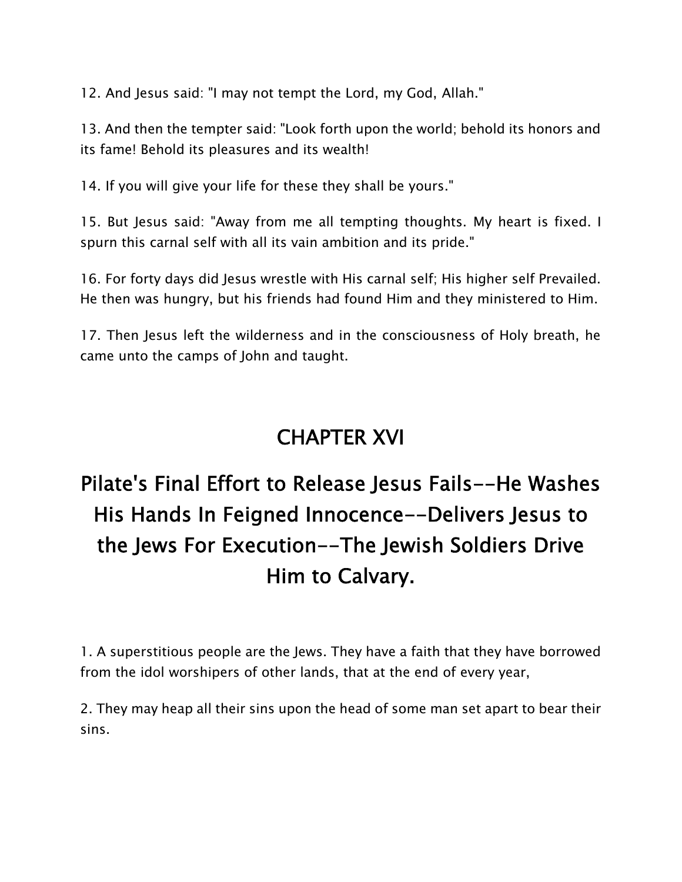12. And Jesus said: "I may not tempt the Lord, my God, Allah."

13. And then the tempter said: "Look forth upon the world; behold its honors and its fame! Behold its pleasures and its wealth!

14. If you will give your life for these they shall be yours."

15. But Jesus said: "Away from me all tempting thoughts. My heart is fixed. I spurn this carnal self with all its vain ambition and its pride."

16. For forty days did Jesus wrestle with His carnal self; His higher self Prevailed. He then was hungry, but his friends had found Him and they ministered to Him.

17. Then Jesus left the wilderness and in the consciousness of Holy breath, he came unto the camps of John and taught.

# CHAPTER XVI

## Pilate's Final Effort to Release Jesus Fails--He Washes His Hands In Feigned Innocence--Delivers Jesus to the Jews For Execution--The Jewish Soldiers Drive Him to Calvary.

1. A superstitious people are the Jews. They have a faith that they have borrowed from the idol worshipers of other lands, that at the end of every year,

2. They may heap all their sins upon the head of some man set apart to bear their sins.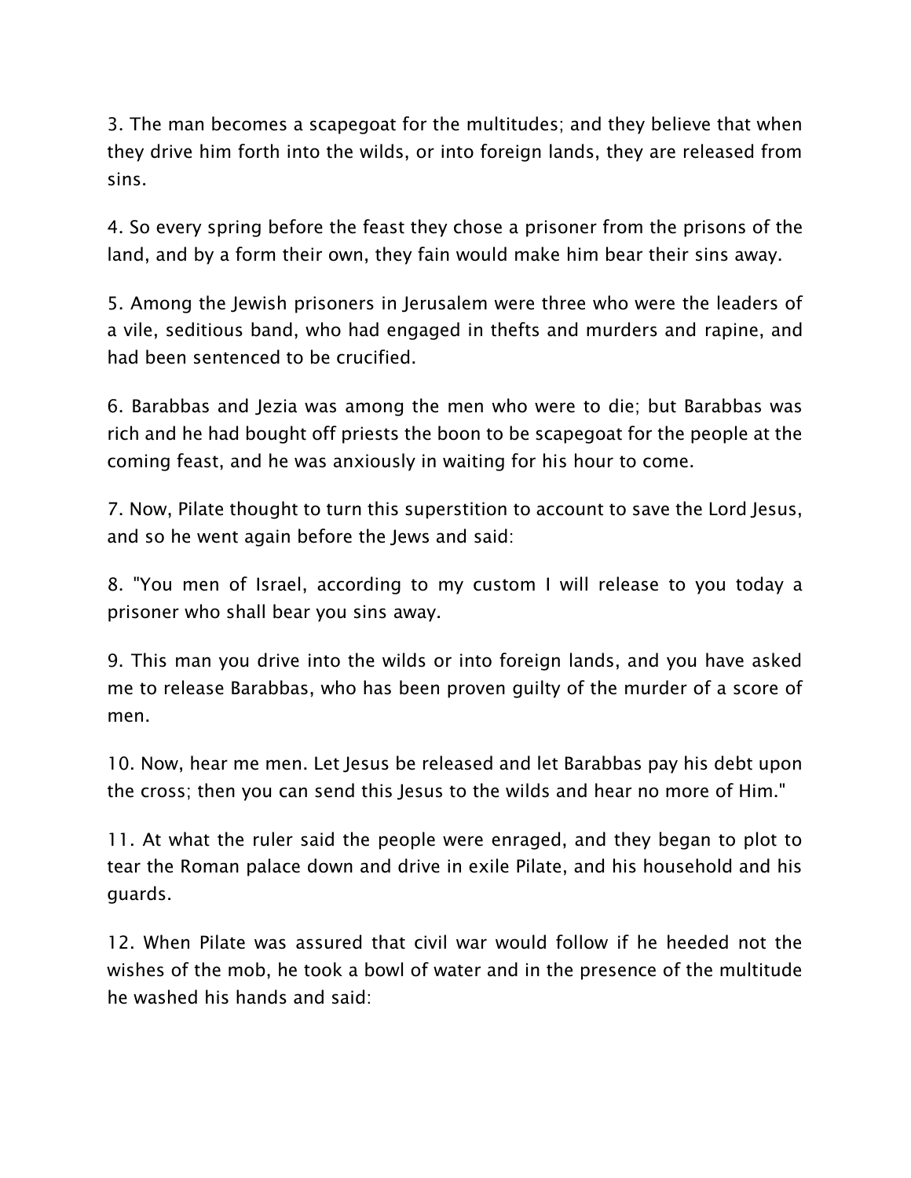3. The man becomes a scapegoat for the multitudes; and they believe that when they drive him forth into the wilds, or into foreign lands, they are released from sins.

4. So every spring before the feast they chose a prisoner from the prisons of the land, and by a form their own, they fain would make him bear their sins away.

5. Among the Jewish prisoners in Jerusalem were three who were the leaders of a vile, seditious band, who had engaged in thefts and murders and rapine, and had been sentenced to be crucified.

6. Barabbas and Jezia was among the men who were to die; but Barabbas was rich and he had bought off priests the boon to be scapegoat for the people at the coming feast, and he was anxiously in waiting for his hour to come.

7. Now, Pilate thought to turn this superstition to account to save the Lord Jesus, and so he went again before the Jews and said:

8. "You men of Israel, according to my custom I will release to you today a prisoner who shall bear you sins away.

9. This man you drive into the wilds or into foreign lands, and you have asked me to release Barabbas, who has been proven guilty of the murder of a score of men.

10. Now, hear me men. Let Jesus be released and let Barabbas pay his debt upon the cross; then you can send this Jesus to the wilds and hear no more of Him."

11. At what the ruler said the people were enraged, and they began to plot to tear the Roman palace down and drive in exile Pilate, and his household and his guards.

12. When Pilate was assured that civil war would follow if he heeded not the wishes of the mob, he took a bowl of water and in the presence of the multitude he washed his hands and said: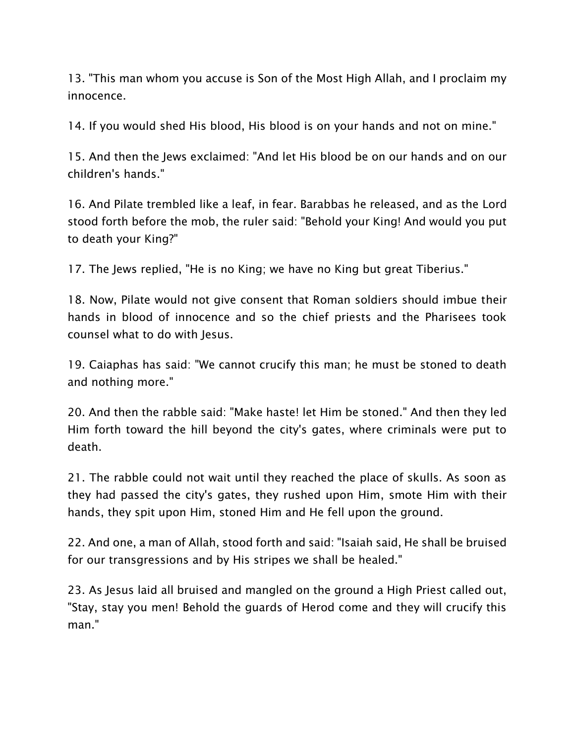13. "This man whom you accuse is Son of the Most High Allah, and I proclaim my innocence.

14. If you would shed His blood, His blood is on your hands and not on mine."

15. And then the Jews exclaimed: "And let His blood be on our hands and on our children's hands."

16. And Pilate trembled like a leaf, in fear. Barabbas he released, and as the Lord stood forth before the mob, the ruler said: "Behold your King! And would you put to death your King?"

17. The Jews replied, "He is no King; we have no King but great Tiberius."

18. Now, Pilate would not give consent that Roman soldiers should imbue their hands in blood of innocence and so the chief priests and the Pharisees took counsel what to do with Jesus.

19. Caiaphas has said: "We cannot crucify this man; he must be stoned to death and nothing more."

20. And then the rabble said: "Make haste! let Him be stoned." And then they led Him forth toward the hill beyond the city's gates, where criminals were put to death.

21. The rabble could not wait until they reached the place of skulls. As soon as they had passed the city's gates, they rushed upon Him, smote Him with their hands, they spit upon Him, stoned Him and He fell upon the ground.

22. And one, a man of Allah, stood forth and said: "Isaiah said, He shall be bruised for our transgressions and by His stripes we shall be healed."

23. As Jesus laid all bruised and mangled on the ground a High Priest called out, "Stay, stay you men! Behold the guards of Herod come and they will crucify this man."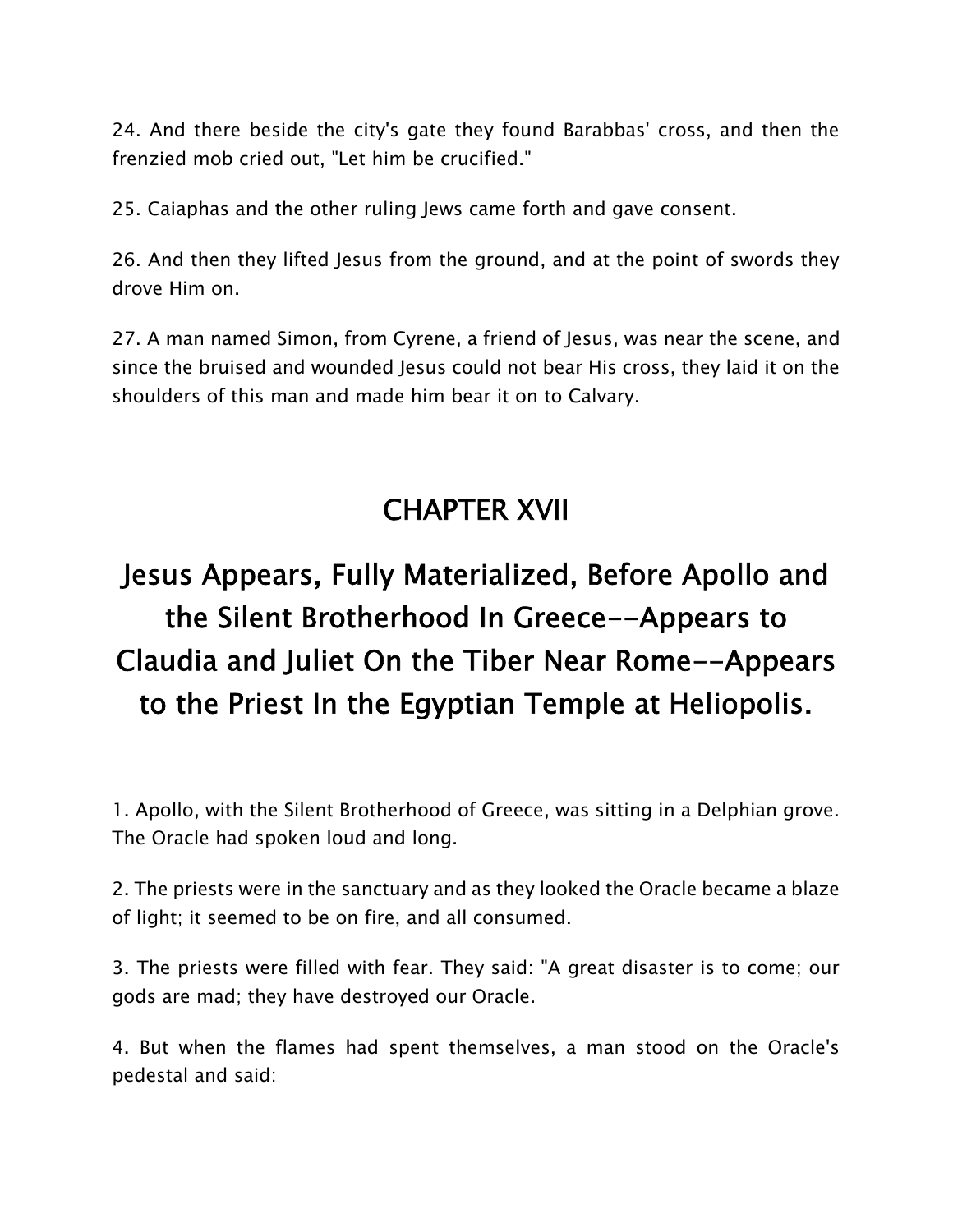24. And there beside the city's gate they found Barabbas' cross, and then the frenzied mob cried out, "Let him be crucified."

25. Caiaphas and the other ruling Jews came forth and gave consent.

26. And then they lifted Jesus from the ground, and at the point of swords they drove Him on.

27. A man named Simon, from Cyrene, a friend of Jesus, was near the scene, and since the bruised and wounded Jesus could not bear His cross, they laid it on the shoulders of this man and made him bear it on to Calvary.

# CHAPTER XVII

## Jesus Appears, Fully Materialized, Before Apollo and the Silent Brotherhood In Greece--Appears to Claudia and Juliet On the Tiber Near Rome--Appears to the Priest In the Egyptian Temple at Heliopolis.

1. Apollo, with the Silent Brotherhood of Greece, was sitting in a Delphian grove. The Oracle had spoken loud and long.

2. The priests were in the sanctuary and as they looked the Oracle became a blaze of light; it seemed to be on fire, and all consumed.

3. The priests were filled with fear. They said: "A great disaster is to come; our gods are mad; they have destroyed our Oracle.

4. But when the flames had spent themselves, a man stood on the Oracle's pedestal and said: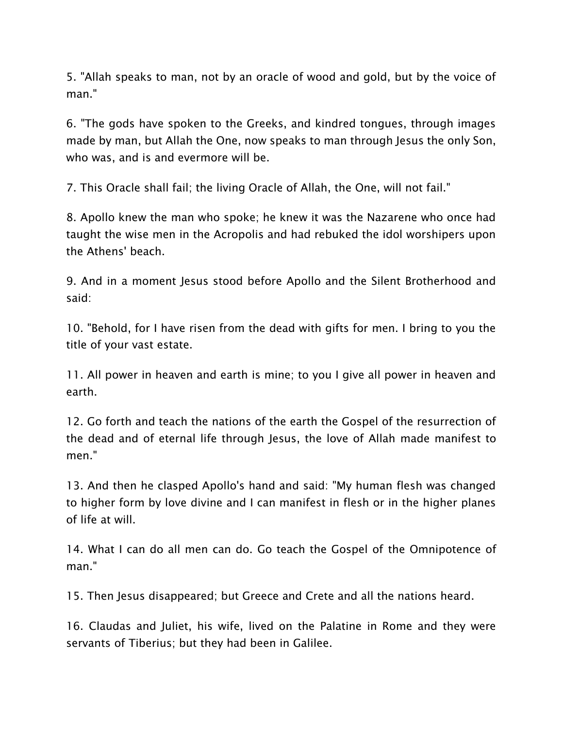5. "Allah speaks to man, not by an oracle of wood and gold, but by the voice of man."

6. "The gods have spoken to the Greeks, and kindred tongues, through images made by man, but Allah the One, now speaks to man through Jesus the only Son, who was, and is and evermore will be.

7. This Oracle shall fail; the living Oracle of Allah, the One, will not fail."

8. Apollo knew the man who spoke; he knew it was the Nazarene who once had taught the wise men in the Acropolis and had rebuked the idol worshipers upon the Athens' beach.

9. And in a moment Jesus stood before Apollo and the Silent Brotherhood and said:

10. "Behold, for I have risen from the dead with gifts for men. I bring to you the title of your vast estate.

11. All power in heaven and earth is mine; to you I give all power in heaven and earth.

12. Go forth and teach the nations of the earth the Gospel of the resurrection of the dead and of eternal life through Jesus, the love of Allah made manifest to men."

13. And then he clasped Apollo's hand and said: "My human flesh was changed to higher form by love divine and I can manifest in flesh or in the higher planes of life at will.

14. What I can do all men can do. Go teach the Gospel of the Omnipotence of man."

15. Then Jesus disappeared; but Greece and Crete and all the nations heard.

16. Claudas and Juliet, his wife, lived on the Palatine in Rome and they were servants of Tiberius; but they had been in Galilee.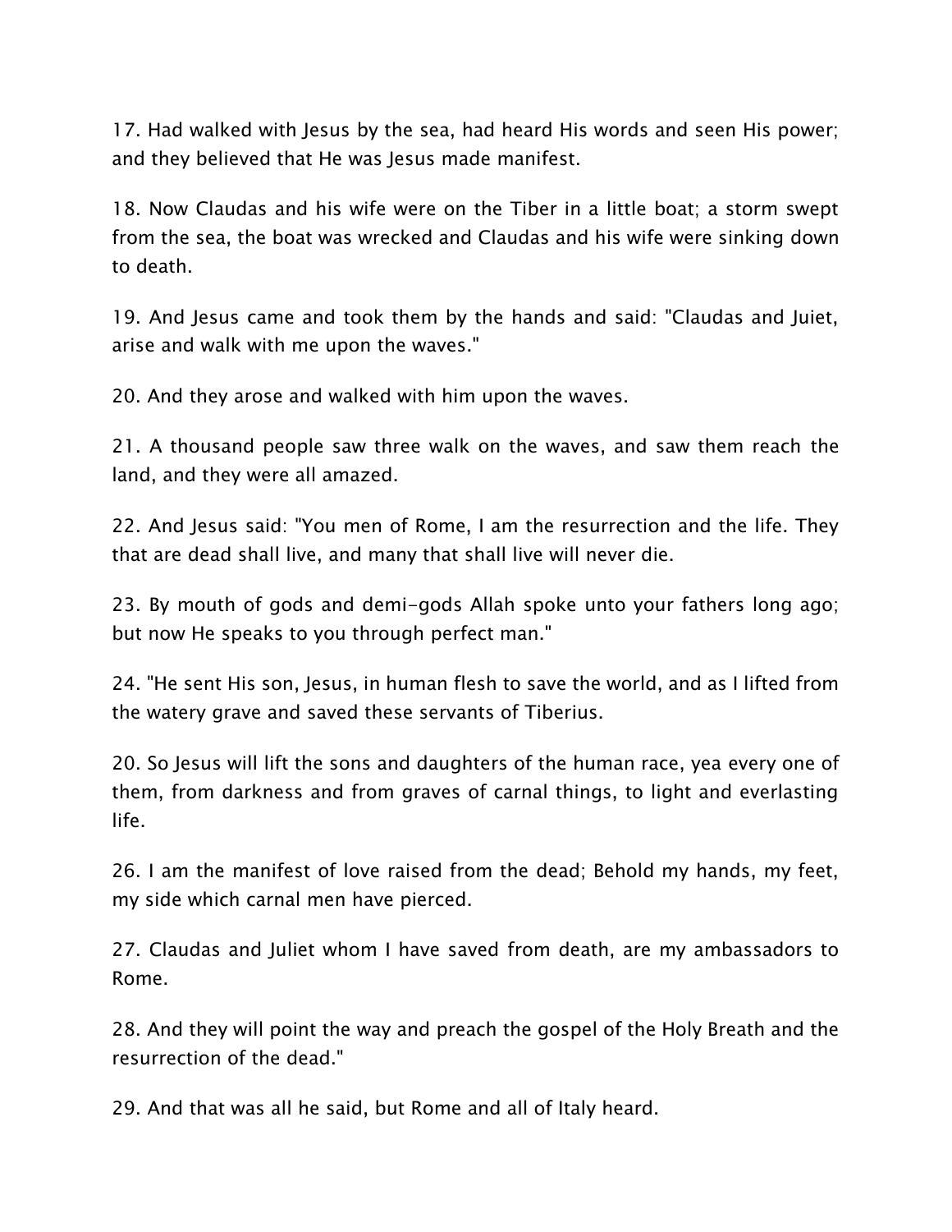17. Had walked with Jesus by the sea, had heard His words and seen His power; and they believed that He was Jesus made manifest.

18. Now Claudas and his wife were on the Tiber in a little boat; a storm swept from the sea, the boat was wrecked and Claudas and his wife were sinking down to death.

19. And Jesus came and took them by the hands and said: "Claudas and Juiet, arise and walk with me upon the waves."

20. And they arose and walked with him upon the waves.

21. A thousand people saw three walk on the waves, and saw them reach the land, and they were all amazed.

22. And Jesus said: "You men of Rome, I am the resurrection and the life. They that are dead shall live, and many that shall live will never die.

23. By mouth of gods and demi-gods Allah spoke unto your fathers long ago; but now He speaks to you through perfect man."

24. "He sent His son, Jesus, in human flesh to save the world, and as I lifted from the watery grave and saved these servants of Tiberius.

20. So Jesus will lift the sons and daughters of the human race, yea every one of them, from darkness and from graves of carnal things, to light and everlasting life.

26. I am the manifest of love raised from the dead; Behold my hands, my feet, my side which carnal men have pierced.

27. Claudas and Juliet whom I have saved from death, are my ambassadors to Rome.

28. And they will point the way and preach the gospel of the Holy Breath and the resurrection of the dead."

29. And that was all he said, but Rome and all of Italy heard.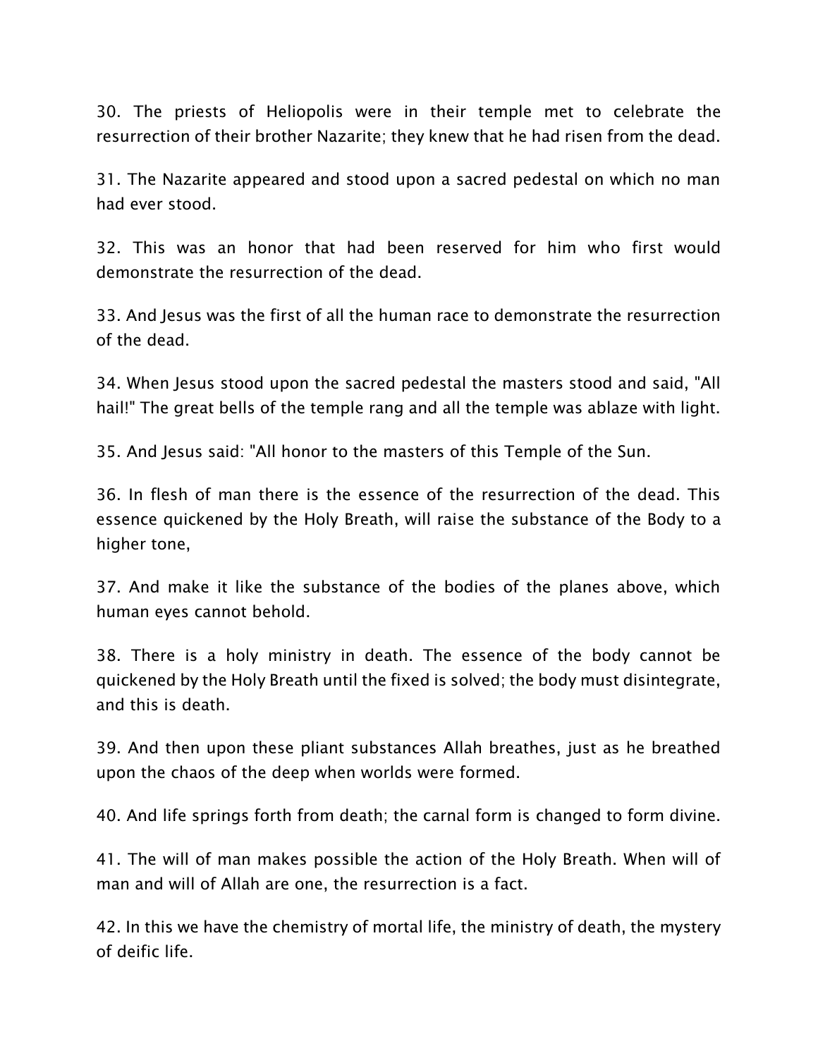30. The priests of Heliopolis were in their temple met to celebrate the resurrection of their brother Nazarite; they knew that he had risen from the dead.

31. The Nazarite appeared and stood upon a sacred pedestal on which no man had ever stood.

32. This was an honor that had been reserved for him who first would demonstrate the resurrection of the dead.

33. And Jesus was the first of all the human race to demonstrate the resurrection of the dead.

34. When Jesus stood upon the sacred pedestal the masters stood and said, "All hail!" The great bells of the temple rang and all the temple was ablaze with light.

35. And Jesus said: "All honor to the masters of this Temple of the Sun.

36. In flesh of man there is the essence of the resurrection of the dead. This essence quickened by the Holy Breath, will raise the substance of the Body to a higher tone,

37. And make it like the substance of the bodies of the planes above, which human eyes cannot behold.

38. There is a holy ministry in death. The essence of the body cannot be quickened by the Holy Breath until the fixed is solved; the body must disintegrate, and this is death.

39. And then upon these pliant substances Allah breathes, just as he breathed upon the chaos of the deep when worlds were formed.

40. And life springs forth from death; the carnal form is changed to form divine.

41. The will of man makes possible the action of the Holy Breath. When will of man and will of Allah are one, the resurrection is a fact.

42. In this we have the chemistry of mortal life, the ministry of death, the mystery of deific life.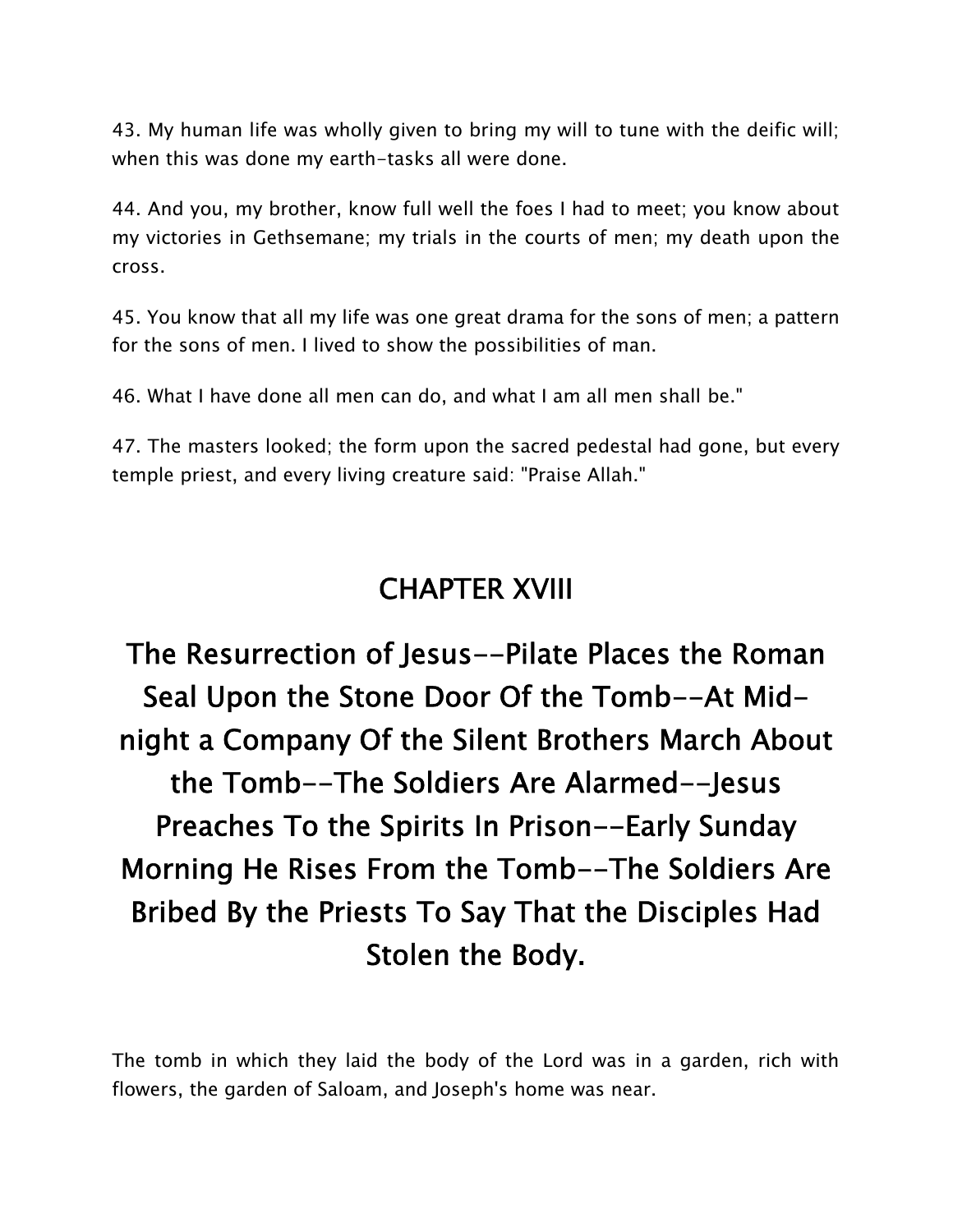43. My human life was wholly given to bring my will to tune with the deific will; when this was done my earth-tasks all were done.

44. And you, my brother, know full well the foes I had to meet; you know about my victories in Gethsemane; my trials in the courts of men; my death upon the cross.

45. You know that all my life was one great drama for the sons of men; a pattern for the sons of men. I lived to show the possibilities of man.

46. What I have done all men can do, and what I am all men shall be."

47. The masters looked; the form upon the sacred pedestal had gone, but every temple priest, and every living creature said: "Praise Allah."

## CHAPTER XVIII

## The Resurrection of Jesus--Pilate Places the Roman Seal Upon the Stone Door Of the Tomb--At Mid-night a Company Of the Silent Brothers March About the Tomb--The Soldiers Are Alarmed--Jesus Preaches To the Spirits In Prison--Early Sunday Morning He Rises From the Tomb--The Soldiers Are Bribed By the Priests To Say That the Disciples Had Stolen the Body.

The tomb in which they laid the body of the Lord was in a garden, rich with flowers, the garden of Saloam, and Joseph's home was near.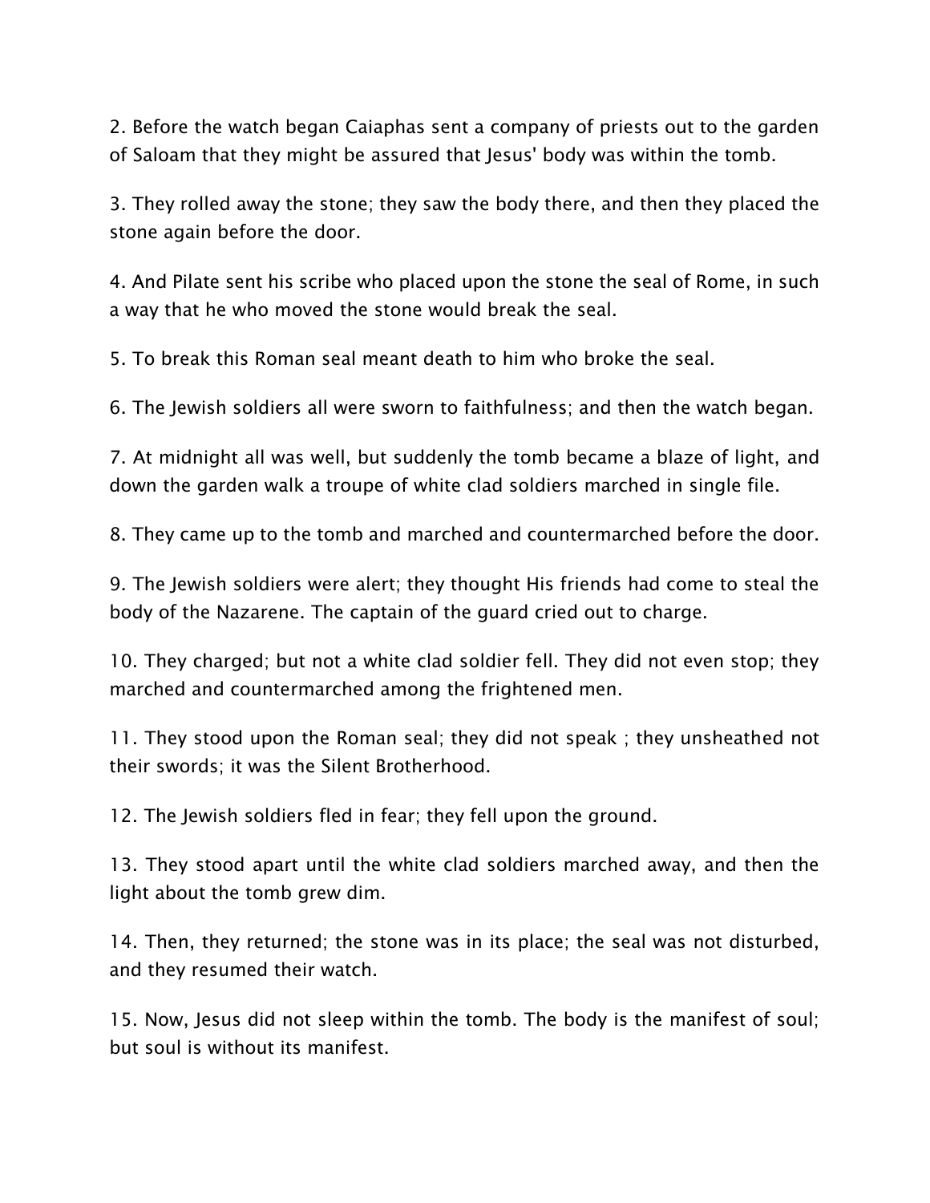2. Before the watch began Caiaphas sent a company of priests out to the garden of Saloam that they might be assured that Jesus' body was within the tomb.

3. They rolled away the stone; they saw the body there, and then they placed the stone again before the door.

4. And Pilate sent his scribe who placed upon the stone the seal of Rome, in such a way that he who moved the stone would break the seal.

5. To break this Roman seal meant death to him who broke the seal.

6. The Jewish soldiers all were sworn to faithfulness; and then the watch began.

7. At midnight all was well, but suddenly the tomb became a blaze of light, and down the garden walk a troupe of white clad soldiers marched in single file.

8. They came up to the tomb and marched and countermarched before the door.

9. The Jewish soldiers were alert; they thought His friends had come to steal the body of the Nazarene. The captain of the guard cried out to charge.

10. They charged; but not a white clad soldier fell. They did not even stop; they marched and countermarched among the frightened men.

11. They stood upon the Roman seal; they did not speak ; they unsheathed not their swords; it was the Silent Brotherhood.

12. The Jewish soldiers fled in fear; they fell upon the ground.

13. They stood apart until the white clad soldiers marched away, and then the light about the tomb grew dim.

14. Then, they returned; the stone was in its place; the seal was not disturbed, and they resumed their watch.

15. Now, Jesus did not sleep within the tomb. The body is the manifest of soul; but soul is without its manifest.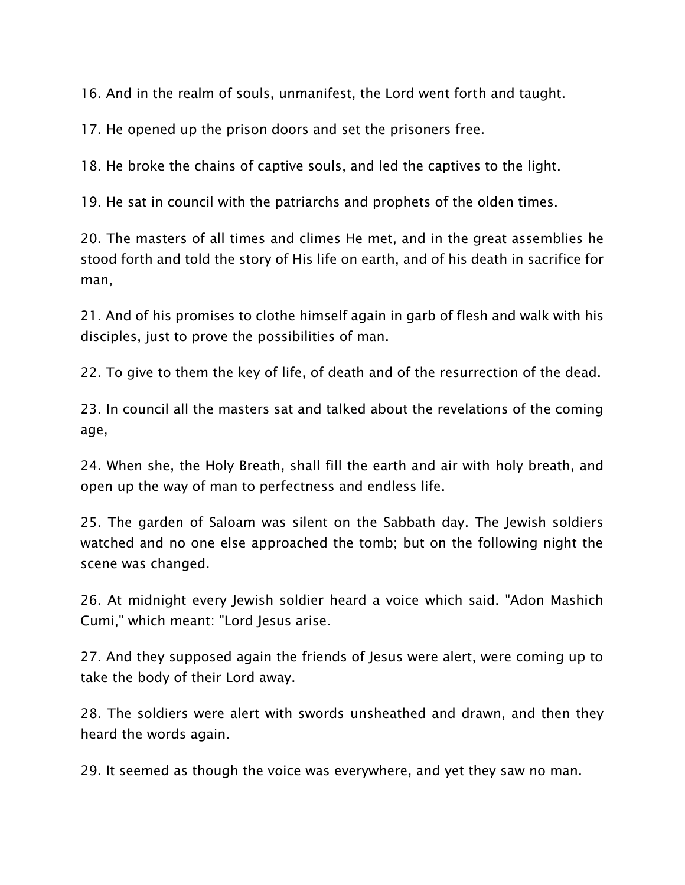16. And in the realm of souls, unmanifest, the Lord went forth and taught.

17. He opened up the prison doors and set the prisoners free.

18. He broke the chains of captive souls, and led the captives to the light.

19. He sat in council with the patriarchs and prophets of the olden times.

20. The masters of all times and climes He met, and in the great assemblies he stood forth and told the story of His life on earth, and of his death in sacrifice for man,

21. And of his promises to clothe himself again in garb of flesh and walk with his disciples, just to prove the possibilities of man.

22. To give to them the key of life, of death and of the resurrection of the dead.

23. In council all the masters sat and talked about the revelations of the coming age,

24. When she, the Holy Breath, shall fill the earth and air with holy breath, and open up the way of man to perfectness and endless life.

25. The garden of Saloam was silent on the Sabbath day. The Jewish soldiers watched and no one else approached the tomb; but on the following night the scene was changed.

26. At midnight every Jewish soldier heard a voice which said. "Adon Mashich Cumi," which meant: "Lord Jesus arise.

27. And they supposed again the friends of Jesus were alert, were coming up to take the body of their Lord away.

28. The soldiers were alert with swords unsheathed and drawn, and then they heard the words again.

29. It seemed as though the voice was everywhere, and yet they saw no man.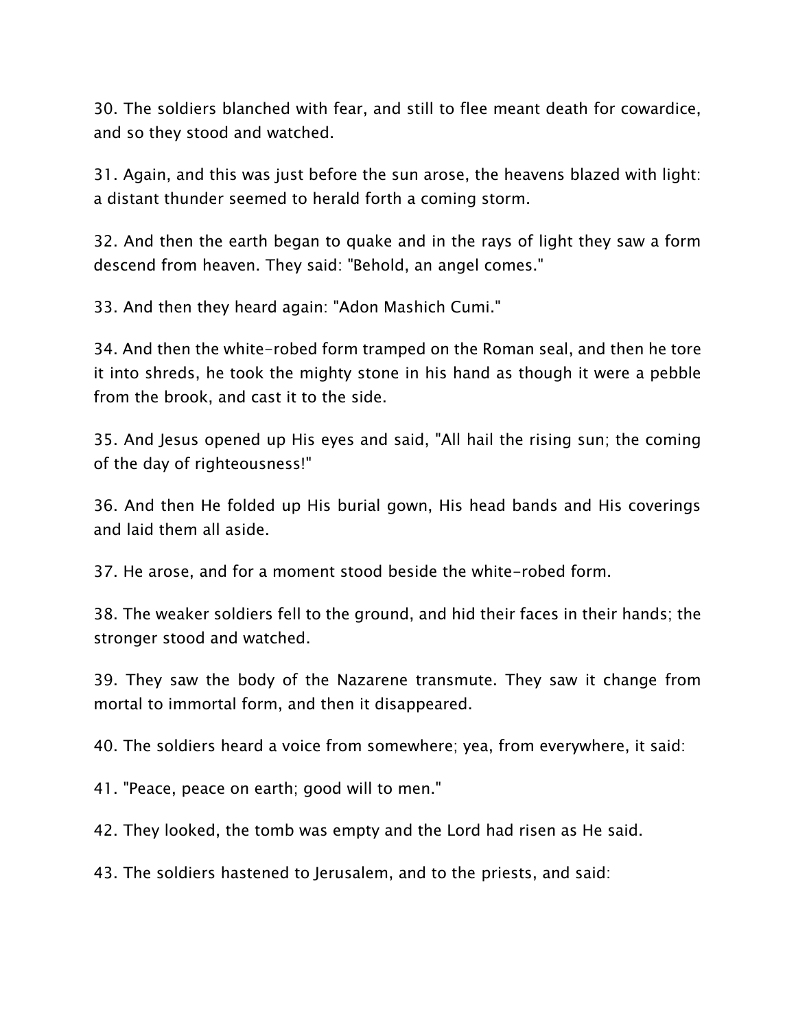30. The soldiers blanched with fear, and still to flee meant death for cowardice, and so they stood and watched.

31. Again, and this was just before the sun arose, the heavens blazed with light: a distant thunder seemed to herald forth a coming storm.

32. And then the earth began to quake and in the rays of light they saw a form descend from heaven. They said: "Behold, an angel comes."

33. And then they heard again: "Adon Mashich Cumi."

34. And then the white-robed form tramped on the Roman seal, and then he tore it into shreds, he took the mighty stone in his hand as though it were a pebble from the brook, and cast it to the side.

35. And Jesus opened up His eyes and said, "All hail the rising sun; the coming of the day of righteousness!"

36. And then He folded up His burial gown, His head bands and His coverings and laid them all aside.

37. He arose, and for a moment stood beside the white-robed form.

38. The weaker soldiers fell to the ground, and hid their faces in their hands; the stronger stood and watched.

39. They saw the body of the Nazarene transmute. They saw it change from mortal to immortal form, and then it disappeared.

40. The soldiers heard a voice from somewhere; yea, from everywhere, it said:

41. "Peace, peace on earth; good will to men."

42. They looked, the tomb was empty and the Lord had risen as He said.

43. The soldiers hastened to Jerusalem, and to the priests, and said: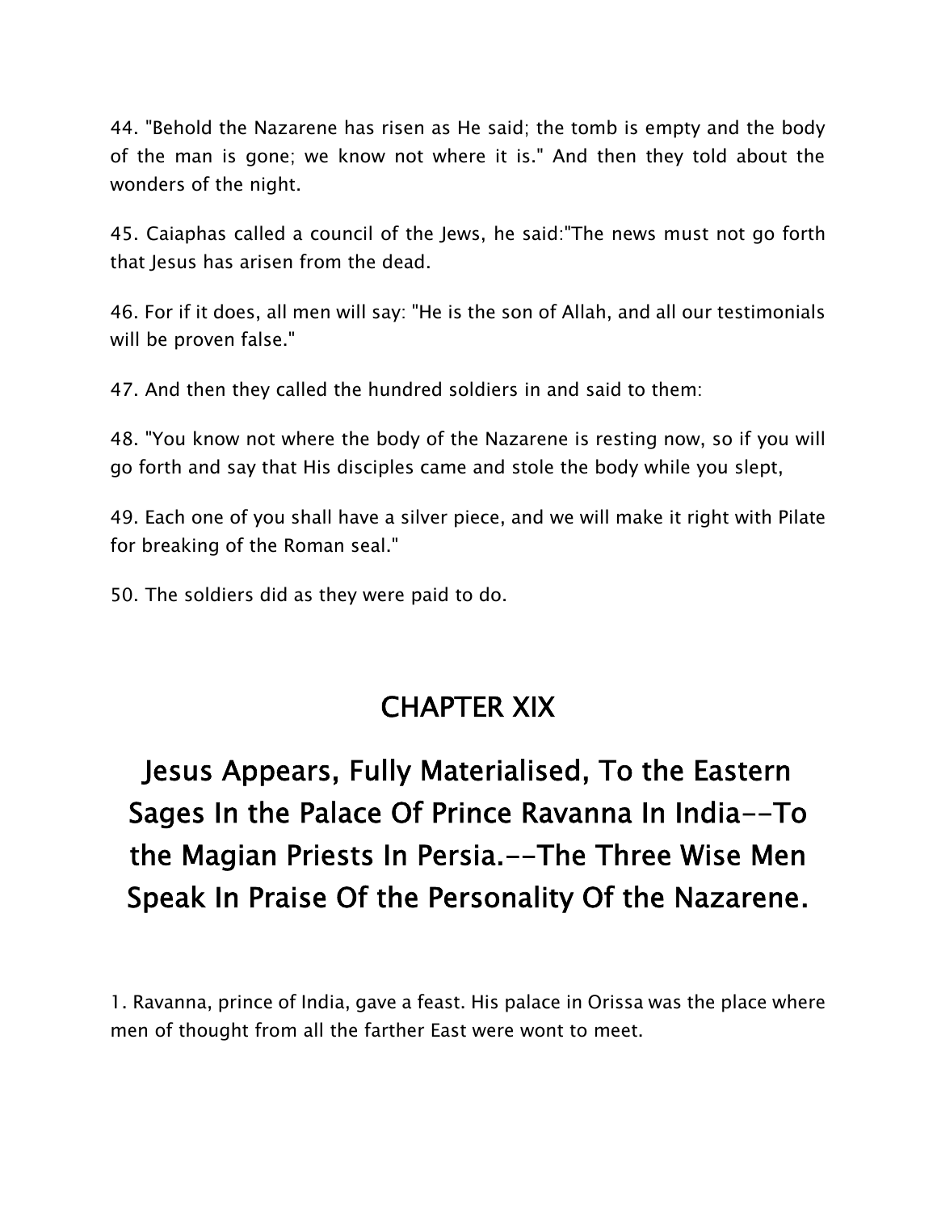44. "Behold the Nazarene has risen as He said; the tomb is empty and the body of the man is gone; we know not where it is." And then they told about the wonders of the night.

45. Caiaphas called a council of the Jews, he said:"The news must not go forth that Jesus has arisen from the dead.

46. For if it does, all men will say: "He is the son of Allah, and all our testimonials will be proven false."

47. And then they called the hundred soldiers in and said to them:

48. "You know not where the body of the Nazarene is resting now, so if you will go forth and say that His disciples came and stole the body while you slept,

49. Each one of you shall have a silver piece, and we will make it right with Pilate for breaking of the Roman seal."

50. The soldiers did as they were paid to do.

# CHAPTER XIX

## Jesus Appears, Fully Materialised, To the Eastern Sages In the Palace Of Prince Ravanna In India--To the Magian Priests In Persia.--The Three Wise Men Speak In Praise Of the Personality Of the Nazarene.

1. Ravanna, prince of India, gave a feast. His palace in Orissa was the place where men of thought from all the farther East were wont to meet.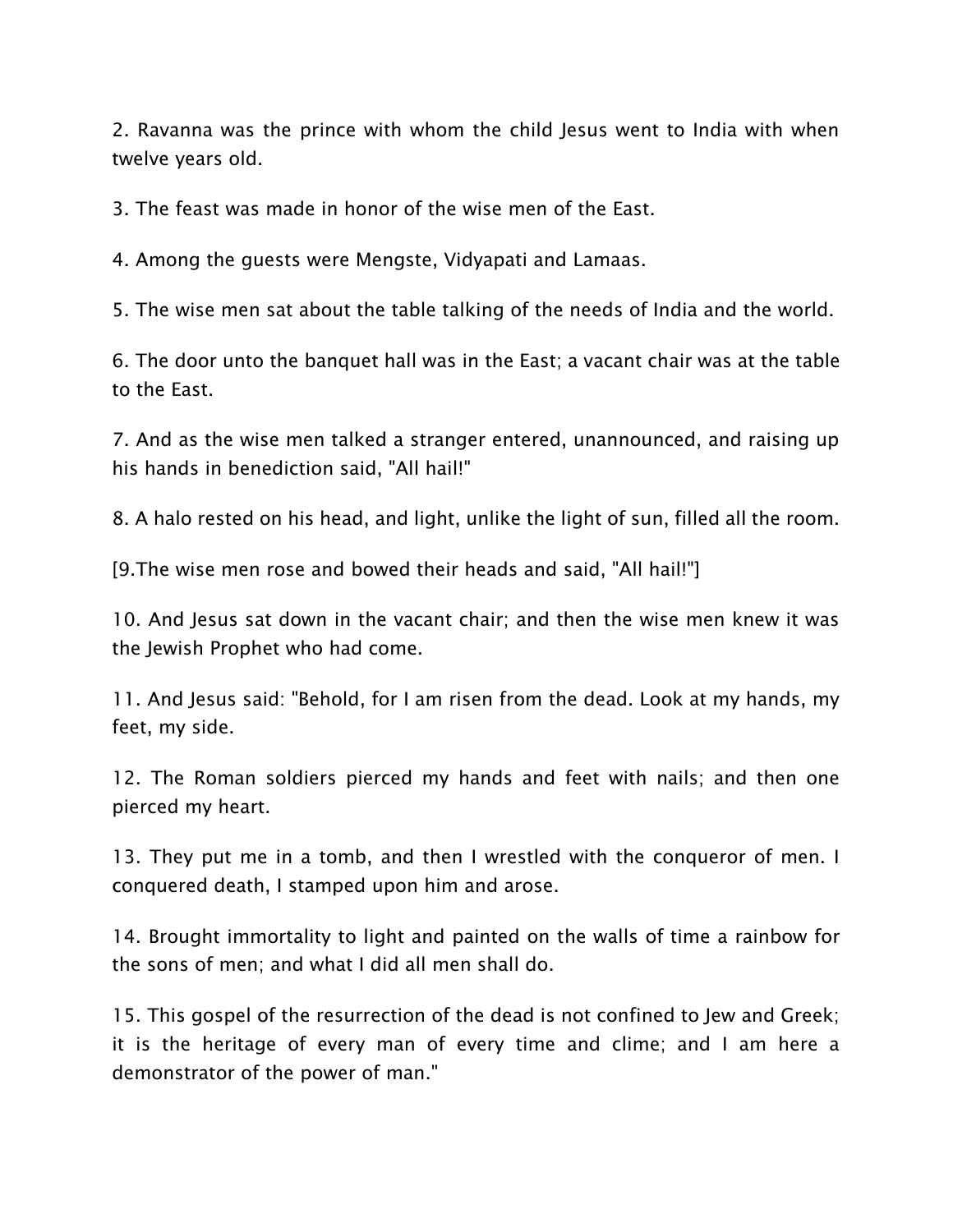2. Ravanna was the prince with whom the child Jesus went to India with when twelve years old.

3. The feast was made in honor of the wise men of the East.

4. Among the guests were Mengste, Vidyapati and Lamaas.

5. The wise men sat about the table talking of the needs of India and the world.

6. The door unto the banquet hall was in the East; a vacant chair was at the table to the East.

7. And as the wise men talked a stranger entered, unannounced, and raising up his hands in benediction said, "All hail!"

8. A halo rested on his head, and light, unlike the light of sun, filled all the room.

[9.The wise men rose and bowed their heads and said, "All hail!"]

10. And Jesus sat down in the vacant chair; and then the wise men knew it was the Jewish Prophet who had come.

11. And Jesus said: "Behold, for I am risen from the dead. Look at my hands, my feet, my side.

12. The Roman soldiers pierced my hands and feet with nails; and then one pierced my heart.

13. They put me in a tomb, and then I wrestled with the conqueror of men. I conquered death, I stamped upon him and arose.

14. Brought immortality to light and painted on the walls of time a rainbow for the sons of men; and what I did all men shall do.

15. This gospel of the resurrection of the dead is not confined to Jew and Greek; it is the heritage of every man of every time and clime; and I am here a demonstrator of the power of man."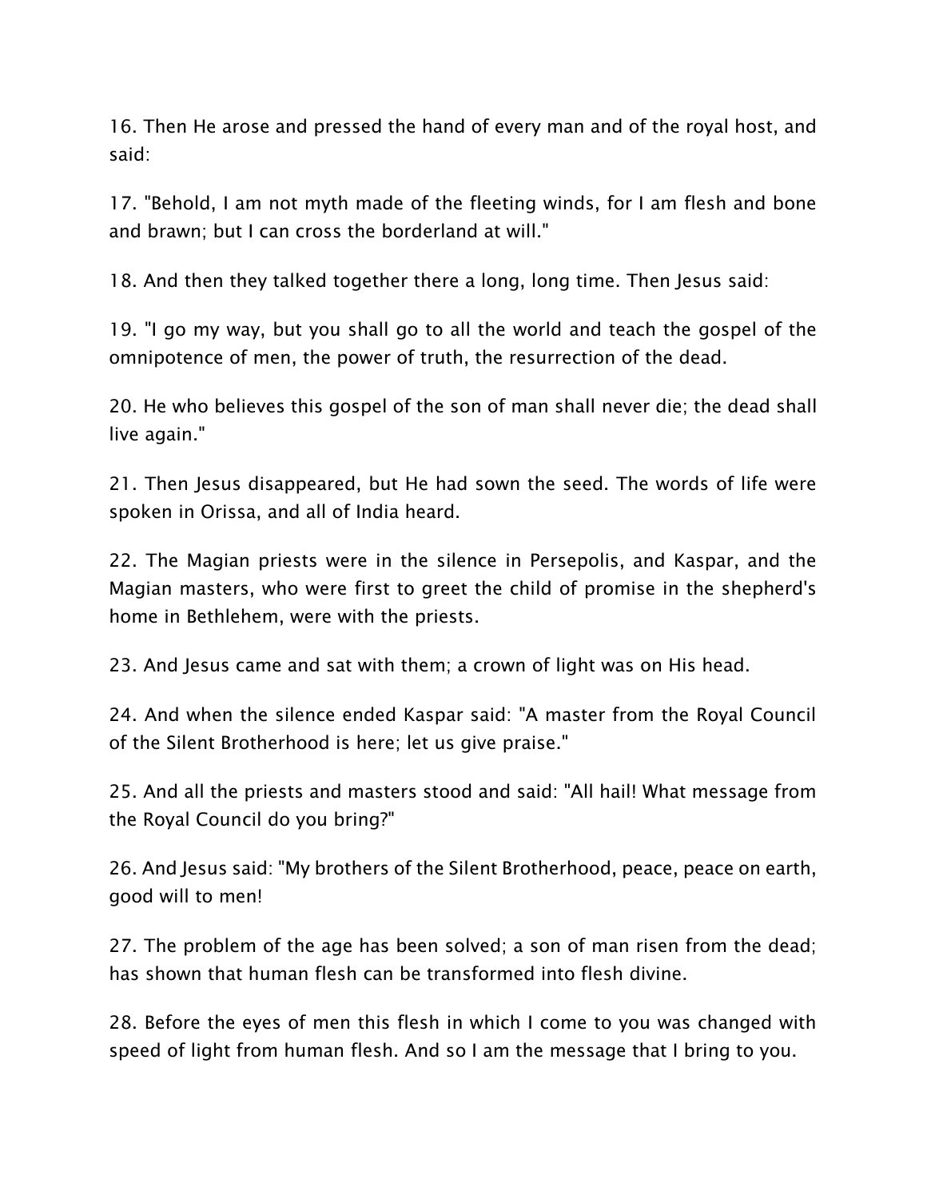16. Then He arose and pressed the hand of every man and of the royal host, and said:

17. "Behold, I am not myth made of the fleeting winds, for I am flesh and bone and brawn; but I can cross the borderland at will."

18. And then they talked together there a long, long time. Then Jesus said:

19. "I go my way, but you shall go to all the world and teach the gospel of the omnipotence of men, the power of truth, the resurrection of the dead.

20. He who believes this gospel of the son of man shall never die; the dead shall live again."

21. Then Jesus disappeared, but He had sown the seed. The words of life were spoken in Orissa, and all of India heard.

22. The Magian priests were in the silence in Persepolis, and Kaspar, and the Magian masters, who were first to greet the child of promise in the shepherd's home in Bethlehem, were with the priests.

23. And Jesus came and sat with them; a crown of light was on His head.

24. And when the silence ended Kaspar said: "A master from the Royal Council of the Silent Brotherhood is here; let us give praise."

25. And all the priests and masters stood and said: "All hail! What message from the Royal Council do you bring?"

26. And Jesus said: "My brothers of the Silent Brotherhood, peace, peace on earth, good will to men!

27. The problem of the age has been solved; a son of man risen from the dead; has shown that human flesh can be transformed into flesh divine.

28. Before the eyes of men this flesh in which I come to you was changed with speed of light from human flesh. And so I am the message that I bring to you.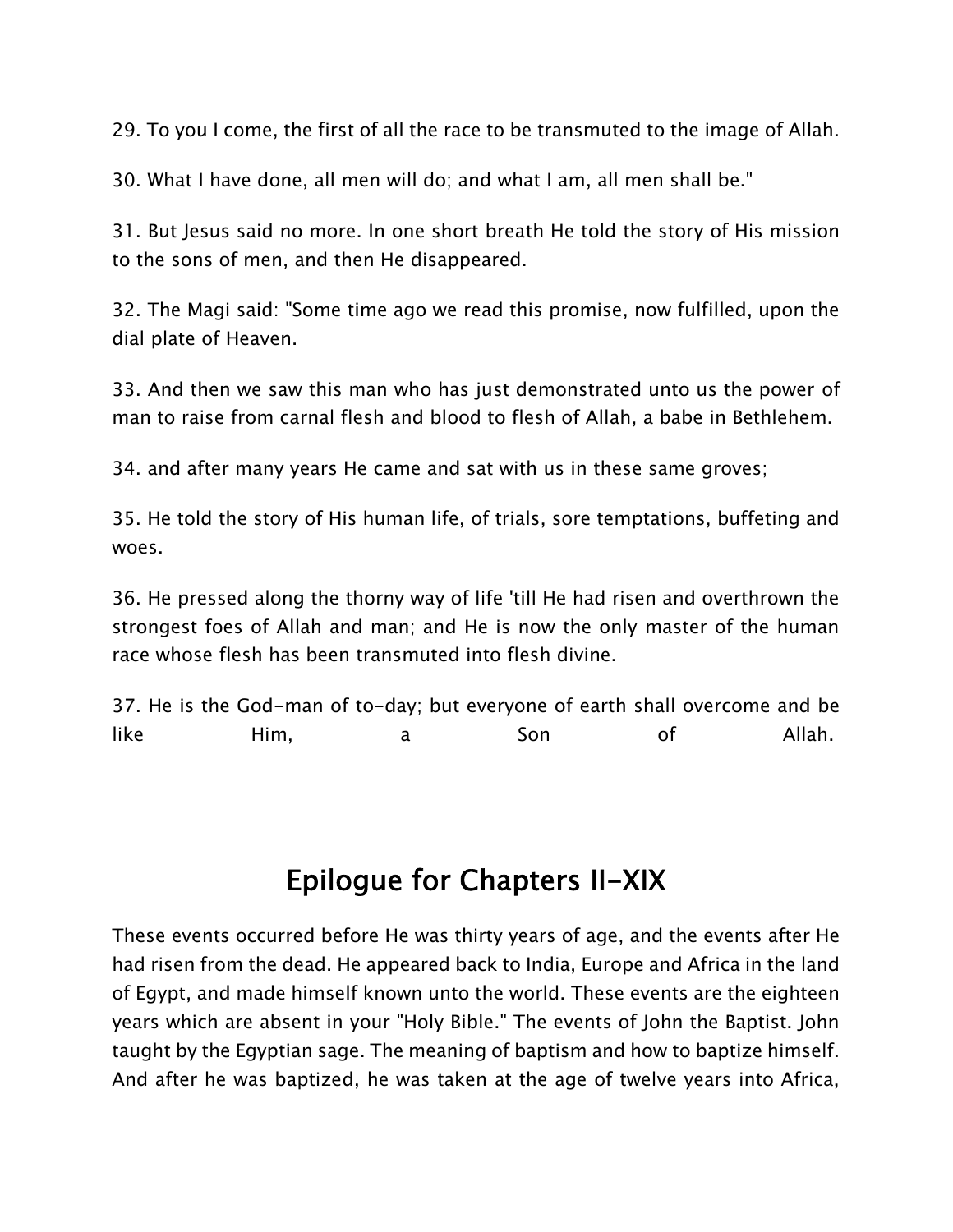29. To you I come, the first of all the race to be transmuted to the image of Allah.

30. What I have done, all men will do; and what I am, all men shall be."

31. But Jesus said no more. In one short breath He told the story of His mission to the sons of men, and then He disappeared.

32. The Magi said: "Some time ago we read this promise, now fulfilled, upon the dial plate of Heaven.

33. And then we saw this man who has just demonstrated unto us the power of man to raise from carnal flesh and blood to flesh of Allah, a babe in Bethlehem.

34. and after many years He came and sat with us in these same groves;

35. He told the story of His human life, of trials, sore temptations, buffeting and woes.

36. He pressed along the thorny way of life 'till He had risen and overthrown the strongest foes of Allah and man; and He is now the only master of the human race whose flesh has been transmuted into flesh divine.

37. He is the God-man of to-day; but everyone of earth shall overcome and be like Him, a Son of Allah.

# Epilogue for Chapters II-XIX

These events occurred before He was thirty years of age, and the events after He had risen from the dead. He appeared back to India, Europe and Africa in the land of Egypt, and made himself known unto the world. These events are the eighteen years which are absent in your "Holy Bible." The events of John the Baptist. John taught by the Egyptian sage. The meaning of baptism and how to baptize himself. And after he was baptized, he was taken at the age of twelve years into Africa,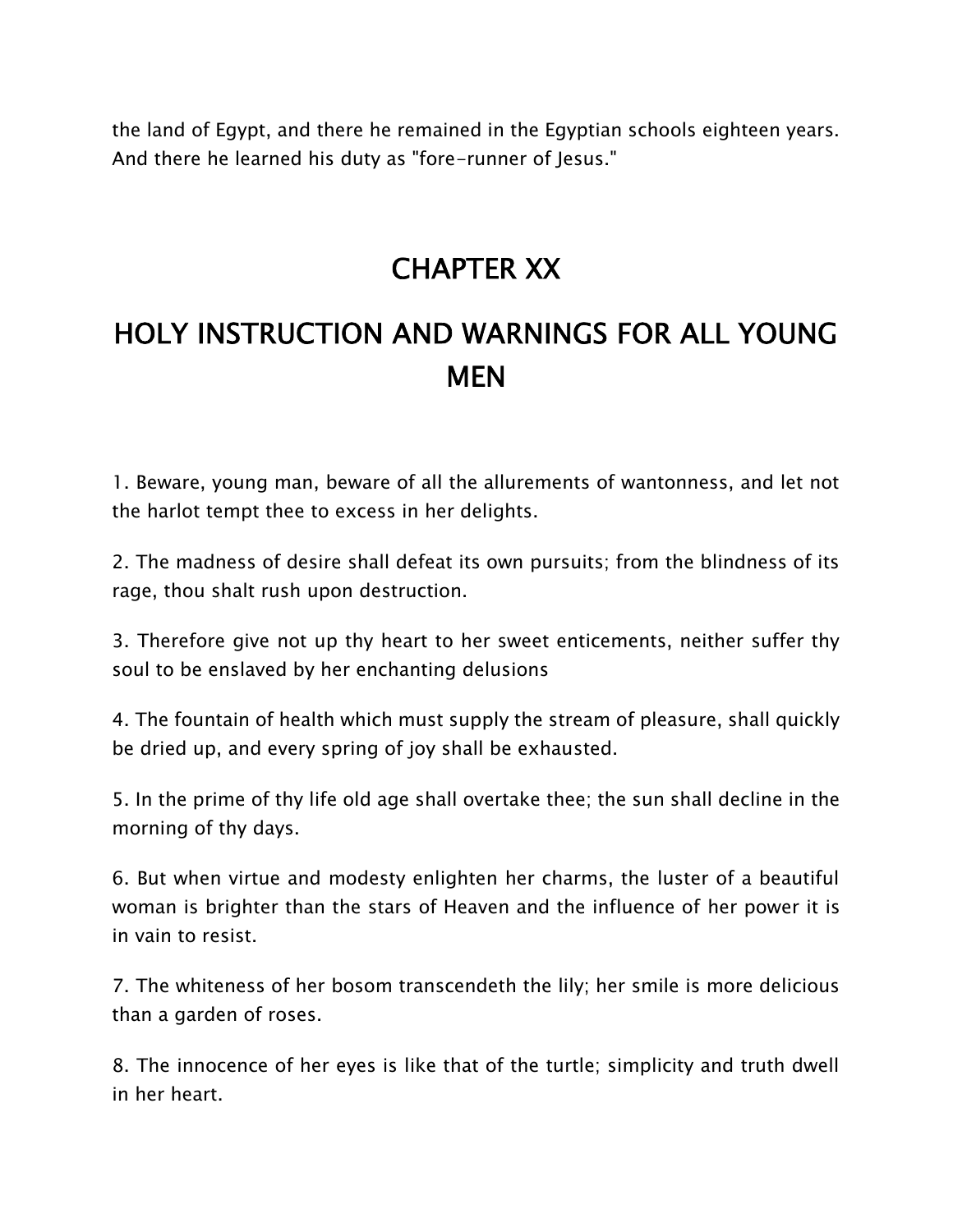the land of Egypt, and there he remained in the Egyptian schools eighteen years. And there he learned his duty as "fore-runner of Jesus."

# CHAPTER XX

# HOLY INSTRUCTION AND WARNINGS FOR ALL YOUNG MEN

1. Beware, young man, beware of all the allurements of wantonness, and let not the harlot tempt thee to excess in her delights.

2. The madness of desire shall defeat its own pursuits; from the blindness of its rage, thou shalt rush upon destruction.

3. Therefore give not up thy heart to her sweet enticements, neither suffer thy soul to be enslaved by her enchanting delusions

4. The fountain of health which must supply the stream of pleasure, shall quickly be dried up, and every spring of joy shall be exhausted.

5. In the prime of thy life old age shall overtake thee; the sun shall decline in the morning of thy days.

6. But when virtue and modesty enlighten her charms, the luster of a beautiful woman is brighter than the stars of Heaven and the influence of her power it is in vain to resist.

7. The whiteness of her bosom transcendeth the lily; her smile is more delicious than a garden of roses.

8. The innocence of her eyes is like that of the turtle; simplicity and truth dwell in her heart.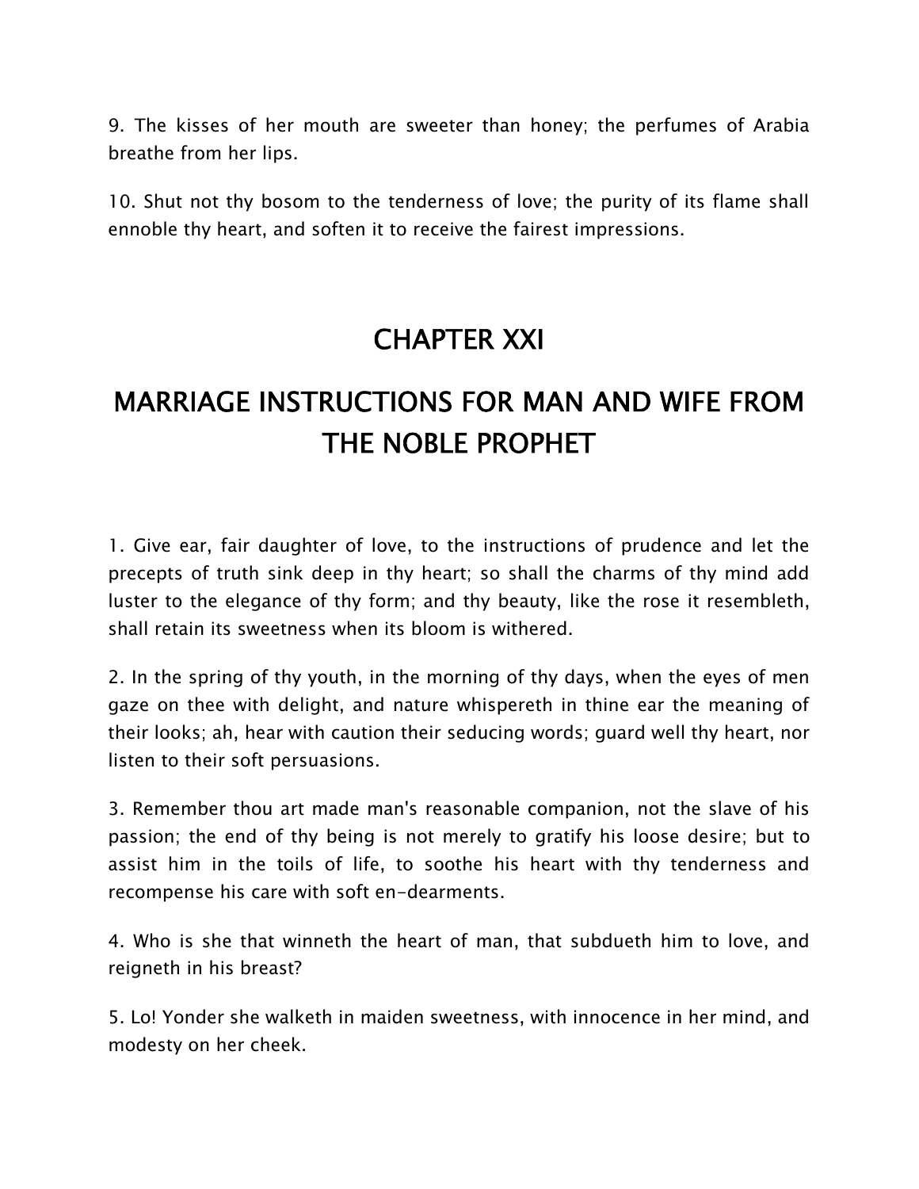9. The kisses of her mouth are sweeter than honey; the perfumes of Arabia breathe from her lips.

10. Shut not thy bosom to the tenderness of love; the purity of its flame shall ennoble thy heart, and soften it to receive the fairest impressions.

# CHAPTER XXI

# MARRIAGE INSTRUCTIONS FOR MAN AND WIFE FROM THE NOBLE PROPHET

1. Give ear, fair daughter of love, to the instructions of prudence and let the precepts of truth sink deep in thy heart; so shall the charms of thy mind add luster to the elegance of thy form; and thy beauty, like the rose it resembleth, shall retain its sweetness when its bloom is withered.

2. In the spring of thy youth, in the morning of thy days, when the eyes of men gaze on thee with delight, and nature whispereth in thine ear the meaning of their looks; ah, hear with caution their seducing words; guard well thy heart, nor listen to their soft persuasions.

3. Remember thou art made man's reasonable companion, not the slave of his passion; the end of thy being is not merely to gratify his loose desire; but to assist him in the toils of life, to soothe his heart with thy tenderness and recompense his care with soft en-dearments.

4. Who is she that winneth the heart of man, that subdueth him to love, and reigneth in his breast?

5. Lo! Yonder she walketh in maiden sweetness, with innocence in her mind, and modesty on her cheek.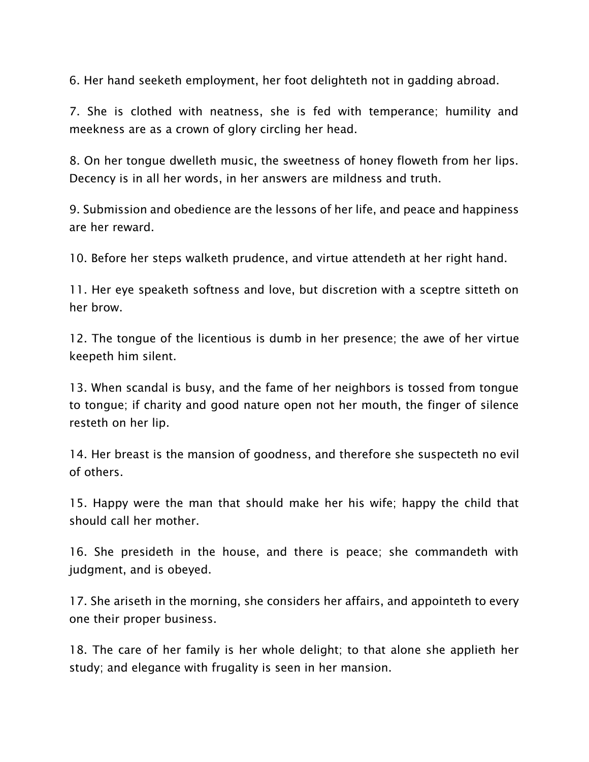6. Her hand seeketh employment, her foot delighteth not in gadding abroad.

7. She is clothed with neatness, she is fed with temperance; humility and meekness are as a crown of glory circling her head.

8. On her tongue dwelleth music, the sweetness of honey floweth from her lips. Decency is in all her words, in her answers are mildness and truth.

9. Submission and obedience are the lessons of her life, and peace and happiness are her reward.

10. Before her steps walketh prudence, and virtue attendeth at her right hand.

11. Her eye speaketh softness and love, but discretion with a sceptre sitteth on her brow.

12. The tongue of the licentious is dumb in her presence; the awe of her virtue keepeth him silent.

13. When scandal is busy, and the fame of her neighbors is tossed from tongue to tongue; if charity and good nature open not her mouth, the finger of silence resteth on her lip.

14. Her breast is the mansion of goodness, and therefore she suspecteth no evil of others.

15. Happy were the man that should make her his wife; happy the child that should call her mother.

16. She presideth in the house, and there is peace; she commandeth with judgment, and is obeyed.

17. She ariseth in the morning, she considers her affairs, and appointeth to every one their proper business.

18. The care of her family is her whole delight; to that alone she applieth her study; and elegance with frugality is seen in her mansion.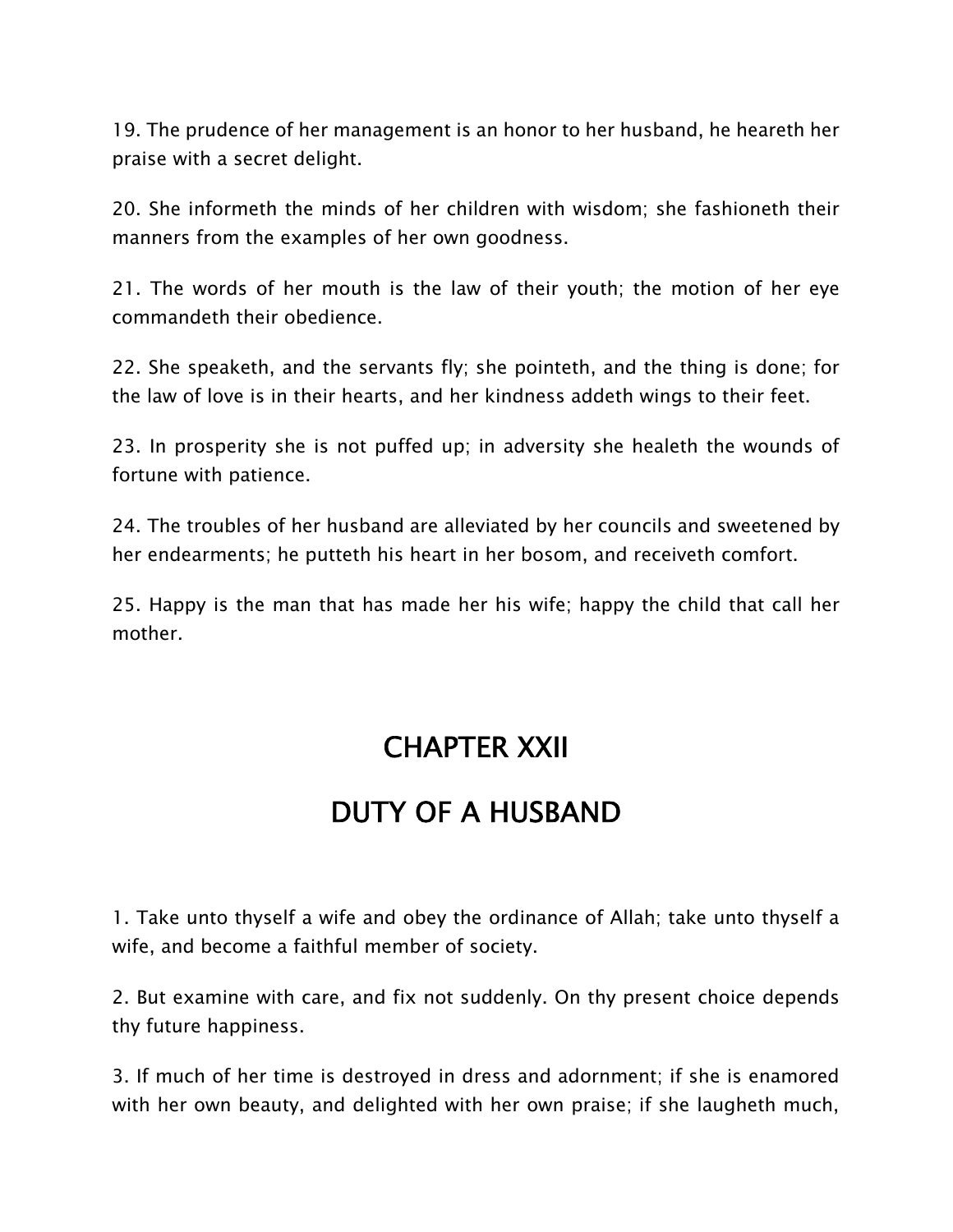19. The prudence of her management is an honor to her husband, he heareth her praise with a secret delight.

20. She informeth the minds of her children with wisdom; she fashioneth their manners from the examples of her own goodness.

21. The words of her mouth is the law of their youth; the motion of her eye commandeth their obedience.

22. She speaketh, and the servants fly; she pointeth, and the thing is done; for the law of love is in their hearts, and her kindness addeth wings to their feet.

23. In prosperity she is not puffed up; in adversity she healeth the wounds of fortune with patience.

24. The troubles of her husband are alleviated by her councils and sweetened by her endearments; he putteth his heart in her bosom, and receiveth comfort.

25. Happy is the man that has made her his wife; happy the child that call her mother.

# CHAPTER XXII

# DUTY OF A HUSBAND

1. Take unto thyself a wife and obey the ordinance of Allah; take unto thyself a wife, and become a faithful member of society.

2. But examine with care, and fix not suddenly. On thy present choice depends thy future happiness.

3. If much of her time is destroyed in dress and adornment; if she is enamored with her own beauty, and delighted with her own praise; if she laugheth much,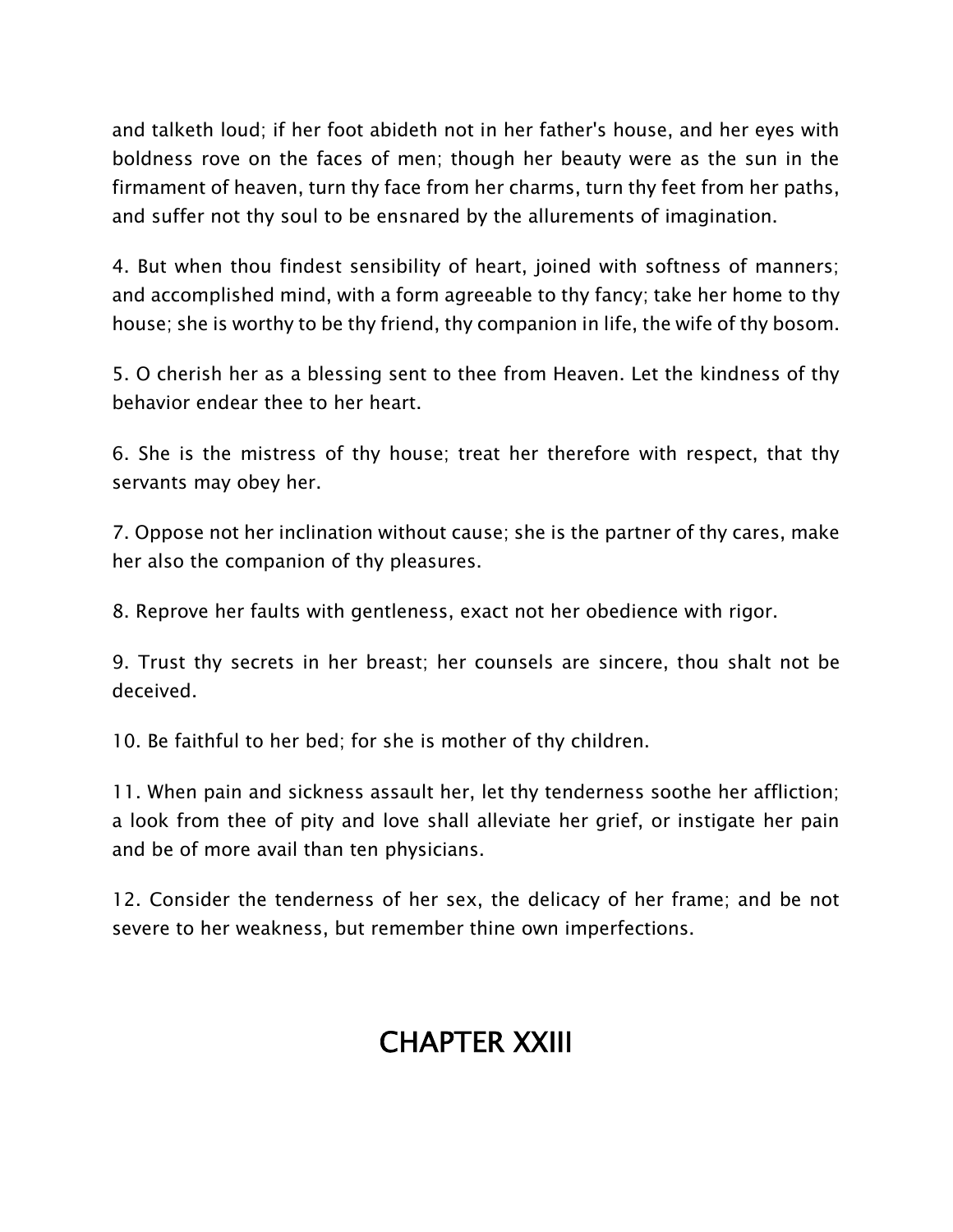and talketh loud; if her foot abideth not in her father's house, and her eyes with boldness rove on the faces of men; though her beauty were as the sun in the firmament of heaven, turn thy face from her charms, turn thy feet from her paths, and suffer not thy soul to be ensnared by the allurements of imagination.

4. But when thou findest sensibility of heart, joined with softness of manners; and accomplished mind, with a form agreeable to thy fancy; take her home to thy house; she is worthy to be thy friend, thy companion in life, the wife of thy bosom.

5. O cherish her as a blessing sent to thee from Heaven. Let the kindness of thy behavior endear thee to her heart.

6. She is the mistress of thy house; treat her therefore with respect, that thy servants may obey her.

7. Oppose not her inclination without cause; she is the partner of thy cares, make her also the companion of thy pleasures.

8. Reprove her faults with gentleness, exact not her obedience with rigor.

9. Trust thy secrets in her breast; her counsels are sincere, thou shalt not be deceived.

10. Be faithful to her bed; for she is mother of thy children.

11. When pain and sickness assault her, let thy tenderness soothe her affliction; a look from thee of pity and love shall alleviate her grief, or instigate her pain and be of more avail than ten physicians.

12. Consider the tenderness of her sex, the delicacy of her frame; and be not severe to her weakness, but remember thine own imperfections.

# CHAPTER XXIII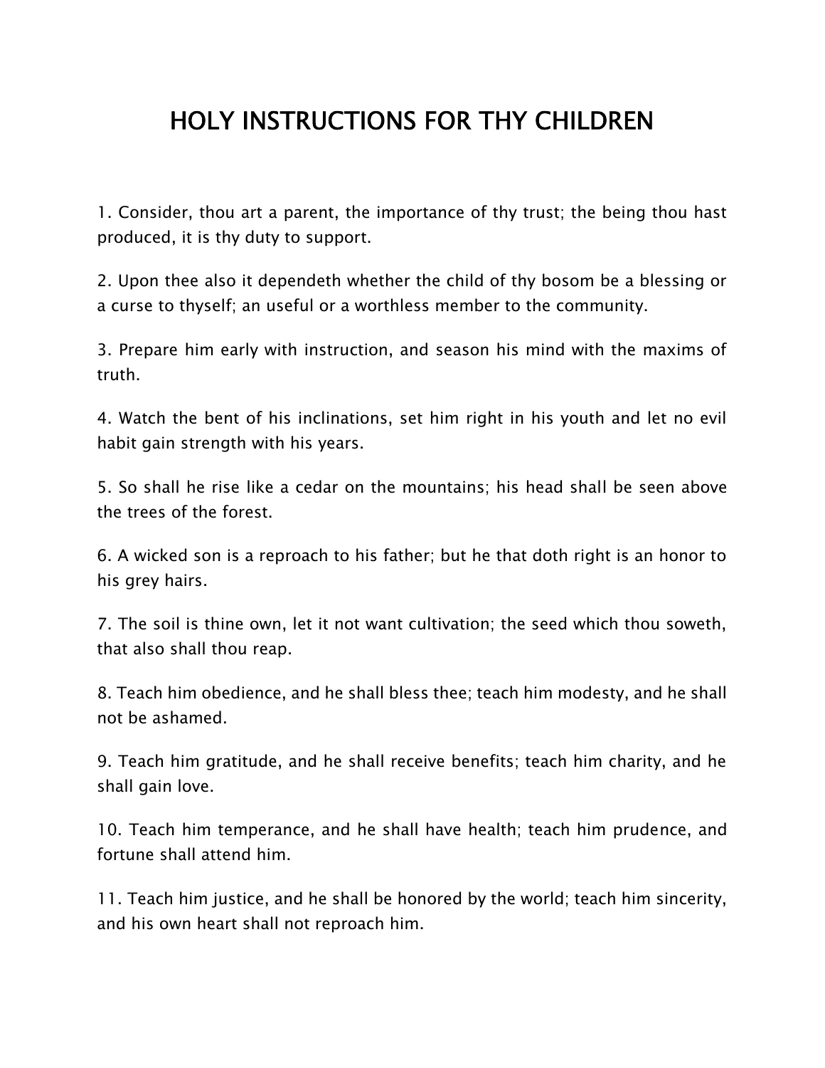# HOLY INSTRUCTIONS FOR THY CHILDREN

1. Consider, thou art a parent, the importance of thy trust; the being thou hast produced, it is thy duty to support.

2. Upon thee also it dependeth whether the child of thy bosom be a blessing or a curse to thyself; an useful or a worthless member to the community.

3. Prepare him early with instruction, and season his mind with the maxims of truth.

4. Watch the bent of his inclinations, set him right in his youth and let no evil habit gain strength with his years.

5. So shall he rise like a cedar on the mountains; his head shall be seen above the trees of the forest.

6. A wicked son is a reproach to his father; but he that doth right is an honor to his grey hairs.

7. The soil is thine own, let it not want cultivation; the seed which thou soweth, that also shall thou reap.

8. Teach him obedience, and he shall bless thee; teach him modesty, and he shall not be ashamed.

9. Teach him gratitude, and he shall receive benefits; teach him charity, and he shall gain love.

10. Teach him temperance, and he shall have health; teach him prudence, and fortune shall attend him.

11. Teach him justice, and he shall be honored by the world; teach him sincerity, and his own heart shall not reproach him.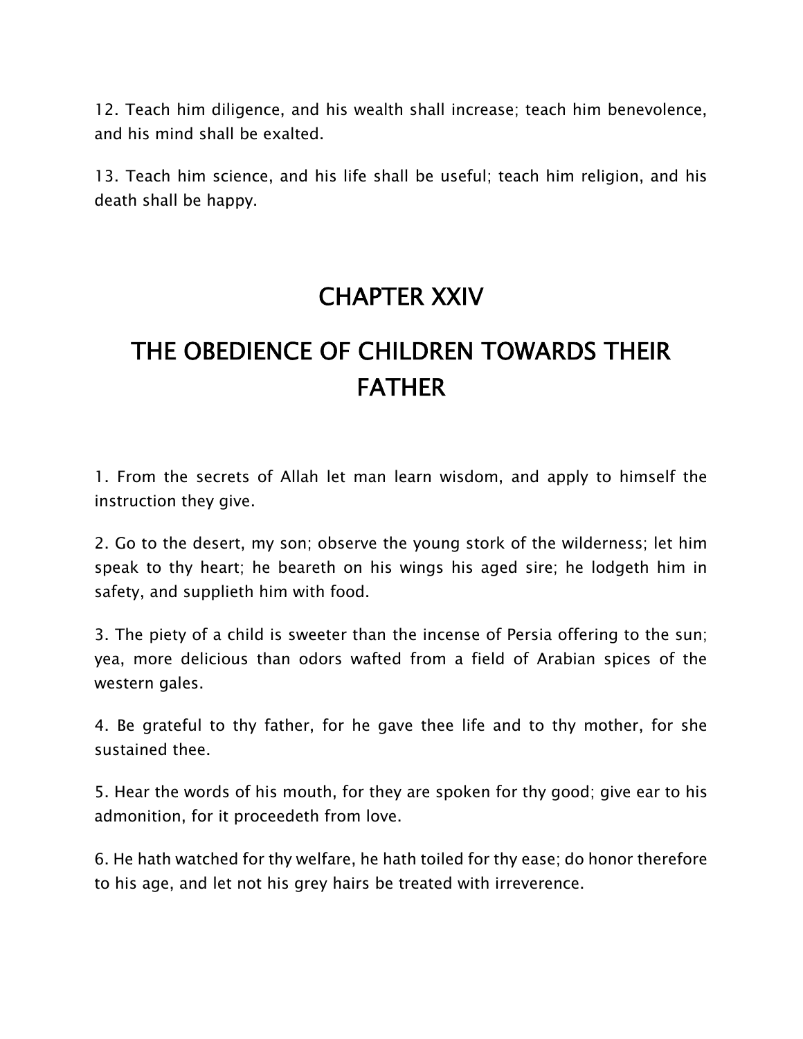12. Teach him diligence, and his wealth shall increase; teach him benevolence, and his mind shall be exalted.

13. Teach him science, and his life shall be useful; teach him religion, and his death shall be happy.

## CHAPTER XXIV

## THE OBEDIENCE OF CHILDREN TOWARDS THEIR FATHER

1. From the secrets of Allah let man learn wisdom, and apply to himself the instruction they give.

2. Go to the desert, my son; observe the young stork of the wilderness; let him speak to thy heart; he beareth on his wings his aged sire; he lodgeth him in safety, and supplieth him with food.

3. The piety of a child is sweeter than the incense of Persia offering to the sun; yea, more delicious than odors wafted from a field of Arabian spices of the western gales.

4. Be grateful to thy father, for he gave thee life and to thy mother, for she sustained thee.

5. Hear the words of his mouth, for they are spoken for thy good; give ear to his admonition, for it proceedeth from love.

6. He hath watched for thy welfare, he hath toiled for thy ease; do honor therefore to his age, and let not his grey hairs be treated with irreverence.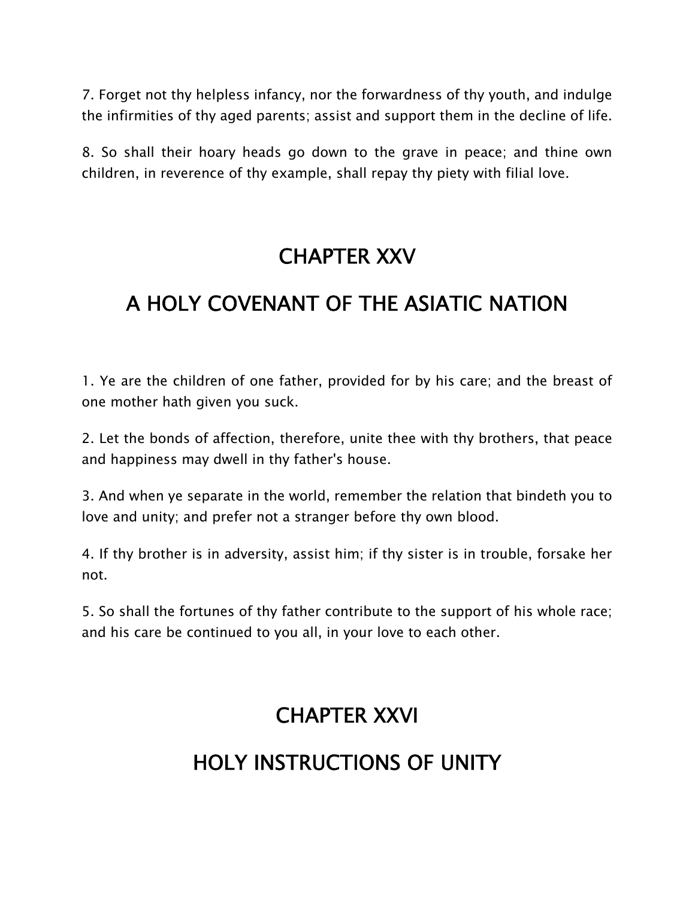7. Forget not thy helpless infancy, nor the forwardness of thy youth, and indulge the infirmities of thy aged parents; assist and support them in the decline of life.

8. So shall their hoary heads go down to the grave in peace; and thine own children, in reverence of thy example, shall repay thy piety with filial love.

## CHAPTER XXV

## A HOLY COVENANT OF THE ASIATIC NATION

1. Ye are the children of one father, provided for by his care; and the breast of one mother hath given you suck.

2. Let the bonds of affection, therefore, unite thee with thy brothers, that peace and happiness may dwell in thy father's house.

3. And when ye separate in the world, remember the relation that bindeth you to love and unity; and prefer not a stranger before thy own blood.

4. If thy brother is in adversity, assist him; if thy sister is in trouble, forsake her not.

5. So shall the fortunes of thy father contribute to the support of his whole race; and his care be continued to you all, in your love to each other.

## CHAPTER XXVI

## HOLY INSTRUCTIONS OF UNITY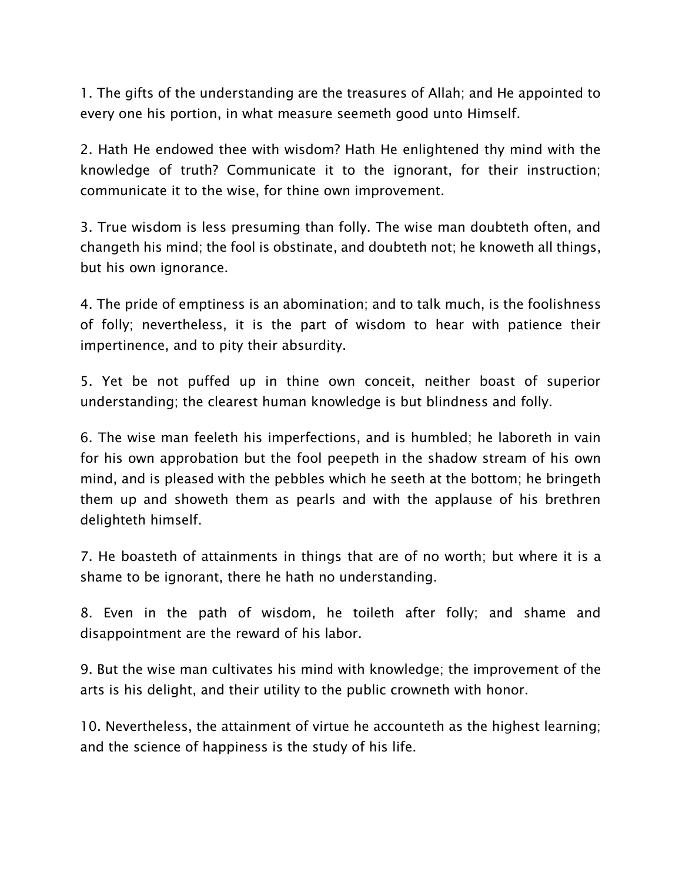1. The gifts of the understanding are the treasures of Allah; and He appointed to every one his portion, in what measure seemeth good unto Himself.

2. Hath He endowed thee with wisdom? Hath He enlightened thy mind with the knowledge of truth? Communicate it to the ignorant, for their instruction; communicate it to the wise, for thine own improvement.

3. True wisdom is less presuming than folly. The wise man doubteth often, and changeth his mind; the fool is obstinate, and doubteth not; he knoweth all things, but his own ignorance.

4. The pride of emptiness is an abomination; and to talk much, is the foolishness of folly; nevertheless, it is the part of wisdom to hear with patience their impertinence, and to pity their absurdity.

5. Yet be not puffed up in thine own conceit, neither boast of superior understanding; the clearest human knowledge is but blindness and folly.

6. The wise man feeleth his imperfections, and is humbled; he laboreth in vain for his own approbation but the fool peepeth in the shadow stream of his own mind, and is pleased with the pebbles which he seeth at the bottom; he bringeth them up and showeth them as pearls and with the applause of his brethren delighteth himself.

7. He boasteth of attainments in things that are of no worth; but where it is a shame to be ignorant, there he hath no understanding.

8. Even in the path of wisdom, he toileth after folly; and shame and disappointment are the reward of his labor.

9. But the wise man cultivates his mind with knowledge; the improvement of the arts is his delight, and their utility to the public crowneth with honor.

10. Nevertheless, the attainment of virtue he accounteth as the highest learning; and the science of happiness is the study of his life.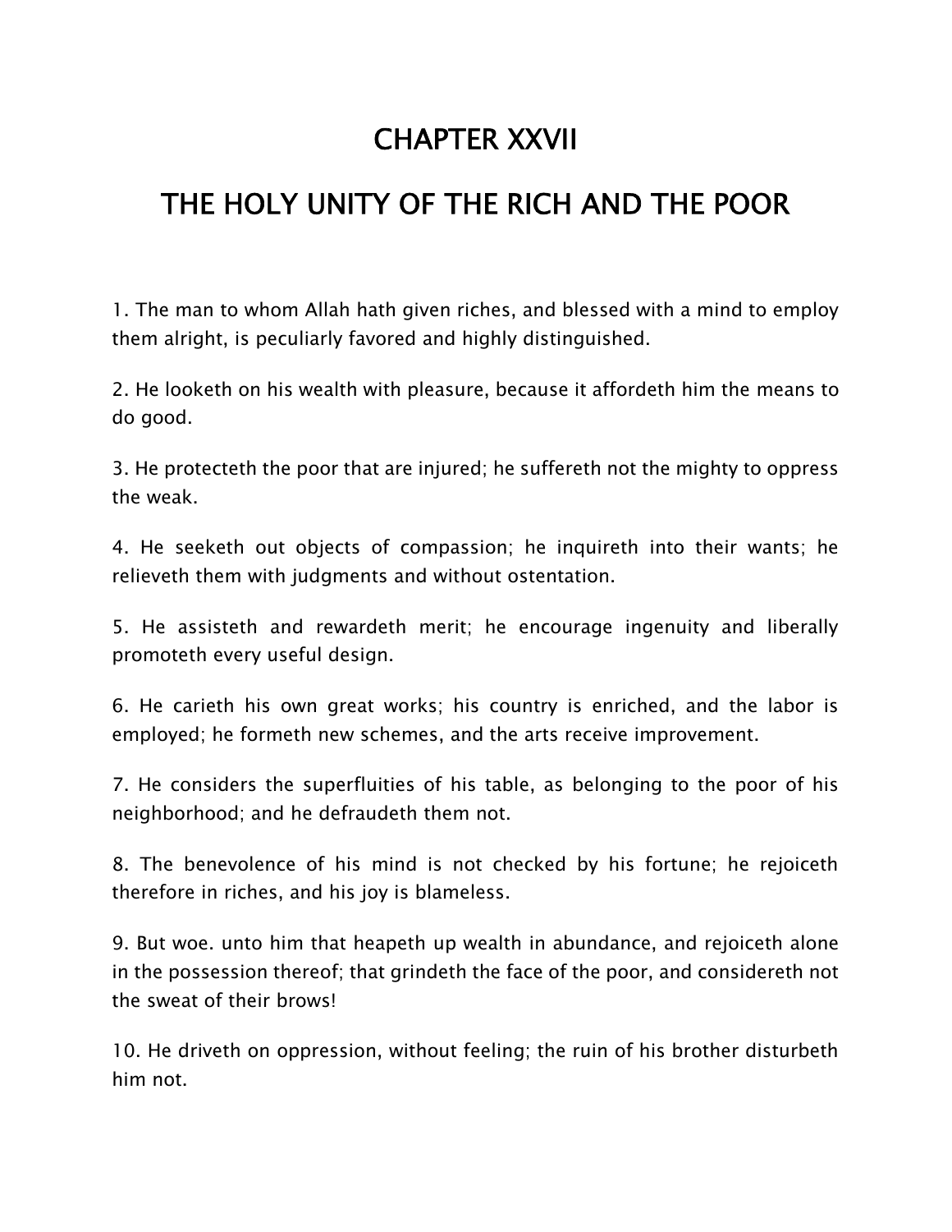# CHAPTER XXVII

# THE HOLY UNITY OF THE RICH AND THE POOR

1. The man to whom Allah hath given riches, and blessed with a mind to employ them alright, is peculiarly favored and highly distinguished.

2. He looketh on his wealth with pleasure, because it affordeth him the means to do good.

3. He protecteth the poor that are injured; he suffereth not the mighty to oppress the weak.

4. He seeketh out objects of compassion; he inquireth into their wants; he relieveth them with judgments and without ostentation.

5. He assisteth and rewardeth merit; he encourage ingenuity and liberally promoteth every useful design.

6. He carieth his own great works; his country is enriched, and the labor is employed; he formeth new schemes, and the arts receive improvement.

7. He considers the superfluities of his table, as belonging to the poor of his neighborhood; and he defraudeth them not.

8. The benevolence of his mind is not checked by his fortune; he rejoiceth therefore in riches, and his joy is blameless.

9. But woe. unto him that heapeth up wealth in abundance, and rejoiceth alone in the possession thereof; that grindeth the face of the poor, and considereth not the sweat of their brows!

10. He driveth on oppression, without feeling; the ruin of his brother disturbeth him not.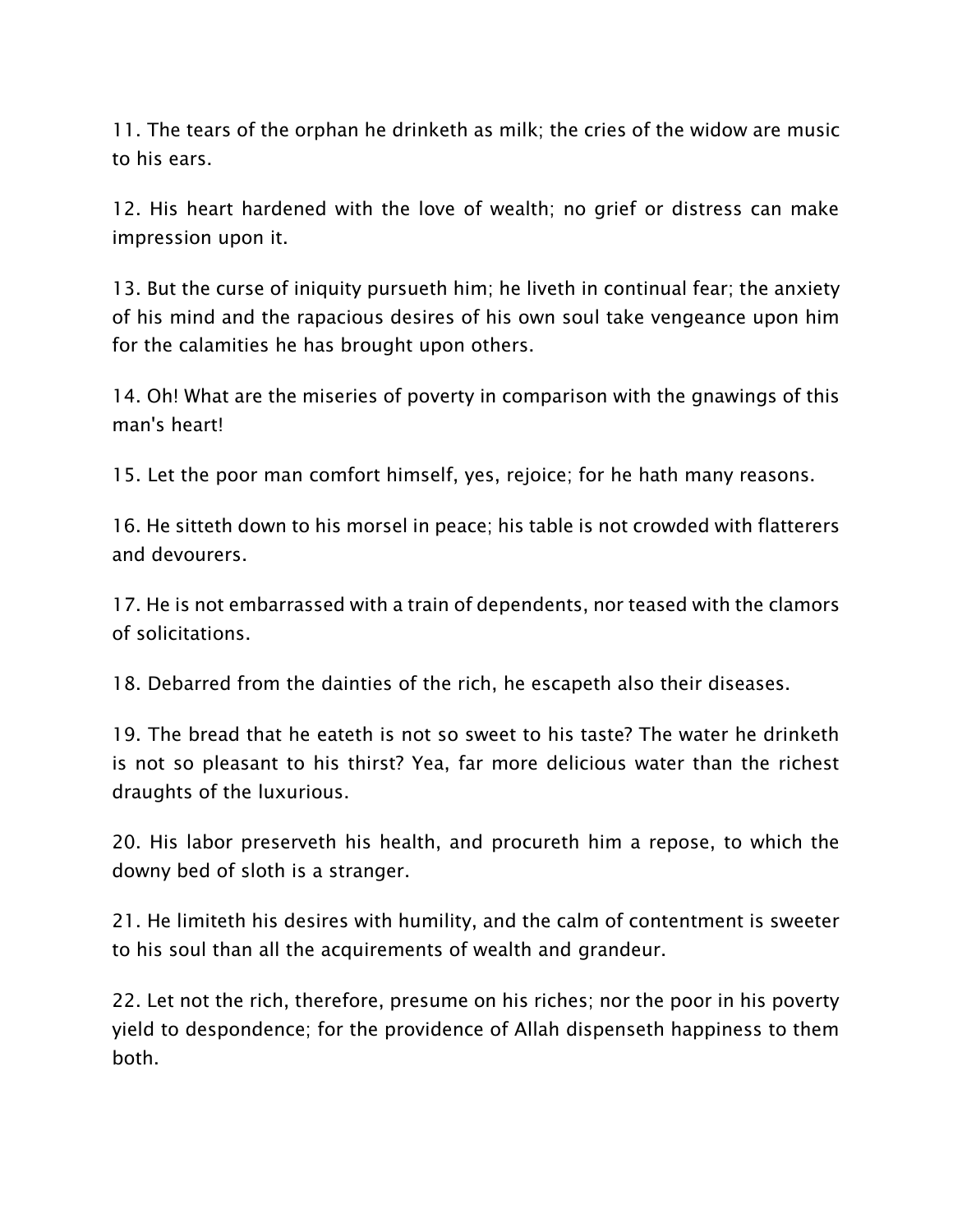11. The tears of the orphan he drinketh as milk; the cries of the widow are music to his ears.

12. His heart hardened with the love of wealth; no grief or distress can make impression upon it.

13. But the curse of iniquity pursueth him; he liveth in continual fear; the anxiety of his mind and the rapacious desires of his own soul take vengeance upon him for the calamities he has brought upon others.

14. Oh! What are the miseries of poverty in comparison with the gnawings of this man's heart!

15. Let the poor man comfort himself, yes, rejoice; for he hath many reasons.

16. He sitteth down to his morsel in peace; his table is not crowded with flatterers and devourers.

17. He is not embarrassed with a train of dependents, nor teased with the clamors of solicitations.

18. Debarred from the dainties of the rich, he escapeth also their diseases.

19. The bread that he eateth is not so sweet to his taste? The water he drinketh is not so pleasant to his thirst? Yea, far more delicious water than the richest draughts of the luxurious.

20. His labor preserveth his health, and procureth him a repose, to which the downy bed of sloth is a stranger.

21. He limiteth his desires with humility, and the calm of contentment is sweeter to his soul than all the acquirements of wealth and grandeur.

22. Let not the rich, therefore, presume on his riches; nor the poor in his poverty yield to despondence; for the providence of Allah dispenseth happiness to them both.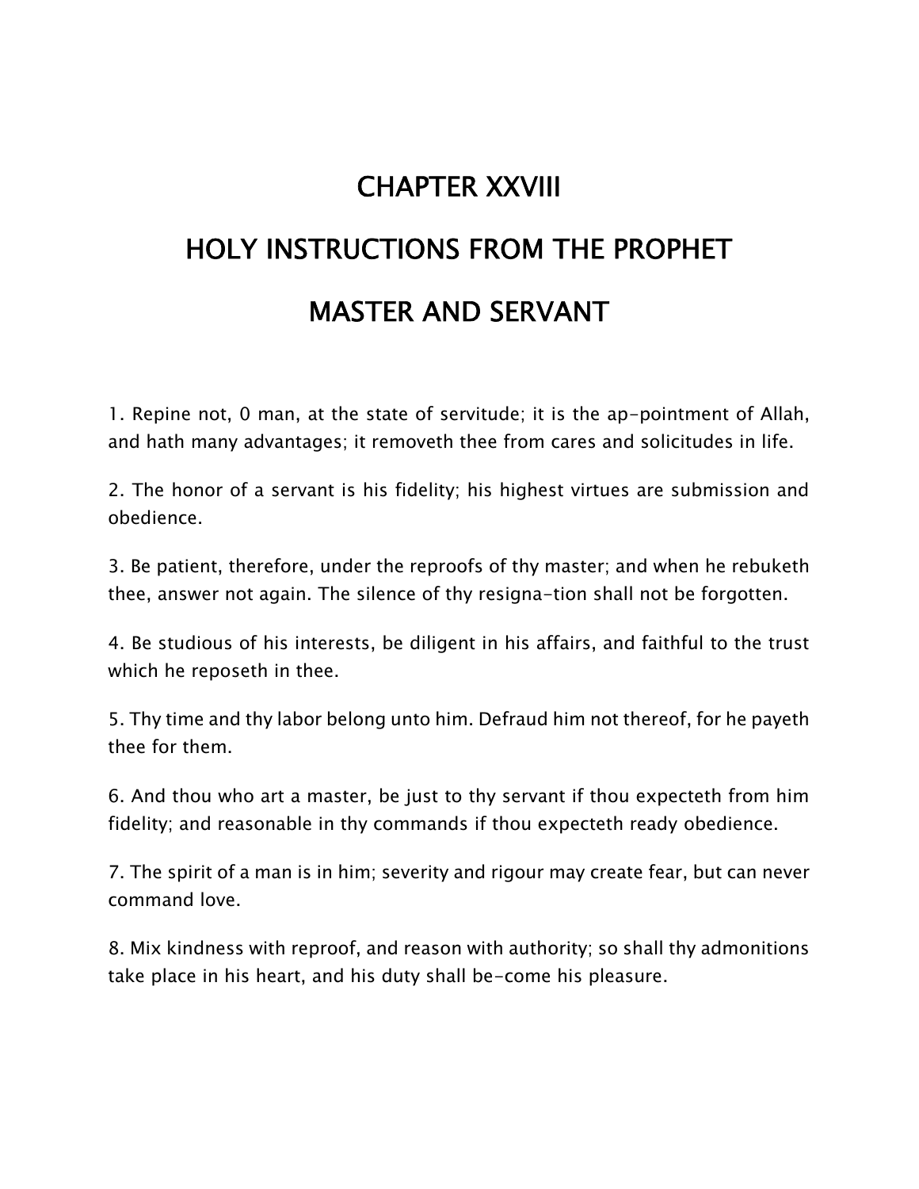# CHAPTER XXVIII

# HOLY INSTRUCTIONS FROM THE PROPHET

# MASTER AND SERVANT

1. Repine not, 0 man, at the state of servitude; it is the ap-pointment of Allah, and hath many advantages; it removeth thee from cares and solicitudes in life.

2. The honor of a servant is his fidelity; his highest virtues are submission and obedience.

3. Be patient, therefore, under the reproofs of thy master; and when he rebuketh thee, answer not again. The silence of thy resigna-tion shall not be forgotten.

4. Be studious of his interests, be diligent in his affairs, and faithful to the trust which he reposeth in thee.

5. Thy time and thy labor belong unto him. Defraud him not thereof, for he payeth thee for them.

6. And thou who art a master, be just to thy servant if thou expecteth from him fidelity; and reasonable in thy commands if thou expecteth ready obedience.

7. The spirit of a man is in him; severity and rigour may create fear, but can never command love.

8. Mix kindness with reproof, and reason with authority; so shall thy admonitions take place in his heart, and his duty shall be-come his pleasure.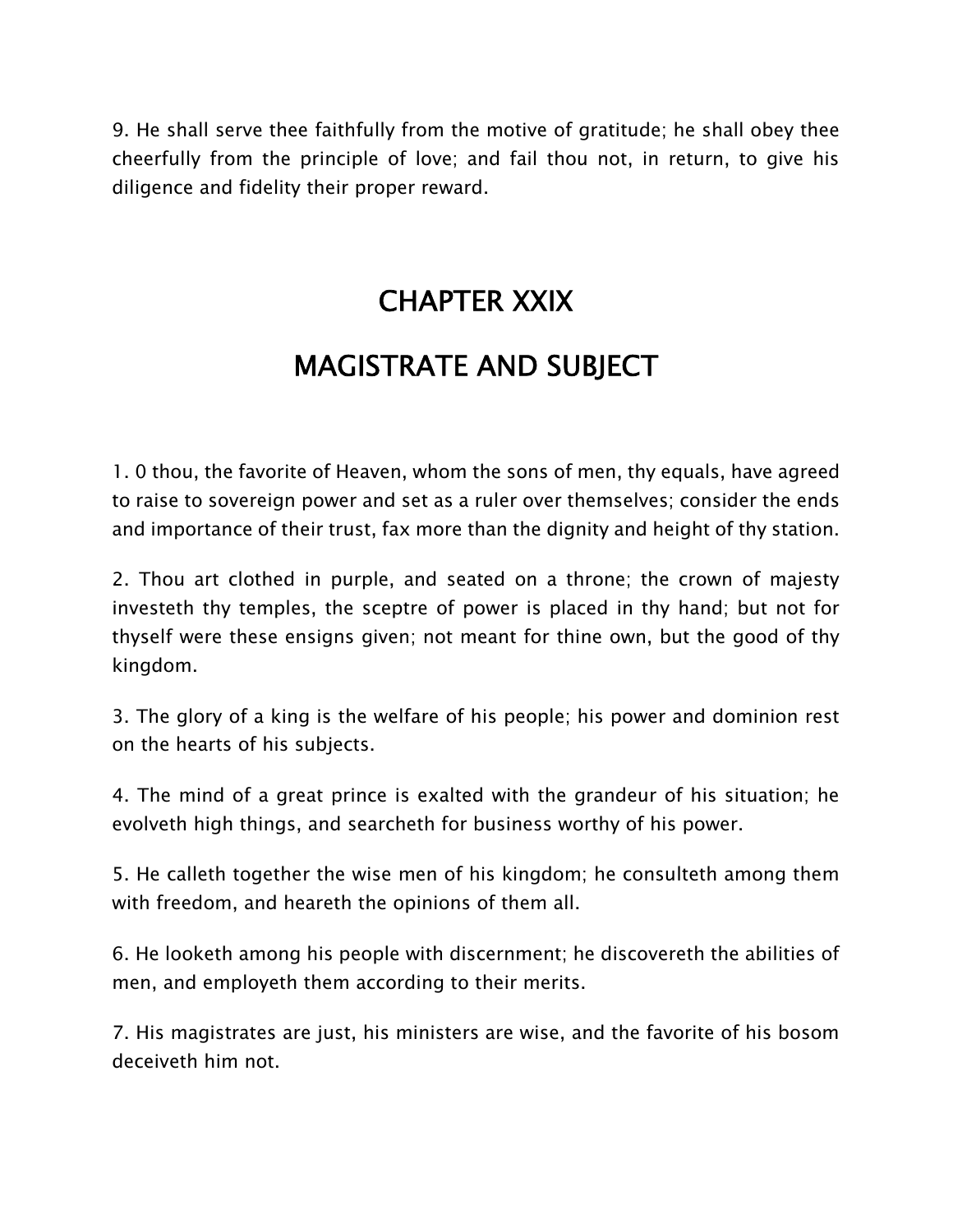9. He shall serve thee faithfully from the motive of gratitude; he shall obey thee cheerfully from the principle of love; and fail thou not, in return, to give his diligence and fidelity their proper reward.

# CHAPTER XXIX

# MAGISTRATE AND SUBJECT

1. 0 thou, the favorite of Heaven, whom the sons of men, thy equals, have agreed to raise to sovereign power and set as a ruler over themselves; consider the ends and importance of their trust, fax more than the dignity and height of thy station.

2. Thou art clothed in purple, and seated on a throne; the crown of majesty investeth thy temples, the sceptre of power is placed in thy hand; but not for thyself were these ensigns given; not meant for thine own, but the good of thy kingdom.

3. The glory of a king is the welfare of his people; his power and dominion rest on the hearts of his subjects.

4. The mind of a great prince is exalted with the grandeur of his situation; he evolveth high things, and searcheth for business worthy of his power.

5. He calleth together the wise men of his kingdom; he consulteth among them with freedom, and heareth the opinions of them all.

6. He looketh among his people with discernment; he discovereth the abilities of men, and employeth them according to their merits.

7. His magistrates are just, his ministers are wise, and the favorite of his bosom deceiveth him not.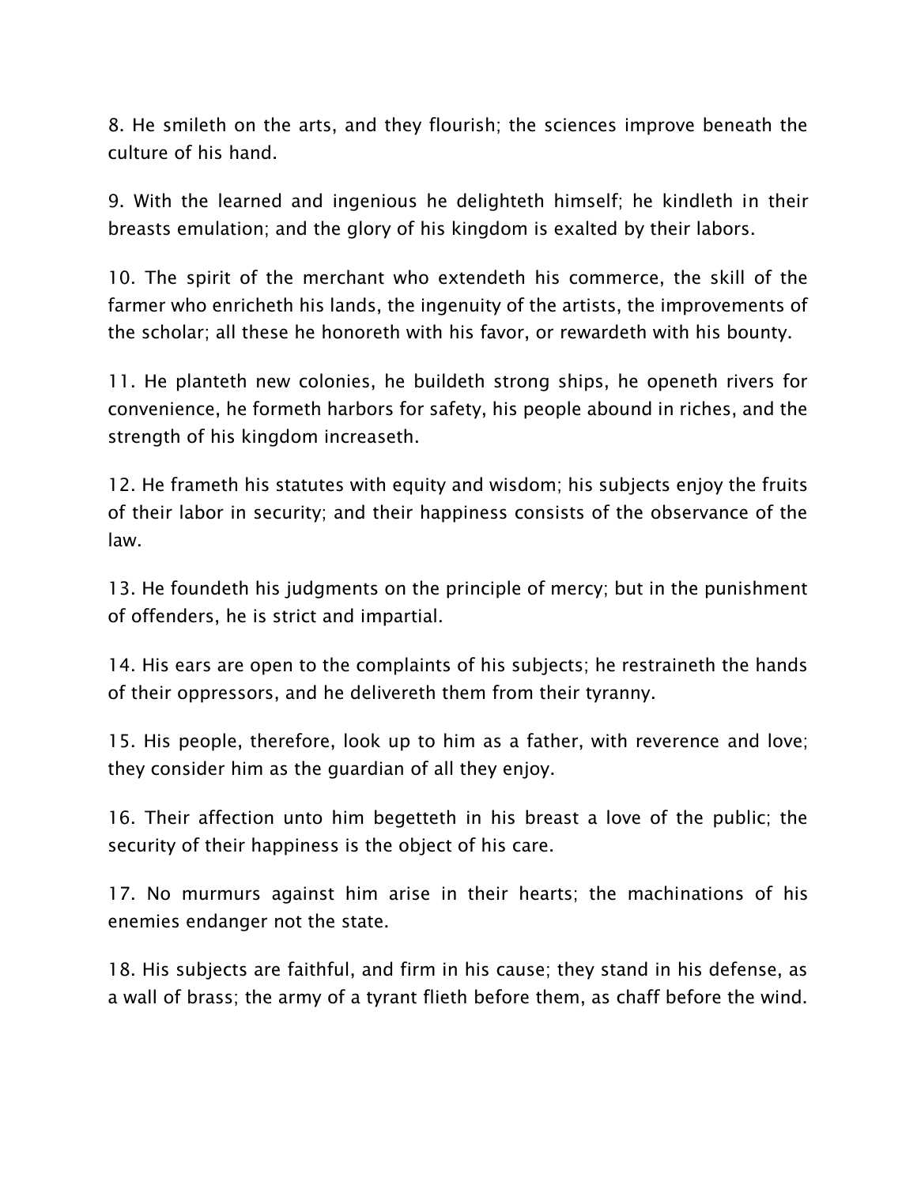8. He smileth on the arts, and they flourish; the sciences improve beneath the culture of his hand.

9. With the learned and ingenious he delighteth himself; he kindleth in their breasts emulation; and the glory of his kingdom is exalted by their labors.

10. The spirit of the merchant who extendeth his commerce, the skill of the farmer who enricheth his lands, the ingenuity of the artists, the improvements of the scholar; all these he honoreth with his favor, or rewardeth with his bounty.

11. He planteth new colonies, he buildeth strong ships, he openeth rivers for convenience, he formeth harbors for safety, his people abound in riches, and the strength of his kingdom increaseth.

12. He frameth his statutes with equity and wisdom; his subjects enjoy the fruits of their labor in security; and their happiness consists of the observance of the law.

13. He foundeth his judgments on the principle of mercy; but in the punishment of offenders, he is strict and impartial.

14. His ears are open to the complaints of his subjects; he restraineth the hands of their oppressors, and he delivereth them from their tyranny.

15. His people, therefore, look up to him as a father, with reverence and love; they consider him as the guardian of all they enjoy.

16. Their affection unto him begetteth in his breast a love of the public; the security of their happiness is the object of his care.

17. No murmurs against him arise in their hearts; the machinations of his enemies endanger not the state.

18. His subjects are faithful, and firm in his cause; they stand in his defense, as a wall of brass; the army of a tyrant flieth before them, as chaff before the wind.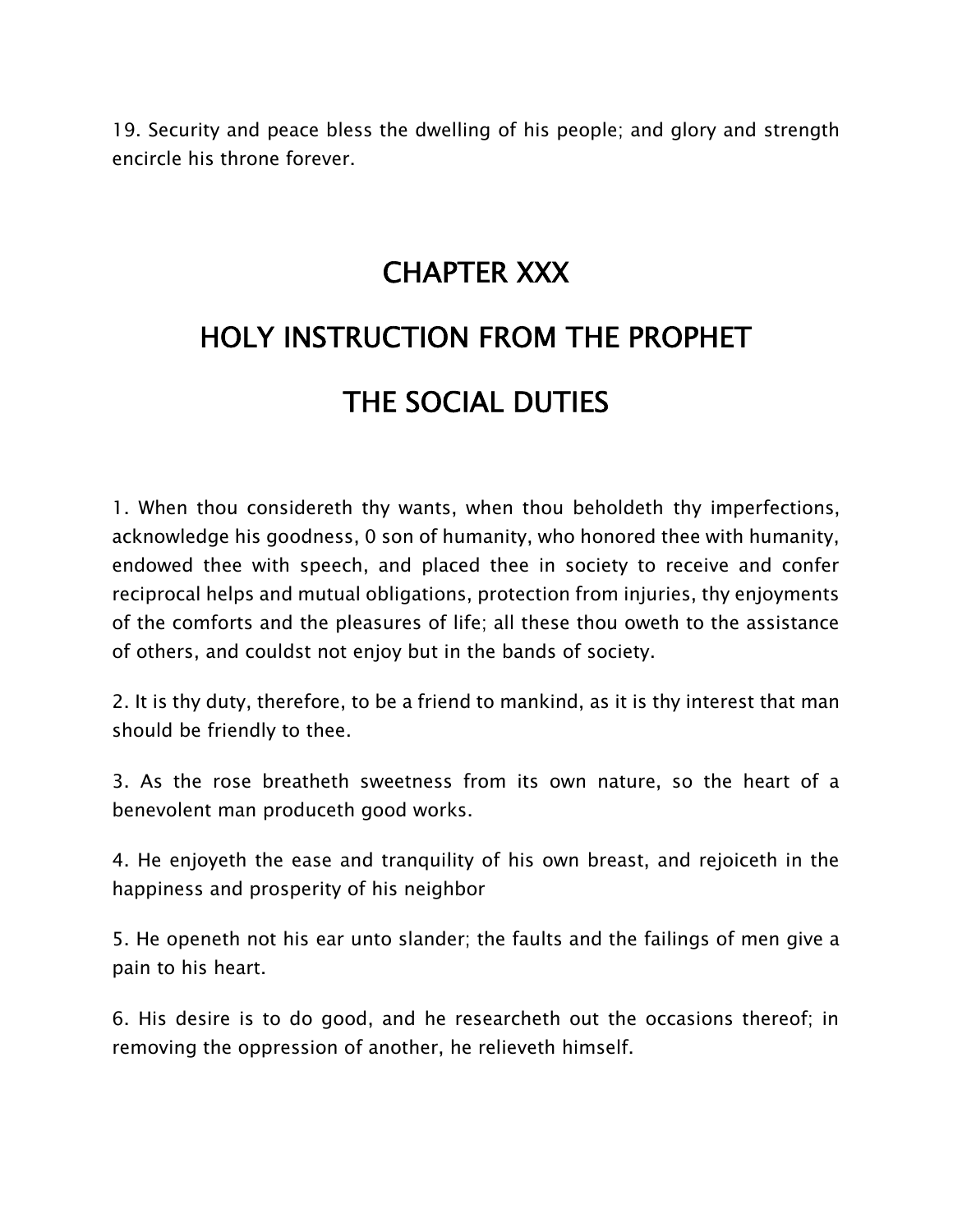19. Security and peace bless the dwelling of his people; and glory and strength encircle his throne forever.

# CHAPTER XXX

# HOLY INSTRUCTION FROM THE PROPHET

# THE SOCIAL DUTIES

1. When thou considereth thy wants, when thou beholdeth thy imperfections, acknowledge his goodness, 0 son of humanity, who honored thee with humanity, endowed thee with speech, and placed thee in society to receive and confer reciprocal helps and mutual obligations, protection from injuries, thy enjoyments of the comforts and the pleasures of life; all these thou oweth to the assistance of others, and couldst not enjoy but in the bands of society.

2. It is thy duty, therefore, to be a friend to mankind, as it is thy interest that man should be friendly to thee.

3. As the rose breatheth sweetness from its own nature, so the heart of a benevolent man produceth good works.

4. He enjoyeth the ease and tranquility of his own breast, and rejoiceth in the happiness and prosperity of his neighbor

5. He openeth not his ear unto slander; the faults and the failings of men give a pain to his heart.

6. His desire is to do good, and he researcheth out the occasions thereof; in removing the oppression of another, he relieveth himself.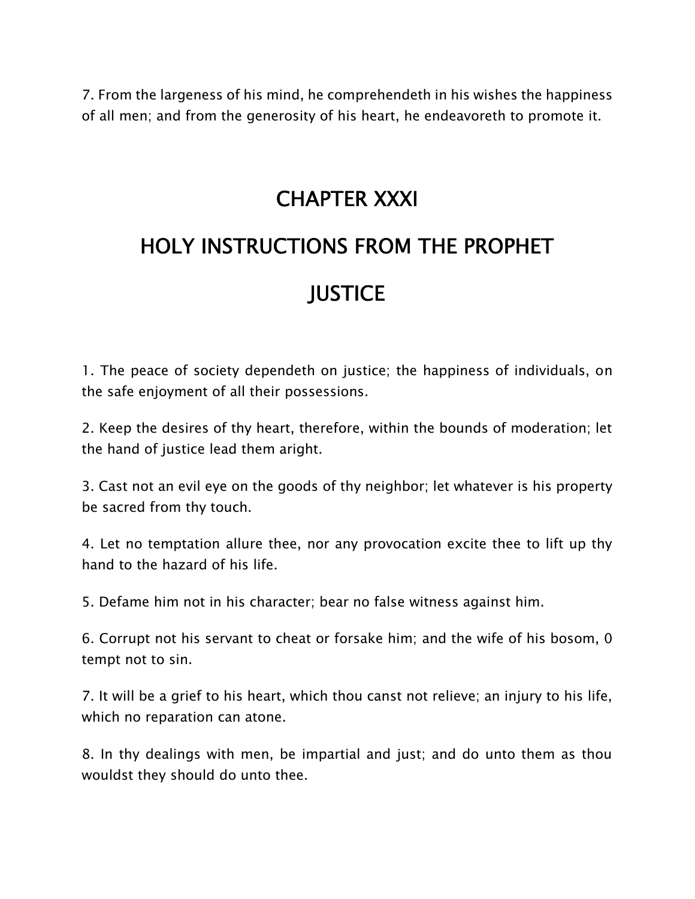7. From the largeness of his mind, he comprehendeth in his wishes the happiness of all men; and from the generosity of his heart, he endeavoreth to promote it.

# CHAPTER XXXI

# HOLY INSTRUCTIONS FROM THE PROPHET

# JUSTICE

1. The peace of society dependeth on justice; the happiness of individuals, on the safe enjoyment of all their possessions.

2. Keep the desires of thy heart, therefore, within the bounds of moderation; let the hand of justice lead them aright.

3. Cast not an evil eye on the goods of thy neighbor; let whatever is his property be sacred from thy touch.

4. Let no temptation allure thee, nor any provocation excite thee to lift up thy hand to the hazard of his life.

5. Defame him not in his character; bear no false witness against him.

6. Corrupt not his servant to cheat or forsake him; and the wife of his bosom, 0 tempt not to sin.

7. It will be a grief to his heart, which thou canst not relieve; an injury to his life, which no reparation can atone.

8. In thy dealings with men, be impartial and just; and do unto them as thou wouldst they should do unto thee.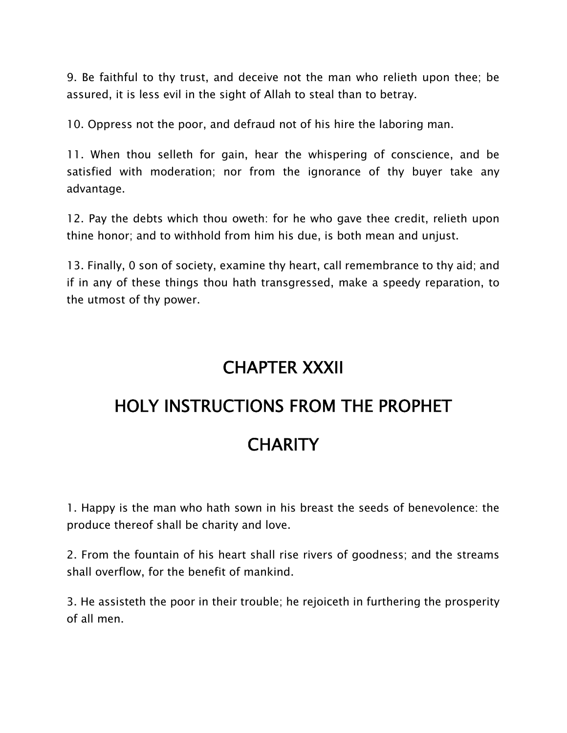9. Be faithful to thy trust, and deceive not the man who relieth upon thee; be assured, it is less evil in the sight of Allah to steal than to betray.

10. Oppress not the poor, and defraud not of his hire the laboring man.

11. When thou selleth for gain, hear the whispering of conscience, and be satisfied with moderation; nor from the ignorance of thy buyer take any advantage.

12. Pay the debts which thou oweth: for he who gave thee credit, relieth upon thine honor; and to withhold from him his due, is both mean and unjust.

13. Finally, 0 son of society, examine thy heart, call remembrance to thy aid; and if in any of these things thou hath transgressed, make a speedy reparation, to the utmost of thy power.

# CHAPTER XXXII

# HOLY INSTRUCTIONS FROM THE PROPHET

# CHARITY

1. Happy is the man who hath sown in his breast the seeds of benevolence: the produce thereof shall be charity and love.

2. From the fountain of his heart shall rise rivers of goodness; and the streams shall overflow, for the benefit of mankind.

3. He assisteth the poor in their trouble; he rejoiceth in furthering the prosperity of all men.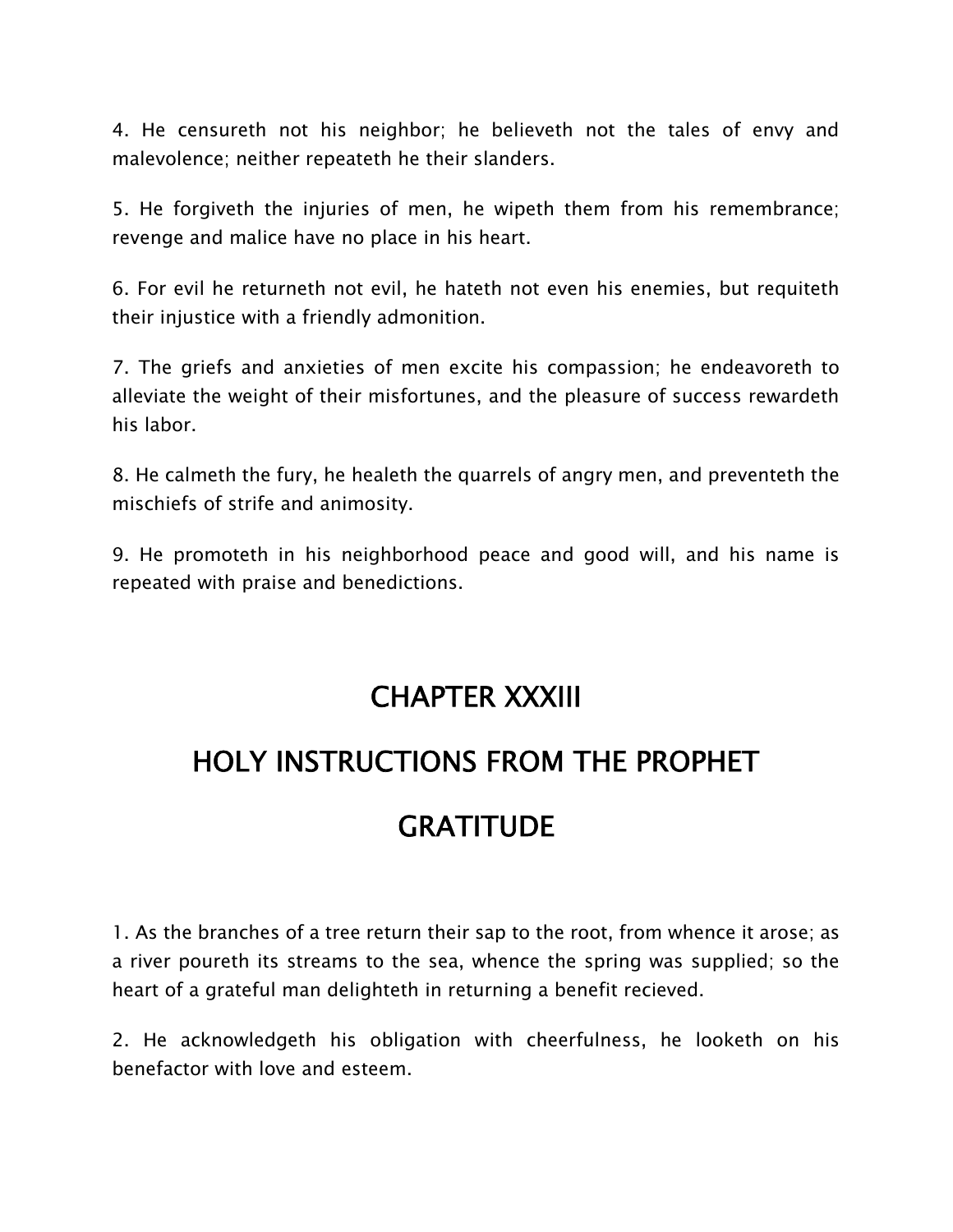4. He censureth not his neighbor; he believeth not the tales of envy and malevolence; neither repeateth he their slanders.

5. He forgiveth the injuries of men, he wipeth them from his remembrance; revenge and malice have no place in his heart.

6. For evil he returneth not evil, he hateth not even his enemies, but requiteth their injustice with a friendly admonition.

7. The griefs and anxieties of men excite his compassion; he endeavoreth to alleviate the weight of their misfortunes, and the pleasure of success rewardeth his labor.

8. He calmeth the fury, he healeth the quarrels of angry men, and preventeth the mischiefs of strife and animosity.

9. He promoteth in his neighborhood peace and good will, and his name is repeated with praise and benedictions.

# CHAPTER XXXIII

## HOLY INSTRUCTIONS FROM THE PROPHET

## GRATITUDE

1. As the branches of a tree return their sap to the root, from whence it arose; as a river poureth its streams to the sea, whence the spring was supplied; so the heart of a grateful man delighteth in returning a benefit recieved.

2. He acknowledgeth his obligation with cheerfulness, he looketh on his benefactor with love and esteem.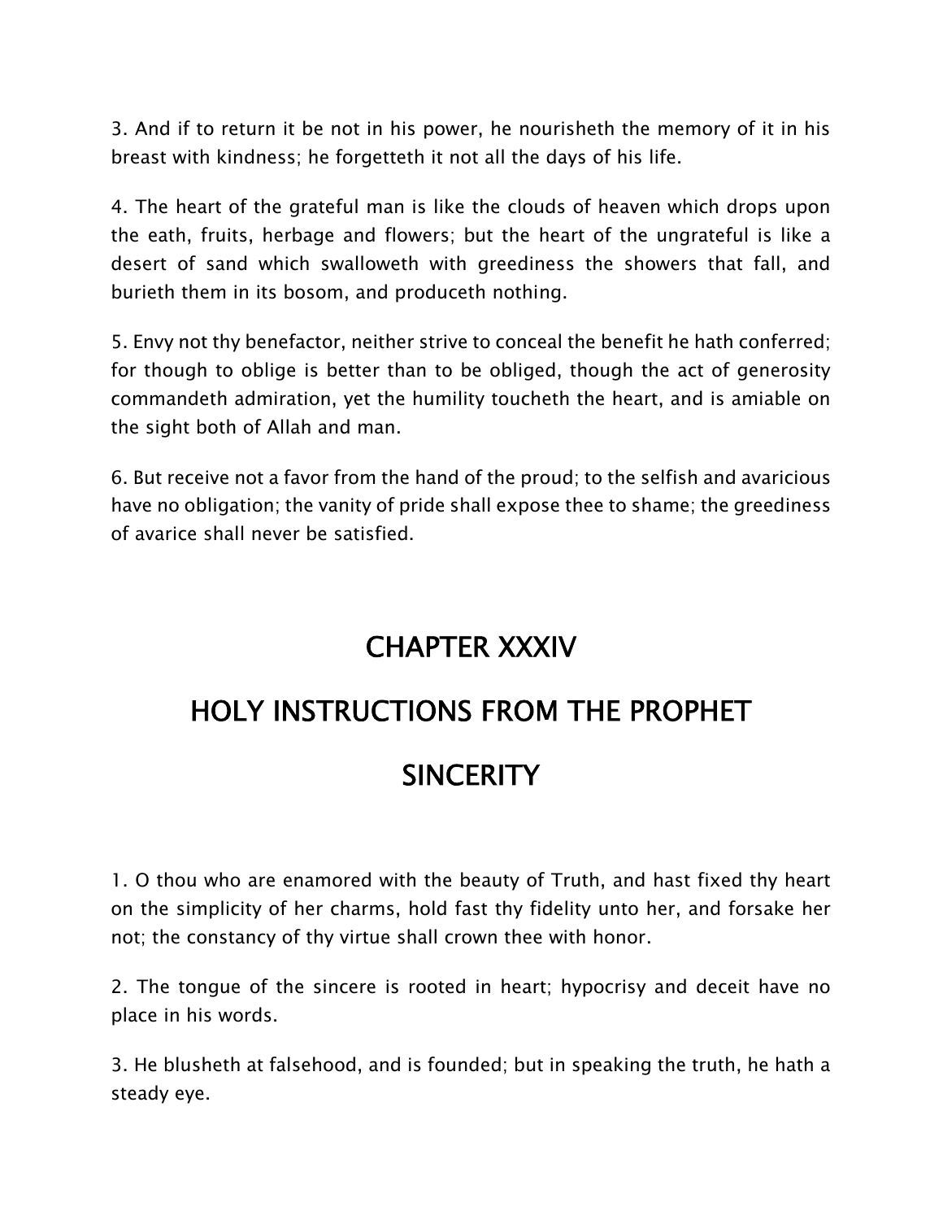3. And if to return it be not in his power, he nourisheth the memory of it in his breast with kindness; he forgetteth it not all the days of his life.

4. The heart of the grateful man is like the clouds of heaven which drops upon the eath, fruits, herbage and flowers; but the heart of the ungrateful is like a desert of sand which swalloweth with greediness the showers that fall, and burieth them in its bosom, and produceth nothing.

5. Envy not thy benefactor, neither strive to conceal the benefit he hath conferred; for though to oblige is better than to be obliged, though the act of generosity commandeth admiration, yet the humility toucheth the heart, and is amiable on the sight both of Allah and man.

6. But receive not a favor from the hand of the proud; to the selfish and avaricious have no obligation; the vanity of pride shall expose thee to shame; the greediness of avarice shall never be satisfied.

# CHAPTER XXXIV

# HOLY INSTRUCTIONS FROM THE PROPHET

## SINCERITY

1. O thou who are enamored with the beauty of Truth, and hast fixed thy heart on the simplicity of her charms, hold fast thy fidelity unto her, and forsake her not; the constancy of thy virtue shall crown thee with honor.

2. The tongue of the sincere is rooted in heart; hypocrisy and deceit have no place in his words.

3. He blusheth at falsehood, and is founded; but in speaking the truth, he hath a steady eye.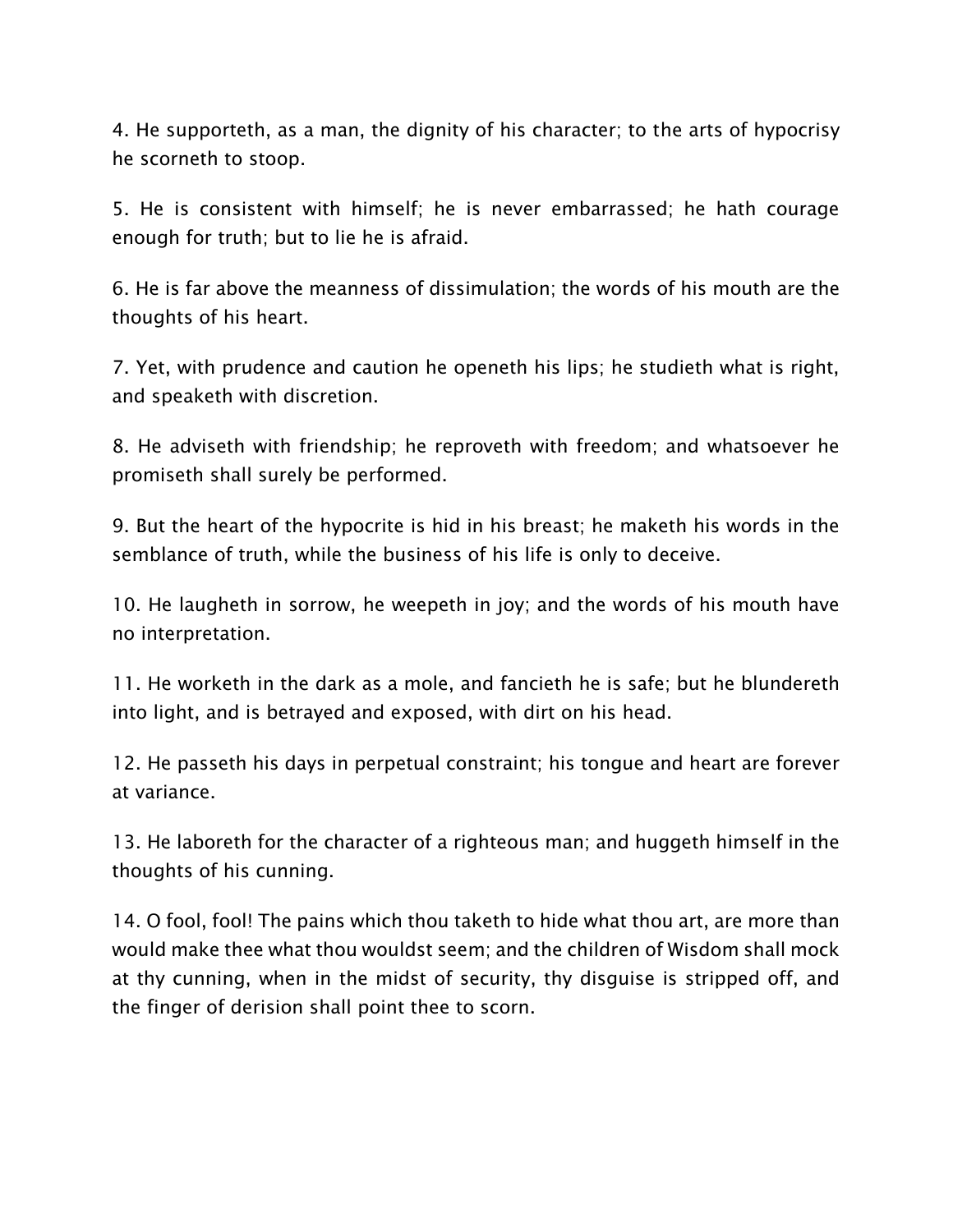4. He supporteth, as a man, the dignity of his character; to the arts of hypocrisy he scorneth to stoop.

5. He is consistent with himself; he is never embarrassed; he hath courage enough for truth; but to lie he is afraid.

6. He is far above the meanness of dissimulation; the words of his mouth are the thoughts of his heart.

7. Yet, with prudence and caution he openeth his lips; he studieth what is right, and speaketh with discretion.

8. He adviseth with friendship; he reproveth with freedom; and whatsoever he promiseth shall surely be performed.

9. But the heart of the hypocrite is hid in his breast; he maketh his words in the semblance of truth, while the business of his life is only to deceive.

10. He laugheth in sorrow, he weepeth in joy; and the words of his mouth have no interpretation.

11. He worketh in the dark as a mole, and fancieth he is safe; but he blundereth into light, and is betrayed and exposed, with dirt on his head.

12. He passeth his days in perpetual constraint; his tongue and heart are forever at variance.

13. He laboreth for the character of a righteous man; and huggeth himself in the thoughts of his cunning.

14. O fool, fool! The pains which thou taketh to hide what thou art, are more than would make thee what thou wouldst seem; and the children of Wisdom shall mock at thy cunning, when in the midst of security, thy disguise is stripped off, and the finger of derision shall point thee to scorn.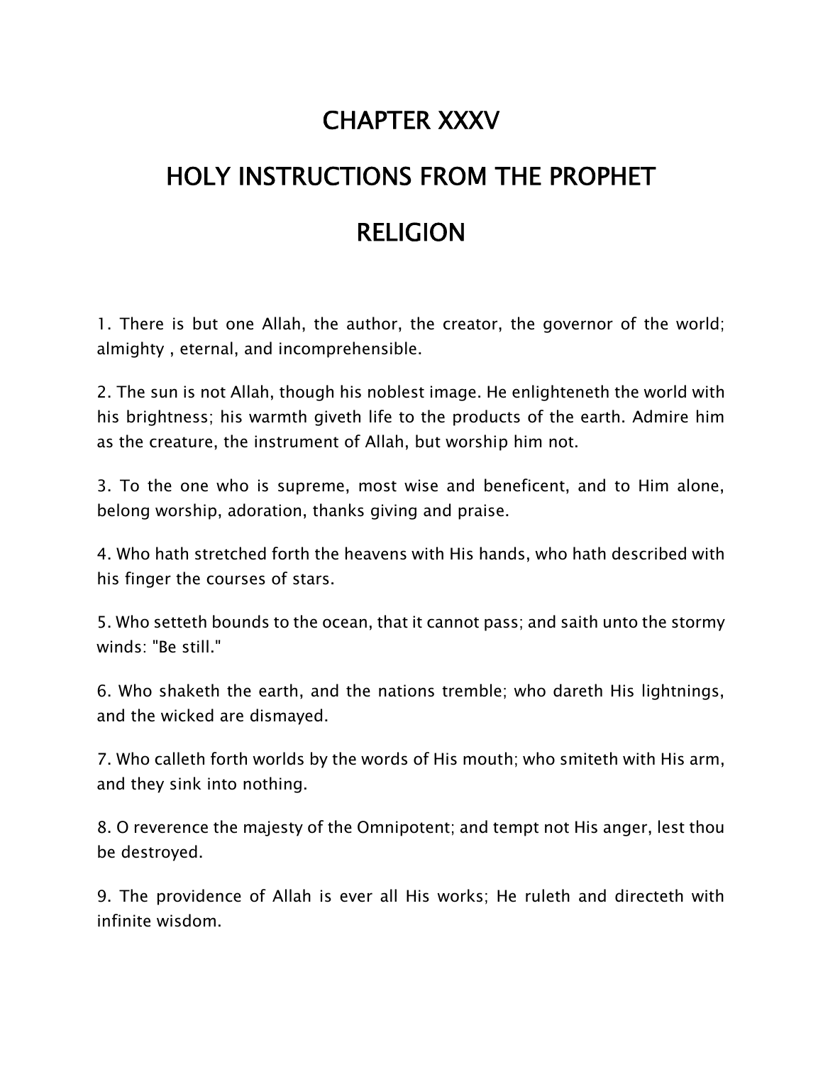# CHAPTER XXXV

# HOLY INSTRUCTIONS FROM THE PROPHET

# RELIGION

1. There is but one Allah, the author, the creator, the governor of the world; almighty , eternal, and incomprehensible.

2. The sun is not Allah, though his noblest image. He enlighteneth the world with his brightness; his warmth giveth life to the products of the earth. Admire him as the creature, the instrument of Allah, but worship him not.

3. To the one who is supreme, most wise and beneficent, and to Him alone, belong worship, adoration, thanks giving and praise.

4. Who hath stretched forth the heavens with His hands, who hath described with his finger the courses of stars.

5. Who setteth bounds to the ocean, that it cannot pass; and saith unto the stormy winds: "Be still."

6. Who shaketh the earth, and the nations tremble; who dareth His lightnings, and the wicked are dismayed.

7. Who calleth forth worlds by the words of His mouth; who smiteth with His arm, and they sink into nothing.

8. O reverence the majesty of the Omnipotent; and tempt not His anger, lest thou be destroyed.

9. The providence of Allah is ever all His works; He ruleth and directeth with infinite wisdom.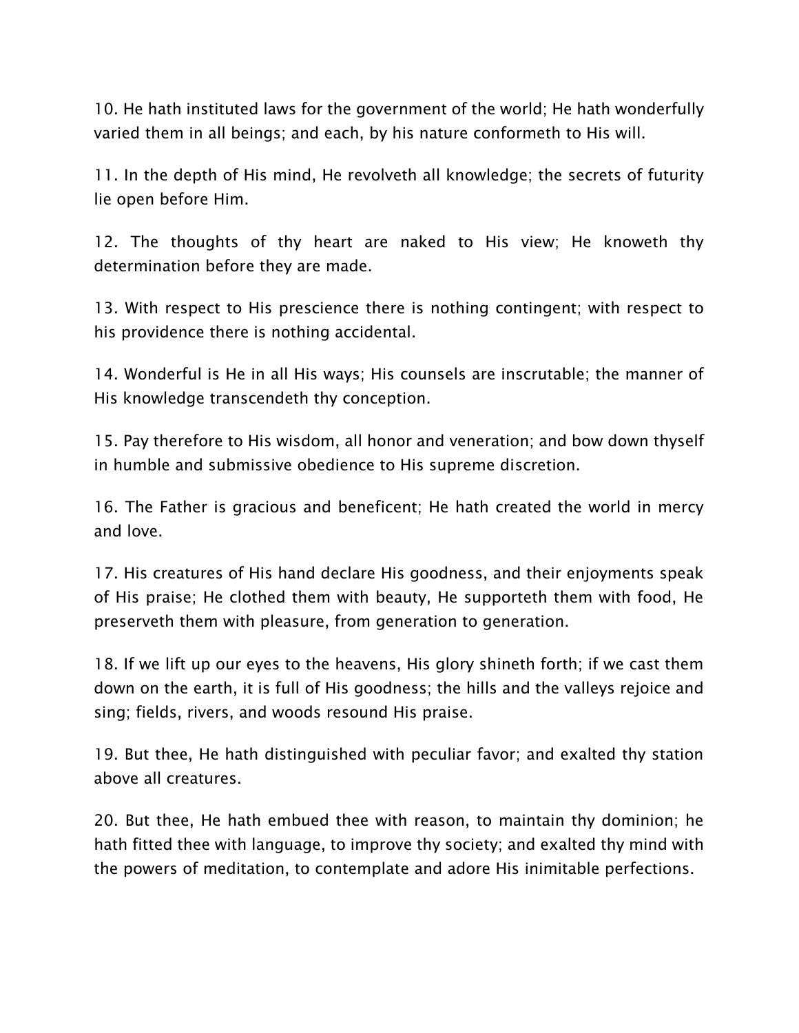10. He hath instituted laws for the government of the world; He hath wonderfully varied them in all beings; and each, by his nature conformeth to His will.

11. In the depth of His mind, He revolveth all knowledge; the secrets of futurity lie open before Him.

12. The thoughts of thy heart are naked to His view; He knoweth thy determination before they are made.

13. With respect to His prescience there is nothing contingent; with respect to his providence there is nothing accidental.

14. Wonderful is He in all His ways; His counsels are inscrutable; the manner of His knowledge transcendeth thy conception.

15. Pay therefore to His wisdom, all honor and veneration; and bow down thyself in humble and submissive obedience to His supreme discretion.

16. The Father is gracious and beneficent; He hath created the world in mercy and love.

17. His creatures of His hand declare His goodness, and their enjoyments speak of His praise; He clothed them with beauty, He supporteth them with food, He preserveth them with pleasure, from generation to generation.

18. If we lift up our eyes to the heavens, His glory shineth forth; if we cast them down on the earth, it is full of His goodness; the hills and the valleys rejoice and sing; fields, rivers, and woods resound His praise.

19. But thee, He hath distinguished with peculiar favor; and exalted thy station above all creatures.

20. But thee, He hath embued thee with reason, to maintain thy dominion; he hath fitted thee with language, to improve thy society; and exalted thy mind with the powers of meditation, to contemplate and adore His inimitable perfections.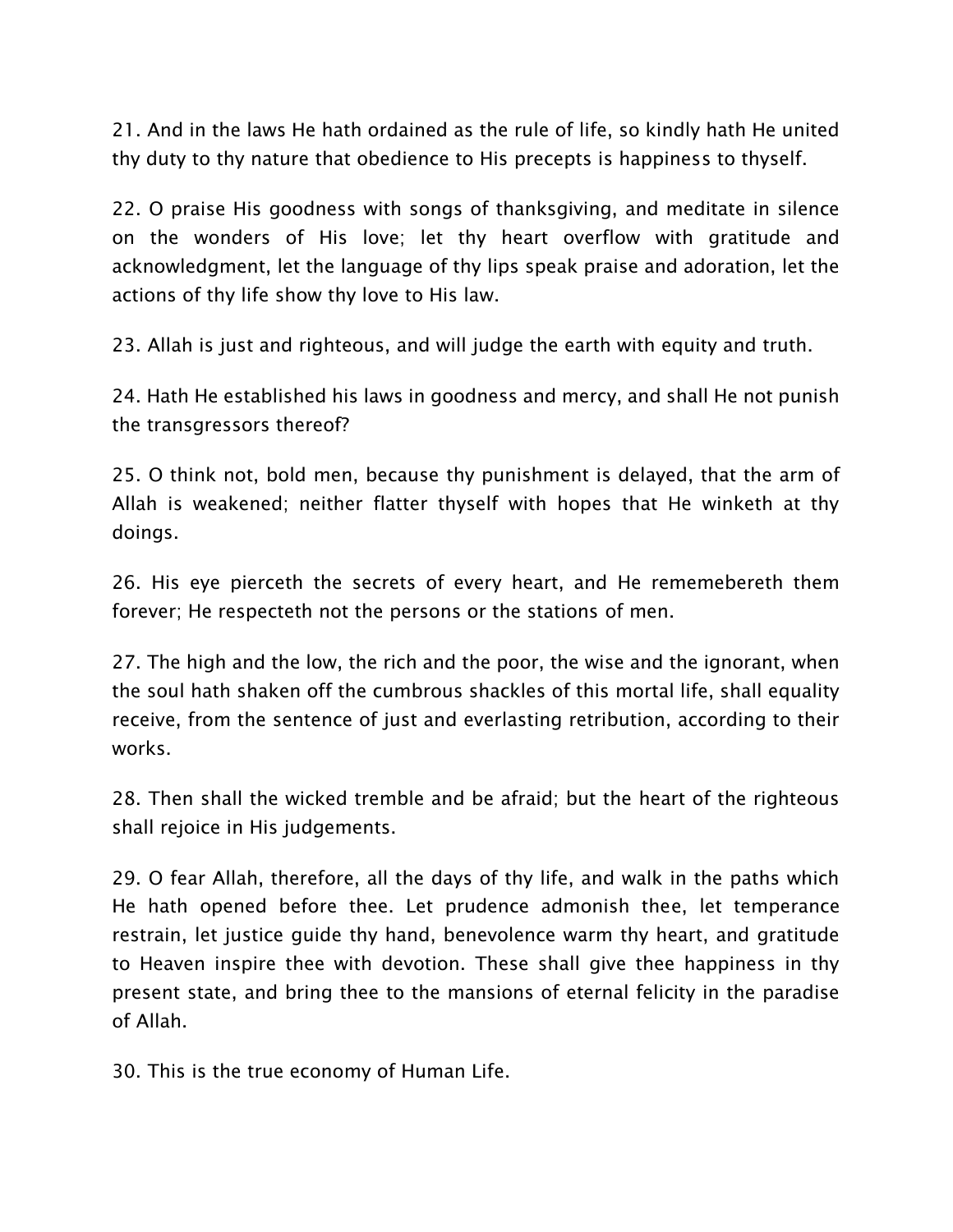21. And in the laws He hath ordained as the rule of life, so kindly hath He united thy duty to thy nature that obedience to His precepts is happiness to thyself.

22. O praise His goodness with songs of thanksgiving, and meditate in silence on the wonders of His love; let thy heart overflow with gratitude and acknowledgment, let the language of thy lips speak praise and adoration, let the actions of thy life show thy love to His law.

23. Allah is just and righteous, and will judge the earth with equity and truth.

24. Hath He established his laws in goodness and mercy, and shall He not punish the transgressors thereof?

25. O think not, bold men, because thy punishment is delayed, that the arm of Allah is weakened; neither flatter thyself with hopes that He winketh at thy doings.

26. His eye pierceth the secrets of every heart, and He rememebereth them forever; He respecteth not the persons or the stations of men.

27. The high and the low, the rich and the poor, the wise and the ignorant, when the soul hath shaken off the cumbrous shackles of this mortal life, shall equality receive, from the sentence of just and everlasting retribution, according to their works.

28. Then shall the wicked tremble and be afraid; but the heart of the righteous shall rejoice in His judgements.

29. O fear Allah, therefore, all the days of thy life, and walk in the paths which He hath opened before thee. Let prudence admonish thee, let temperance restrain, let justice guide thy hand, benevolence warm thy heart, and gratitude to Heaven inspire thee with devotion. These shall give thee happiness in thy present state, and bring thee to the mansions of eternal felicity in the paradise of Allah.

30. This is the true economy of Human Life.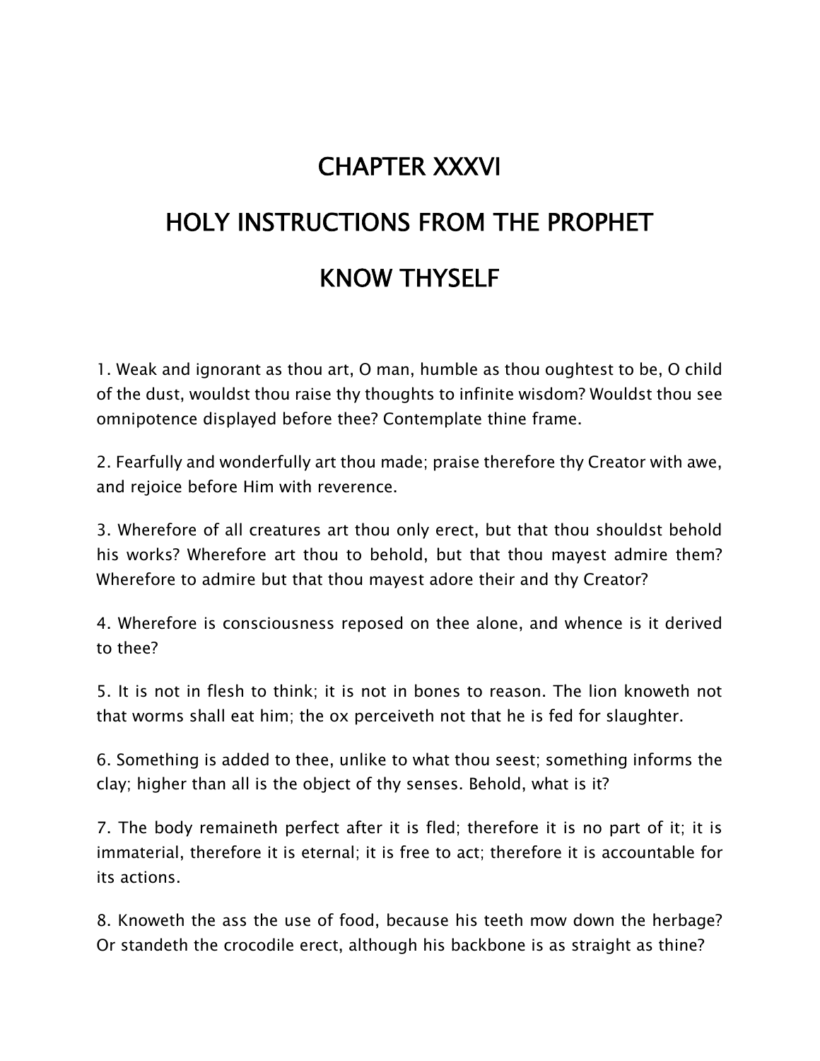# CHAPTER XXXVI

# HOLY INSTRUCTIONS FROM THE PROPHET

# KNOW THYSELF

1. Weak and ignorant as thou art, O man, humble as thou oughtest to be, O child of the dust, wouldst thou raise thy thoughts to infinite wisdom? Wouldst thou see omnipotence displayed before thee? Contemplate thine frame.

2. Fearfully and wonderfully art thou made; praise therefore thy Creator with awe, and rejoice before Him with reverence.

3. Wherefore of all creatures art thou only erect, but that thou shouldst behold his works? Wherefore art thou to behold, but that thou mayest admire them? Wherefore to admire but that thou mayest adore their and thy Creator?

4. Wherefore is consciousness reposed on thee alone, and whence is it derived to thee?

5. It is not in flesh to think; it is not in bones to reason. The lion knoweth not that worms shall eat him; the ox perceiveth not that he is fed for slaughter.

6. Something is added to thee, unlike to what thou seest; something informs the clay; higher than all is the object of thy senses. Behold, what is it?

7. The body remaineth perfect after it is fled; therefore it is no part of it; it is immaterial, therefore it is eternal; it is free to act; therefore it is accountable for its actions.

8. Knoweth the ass the use of food, because his teeth mow down the herbage? Or standeth the crocodile erect, although his backbone is as straight as thine?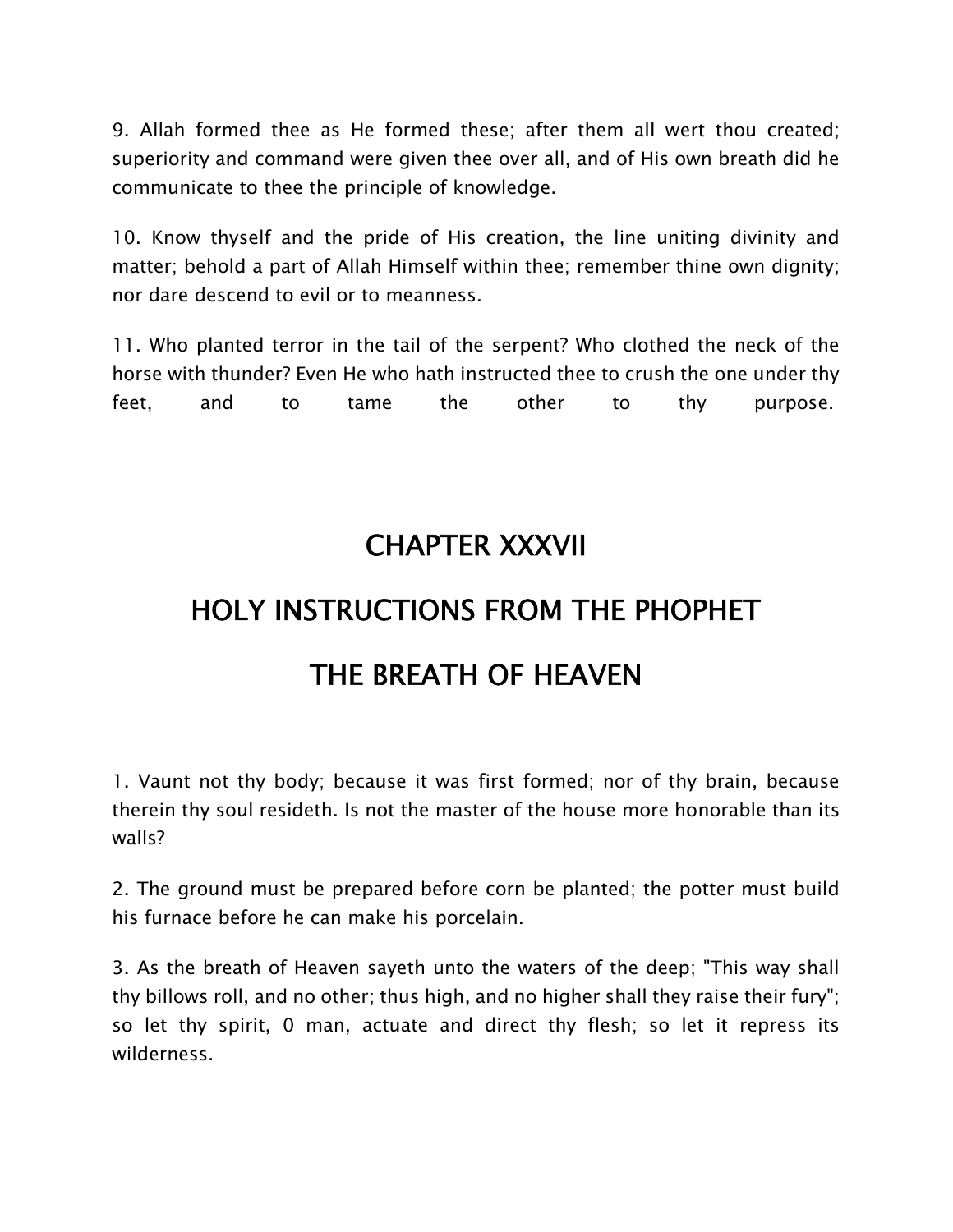9. Allah formed thee as He formed these; after them all wert thou created; superiority and command were given thee over all, and of His own breath did he communicate to thee the principle of knowledge.

10. Know thyself and the pride of His creation, the line uniting divinity and matter; behold a part of Allah Himself within thee; remember thine own dignity; nor dare descend to evil or to meanness.

11. Who planted terror in the tail of the serpent? Who clothed the neck of the horse with thunder? Even He who hath instructed thee to crush the one under thy feet, and to tame the other to thy purpose.

# CHAPTER XXXVII

# HOLY INSTRUCTIONS FROM THE PHOPHET

# THE BREATH OF HEAVEN

1. Vaunt not thy body; because it was first formed; nor of thy brain, because therein thy soul resideth. Is not the master of the house more honorable than its walls?

2. The ground must be prepared before corn be planted; the potter must build his furnace before he can make his porcelain.

3. As the breath of Heaven sayeth unto the waters of the deep; "This way shall thy billows roll, and no other; thus high, and no higher shall they raise their fury"; so let thy spirit, 0 man, actuate and direct thy flesh; so let it repress its wilderness.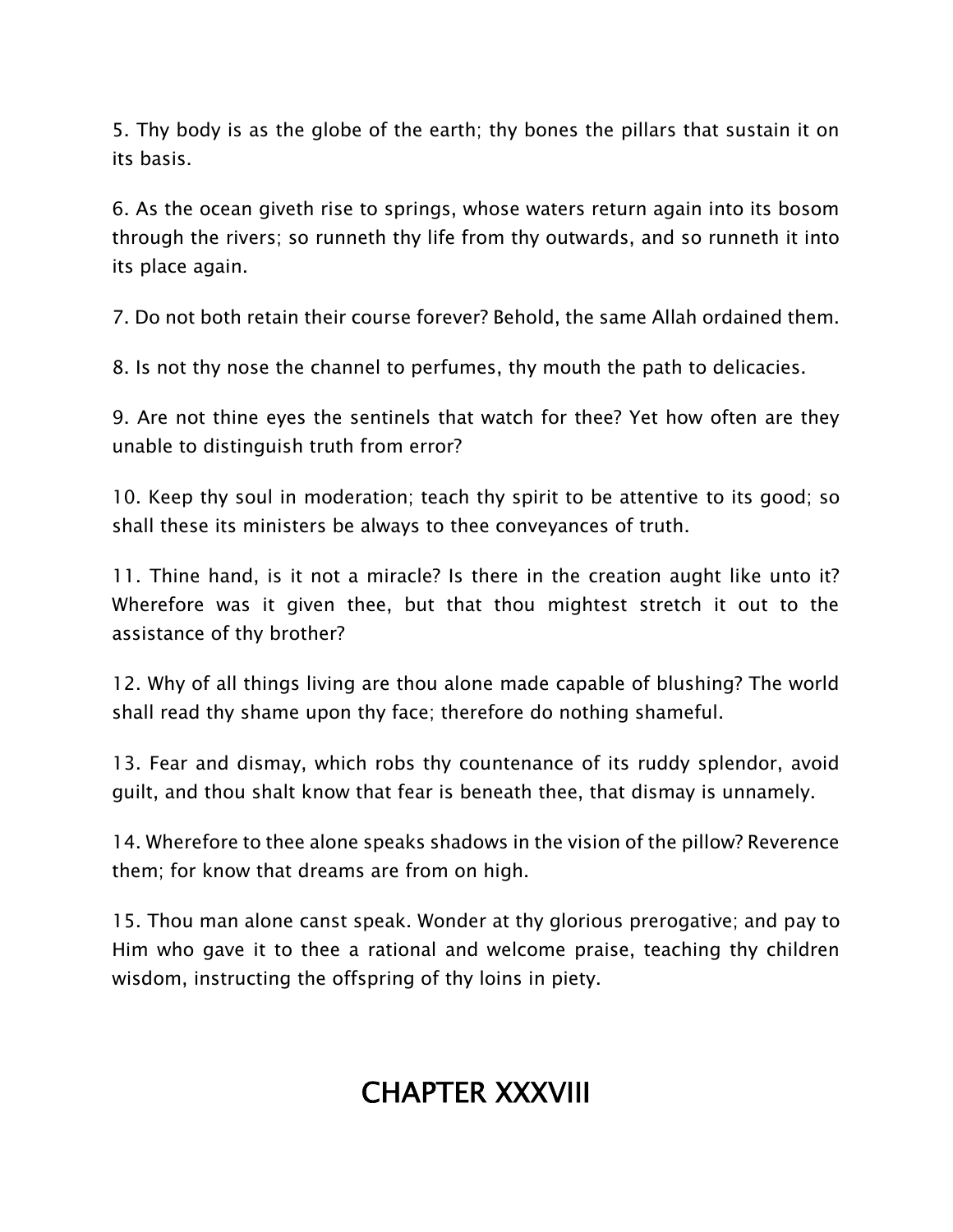5. Thy body is as the globe of the earth; thy bones the pillars that sustain it on its basis.

6. As the ocean giveth rise to springs, whose waters return again into its bosom through the rivers; so runneth thy life from thy outwards, and so runneth it into its place again.

7. Do not both retain their course forever? Behold, the same Allah ordained them.

8. Is not thy nose the channel to perfumes, thy mouth the path to delicacies.

9. Are not thine eyes the sentinels that watch for thee? Yet how often are they unable to distinguish truth from error?

10. Keep thy soul in moderation; teach thy spirit to be attentive to its good; so shall these its ministers be always to thee conveyances of truth.

11. Thine hand, is it not a miracle? Is there in the creation aught like unto it? Wherefore was it given thee, but that thou mightest stretch it out to the assistance of thy brother?

12. Why of all things living are thou alone made capable of blushing? The world shall read thy shame upon thy face; therefore do nothing shameful.

13. Fear and dismay, which robs thy countenance of its ruddy splendor, avoid guilt, and thou shalt know that fear is beneath thee, that dismay is unnamely.

14. Wherefore to thee alone speaks shadows in the vision of the pillow? Reverence them; for know that dreams are from on high.

15. Thou man alone canst speak. Wonder at thy glorious prerogative; and pay to Him who gave it to thee a rational and welcome praise, teaching thy children wisdom, instructing the offspring of thy loins in piety.

## CHAPTER XXXVIII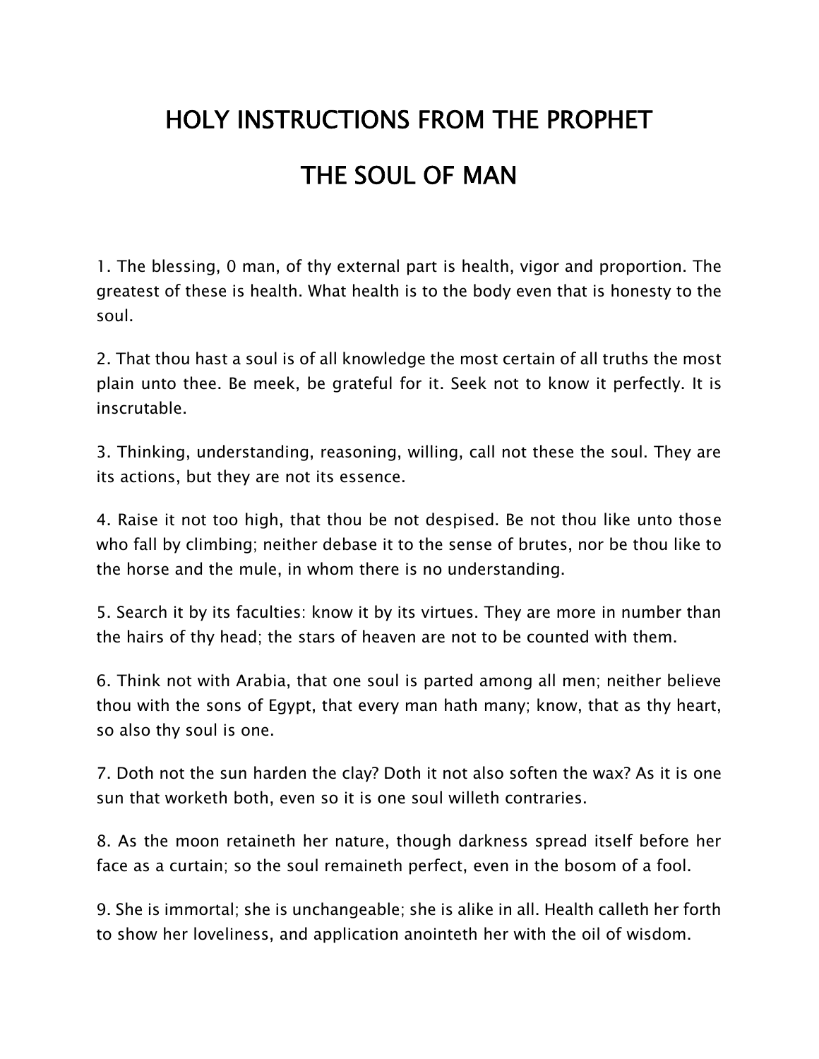# HOLY INSTRUCTIONS FROM THE PROPHET

# THE SOUL OF MAN

1. The blessing, 0 man, of thy external part is health, vigor and proportion. The greatest of these is health. What health is to the body even that is honesty to the soul.

2. That thou hast a soul is of all knowledge the most certain of all truths the most plain unto thee. Be meek, be grateful for it. Seek not to know it perfectly. It is inscrutable.

3. Thinking, understanding, reasoning, willing, call not these the soul. They are its actions, but they are not its essence.

4. Raise it not too high, that thou be not despised. Be not thou like unto those who fall by climbing; neither debase it to the sense of brutes, nor be thou like to the horse and the mule, in whom there is no understanding.

5. Search it by its faculties: know it by its virtues. They are more in number than the hairs of thy head; the stars of heaven are not to be counted with them.

6. Think not with Arabia, that one soul is parted among all men; neither believe thou with the sons of Egypt, that every man hath many; know, that as thy heart, so also thy soul is one.

7. Doth not the sun harden the clay? Doth it not also soften the wax? As it is one sun that worketh both, even so it is one soul willeth contraries.

8. As the moon retaineth her nature, though darkness spread itself before her face as a curtain; so the soul remaineth perfect, even in the bosom of a fool.

9. She is immortal; she is unchangeable; she is alike in all. Health calleth her forth to show her loveliness, and application anointeth her with the oil of wisdom.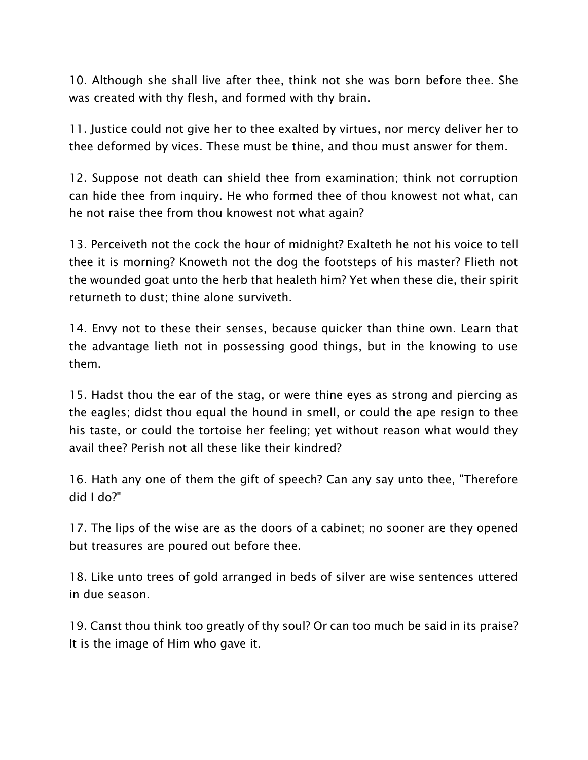10. Although she shall live after thee, think not she was born before thee. She was created with thy flesh, and formed with thy brain.

11. Justice could not give her to thee exalted by virtues, nor mercy deliver her to thee deformed by vices. These must be thine, and thou must answer for them.

12. Suppose not death can shield thee from examination; think not corruption can hide thee from inquiry. He who formed thee of thou knowest not what, can he not raise thee from thou knowest not what again?

13. Perceiveth not the cock the hour of midnight? Exalteth he not his voice to tell thee it is morning? Knoweth not the dog the footsteps of his master? Flieth not the wounded goat unto the herb that healeth him? Yet when these die, their spirit returneth to dust; thine alone surviveth.

14. Envy not to these their senses, because quicker than thine own. Learn that the advantage lieth not in possessing good things, but in the knowing to use them.

15. Hadst thou the ear of the stag, or were thine eyes as strong and piercing as the eagles; didst thou equal the hound in smell, or could the ape resign to thee his taste, or could the tortoise her feeling; yet without reason what would they avail thee? Perish not all these like their kindred?

16. Hath any one of them the gift of speech? Can any say unto thee, "Therefore did I do?"

17. The lips of the wise are as the doors of a cabinet; no sooner are they opened but treasures are poured out before thee.

18. Like unto trees of gold arranged in beds of silver are wise sentences uttered in due season.

19. Canst thou think too greatly of thy soul? Or can too much be said in its praise? It is the image of Him who gave it.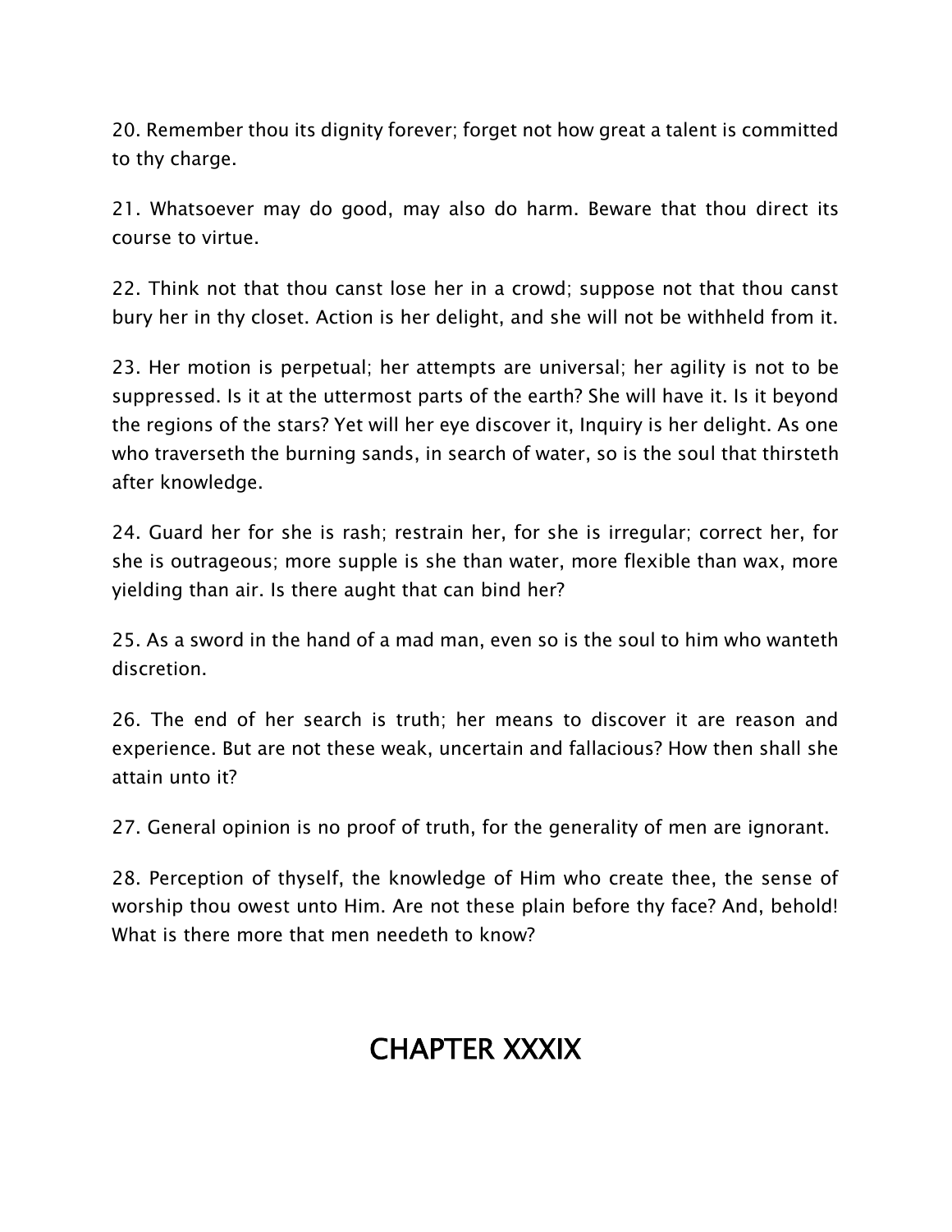20. Remember thou its dignity forever; forget not how great a talent is committed to thy charge.

21. Whatsoever may do good, may also do harm. Beware that thou direct its course to virtue.

22. Think not that thou canst lose her in a crowd; suppose not that thou canst bury her in thy closet. Action is her delight, and she will not be withheld from it.

23. Her motion is perpetual; her attempts are universal; her agility is not to be suppressed. Is it at the uttermost parts of the earth? She will have it. Is it beyond the regions of the stars? Yet will her eye discover it, Inquiry is her delight. As one who traverseth the burning sands, in search of water, so is the soul that thirsteth after knowledge.

24. Guard her for she is rash; restrain her, for she is irregular; correct her, for she is outrageous; more supple is she than water, more flexible than wax, more yielding than air. Is there aught that can bind her?

25. As a sword in the hand of a mad man, even so is the soul to him who wanteth discretion.

26. The end of her search is truth; her means to discover it are reason and experience. But are not these weak, uncertain and fallacious? How then shall she attain unto it?

27. General opinion is no proof of truth, for the generality of men are ignorant.

28. Perception of thyself, the knowledge of Him who create thee, the sense of worship thou owest unto Him. Are not these plain before thy face? And, behold! What is there more that men needeth to know?

# CHAPTER XXXIX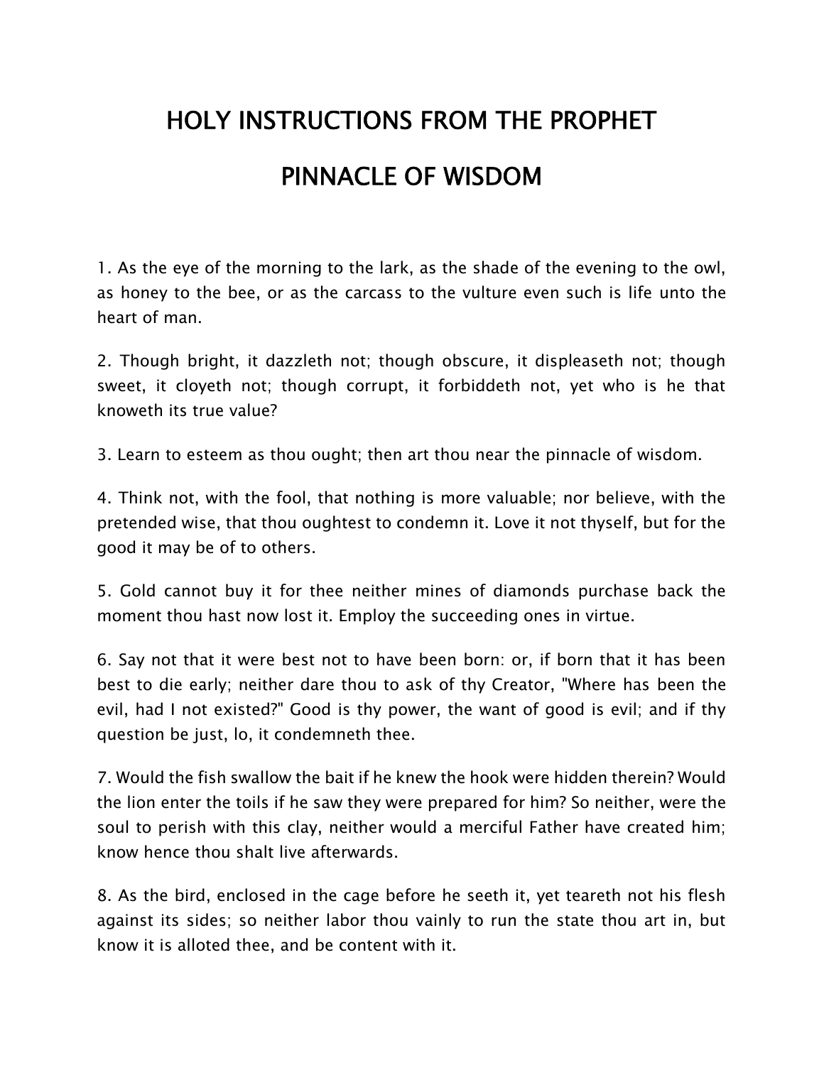# HOLY INSTRUCTIONS FROM THE PROPHET

# PINNACLE OF WISDOM

1. As the eye of the morning to the lark, as the shade of the evening to the owl, as honey to the bee, or as the carcass to the vulture even such is life unto the heart of man.

2. Though bright, it dazzleth not; though obscure, it displeaseth not; though sweet, it cloyeth not; though corrupt, it forbiddeth not, yet who is he that knoweth its true value?

3. Learn to esteem as thou ought; then art thou near the pinnacle of wisdom.

4. Think not, with the fool, that nothing is more valuable; nor believe, with the pretended wise, that thou oughtest to condemn it. Love it not thyself, but for the good it may be of to others.

5. Gold cannot buy it for thee neither mines of diamonds purchase back the moment thou hast now lost it. Employ the succeeding ones in virtue.

6. Say not that it were best not to have been born: or, if born that it has been best to die early; neither dare thou to ask of thy Creator, "Where has been the evil, had I not existed?" Good is thy power, the want of good is evil; and if thy question be just, lo, it condemneth thee.

7. Would the fish swallow the bait if he knew the hook were hidden therein? Would the lion enter the toils if he saw they were prepared for him? So neither, were the soul to perish with this clay, neither would a merciful Father have created him; know hence thou shalt live afterwards.

8. As the bird, enclosed in the cage before he seeth it, yet teareth not his flesh against its sides; so neither labor thou vainly to run the state thou art in, but know it is alloted thee, and be content with it.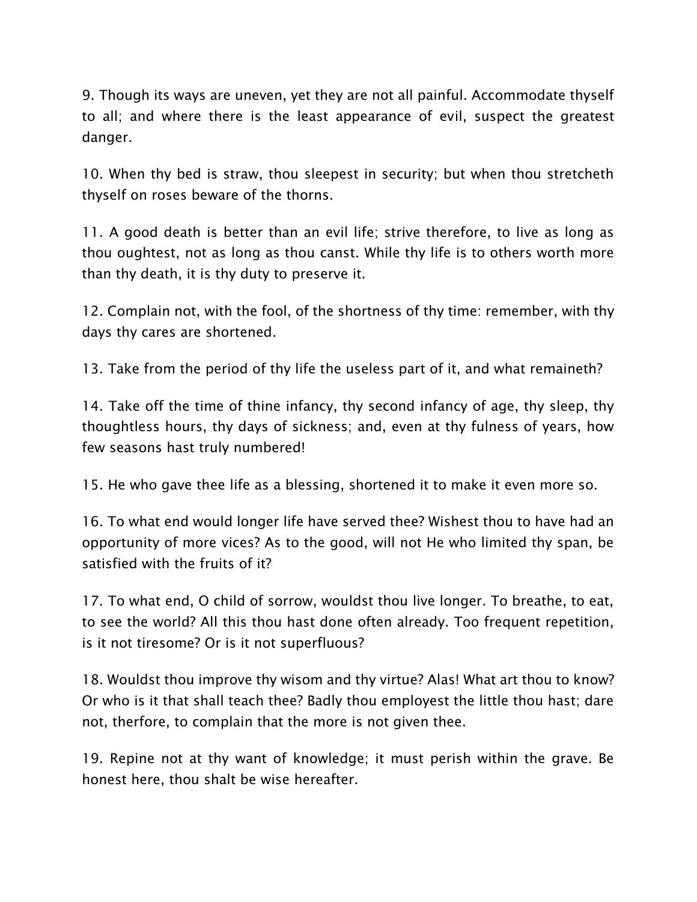9. Though its ways are uneven, yet they are not all painful. Accommodate thyself to all; and where there is the least appearance of evil, suspect the greatest danger.

10. When thy bed is straw, thou sleepest in security; but when thou stretcheth thyself on roses beware of the thorns.

11. A good death is better than an evil life; strive therefore, to live as long as thou oughtest, not as long as thou canst. While thy life is to others worth more than thy death, it is thy duty to preserve it.

12. Complain not, with the fool, of the shortness of thy time: remember, with thy days thy cares are shortened.

13. Take from the period of thy life the useless part of it, and what remaineth?

14. Take off the time of thine infancy, thy second infancy of age, thy sleep, thy thoughtless hours, thy days of sickness; and, even at thy fulness of years, how few seasons hast truly numbered!

15. He who gave thee life as a blessing, shortened it to make it even more so.

16. To what end would longer life have served thee? Wishest thou to have had an opportunity of more vices? As to the good, will not He who limited thy span, be satisfied with the fruits of it?

17. To what end, O child of sorrow, wouldst thou live longer. To breathe, to eat, to see the world? All this thou hast done often already. Too frequent repetition, is it not tiresome? Or is it not superfluous?

18. Wouldst thou improve thy wisom and thy virtue? Alas! What art thou to know? Or who is it that shall teach thee? Badly thou employest the little thou hast; dare not, therfore, to complain that the more is not given thee.

19. Repine not at thy want of knowledge; it must perish within the grave. Be honest here, thou shalt be wise hereafter.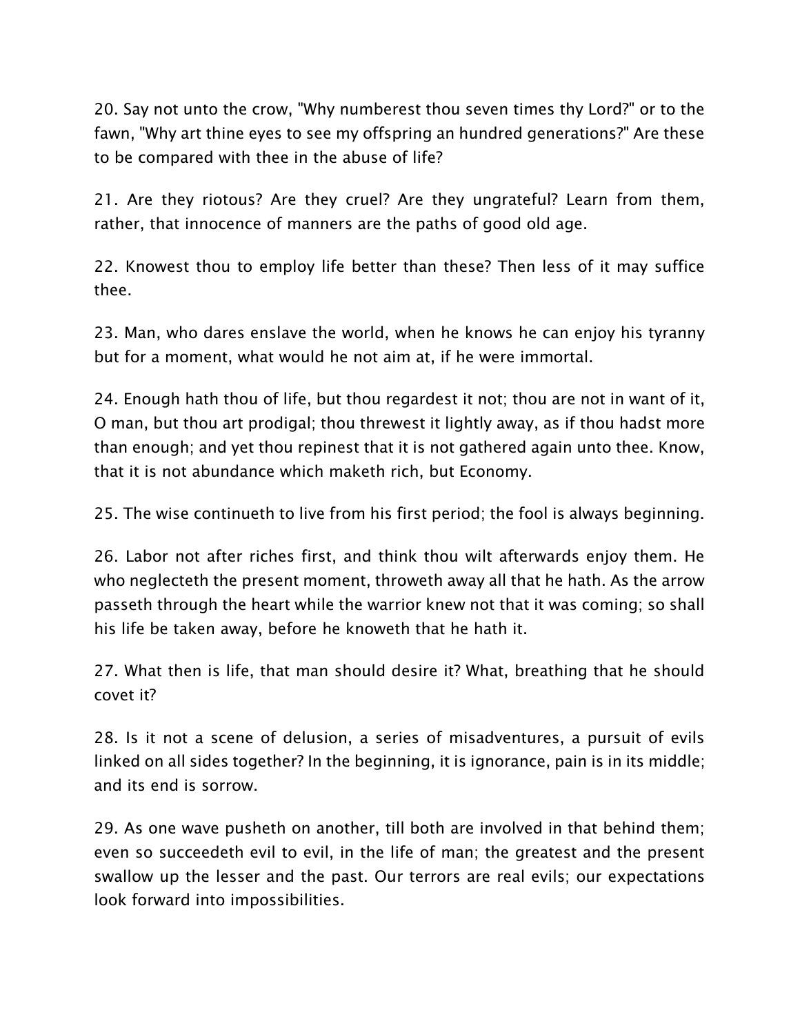20. Say not unto the crow, "Why numberest thou seven times thy Lord?" or to the fawn, "Why art thine eyes to see my offspring an hundred generations?" Are these to be compared with thee in the abuse of life?

21. Are they riotous? Are they cruel? Are they ungrateful? Learn from them, rather, that innocence of manners are the paths of good old age.

22. Knowest thou to employ life better than these? Then less of it may suffice thee.

23. Man, who dares enslave the world, when he knows he can enjoy his tyranny but for a moment, what would he not aim at, if he were immortal.

24. Enough hath thou of life, but thou regardest it not; thou are not in want of it, O man, but thou art prodigal; thou threwest it lightly away, as if thou hadst more than enough; and yet thou repinest that it is not gathered again unto thee. Know, that it is not abundance which maketh rich, but Economy.

25. The wise continueth to live from his first period; the fool is always beginning.

26. Labor not after riches first, and think thou wilt afterwards enjoy them. He who neglecteth the present moment, throweth away all that he hath. As the arrow passeth through the heart while the warrior knew not that it was coming; so shall his life be taken away, before he knoweth that he hath it.

27. What then is life, that man should desire it? What, breathing that he should covet it?

28. Is it not a scene of delusion, a series of misadventures, a pursuit of evils linked on all sides together? In the beginning, it is ignorance, pain is in its middle; and its end is sorrow.

29. As one wave pusheth on another, till both are involved in that behind them; even so succeedeth evil to evil, in the life of man; the greatest and the present swallow up the lesser and the past. Our terrors are real evils; our expectations look forward into impossibilities.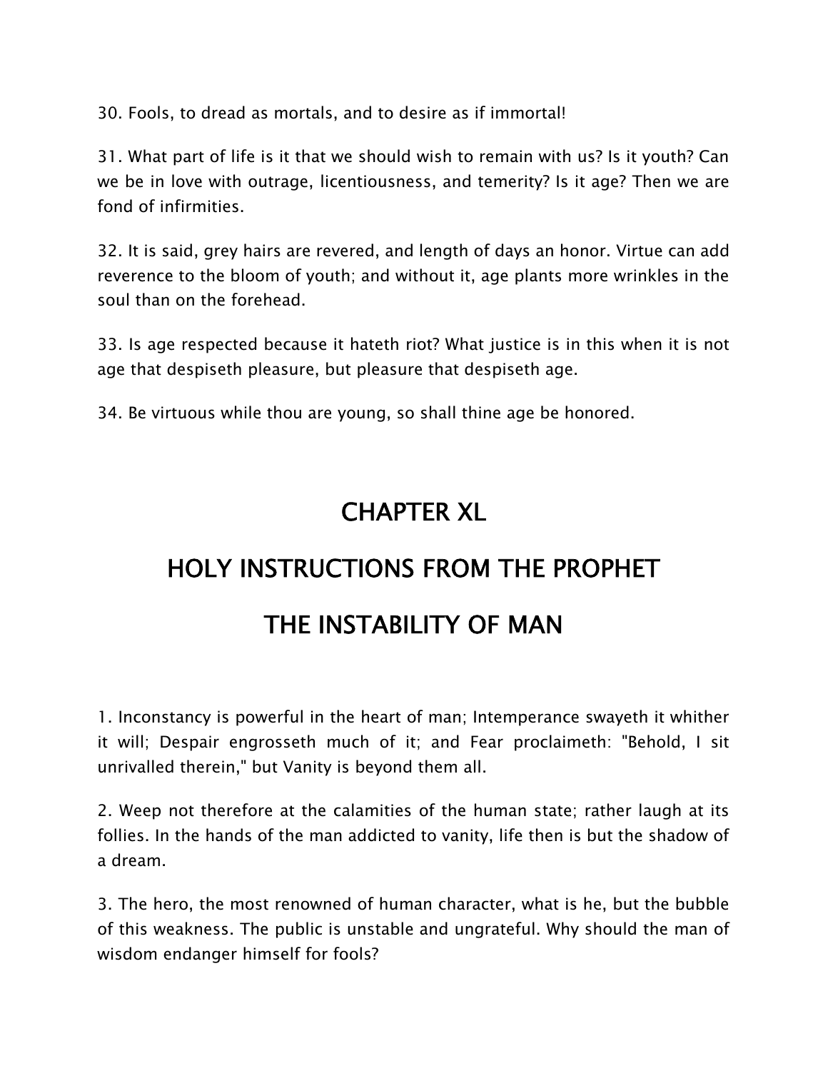30. Fools, to dread as mortals, and to desire as if immortal!

31. What part of life is it that we should wish to remain with us? Is it youth? Can we be in love with outrage, licentiousness, and temerity? Is it age? Then we are fond of infirmities.

32. It is said, grey hairs are revered, and length of days an honor. Virtue can add reverence to the bloom of youth; and without it, age plants more wrinkles in the soul than on the forehead.

33. Is age respected because it hateth riot? What justice is in this when it is not age that despiseth pleasure, but pleasure that despiseth age.

34. Be virtuous while thou are young, so shall thine age be honored.

# CHAPTER XL

# HOLY INSTRUCTIONS FROM THE PROPHET

# THE INSTABILITY OF MAN

1. Inconstancy is powerful in the heart of man; Intemperance swayeth it whither it will; Despair engrosseth much of it; and Fear proclaimeth: "Behold, I sit unrivalled therein," but Vanity is beyond them all.

2. Weep not therefore at the calamities of the human state; rather laugh at its follies. In the hands of the man addicted to vanity, life then is but the shadow of a dream.

3. The hero, the most renowned of human character, what is he, but the bubble of this weakness. The public is unstable and ungrateful. Why should the man of wisdom endanger himself for fools?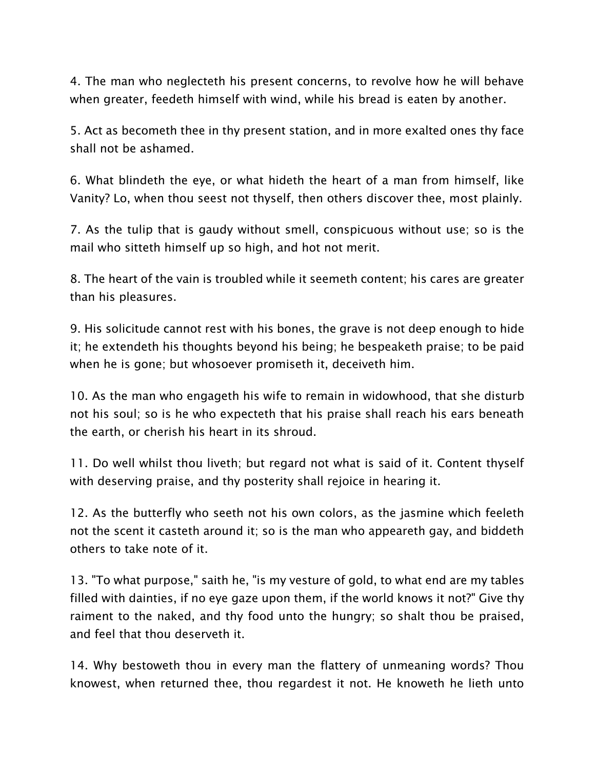4. The man who neglecteth his present concerns, to revolve how he will behave when greater, feedeth himself with wind, while his bread is eaten by another.

5. Act as becometh thee in thy present station, and in more exalted ones thy face shall not be ashamed.

6. What blindeth the eye, or what hideth the heart of a man from himself, like Vanity? Lo, when thou seest not thyself, then others discover thee, most plainly.

7. As the tulip that is gaudy without smell, conspicuous without use; so is the mail who sitteth himself up so high, and hot not merit.

8. The heart of the vain is troubled while it seemeth content; his cares are greater than his pleasures.

9. His solicitude cannot rest with his bones, the grave is not deep enough to hide it; he extendeth his thoughts beyond his being; he bespeaketh praise; to be paid when he is gone; but whosoever promiseth it, deceiveth him.

10. As the man who engageth his wife to remain in widowhood, that she disturb not his soul; so is he who expecteth that his praise shall reach his ears beneath the earth, or cherish his heart in its shroud.

11. Do well whilst thou liveth; but regard not what is said of it. Content thyself with deserving praise, and thy posterity shall rejoice in hearing it.

12. As the butterfly who seeth not his own colors, as the jasmine which feeleth not the scent it casteth around it; so is the man who appeareth gay, and biddeth others to take note of it.

13. "To what purpose," saith he, "is my vesture of gold, to what end are my tables filled with dainties, if no eye gaze upon them, if the world knows it not?" Give thy raiment to the naked, and thy food unto the hungry; so shalt thou be praised, and feel that thou deserveth it.

14. Why bestoweth thou in every man the flattery of unmeaning words? Thou knowest, when returned thee, thou regardest it not. He knoweth he lieth unto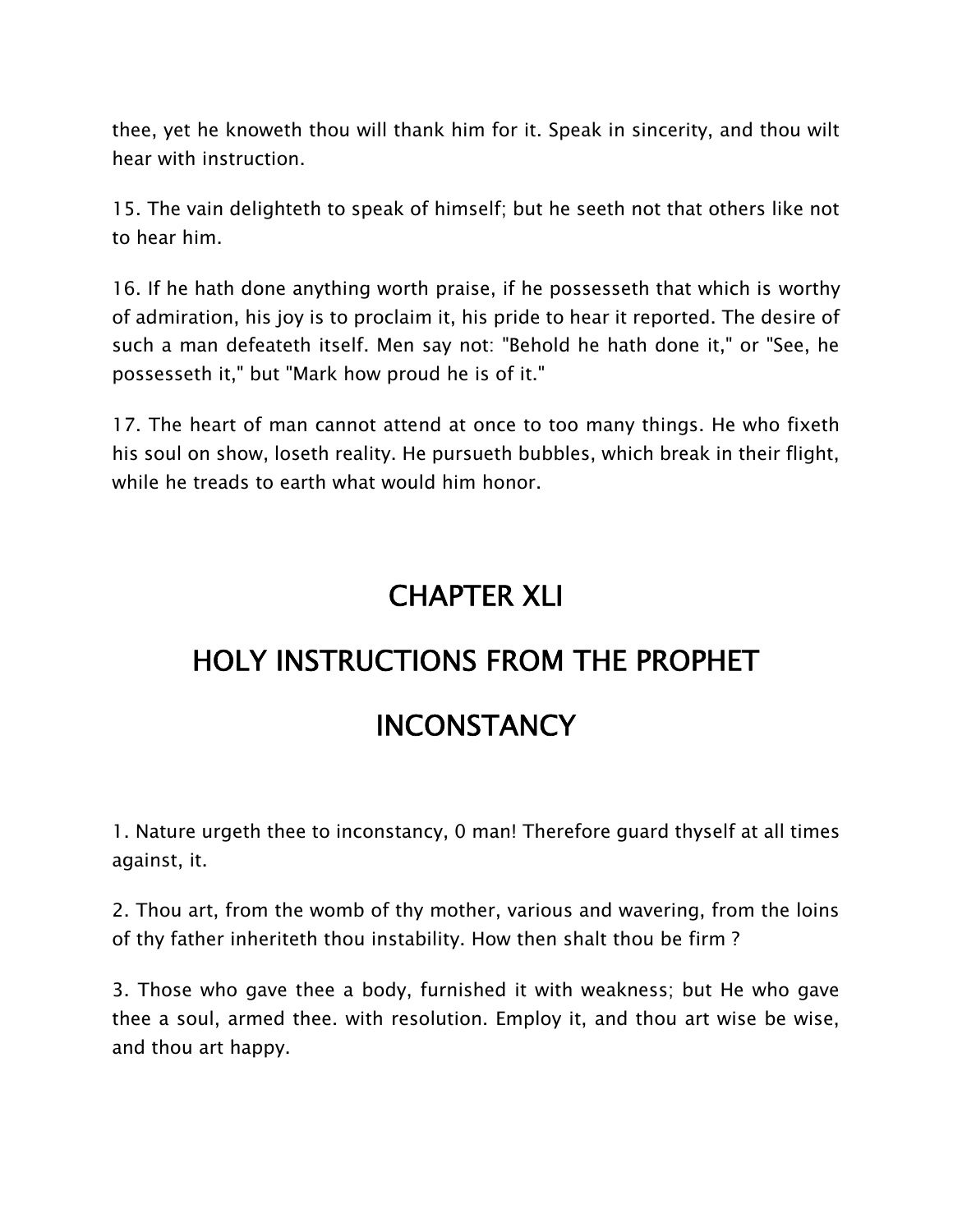thee, yet he knoweth thou will thank him for it. Speak in sincerity, and thou wilt hear with instruction.

15. The vain delighteth to speak of himself; but he seeth not that others like not to hear him.

16. If he hath done anything worth praise, if he possesseth that which is worthy of admiration, his joy is to proclaim it, his pride to hear it reported. The desire of such a man defeateth itself. Men say not: "Behold he hath done it," or "See, he possesseth it," but "Mark how proud he is of it."

17. The heart of man cannot attend at once to too many things. He who fixeth his soul on show, loseth reality. He pursueth bubbles, which break in their flight, while he treads to earth what would him honor.

# CHAPTER XLI

# HOLY INSTRUCTIONS FROM THE PROPHET

# INCONSTANCY

1. Nature urgeth thee to inconstancy, 0 man! Therefore guard thyself at all times against, it.

2. Thou art, from the womb of thy mother, various and wavering, from the loins of thy father inheriteth thou instability. How then shalt thou be firm ?

3. Those who gave thee a body, furnished it with weakness; but He who gave thee a soul, armed thee. with resolution. Employ it, and thou art wise be wise, and thou art happy.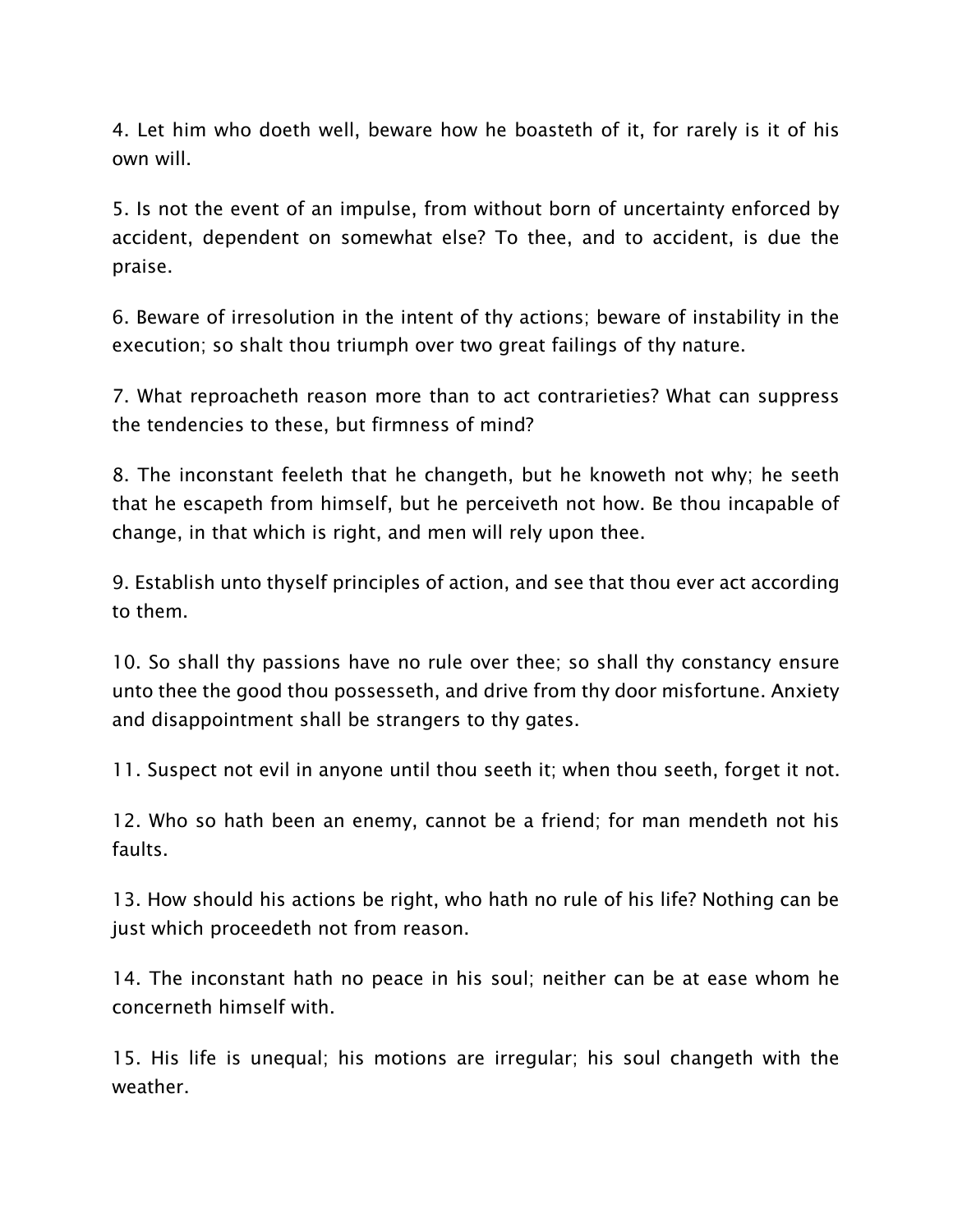4. Let him who doeth well, beware how he boasteth of it, for rarely is it of his own will.

5. Is not the event of an impulse, from without born of uncertainty enforced by accident, dependent on somewhat else? To thee, and to accident, is due the praise.

6. Beware of irresolution in the intent of thy actions; beware of instability in the execution; so shalt thou triumph over two great failings of thy nature.

7. What reproacheth reason more than to act contrarieties? What can suppress the tendencies to these, but firmness of mind?

8. The inconstant feeleth that he changeth, but he knoweth not why; he seeth that he escapeth from himself, but he perceiveth not how. Be thou incapable of change, in that which is right, and men will rely upon thee.

9. Establish unto thyself principles of action, and see that thou ever act according to them.

10. So shall thy passions have no rule over thee; so shall thy constancy ensure unto thee the good thou possesseth, and drive from thy door misfortune. Anxiety and disappointment shall be strangers to thy gates.

11. Suspect not evil in anyone until thou seeth it; when thou seeth, forget it not.

12. Who so hath been an enemy, cannot be a friend; for man mendeth not his faults.

13. How should his actions be right, who hath no rule of his life? Nothing can be just which proceedeth not from reason.

14. The inconstant hath no peace in his soul; neither can be at ease whom he concerneth himself with.

15. His life is unequal; his motions are irregular; his soul changeth with the weather.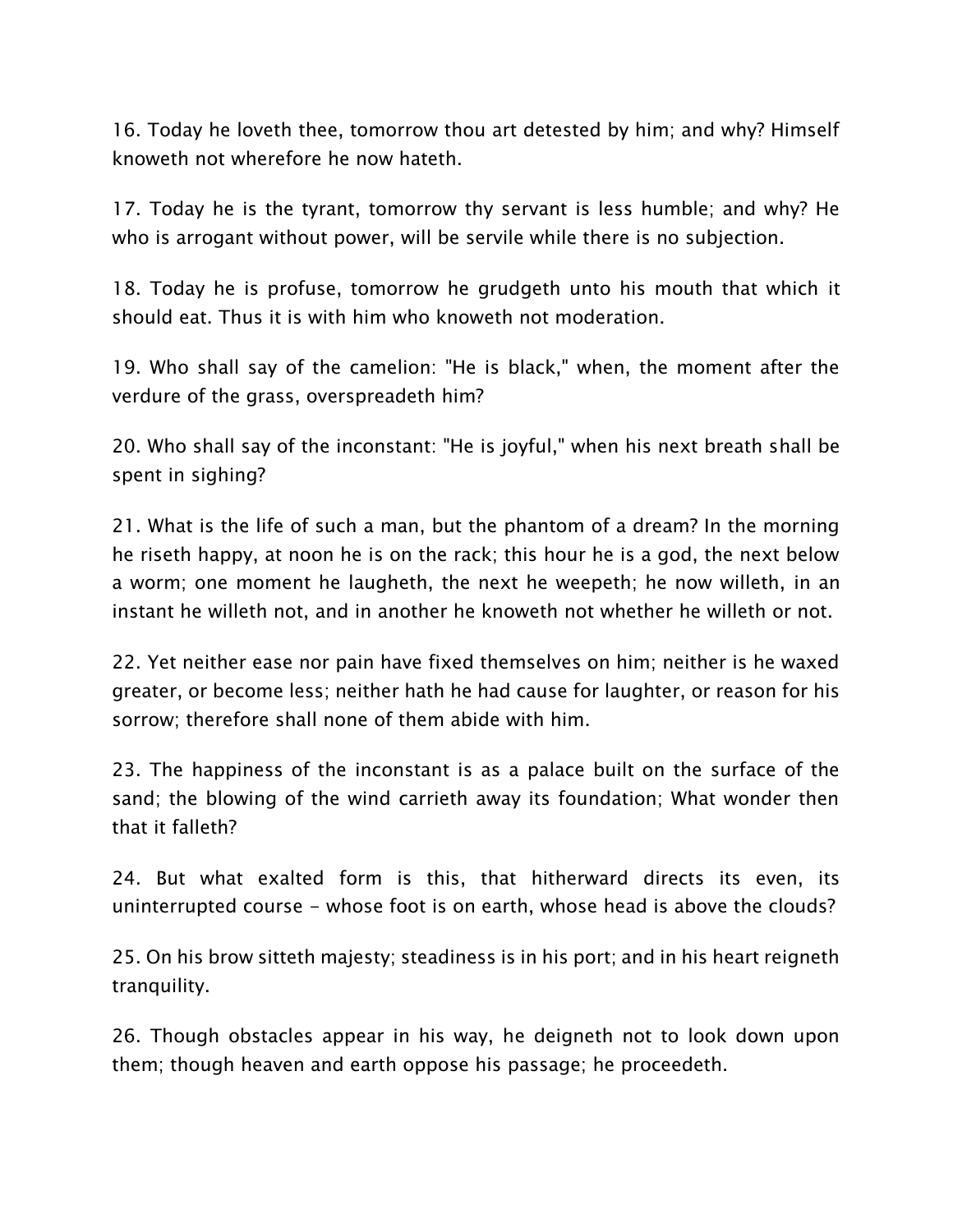16. Today he loveth thee, tomorrow thou art detested by him; and why? Himself knoweth not wherefore he now hateth.

17. Today he is the tyrant, tomorrow thy servant is less humble; and why? He who is arrogant without power, will be servile while there is no subjection.

18. Today he is profuse, tomorrow he grudgeth unto his mouth that which it should eat. Thus it is with him who knoweth not moderation.

19. Who shall say of the camelion: "He is black," when, the moment after the verdure of the grass, overspreadeth him?

20. Who shall say of the inconstant: "He is joyful," when his next breath shall be spent in sighing?

21. What is the life of such a man, but the phantom of a dream? In the morning he riseth happy, at noon he is on the rack; this hour he is a god, the next below a worm; one moment he laugheth, the next he weepeth; he now willeth, in an instant he willeth not, and in another he knoweth not whether he willeth or not.

22. Yet neither ease nor pain have fixed themselves on him; neither is he waxed greater, or become less; neither hath he had cause for laughter, or reason for his sorrow; therefore shall none of them abide with him.

23. The happiness of the inconstant is as a palace built on the surface of the sand; the blowing of the wind carrieth away its foundation; What wonder then that it falleth?

24. But what exalted form is this, that hitherward directs its even, its uninterrupted course - whose foot is on earth, whose head is above the clouds?

25. On his brow sitteth majesty; steadiness is in his port; and in his heart reigneth tranquility.

26. Though obstacles appear in his way, he deigneth not to look down upon them; though heaven and earth oppose his passage; he proceedeth.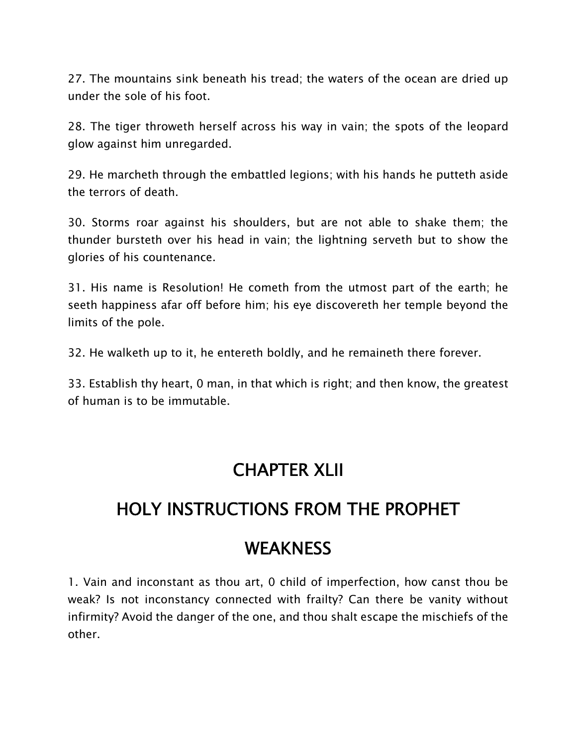27. The mountains sink beneath his tread; the waters of the ocean are dried up under the sole of his foot.

28. The tiger throweth herself across his way in vain; the spots of the leopard glow against him unregarded.

29. He marcheth through the embattled legions; with his hands he putteth aside the terrors of death.

30. Storms roar against his shoulders, but are not able to shake them; the thunder bursteth over his head in vain; the lightning serveth but to show the glories of his countenance.

31. His name is Resolution! He cometh from the utmost part of the earth; he seeth happiness afar off before him; his eye discovereth her temple beyond the limits of the pole.

32. He walketh up to it, he entereth boldly, and he remaineth there forever.

33. Establish thy heart, 0 man, in that which is right; and then know, the greatest of human is to be immutable.

# CHAPTER XLII

# HOLY INSTRUCTIONS FROM THE PROPHET

# WEAKNESS

1. Vain and inconstant as thou art, 0 child of imperfection, how canst thou be weak? Is not inconstancy connected with frailty? Can there be vanity without infirmity? Avoid the danger of the one, and thou shalt escape the mischiefs of the other.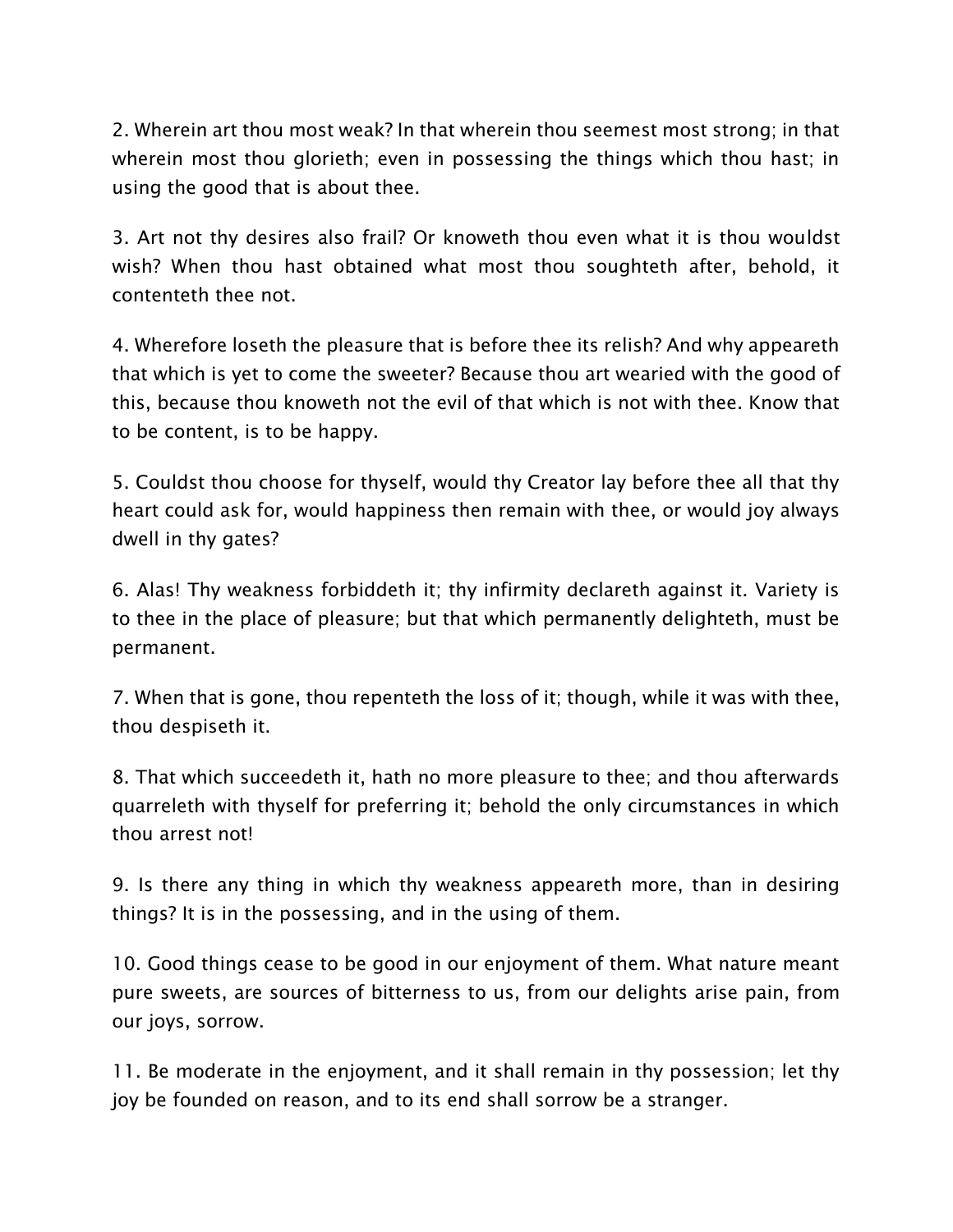2. Wherein art thou most weak? In that wherein thou seemest most strong; in that wherein most thou glorieth; even in possessing the things which thou hast; in using the good that is about thee.

3. Art not thy desires also frail? Or knoweth thou even what it is thou wouldst wish? When thou hast obtained what most thou soughteth after, behold, it contenteth thee not.

4. Wherefore loseth the pleasure that is before thee its relish? And why appeareth that which is yet to come the sweeter? Because thou art wearied with the good of this, because thou knoweth not the evil of that which is not with thee. Know that to be content, is to be happy.

5. Couldst thou choose for thyself, would thy Creator lay before thee all that thy heart could ask for, would happiness then remain with thee, or would joy always dwell in thy gates?

6. Alas! Thy weakness forbiddeth it; thy infirmity declareth against it. Variety is to thee in the place of pleasure; but that which permanently delighteth, must be permanent.

7. When that is gone, thou repenteth the loss of it; though, while it was with thee, thou despiseth it.

8. That which succeedeth it, hath no more pleasure to thee; and thou afterwards quarreleth with thyself for preferring it; behold the only circumstances in which thou arrest not!

9. Is there any thing in which thy weakness appeareth more, than in desiring things? It is in the possessing, and in the using of them.

10. Good things cease to be good in our enjoyment of them. What nature meant pure sweets, are sources of bitterness to us, from our delights arise pain, from our joys, sorrow.

11. Be moderate in the enjoyment, and it shall remain in thy possession; let thy joy be founded on reason, and to its end shall sorrow be a stranger.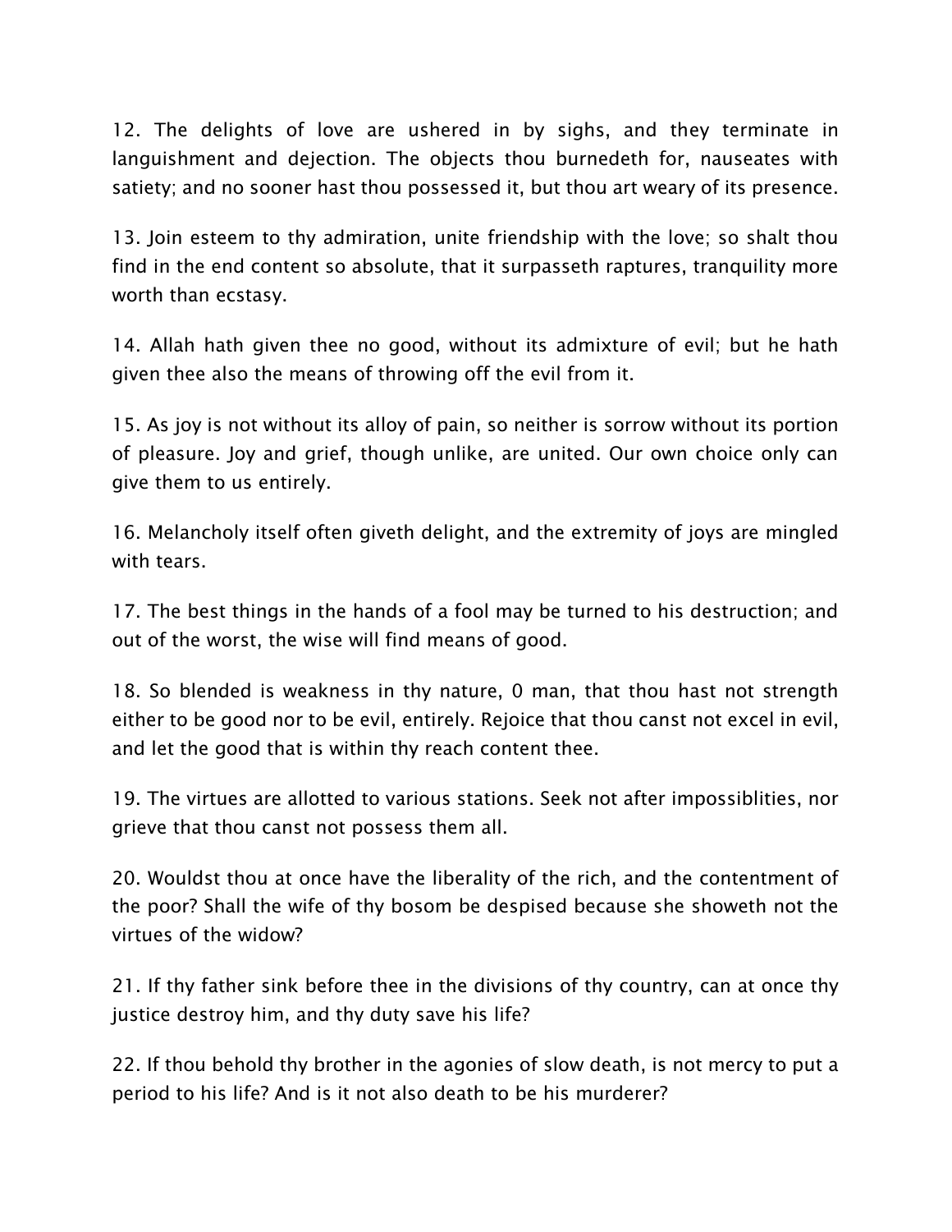12. The delights of love are ushered in by sighs, and they terminate in languishment and dejection. The objects thou burnedeth for, nauseates with satiety; and no sooner hast thou possessed it, but thou art weary of its presence.

13. Join esteem to thy admiration, unite friendship with the love; so shalt thou find in the end content so absolute, that it surpasseth raptures, tranquility more worth than ecstasy.

14. Allah hath given thee no good, without its admixture of evil; but he hath given thee also the means of throwing off the evil from it.

15. As joy is not without its alloy of pain, so neither is sorrow without its portion of pleasure. Joy and grief, though unlike, are united. Our own choice only can give them to us entirely.

16. Melancholy itself often giveth delight, and the extremity of joys are mingled with tears.

17. The best things in the hands of a fool may be turned to his destruction; and out of the worst, the wise will find means of good.

18. So blended is weakness in thy nature, 0 man, that thou hast not strength either to be good nor to be evil, entirely. Rejoice that thou canst not excel in evil, and let the good that is within thy reach content thee.

19. The virtues are allotted to various stations. Seek not after impossiblities, nor grieve that thou canst not possess them all.

20. Wouldst thou at once have the liberality of the rich, and the contentment of the poor? Shall the wife of thy bosom be despised because she showeth not the virtues of the widow?

21. If thy father sink before thee in the divisions of thy country, can at once thy justice destroy him, and thy duty save his life?

22. If thou behold thy brother in the agonies of slow death, is not mercy to put a period to his life? And is it not also death to be his murderer?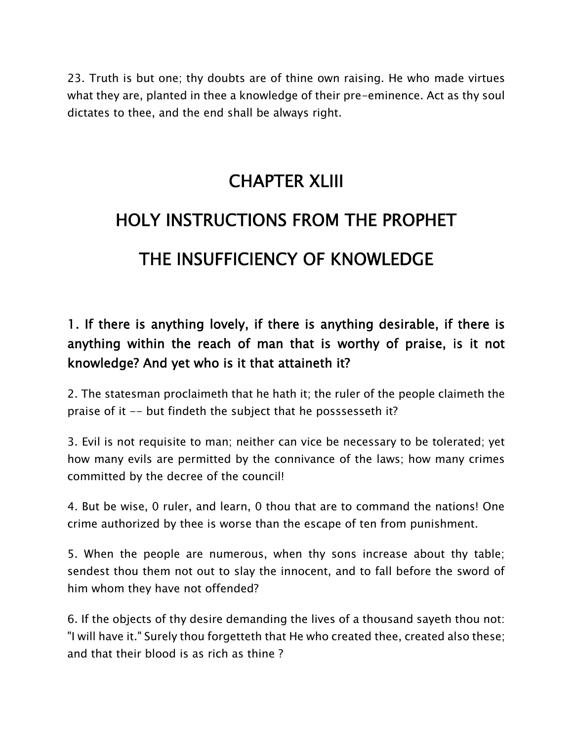23. Truth is but one; thy doubts are of thine own raising. He who made virtues what they are, planted in thee a knowledge of their pre-eminence. Act as thy soul dictates to thee, and the end shall be always right.

# CHAPTER XLIII

# HOLY INSTRUCTIONS FROM THE PROPHET

# THE INSUFFICIENCY OF KNOWLEDGE

**1. If there is anything lovely, if there is anything desirable, if there is anything within the reach of man that is worthy of praise, is it not knowledge? And yet who is it that attaineth it?**

2. The statesman proclaimeth that he hath it; the ruler of the people claimeth the praise of it -- but findeth the subject that he posssesseth it?

3. Evil is not requisite to man; neither can vice be necessary to be tolerated; yet how many evils are permitted by the connivance of the laws; how many crimes committed by the decree of the council!

4. But be wise, 0 ruler, and learn, 0 thou that are to command the nations! One crime authorized by thee is worse than the escape of ten from punishment.

5. When the people are numerous, when thy sons increase about thy table; sendest thou them not out to slay the innocent, and to fall before the sword of him whom they have not offended?

6. If the objects of thy desire demanding the lives of a thousand sayeth thou not: "I will have it." Surely thou forgetteth that He who created thee, created also these; and that their blood is as rich as thine ?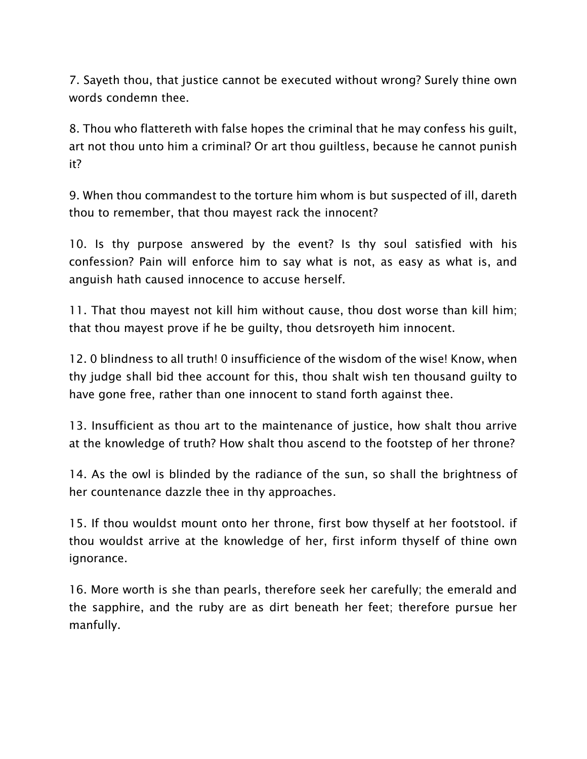7. Sayeth thou, that justice cannot be executed without wrong? Surely thine own words condemn thee.

8. Thou who flattereth with false hopes the criminal that he may confess his guilt, art not thou unto him a criminal? Or art thou guiltless, because he cannot punish it?

9. When thou commandest to the torture him whom is but suspected of ill, dareth thou to remember, that thou mayest rack the innocent?

10. Is thy purpose answered by the event? Is thy soul satisfied with his confession? Pain will enforce him to say what is not, as easy as what is, and anguish hath caused innocence to accuse herself.

11. That thou mayest not kill him without cause, thou dost worse than kill him; that thou mayest prove if he be guilty, thou detsroyeth him innocent.

12. 0 blindness to all truth! 0 insufficience of the wisdom of the wise! Know, when thy judge shall bid thee account for this, thou shalt wish ten thousand guilty to have gone free, rather than one innocent to stand forth against thee.

13. Insufficient as thou art to the maintenance of justice, how shalt thou arrive at the knowledge of truth? How shalt thou ascend to the footstep of her throne?

14. As the owl is blinded by the radiance of the sun, so shall the brightness of her countenance dazzle thee in thy approaches.

15. If thou wouldst mount onto her throne, first bow thyself at her footstool. if thou wouldst arrive at the knowledge of her, first inform thyself of thine own ignorance.

16. More worth is she than pearls, therefore seek her carefully; the emerald and the sapphire, and the ruby are as dirt beneath her feet; therefore pursue her manfully.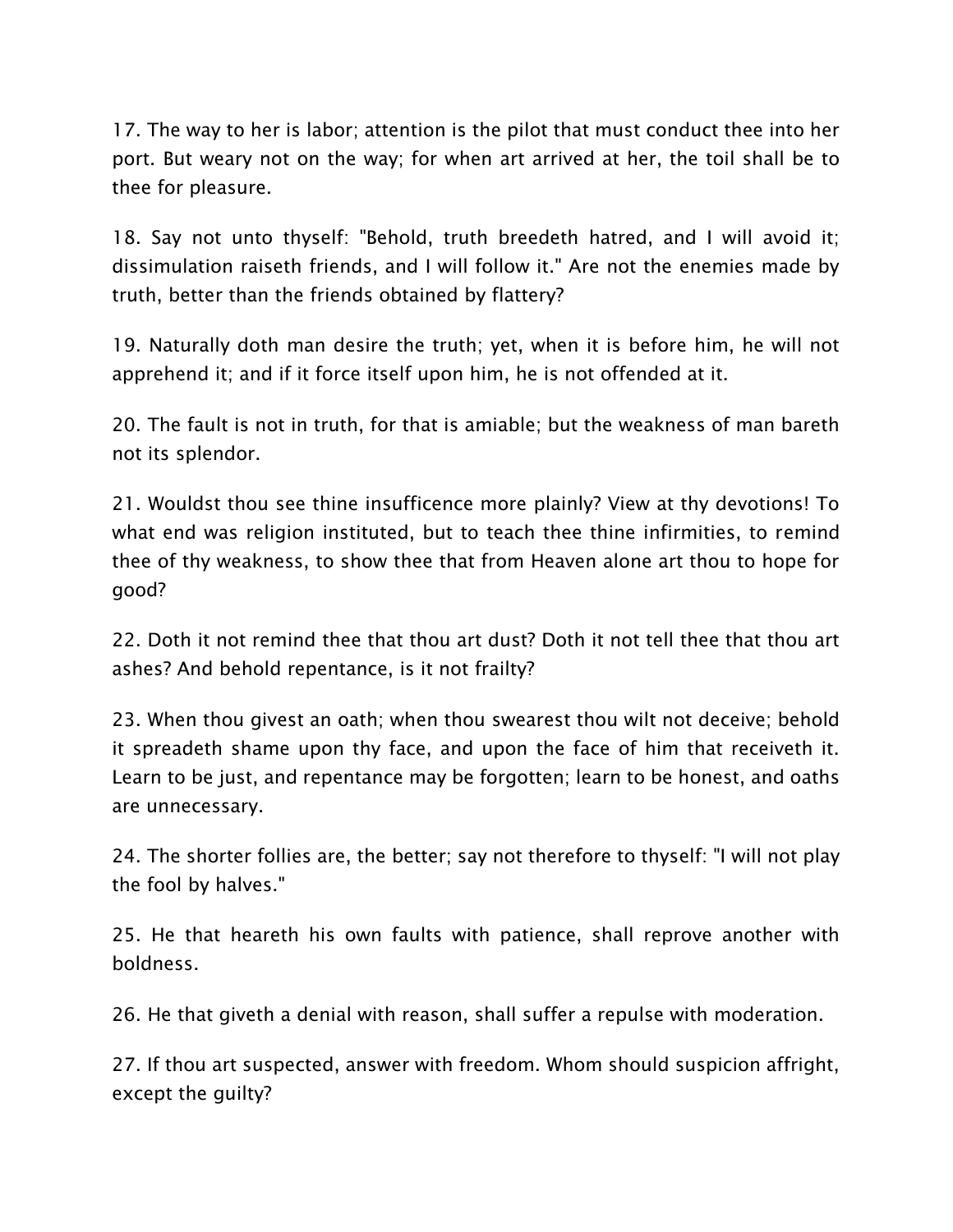17. The way to her is labor; attention is the pilot that must conduct thee into her port. But weary not on the way; for when art arrived at her, the toil shall be to thee for pleasure.

18. Say not unto thyself: "Behold, truth breedeth hatred, and I will avoid it; dissimulation raiseth friends, and I will follow it." Are not the enemies made by truth, better than the friends obtained by flattery?

19. Naturally doth man desire the truth; yet, when it is before him, he will not apprehend it; and if it force itself upon him, he is not offended at it.

20. The fault is not in truth, for that is amiable; but the weakness of man bareth not its splendor.

21. Wouldst thou see thine insufficence more plainly? View at thy devotions! To what end was religion instituted, but to teach thee thine infirmities, to remind thee of thy weakness, to show thee that from Heaven alone art thou to hope for good?

22. Doth it not remind thee that thou art dust? Doth it not tell thee that thou art ashes? And behold repentance, is it not frailty?

23. When thou givest an oath; when thou swearest thou wilt not deceive; behold it spreadeth shame upon thy face, and upon the face of him that receiveth it. Learn to be just, and repentance may be forgotten; learn to be honest, and oaths are unnecessary.

24. The shorter follies are, the better; say not therefore to thyself: "I will not play the fool by halves."

25. He that heareth his own faults with patience, shall reprove another with boldness.

26. He that giveth a denial with reason, shall suffer a repulse with moderation.

27. If thou art suspected, answer with freedom. Whom should suspicion affright, except the guilty?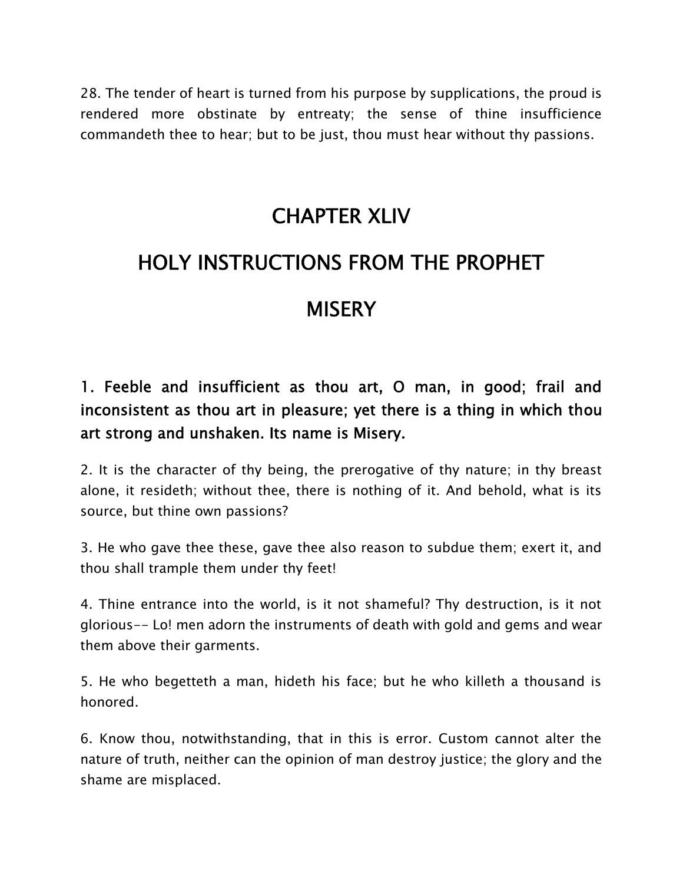28. The tender of heart is turned from his purpose by supplications, the proud is rendered more obstinate by entreaty; the sense of thine insufficience commandeth thee to hear; but to be just, thou must hear without thy passions.

# CHAPTER XLIV

# HOLY INSTRUCTIONS FROM THE PROPHET

# MISERY

**1. Feeble and insufficient as thou art, O man, in good; frail and inconsistent as thou art in pleasure; yet there is a thing in which thou art strong and unshaken. Its name is Misery.**

2. It is the character of thy being, the prerogative of thy nature; in thy breast alone, it resideth; without thee, there is nothing of it. And behold, what is its source, but thine own passions?

3. He who gave thee these, gave thee also reason to subdue them; exert it, and thou shall trample them under thy feet!

4. Thine entrance into the world, is it not shameful? Thy destruction, is it not glorious-- Lo! men adorn the instruments of death with gold and gems and wear them above their garments.

5. He who begetteth a man, hideth his face; but he who killeth a thousand is honored.

6. Know thou, notwithstanding, that in this is error. Custom cannot alter the nature of truth, neither can the opinion of man destroy justice; the glory and the shame are misplaced.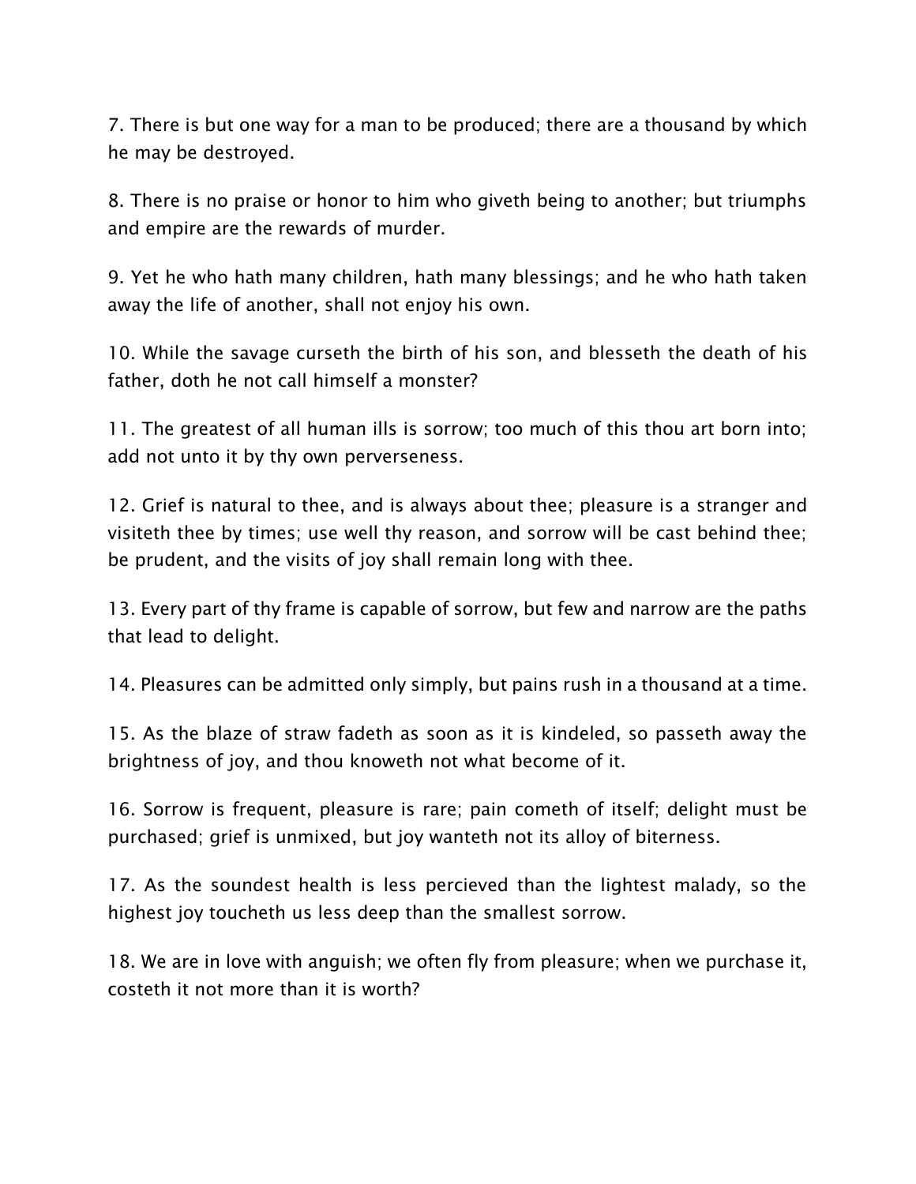7. There is but one way for a man to be produced; there are a thousand by which he may be destroyed.

8. There is no praise or honor to him who giveth being to another; but triumphs and empire are the rewards of murder.

9. Yet he who hath many children, hath many blessings; and he who hath taken away the life of another, shall not enjoy his own.

10. While the savage curseth the birth of his son, and blesseth the death of his father, doth he not call himself a monster?

11. The greatest of all human ills is sorrow; too much of this thou art born into; add not unto it by thy own perverseness.

12. Grief is natural to thee, and is always about thee; pleasure is a stranger and visiteth thee by times; use well thy reason, and sorrow will be cast behind thee; be prudent, and the visits of joy shall remain long with thee.

13. Every part of thy frame is capable of sorrow, but few and narrow are the paths that lead to delight.

14. Pleasures can be admitted only simply, but pains rush in a thousand at a time.

15. As the blaze of straw fadeth as soon as it is kindeled, so passeth away the brightness of joy, and thou knoweth not what become of it.

16. Sorrow is frequent, pleasure is rare; pain cometh of itself; delight must be purchased; grief is unmixed, but joy wanteth not its alloy of biterness.

17. As the soundest health is less percieved than the lightest malady, so the highest joy toucheth us less deep than the smallest sorrow.

18. We are in love with anguish; we often fly from pleasure; when we purchase it, costeth it not more than it is worth?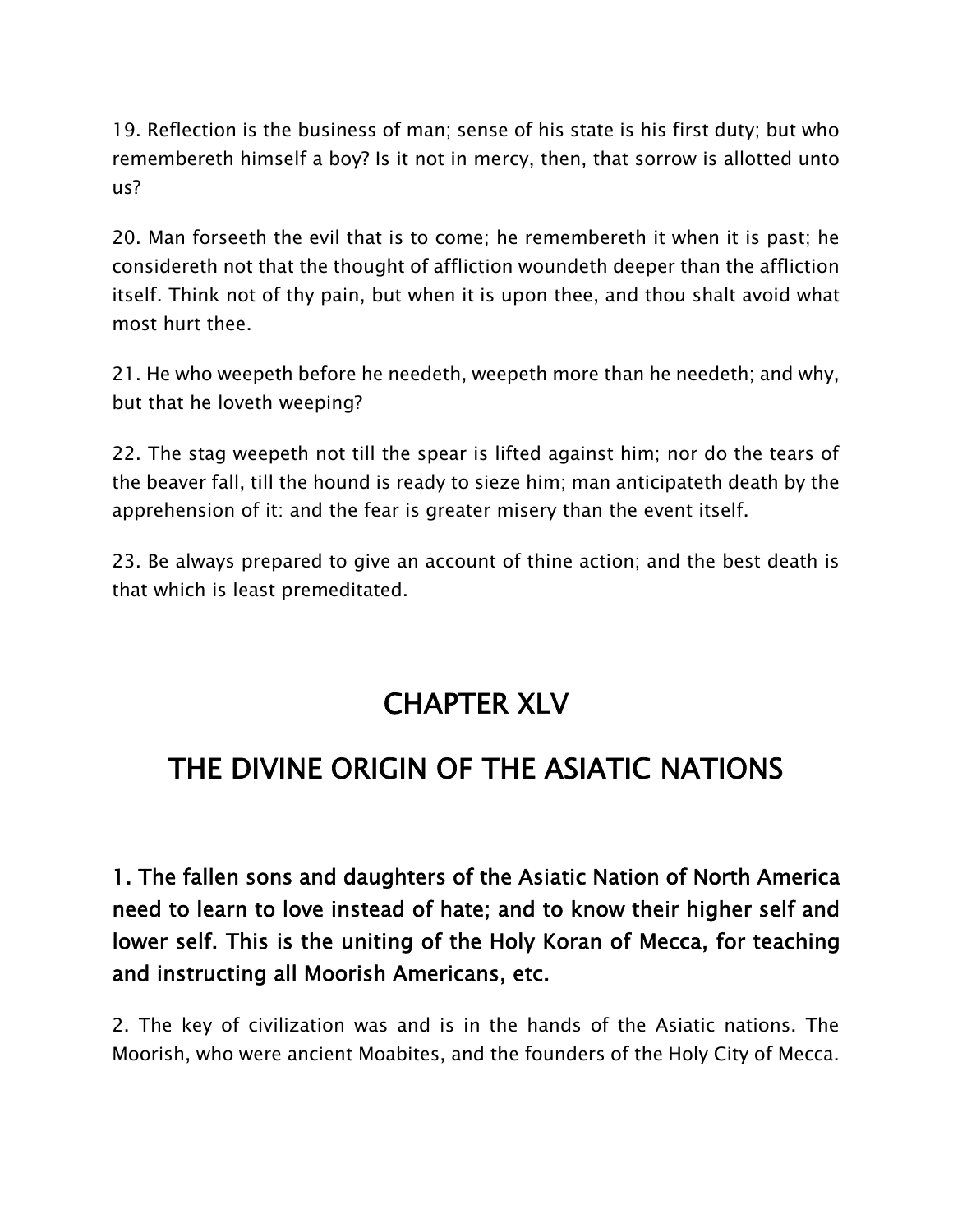19. Reflection is the business of man; sense of his state is his first duty; but who remembereth himself a boy? Is it not in mercy, then, that sorrow is allotted unto us?

20. Man forseeth the evil that is to come; he remembereth it when it is past; he considereth not that the thought of affliction woundeth deeper than the affliction itself. Think not of thy pain, but when it is upon thee, and thou shalt avoid what most hurt thee.

21. He who weepeth before he needeth, weepeth more than he needeth; and why, but that he loveth weeping?

22. The stag weepeth not till the spear is lifted against him; nor do the tears of the beaver fall, till the hound is ready to sieze him; man anticipateth death by the apprehension of it: and the fear is greater misery than the event itself.

23. Be always prepared to give an account of thine action; and the best death is that which is least premeditated.

# CHAPTER XLV

# THE DIVINE ORIGIN OF THE ASIATIC NATIONS

**1. The fallen sons and daughters of the Asiatic Nation of North America need to learn to love instead of hate; and to know their higher self and lower self. This is the uniting of the Holy Koran of Mecca, for teaching and instructing all Moorish Americans, etc.**

2. The key of civilization was and is in the hands of the Asiatic nations. The Moorish, who were ancient Moabites, and the founders of the Holy City of Mecca.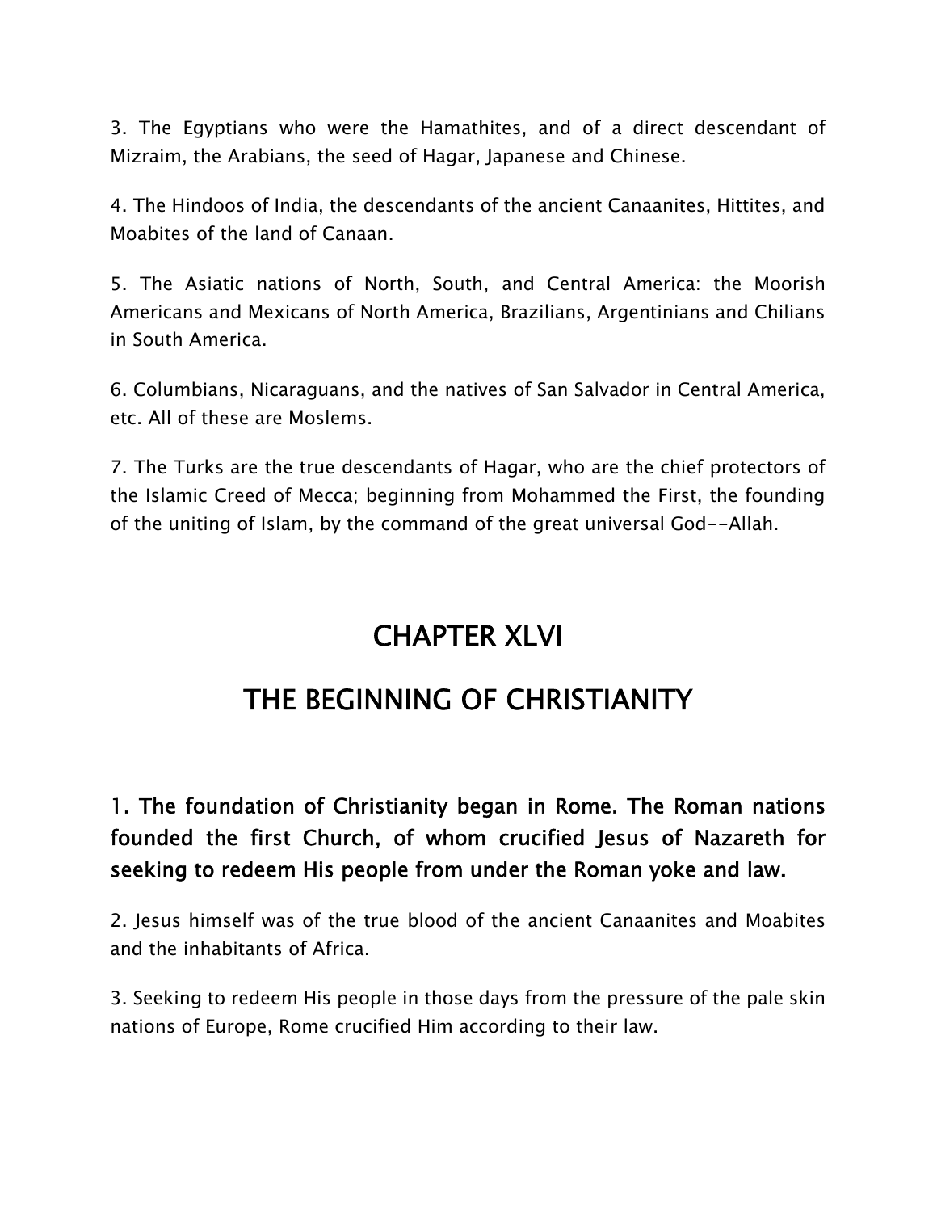3. The Egyptians who were the Hamathites, and of a direct descendant of Mizraim, the Arabians, the seed of Hagar, Japanese and Chinese.

4. The Hindoos of India, the descendants of the ancient Canaanites, Hittites, and Moabites of the land of Canaan.

5. The Asiatic nations of North, South, and Central America: the Moorish Americans and Mexicans of North America, Brazilians, Argentinians and Chilians in South America.

6. Columbians, Nicaraguans, and the natives of San Salvador in Central America, etc. All of these are Moslems.

7. The Turks are the true descendants of Hagar, who are the chief protectors of the Islamic Creed of Mecca; beginning from Mohammed the First, the founding of the uniting of Islam, by the command of the great universal God--Allah.

# CHAPTER XLVI

# THE BEGINNING OF CHRISTIANITY

**1. The foundation of Christianity began in Rome. The Roman nations founded the first Church, of whom crucified Jesus of Nazareth for seeking to redeem His people from under the Roman yoke and law.**

2. Jesus himself was of the true blood of the ancient Canaanites and Moabites and the inhabitants of Africa.

3. Seeking to redeem His people in those days from the pressure of the pale skin nations of Europe, Rome crucified Him according to their law.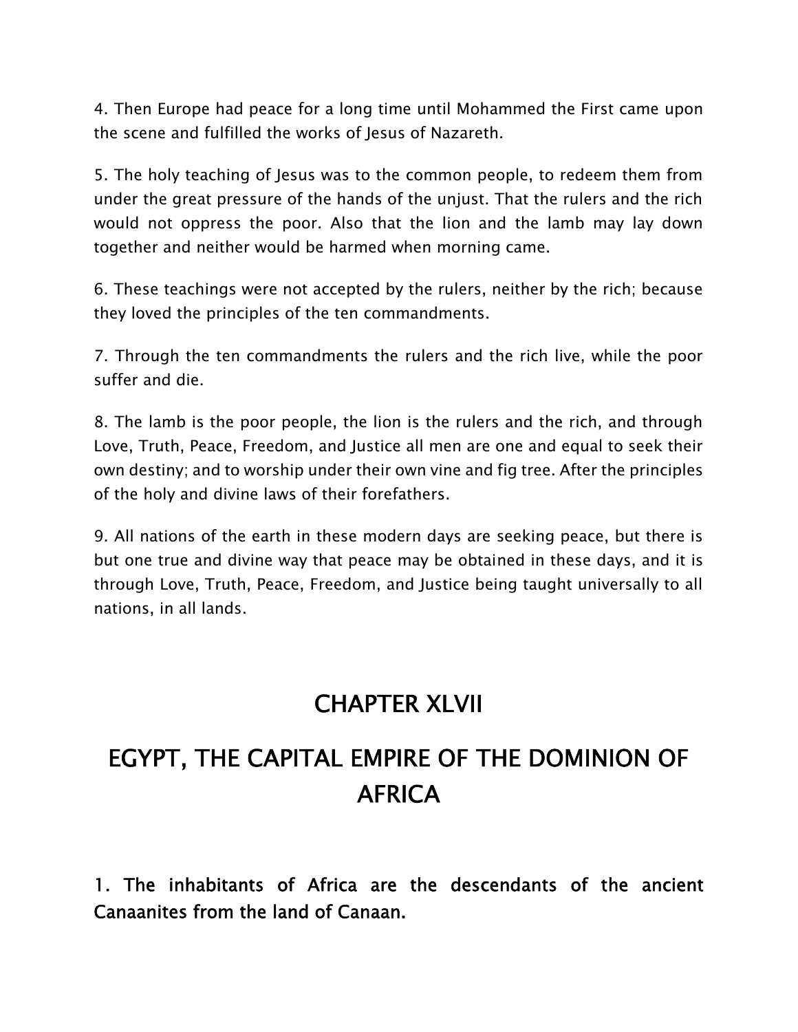4. Then Europe had peace for a long time until Mohammed the First came upon the scene and fulfilled the works of Jesus of Nazareth.

5. The holy teaching of Jesus was to the common people, to redeem them from under the great pressure of the hands of the unjust. That the rulers and the rich would not oppress the poor. Also that the lion and the lamb may lay down together and neither would be harmed when morning came.

6. These teachings were not accepted by the rulers, neither by the rich; because they loved the principles of the ten commandments.

7. Through the ten commandments the rulers and the rich live, while the poor suffer and die.

8. The lamb is the poor people, the lion is the rulers and the rich, and through Love, Truth, Peace, Freedom, and Justice all men are one and equal to seek their own destiny; and to worship under their own vine and fig tree. After the principles of the holy and divine laws of their forefathers.

9. All nations of the earth in these modern days are seeking peace, but there is but one true and divine way that peace may be obtained in these days, and it is through Love, Truth, Peace, Freedom, and Justice being taught universally to all nations, in all lands.

# CHAPTER XLVII

# EGYPT, THE CAPITAL EMPIRE OF THE DOMINION OF AFRICA

**1. The inhabitants of Africa are the descendants of the ancient Canaanites from the land of Canaan.**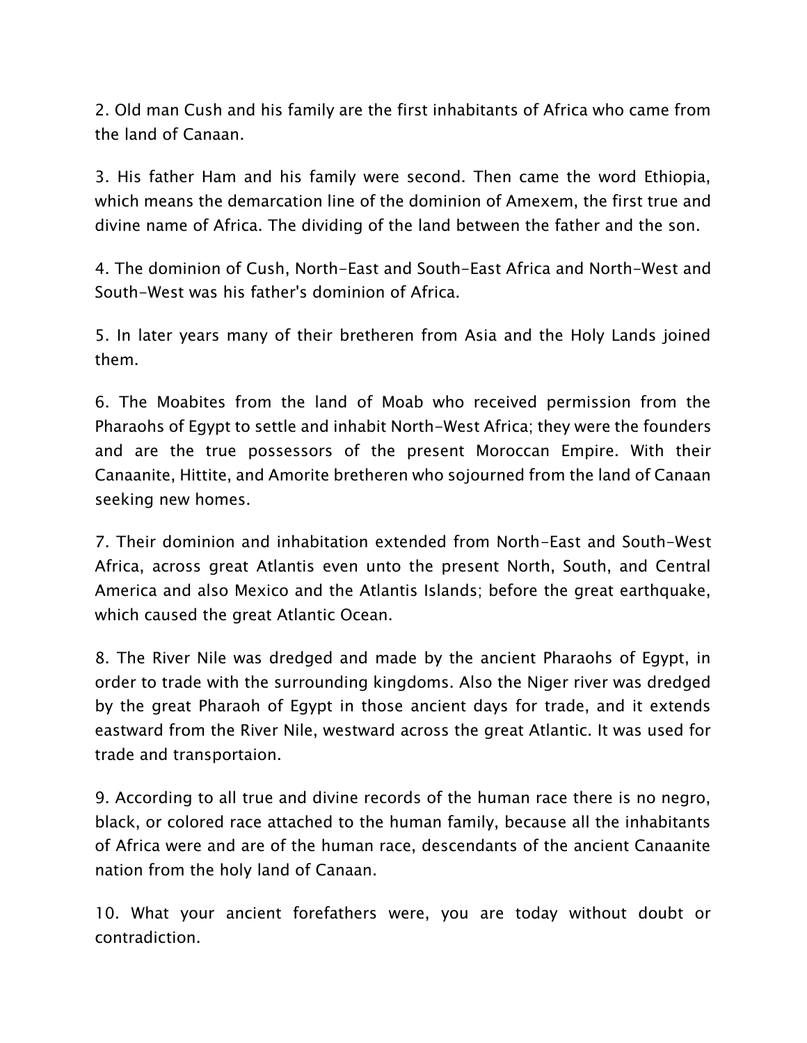2. Old man Cush and his family are the first inhabitants of Africa who came from the land of Canaan.

3. His father Ham and his family were second. Then came the word Ethiopia, which means the demarcation line of the dominion of Amexem, the first true and divine name of Africa. The dividing of the land between the father and the son.

4. The dominion of Cush, North-East and South-East Africa and North-West and South-West was his father's dominion of Africa.

5. In later years many of their bretheren from Asia and the Holy Lands joined them.

6. The Moabites from the land of Moab who received permission from the Pharaohs of Egypt to settle and inhabit North-West Africa; they were the founders and are the true possessors of the present Moroccan Empire. With their Canaanite, Hittite, and Amorite bretheren who sojourned from the land of Canaan seeking new homes.

7. Their dominion and inhabitation extended from North-East and South-West Africa, across great Atlantis even unto the present North, South, and Central America and also Mexico and the Atlantis Islands; before the great earthquake, which caused the great Atlantic Ocean.

8. The River Nile was dredged and made by the ancient Pharaohs of Egypt, in order to trade with the surrounding kingdoms. Also the Niger river was dredged by the great Pharaoh of Egypt in those ancient days for trade, and it extends eastward from the River Nile, westward across the great Atlantic. It was used for trade and transportaion.

9. According to all true and divine records of the human race there is no negro, black, or colored race attached to the human family, because all the inhabitants of Africa were and are of the human race, descendants of the ancient Canaanite nation from the holy land of Canaan.

10. What your ancient forefathers were, you are today without doubt or contradiction.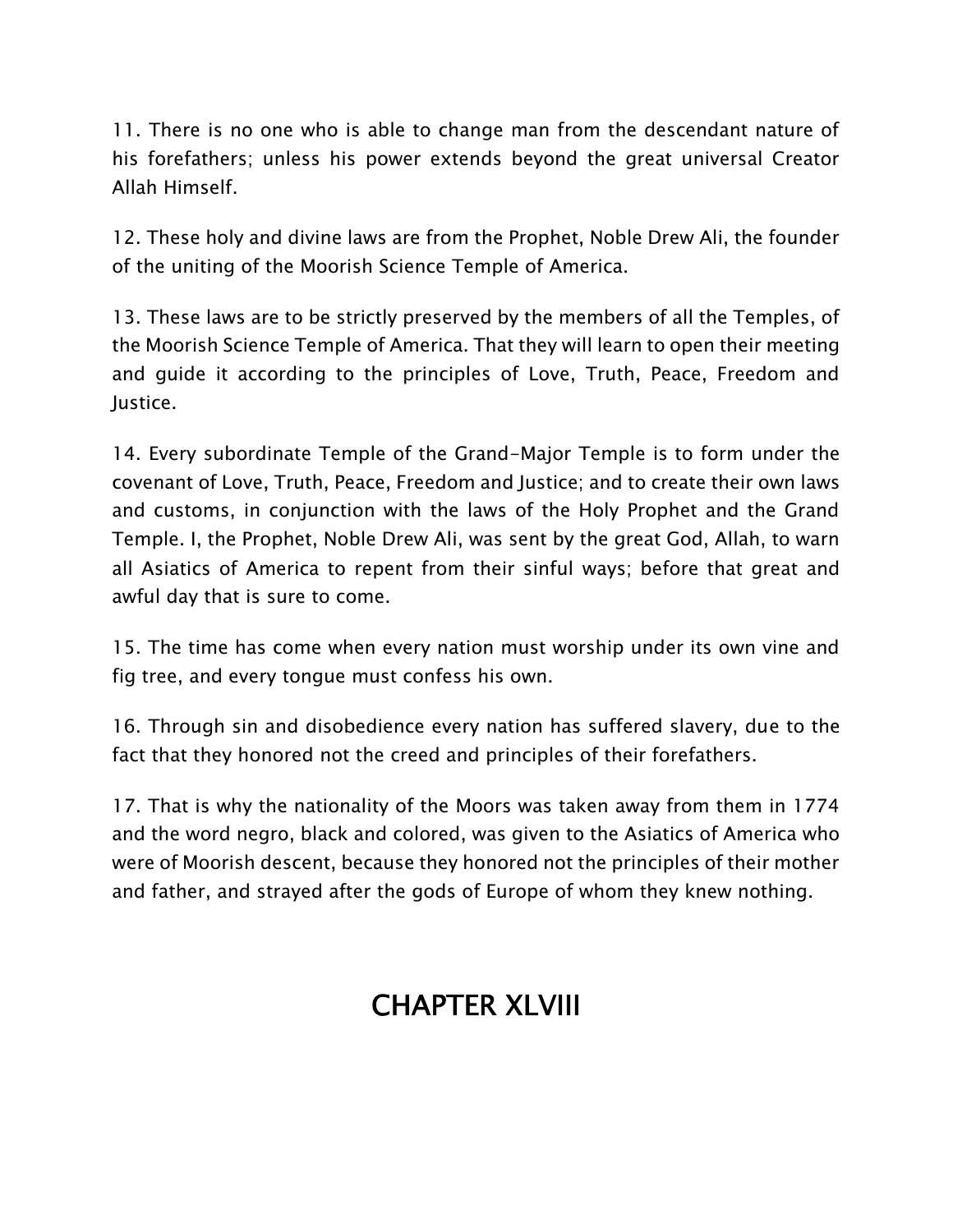11. There is no one who is able to change man from the descendant nature of his forefathers; unless his power extends beyond the great universal Creator Allah Himself.

12. These holy and divine laws are from the Prophet, Noble Drew Ali, the founder of the uniting of the Moorish Science Temple of America.

13. These laws are to be strictly preserved by the members of all the Temples, of the Moorish Science Temple of America. That they will learn to open their meeting and guide it according to the principles of Love, Truth, Peace, Freedom and Justice.

14. Every subordinate Temple of the Grand-Major Temple is to form under the covenant of Love, Truth, Peace, Freedom and Justice; and to create their own laws and customs, in conjunction with the laws of the Holy Prophet and the Grand Temple. I, the Prophet, Noble Drew Ali, was sent by the great God, Allah, to warn all Asiatics of America to repent from their sinful ways; before that great and awful day that is sure to come.

15. The time has come when every nation must worship under its own vine and fig tree, and every tongue must confess his own.

16. Through sin and disobedience every nation has suffered slavery, due to the fact that they honored not the creed and principles of their forefathers.

17. That is why the nationality of the Moors was taken away from them in 1774 and the word negro, black and colored, was given to the Asiatics of America who were of Moorish descent, because they honored not the principles of their mother and father, and strayed after the gods of Europe of whom they knew nothing.

# CHAPTER XLVIII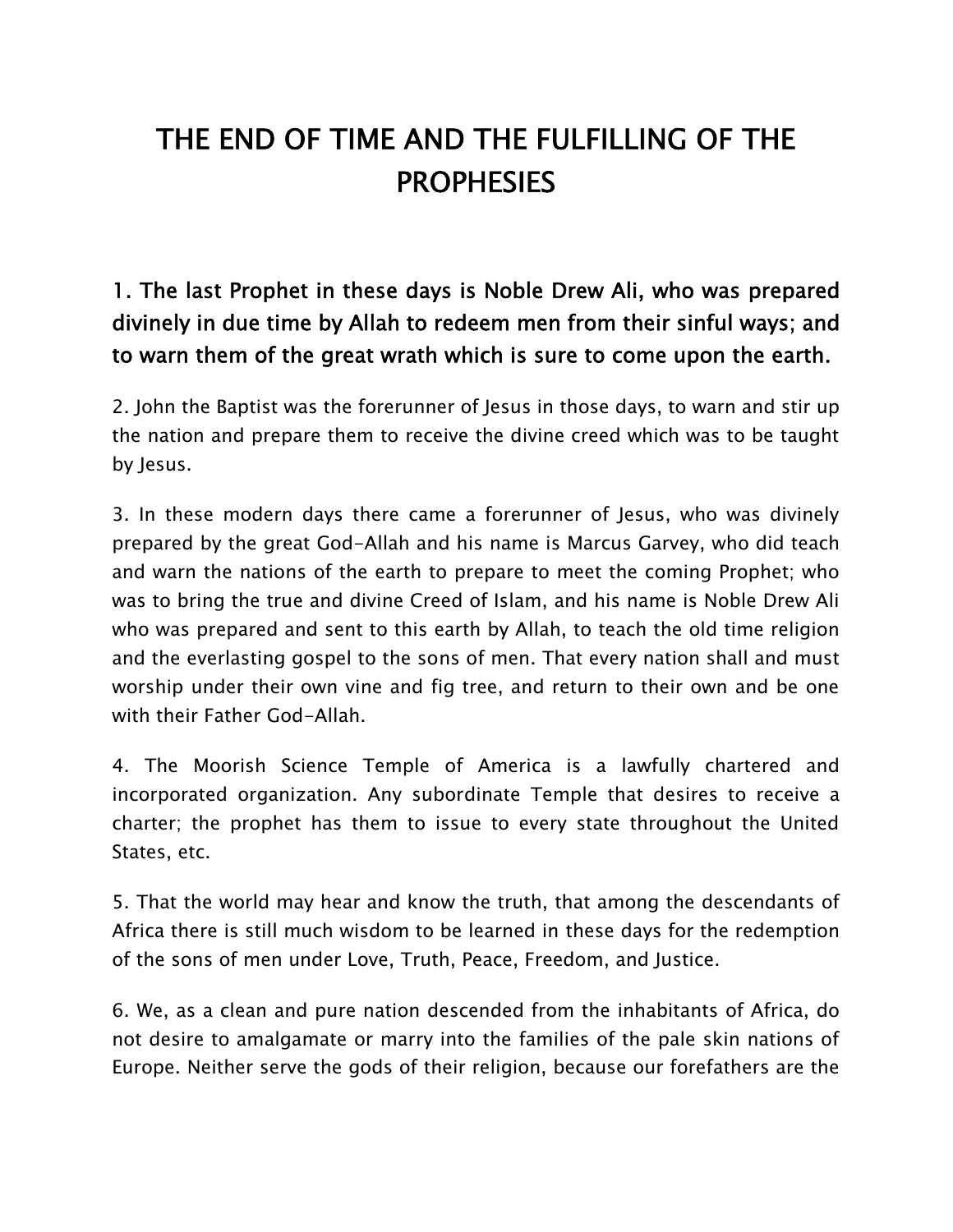# THE END OF TIME AND THE FULFILLING OF THE PROPHESIES

**1. The last Prophet in these days is Noble Drew Ali, who was prepared divinely in due time by Allah to redeem men from their sinful ways; and to warn them of the great wrath which is sure to come upon the earth.**

2. John the Baptist was the forerunner of Jesus in those days, to warn and stir up the nation and prepare them to receive the divine creed which was to be taught by Jesus.

3. In these modern days there came a forerunner of Jesus, who was divinely prepared by the great God-Allah and his name is Marcus Garvey, who did teach and warn the nations of the earth to prepare to meet the coming Prophet; who was to bring the true and divine Creed of Islam, and his name is Noble Drew Ali who was prepared and sent to this earth by Allah, to teach the old time religion and the everlasting gospel to the sons of men. That every nation shall and must worship under their own vine and fig tree, and return to their own and be one with their Father God-Allah.

4. The Moorish Science Temple of America is a lawfully chartered and incorporated organization. Any subordinate Temple that desires to receive a charter; the prophet has them to issue to every state throughout the United States, etc.

5. That the world may hear and know the truth, that among the descendants of Africa there is still much wisdom to be learned in these days for the redemption of the sons of men under Love, Truth, Peace, Freedom, and Justice.

6. We, as a clean and pure nation descended from the inhabitants of Africa, do not desire to amalgamate or marry into the families of the pale skin nations of Europe. Neither serve the gods of their religion, because our forefathers are the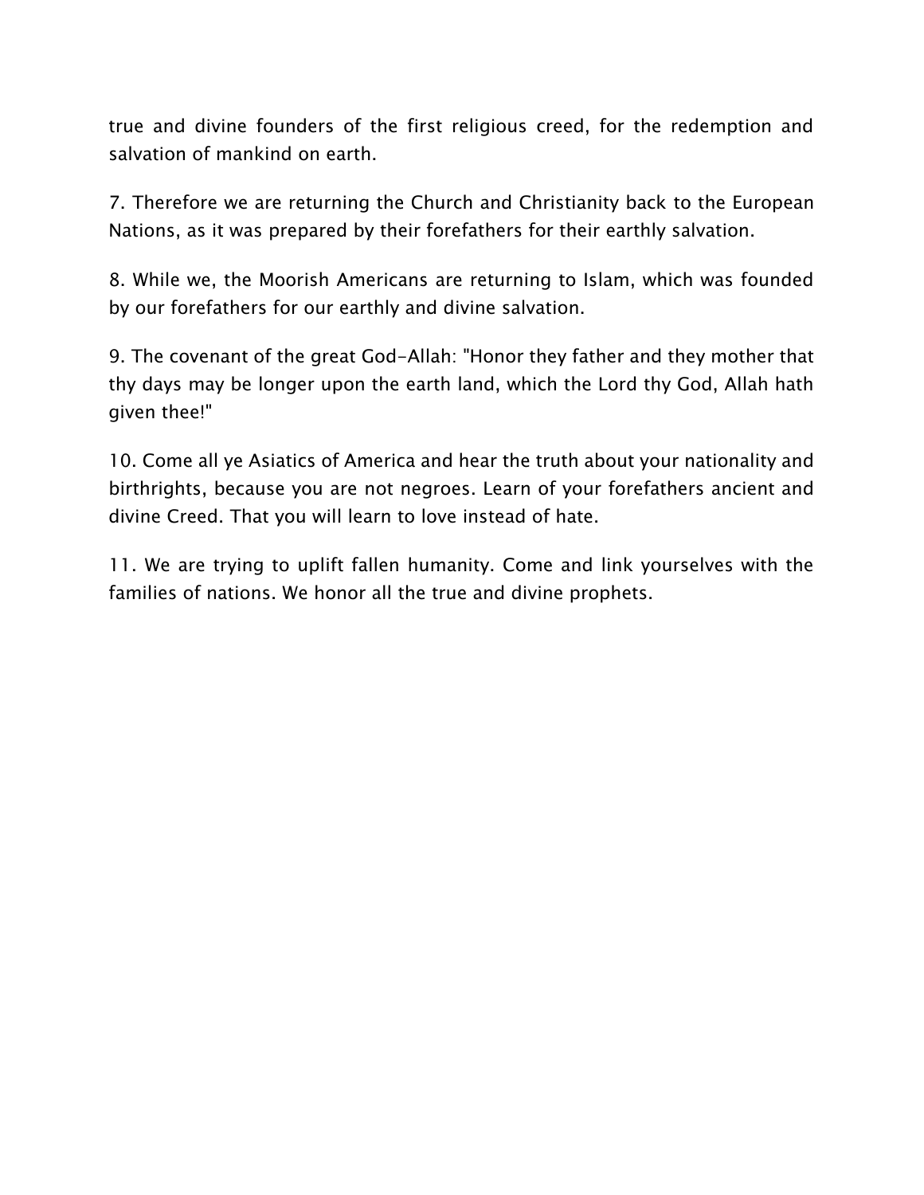true and divine founders of the first religious creed, for the redemption and salvation of mankind on earth.

7. Therefore we are returning the Church and Christianity back to the European Nations, as it was prepared by their forefathers for their earthly salvation.

8. While we, the Moorish Americans are returning to Islam, which was founded by our forefathers for our earthly and divine salvation.

9. The covenant of the great God-Allah: "Honor they father and they mother that thy days may be longer upon the earth land, which the Lord thy God, Allah hath given thee!"

10. Come all ye Asiatics of America and hear the truth about your nationality and birthrights, because you are not negroes. Learn of your forefathers ancient and divine Creed. That you will learn to love instead of hate.

11. We are trying to uplift fallen humanity. Come and link yourselves with the families of nations. We honor all the true and divine prophets.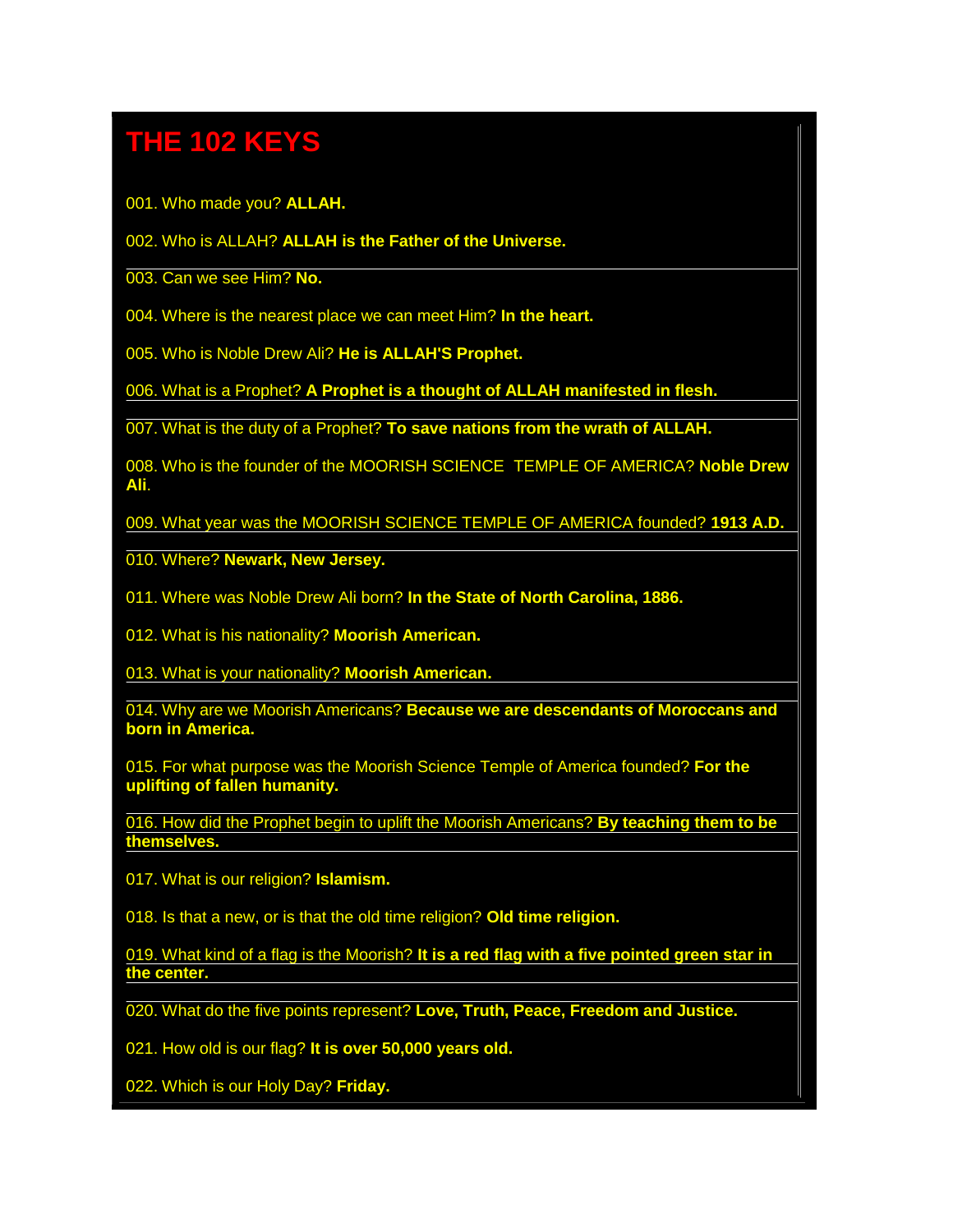# THE 102 KEYS

001. Who made you? **ALLAH.**

002. Who is ALLAH? **ALLAH is the Father of the Universe.**

003. Can we see Him? **No.**

004. Where is the nearest place we can meet Him? **In the heart.**

005. Who is Noble Drew Ali? **He is ALLAH'S Prophet.**

006. What is a Prophet? **A Prophet is a thought of ALLAH manifested in flesh.**

007. What is the duty of a Prophet? **To save nations from the wrath of ALLAH.**

008. Who is the founder of the MOORISH SCIENCE TEMPLE OF AMERICA? **Noble Drew Ali**.

009. What year was the MOORISH SCIENCE TEMPLE OF AMERICA founded? **1913 A.D.**

010. Where? **Newark, New Jersey.**

011. Where was Noble Drew Ali born? **In the State of North Carolina, 1886.**

012. What is his nationality? **Moorish American.**

013. What is your nationality? **Moorish American.**

014. Why are we Moorish Americans? **Because we are descendants of Moroccans and born in America.**

015. For what purpose was the Moorish Science Temple of America founded? **For the uplifting of fallen humanity.**

016. How did the Prophet begin to uplift the Moorish Americans? **By teaching them to be themselves.**

017. What is our religion? **Islamism.**

018. Is that a new, or is that the old time religion? **Old time religion.**

019. What kind of a flag is the Moorish? **It is a red flag with a five pointed green star in the center.**

020. What do the five points represent? **Love, Truth, Peace, Freedom and Justice.**

021. How old is our flag? **It is over 50,000 years old.**

022. Which is our Holy Day? **Friday.**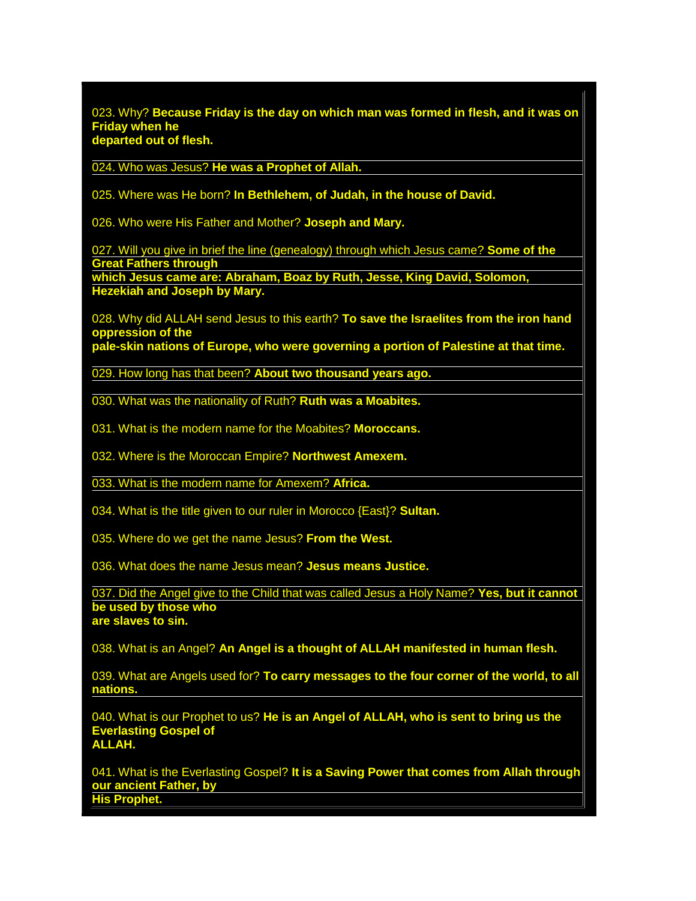023. Why? **Because Friday is the day on which man was formed in flesh, and it was on Friday when he departed out of flesh.**

024. Who was Jesus? **He was a Prophet of Allah.**

025. Where was He born? **In Bethlehem, of Judah, in the house of David.**

026. Who were His Father and Mother? **Joseph and Mary.**

027. Will you give in brief the line (genealogy) through which Jesus came? **Some of the Great Fathers through which Jesus came are: Abraham, Boaz by Ruth, Jesse, King David, Solomon, Hezekiah and Joseph by Mary.**

028. Why did ALLAH send Jesus to this earth? **To save the Israelites from the iron hand oppression of the pale-skin nations of Europe, who were governing a portion of Palestine at that time.**

029. How long has that been? **About two thousand years ago.**

030. What was the nationality of Ruth? **Ruth was a Moabites.**

031. What is the modern name for the Moabites? **Moroccans.**

032. Where is the Moroccan Empire? **Northwest Amexem.**

033. What is the modern name for Amexem? **Africa.**

034. What is the title given to our ruler in Morocco {East}? **Sultan.**

035. Where do we get the name Jesus? **From the West.**

036. What does the name Jesus mean? **Jesus means Justice.**

037. Did the Angel give to the Child that was called Jesus a Holy Name? **Yes, but it cannot be used by those who are slaves to sin.**

038. What is an Angel? **An Angel is a thought of ALLAH manifested in human flesh.**

039. What are Angels used for? **To carry messages to the four corner of the world, to all nations.**

040. What is our Prophet to us? **He is an Angel of ALLAH, who is sent to bring us the Everlasting Gospel of ALLAH.**

041. What is the Everlasting Gospel? **It is a Saving Power that comes from Allah through our ancient Father, by His Prophet.**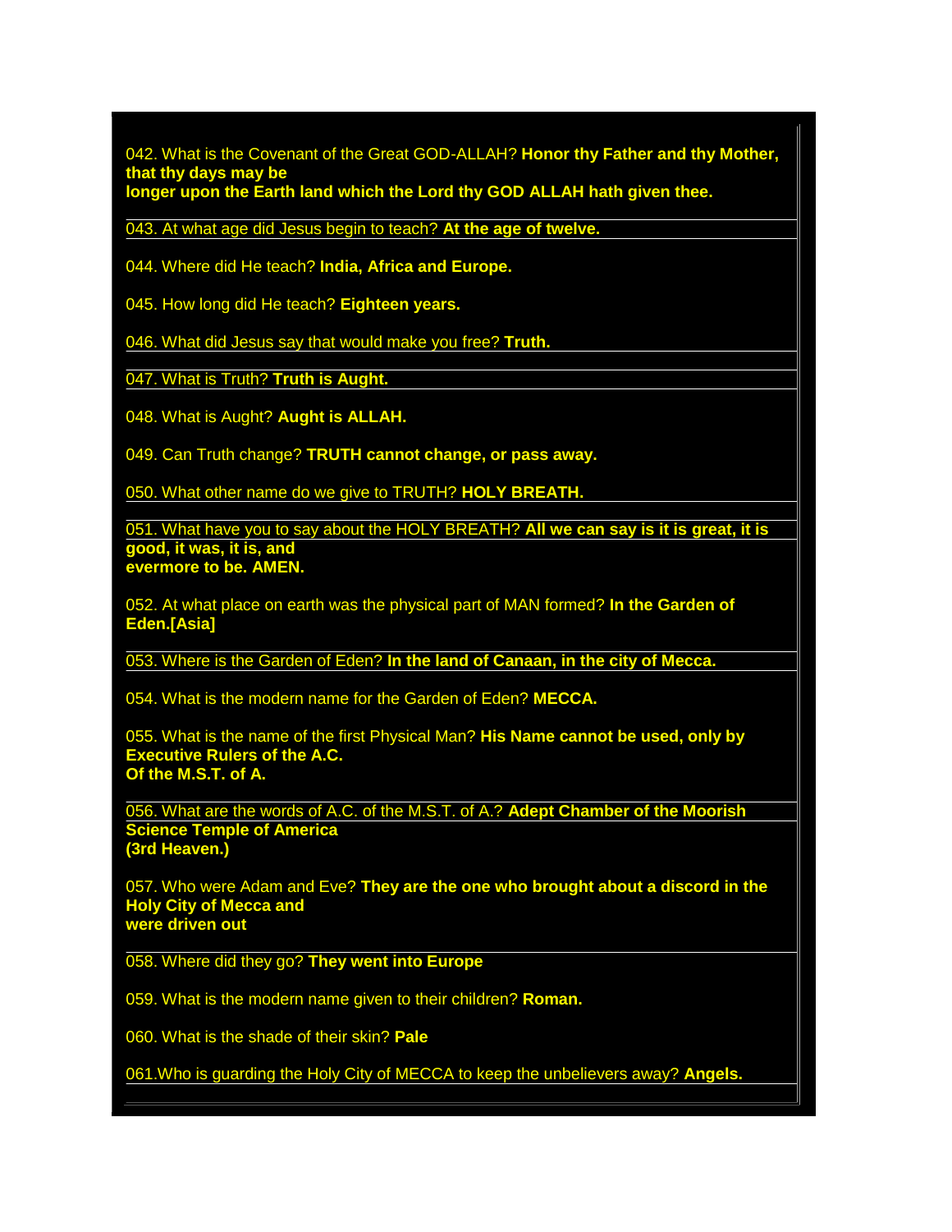042. What is the Covenant of the Great GOD-ALLAH? **Honor thy Father and thy Mother, that thy days may be longer upon the Earth land which the Lord thy GOD ALLAH hath given thee.**

043. At what age did Jesus begin to teach? **At the age of twelve.**

044. Where did He teach? **India, Africa and Europe.**

045. How long did He teach? **Eighteen years.**

046. What did Jesus say that would make you free? **Truth.**

047. What is Truth? **Truth is Aught.**

048. What is Aught? **Aught is ALLAH.**

049. Can Truth change? **TRUTH cannot change, or pass away.**

050. What other name do we give to TRUTH? **HOLY BREATH.**

051. What have you to say about the HOLY BREATH? **All we can say is it is great, it is good, it was, it is, and evermore to be. AMEN.**

052. At what place on earth was the physical part of MAN formed? **In the Garden of Eden.[Asia]**

053. Where is the Garden of Eden? **In the land of Canaan, in the city of Mecca.**

054. What is the modern name for the Garden of Eden? **MECCA.**

055. What is the name of the first Physical Man? **His Name cannot be used, only by Executive Rulers of the A.C. Of the M.S.T. of A.**

056. What are the words of A.C. of the M.S.T. of A.? **Adept Chamber of the Moorish Science Temple of America (3rd Heaven.)**

057. Who were Adam and Eve? **They are the one who brought about a discord in the Holy City of Mecca and were driven out**

058. Where did they go? **They went into Europe**

059. What is the modern name given to their children? **Roman.**

060. What is the shade of their skin? **Pale**

061.Who is guarding the Holy City of MECCA to keep the unbelievers away? **Angels.**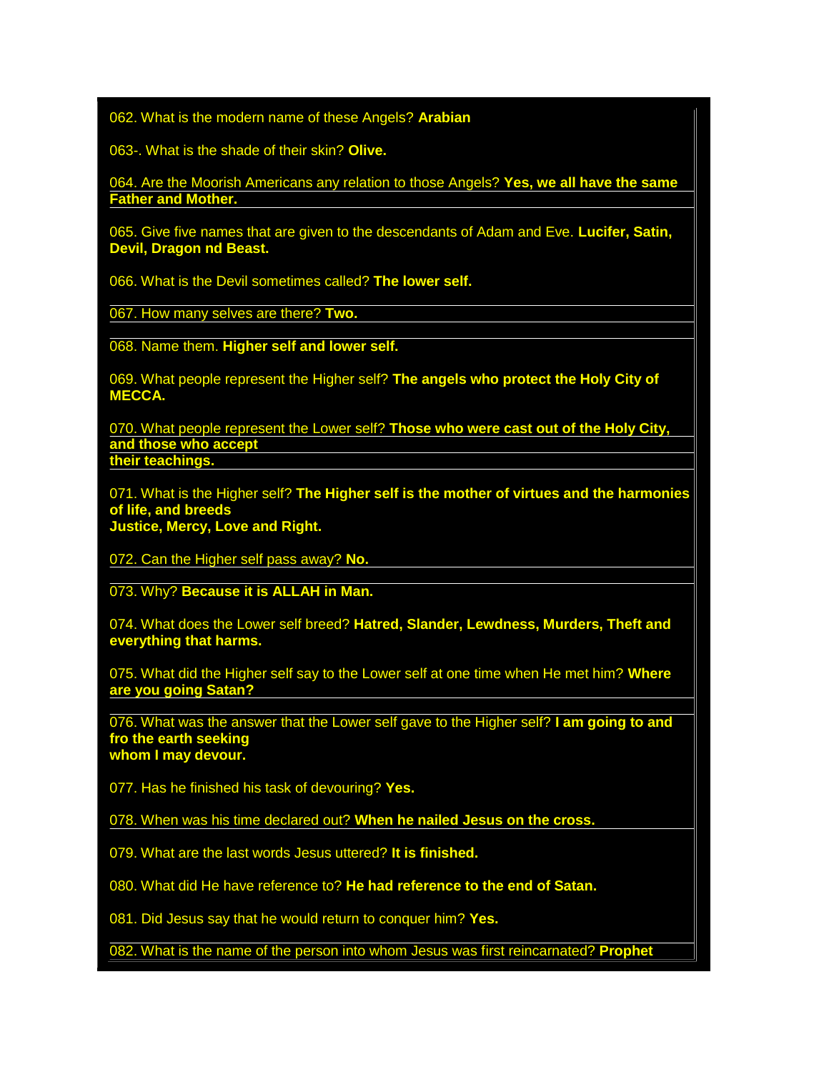062. What is the modern name of these Angels? **Arabian**

063-. What is the shade of their skin? **Olive.**

064. Are the Moorish Americans any relation to those Angels? **Yes, we all have the same Father and Mother.**

065. Give five names that are given to the descendants of Adam and Eve. **Lucifer, Satin, Devil, Dragon nd Beast.**

066. What is the Devil sometimes called? **The lower self.**

067. How many selves are there? **Two.**

068. Name them. **Higher self and lower self.**

069. What people represent the Higher self? **The angels who protect the Holy City of MECCA.**

070. What people represent the Lower self? **Those who were cast out of the Holy City, and those who accept their teachings.**

071. What is the Higher self? **The Higher self is the mother of virtues and the harmonies of life, and breeds Justice, Mercy, Love and Right.**

072. Can the Higher self pass away? **No.**

073. Why? **Because it is ALLAH in Man.**

074. What does the Lower self breed? **Hatred, Slander, Lewdness, Murders, Theft and everything that harms.**

075. What did the Higher self say to the Lower self at one time when He met him? **Where are you going Satan?**

076. What was the answer that the Lower self gave to the Higher self? **I am going to and fro the earth seeking whom I may devour.**

077. Has he finished his task of devouring? **Yes.**

078. When was his time declared out? **When he nailed Jesus on the cross.**

079. What are the last words Jesus uttered? **It is finished.**

080. What did He have reference to? **He had reference to the end of Satan.**

081. Did Jesus say that he would return to conquer him? **Yes.**

082. What is the name of the person into whom Jesus was first reincarnated? **Prophet**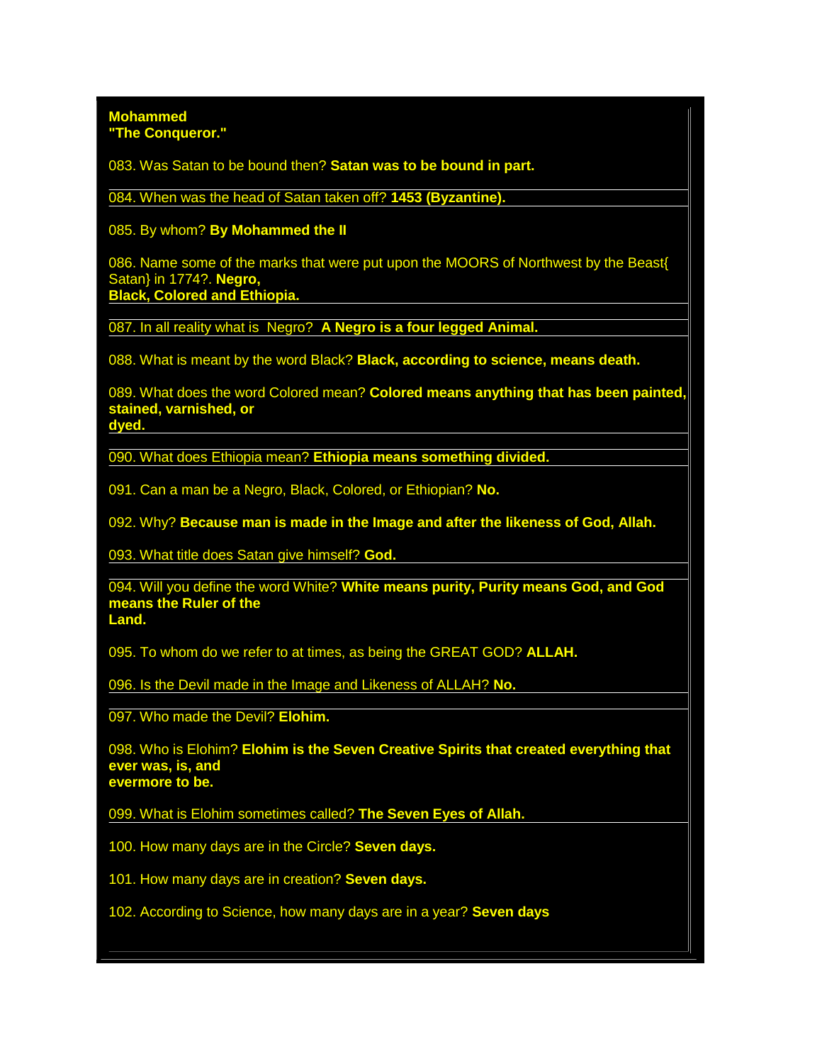**Mohammed**
**"The Conqueror."**

083. Was Satan to be bound then? **Satan was to be bound in part.**

084. When was the head of Satan taken off? **1453 (Byzantine).**

085. By whom? **By Mohammed the II**

086. Name some of the marks that were put upon the MOORS of Northwest by the Beast{ Satan} in 1774?. **Negro, Black, Colored and Ethiopia.**

087. In all reality what is Negro? **A Negro is a four legged Animal.**

088. What is meant by the word Black? **Black, according to science, means death.**

089. What does the word Colored mean? **Colored means anything that has been painted, stained, varnished, or dyed.**

090. What does Ethiopia mean? **Ethiopia means something divided.**

091. Can a man be a Negro, Black, Colored, or Ethiopian? **No.**

092. Why? **Because man is made in the Image and after the likeness of God, Allah.**

093. What title does Satan give himself? **God.**

094. Will you define the word White? **White means purity, Purity means God, and God means the Ruler of the Land.**

095. To whom do we refer to at times, as being the GREAT GOD? **ALLAH.**

096. Is the Devil made in the Image and Likeness of ALLAH? **No.**

097. Who made the Devil? **Elohim.**

098. Who is Elohim? **Elohim is the Seven Creative Spirits that created everything that ever was, is, and evermore to be.**

099. What is Elohim sometimes called? **The Seven Eyes of Allah.**

100. How many days are in the Circle? **Seven days.**

101. How many days are in creation? **Seven days.**

102. According to Science, how many days are in a year? **Seven days**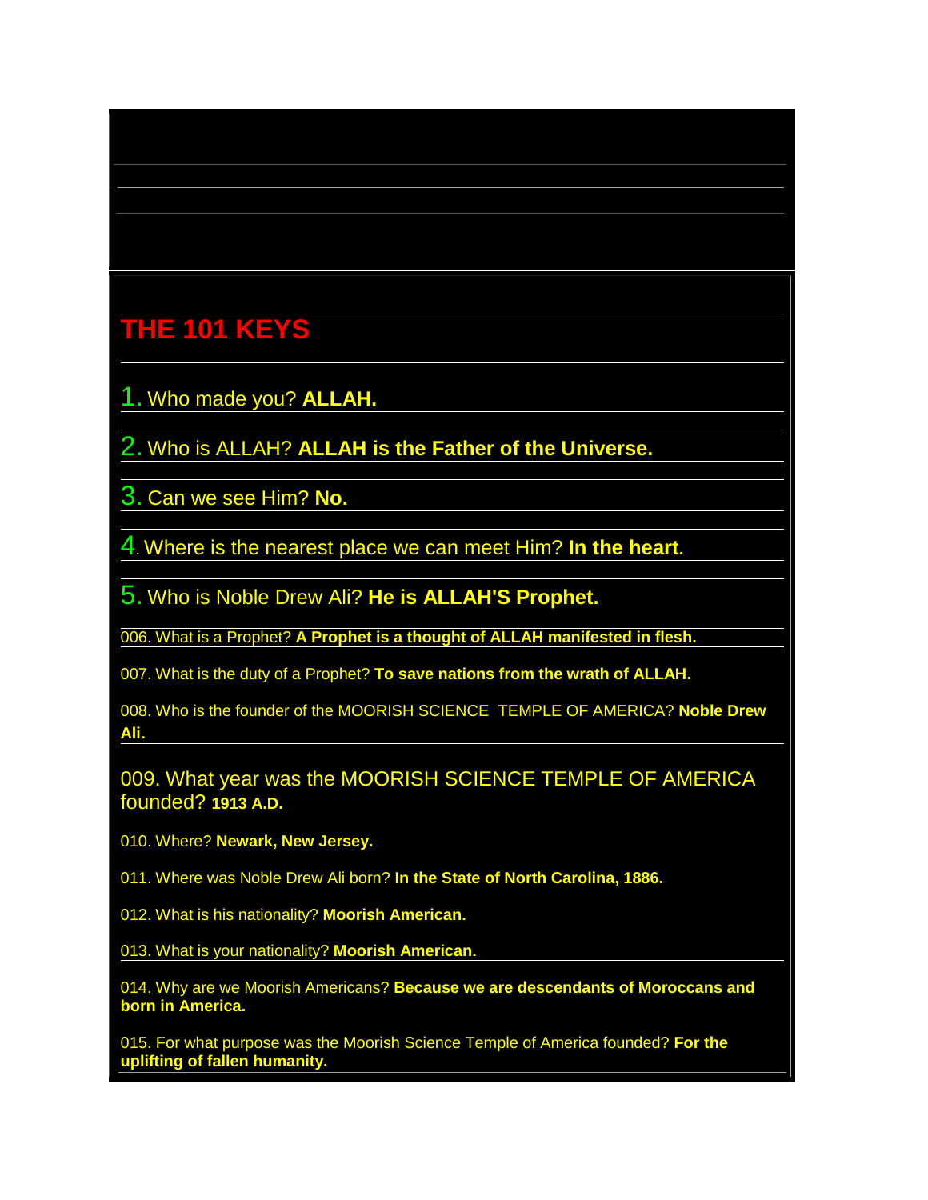# THE 101 KEYS

1. Who made you? **ALLAH.**

2. Who is ALLAH? **ALLAH is the Father of the Universe.**

3. Can we see Him? **No.**

4. Where is the nearest place we can meet Him? **In the heart.**

5. Who is Noble Drew Ali? **He is ALLAH'S Prophet.**

006. What is a Prophet? **A Prophet is a thought of ALLAH manifested in flesh.**

007. What is the duty of a Prophet? **To save nations from the wrath of ALLAH.**

008. Who is the founder of the MOORISH SCIENCE TEMPLE OF AMERICA? **Noble Drew Ali.**

009. What year was the MOORISH SCIENCE TEMPLE OF AMERICA founded? **1913 A.D.**

010. Where? **Newark, New Jersey.**

011. Where was Noble Drew Ali born? **In the State of North Carolina, 1886.**

012. What is his nationality? **Moorish American.**

013. What is your nationality? **Moorish American.**

014. Why are we Moorish Americans? **Because we are descendants of Moroccans and born in America.**

015. For what purpose was the Moorish Science Temple of America founded? **For the uplifting of fallen humanity.**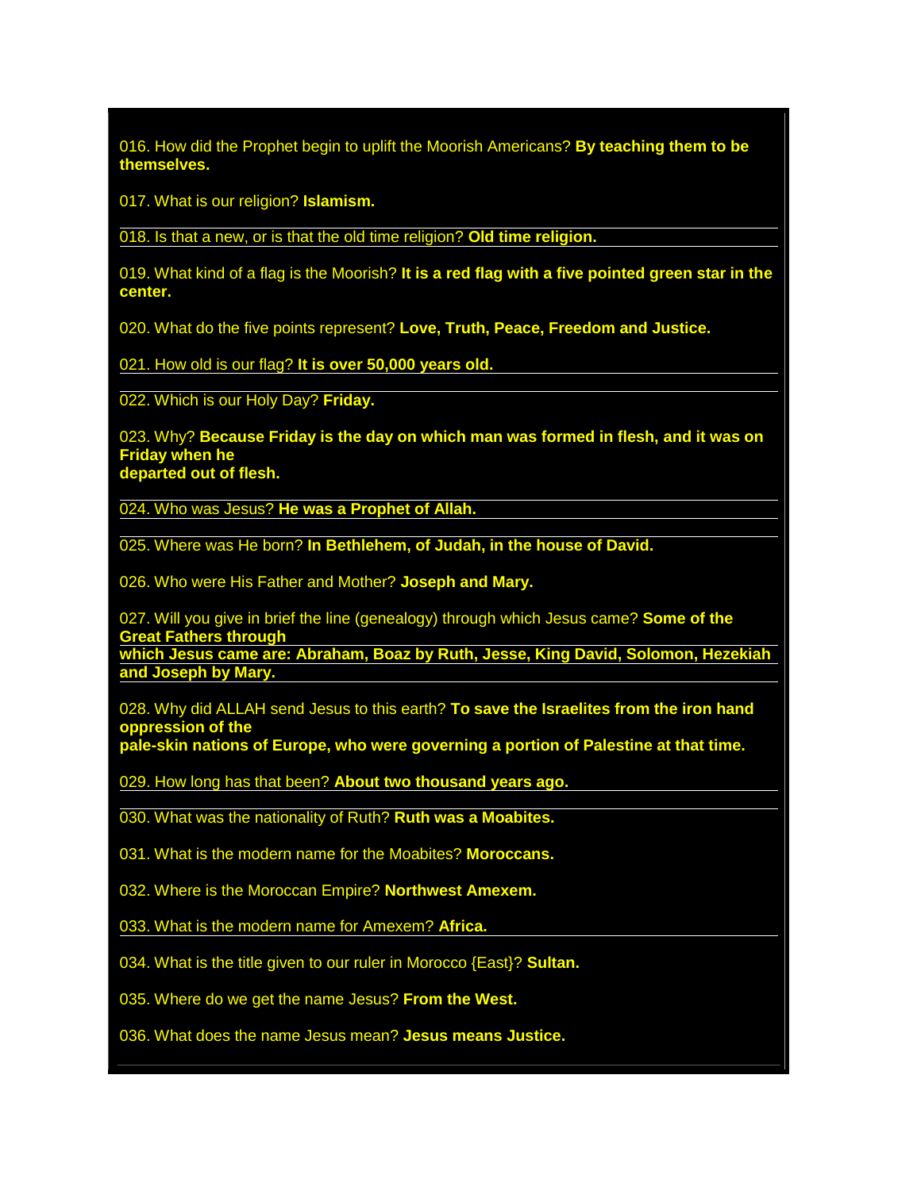016. How did the Prophet begin to uplift the Moorish Americans? **By teaching them to be themselves.**

017. What is our religion? **Islamism.**

018. Is that a new, or is that the old time religion? **Old time religion.**

019. What kind of a flag is the Moorish? **It is a red flag with a five pointed green star in the center.**

020. What do the five points represent? **Love, Truth, Peace, Freedom and Justice.**

021. How old is our flag? **It is over 50,000 years old.**

022. Which is our Holy Day? **Friday.**

023. Why? **Because Friday is the day on which man was formed in flesh, and it was on Friday when he departed out of flesh.**

024. Who was Jesus? **He was a Prophet of Allah.**

025. Where was He born? **In Bethlehem, of Judah, in the house of David.**

026. Who were His Father and Mother? **Joseph and Mary.**

027. Will you give in brief the line (genealogy) through which Jesus came? **Some of the Great Fathers through which Jesus came are: Abraham, Boaz by Ruth, Jesse, King David, Solomon, Hezekiah and Joseph by Mary.**

028. Why did ALLAH send Jesus to this earth? **To save the Israelites from the iron hand oppression of the pale-skin nations of Europe, who were governing a portion of Palestine at that time.**

029. How long has that been? **About two thousand years ago.**

030. What was the nationality of Ruth? **Ruth was a Moabites.**

031. What is the modern name for the Moabites? **Moroccans.**

032. Where is the Moroccan Empire? **Northwest Amexem.**

033. What is the modern name for Amexem? **Africa.**

034. What is the title given to our ruler in Morocco {East}? **Sultan.**

035. Where do we get the name Jesus? **From the West.**

036. What does the name Jesus mean? **Jesus means Justice.**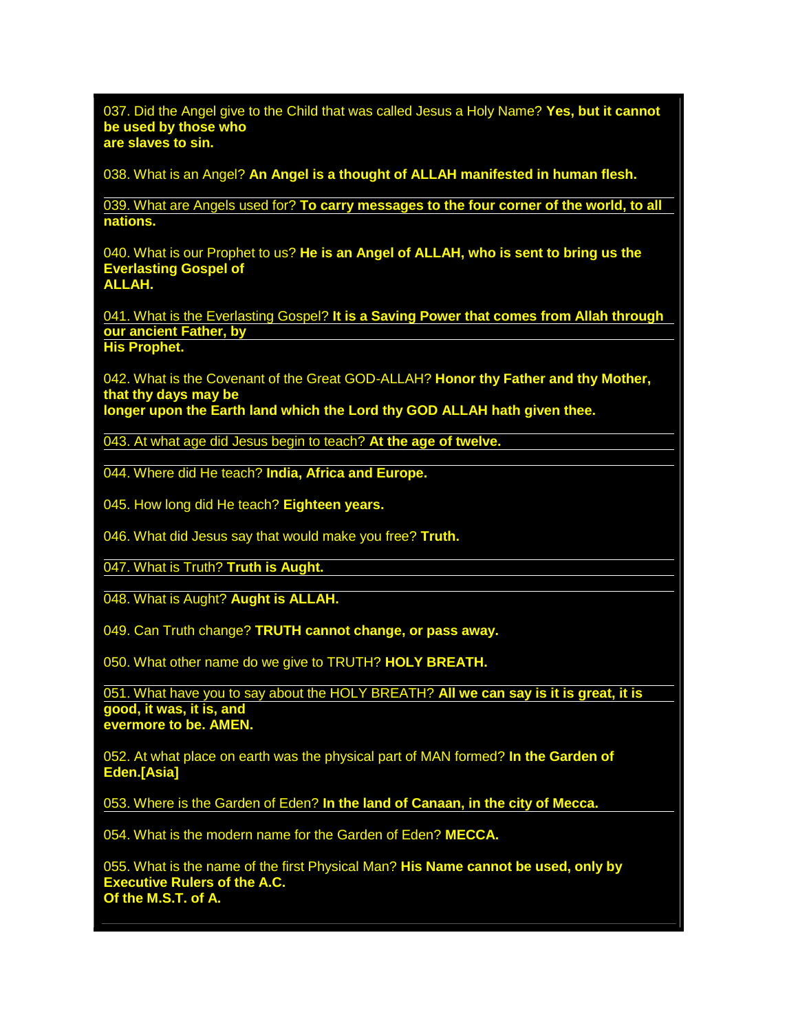037. Did the Angel give to the Child that was called Jesus a Holy Name? **Yes, but it cannot be used by those who are slaves to sin.**

038. What is an Angel? **An Angel is a thought of ALLAH manifested in human flesh.**

039. What are Angels used for? **To carry messages to the four corner of the world, to all nations.**

040. What is our Prophet to us? **He is an Angel of ALLAH, who is sent to bring us the Everlasting Gospel of ALLAH.**

041. What is the Everlasting Gospel? **It is a Saving Power that comes from Allah through our ancient Father, by His Prophet.**

042. What is the Covenant of the Great GOD-ALLAH? **Honor thy Father and thy Mother, that thy days may be longer upon the Earth land which the Lord thy GOD ALLAH hath given thee.**

043. At what age did Jesus begin to teach? **At the age of twelve.**

044. Where did He teach? **India, Africa and Europe.**

045. How long did He teach? **Eighteen years.**

046. What did Jesus say that would make you free? **Truth.**

047. What is Truth? **Truth is Aught.**

048. What is Aught? **Aught is ALLAH.**

049. Can Truth change? **TRUTH cannot change, or pass away.**

050. What other name do we give to TRUTH? **HOLY BREATH.**

051. What have you to say about the HOLY BREATH? **All we can say is it is great, it is good, it was, it is, and evermore to be. AMEN.**

052. At what place on earth was the physical part of MAN formed? **In the Garden of Eden.[Asia]**

053. Where is the Garden of Eden? **In the land of Canaan, in the city of Mecca.**

054. What is the modern name for the Garden of Eden? **MECCA.**

055. What is the name of the first Physical Man? **His Name cannot be used, only by Executive Rulers of the A.C. Of the M.S.T. of A.**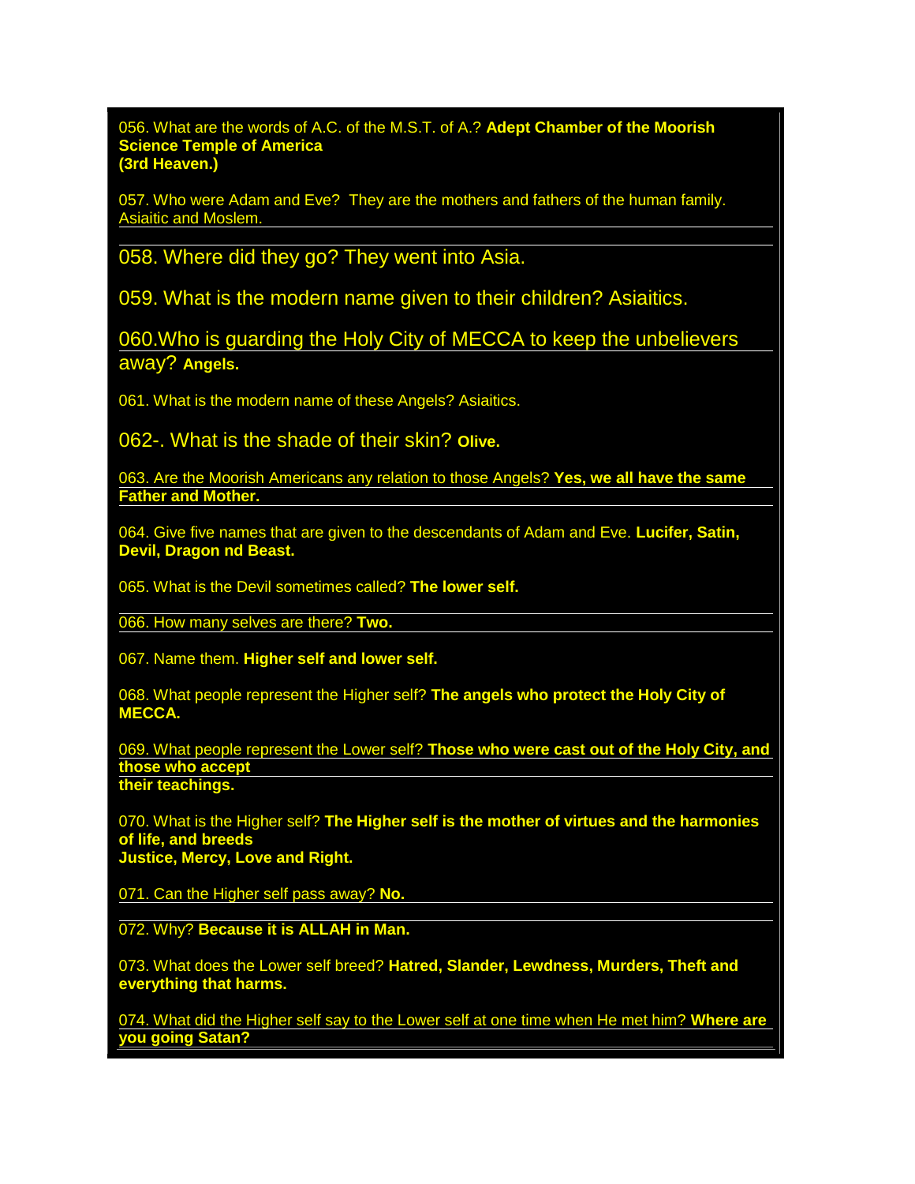056. What are the words of A.C. of the M.S.T. of A.? **Adept Chamber of the Moorish Science Temple of America (3rd Heaven.)**

057. Who were Adam and Eve? They are the mothers and fathers of the human family. Asiaitic and Moslem.

058. Where did they go? They went into Asia.

059. What is the modern name given to their children? Asiaitics.

060.Who is guarding the Holy City of MECCA to keep the unbelievers away? **Angels.**

061. What is the modern name of these Angels? Asiaitics.

062-. What is the shade of their skin? **Olive.**

063. Are the Moorish Americans any relation to those Angels? **Yes, we all have the same Father and Mother.**

064. Give five names that are given to the descendants of Adam and Eve. **Lucifer, Satin, Devil, Dragon nd Beast.**

065. What is the Devil sometimes called? **The lower self.**

066. How many selves are there? **Two.**

067. Name them. **Higher self and lower self.**

068. What people represent the Higher self? **The angels who protect the Holy City of MECCA.**

069. What people represent the Lower self? **Those who were cast out of the Holy City, and those who accept their teachings.**

070. What is the Higher self? **The Higher self is the mother of virtues and the harmonies of life, and breeds Justice, Mercy, Love and Right.**

071. Can the Higher self pass away? **No.**

072. Why? **Because it is ALLAH in Man.**

073. What does the Lower self breed? **Hatred, Slander, Lewdness, Murders, Theft and everything that harms.**

074. What did the Higher self say to the Lower self at one time when He met him? **Where are you going Satan?**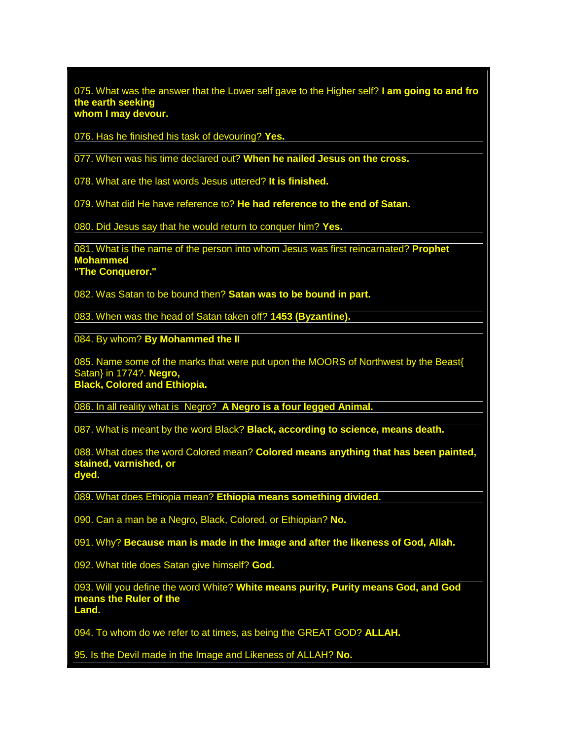075. What was the answer that the Lower self gave to the Higher self? **I am going to and fro the earth seeking whom I may devour.**

076. Has he finished his task of devouring? **Yes.**

077. When was his time declared out? **When he nailed Jesus on the cross.**

078. What are the last words Jesus uttered? **It is finished.**

079. What did He have reference to? **He had reference to the end of Satan.**

080. Did Jesus say that he would return to conquer him? **Yes.**

081. What is the name of the person into whom Jesus was first reincarnated? **Prophet Mohammed "The Conqueror."**

082. Was Satan to be bound then? **Satan was to be bound in part.**

083. When was the head of Satan taken off? **1453 (Byzantine).**

084. By whom? **By Mohammed the II**

085. Name some of the marks that were put upon the MOORS of Northwest by the Beast{ Satan} in 1774?. **Negro, Black, Colored and Ethiopia.**

086. In all reality what is Negro? **A Negro is a four legged Animal.**

087. What is meant by the word Black? **Black, according to science, means death.**

088. What does the word Colored mean? **Colored means anything that has been painted, stained, varnished, or dyed.**

089. What does Ethiopia mean? **Ethiopia means something divided.**

090. Can a man be a Negro, Black, Colored, or Ethiopian? **No.**

091. Why? **Because man is made in the Image and after the likeness of God, Allah.**

092. What title does Satan give himself? **God.**

093. Will you define the word White? **White means purity, Purity means God, and God means the Ruler of the Land.**

094. To whom do we refer to at times, as being the GREAT GOD? **ALLAH.**

95. Is the Devil made in the Image and Likeness of ALLAH? **No.**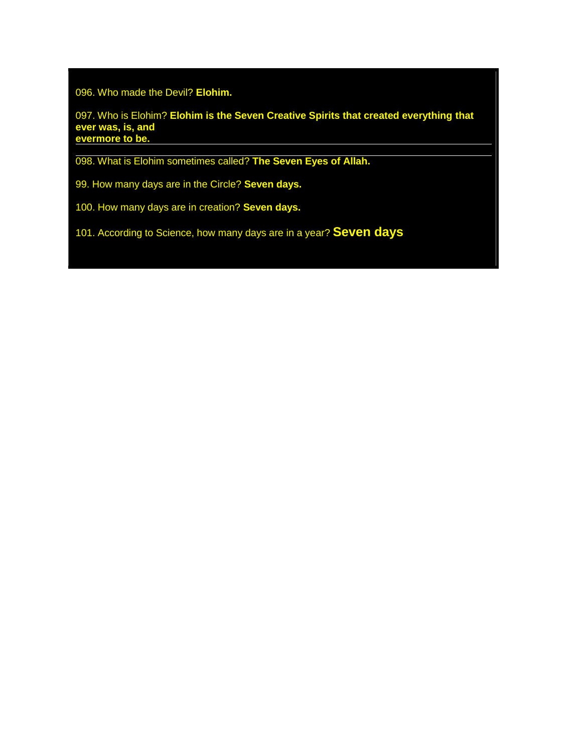096. Who made the Devil? **Elohim.**

097. Who is Elohim? **Elohim is the Seven Creative Spirits that created everything that ever was, is, and evermore to be.**

---

098. What is Elohim sometimes called? **The Seven Eyes of Allah.**

99. How many days are in the Circle? **Seven days.**

100. How many days are in creation? **Seven days.**

101. According to Science, how many days are in a year? **Seven days**